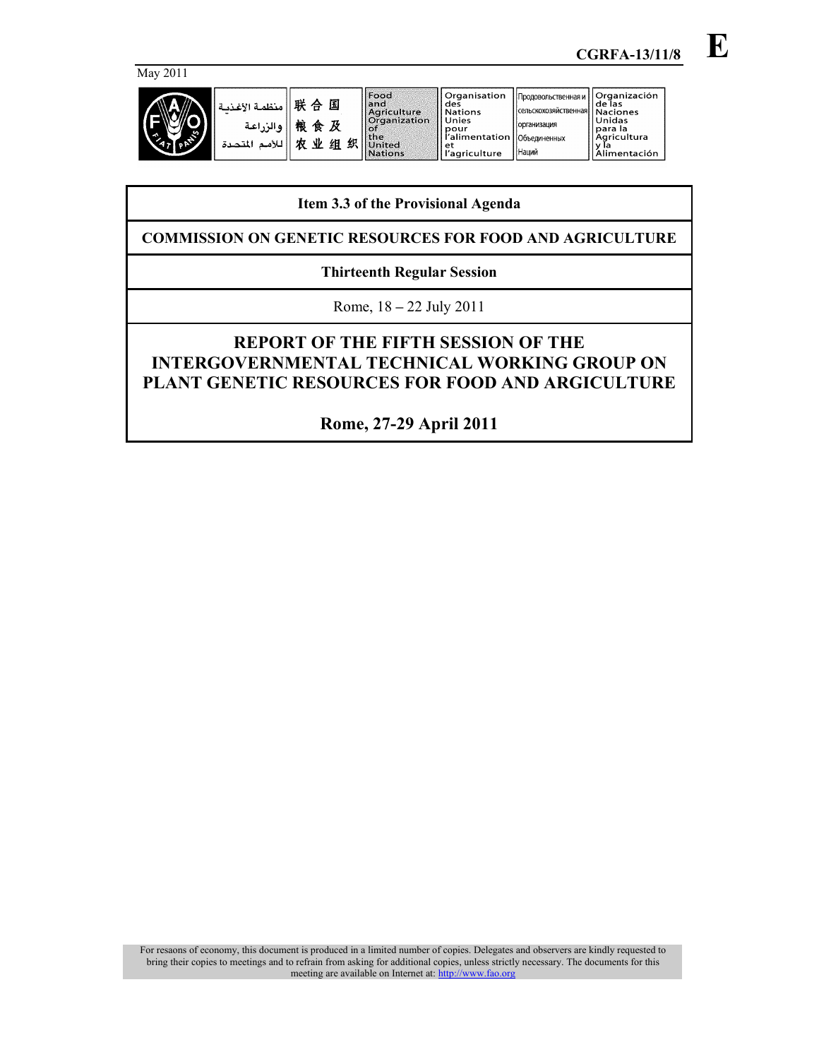May 2011

**CGRFA-13/11/8**

**E**

| منظمة الأغذية والزراعة للأمم المتحدة | 联合国粮食及农业组织 | Food and Agriculture Organization of the United Nations | Organisation des Nations Unies pour l'alimentation et l'agriculture | Продовольственная и сельскохозяйственная организация Объединенных Наций | Organización de las Naciones Unidas para la Agricultura y la Alimentación |
|---|---|---|---|---|---|

**Item 3.3 of the Provisional Agenda**

**COMMISSION ON GENETIC RESOURCES FOR FOOD AND AGRICULTURE**

**Thirteenth Regular Session**

Rome, 18 – 22 July 2011

# REPORT OF THE FIFTH SESSION OF THE INTERGOVERNMENTAL TECHNICAL WORKING GROUP ON PLANT GENETIC RESOURCES FOR FOOD AND ARGICULTURE

## Rome, 27-29 April 2011

For resaons of economy, this document is produced in a limited number of copies. Delegates and observers are kindly requested to bring their copies to meetings and to refrain from asking for additional copies, unless strictly necessary. The documents for this meeting are available on Internet at: http://www.fao.org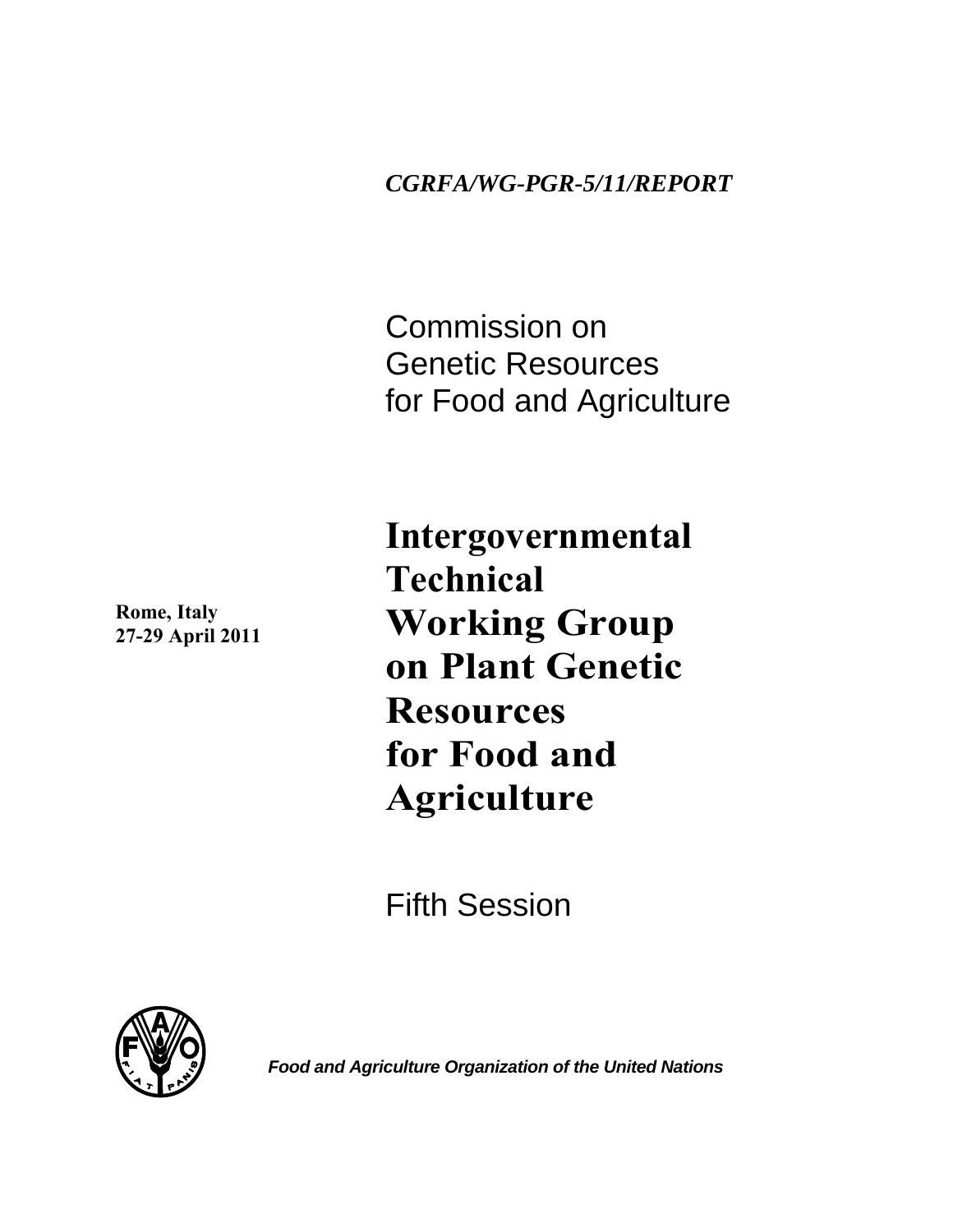*CGRFA/WG-PGR-5/11/REPORT*

Commission on
Genetic Resources
for Food and Agriculture

**Rome, Italy**
**27-29 April 2011**

# Intergovernmental Technical Working Group on Plant Genetic Resources for Food and Agriculture

Fifth Session

***Food and Agriculture Organization of the United Nations***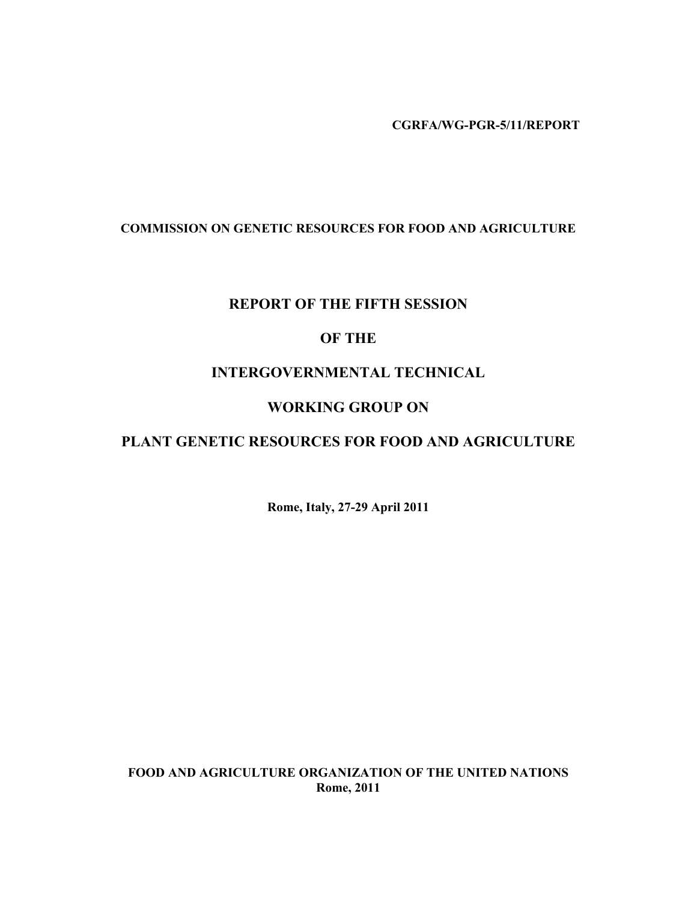**CGRFA/WG-PGR-5/11/REPORT**

**COMMISSION ON GENETIC RESOURCES FOR FOOD AND AGRICULTURE**

# REPORT OF THE FIFTH SESSION

# OF THE

# INTERGOVERNMENTAL TECHNICAL

# WORKING GROUP ON

# PLANT GENETIC RESOURCES FOR FOOD AND AGRICULTURE

**Rome, Italy, 27-29 April 2011**

**FOOD AND AGRICULTURE ORGANIZATION OF THE UNITED NATIONS**
**Rome, 2011**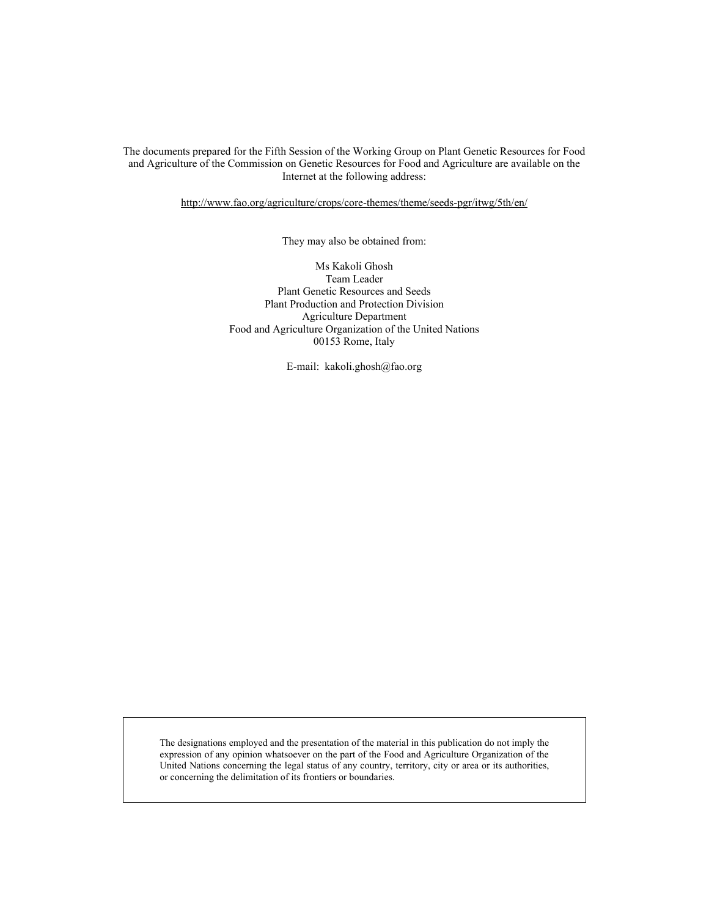The documents prepared for the Fifth Session of the Working Group on Plant Genetic Resources for Food and Agriculture of the Commission on Genetic Resources for Food and Agriculture are available on the Internet at the following address:

http://www.fao.org/agriculture/crops/core-themes/theme/seeds-pgr/itwg/5th/en/

They may also be obtained from:

Ms Kakoli Ghosh
Team Leader
Plant Genetic Resources and Seeds
Plant Production and Protection Division
Agriculture Department
Food and Agriculture Organization of the United Nations
00153 Rome, Italy

E-mail: kakoli.ghosh@fao.org

The designations employed and the presentation of the material in this publication do not imply the expression of any opinion whatsoever on the part of the Food and Agriculture Organization of the United Nations concerning the legal status of any country, territory, city or area or its authorities, or concerning the delimitation of its frontiers or boundaries.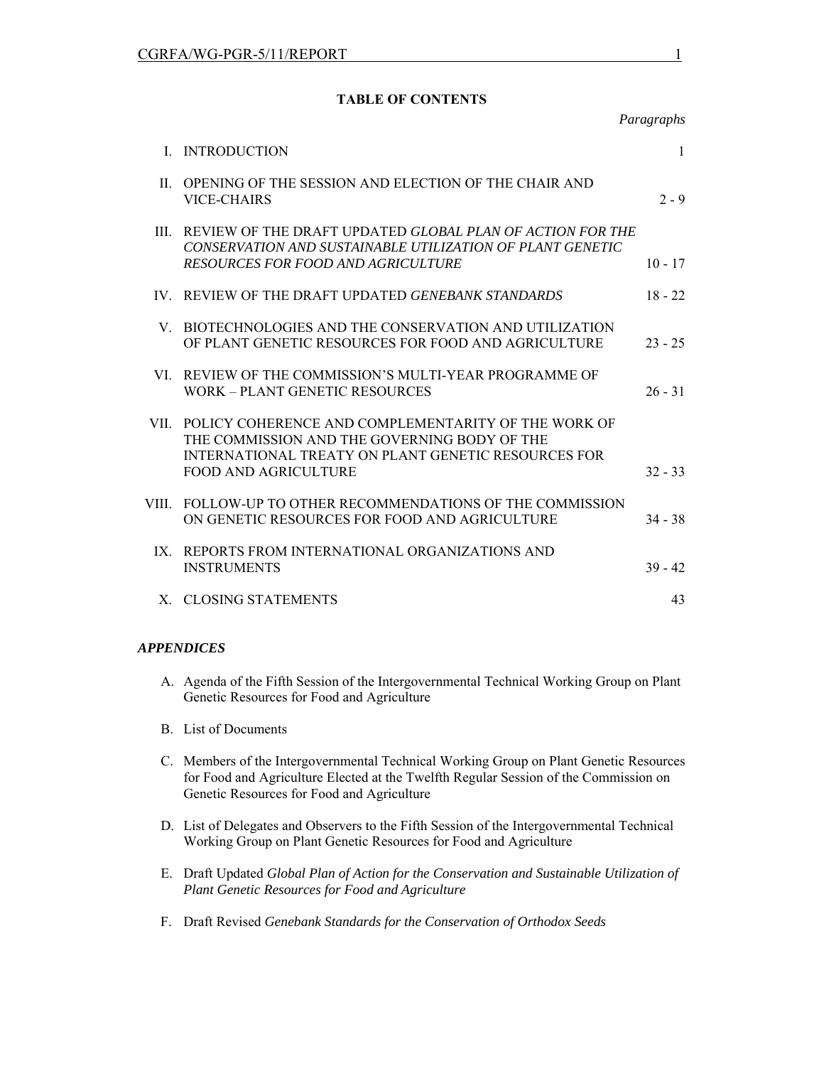## TABLE OF CONTENTS

| | | *Paragraphs* |
|---|---|---|
| I. | INTRODUCTION | 1 |
| II. | OPENING OF THE SESSION AND ELECTION OF THE CHAIR AND VICE-CHAIRS | 2 - 9 |
| III. | REVIEW OF THE DRAFT UPDATED *GLOBAL PLAN OF ACTION FOR THE CONSERVATION AND SUSTAINABLE UTILIZATION OF PLANT GENETIC RESOURCES FOR FOOD AND AGRICULTURE* | 10 - 17 |
| IV. | REVIEW OF THE DRAFT UPDATED *GENEBANK STANDARDS* | 18 - 22 |
| V. | BIOTECHNOLOGIES AND THE CONSERVATION AND UTILIZATION OF PLANT GENETIC RESOURCES FOR FOOD AND AGRICULTURE | 23 - 25 |
| VI. | REVIEW OF THE COMMISSION'S MULTI-YEAR PROGRAMME OF WORK – PLANT GENETIC RESOURCES | 26 - 31 |
| VII. | POLICY COHERENCE AND COMPLEMENTARITY OF THE WORK OF THE COMMISSION AND THE GOVERNING BODY OF THE INTERNATIONAL TREATY ON PLANT GENETIC RESOURCES FOR FOOD AND AGRICULTURE | 32 - 33 |
| VIII. | FOLLOW-UP TO OTHER RECOMMENDATIONS OF THE COMMISSION ON GENETIC RESOURCES FOR FOOD AND AGRICULTURE | 34 - 38 |
| IX. | REPORTS FROM INTERNATIONAL ORGANIZATIONS AND INSTRUMENTS | 39 - 42 |
| X. | CLOSING STATEMENTS | 43 |

### *APPENDICES*

A. Agenda of the Fifth Session of the Intergovernmental Technical Working Group on Plant Genetic Resources for Food and Agriculture

B. List of Documents

C. Members of the Intergovernmental Technical Working Group on Plant Genetic Resources for Food and Agriculture Elected at the Twelfth Regular Session of the Commission on Genetic Resources for Food and Agriculture

D. List of Delegates and Observers to the Fifth Session of the Intergovernmental Technical Working Group on Plant Genetic Resources for Food and Agriculture

E. Draft Updated *Global Plan of Action for the Conservation and Sustainable Utilization of Plant Genetic Resources for Food and Agriculture*

F. Draft Revised *Genebank Standards for the Conservation of Orthodox Seeds*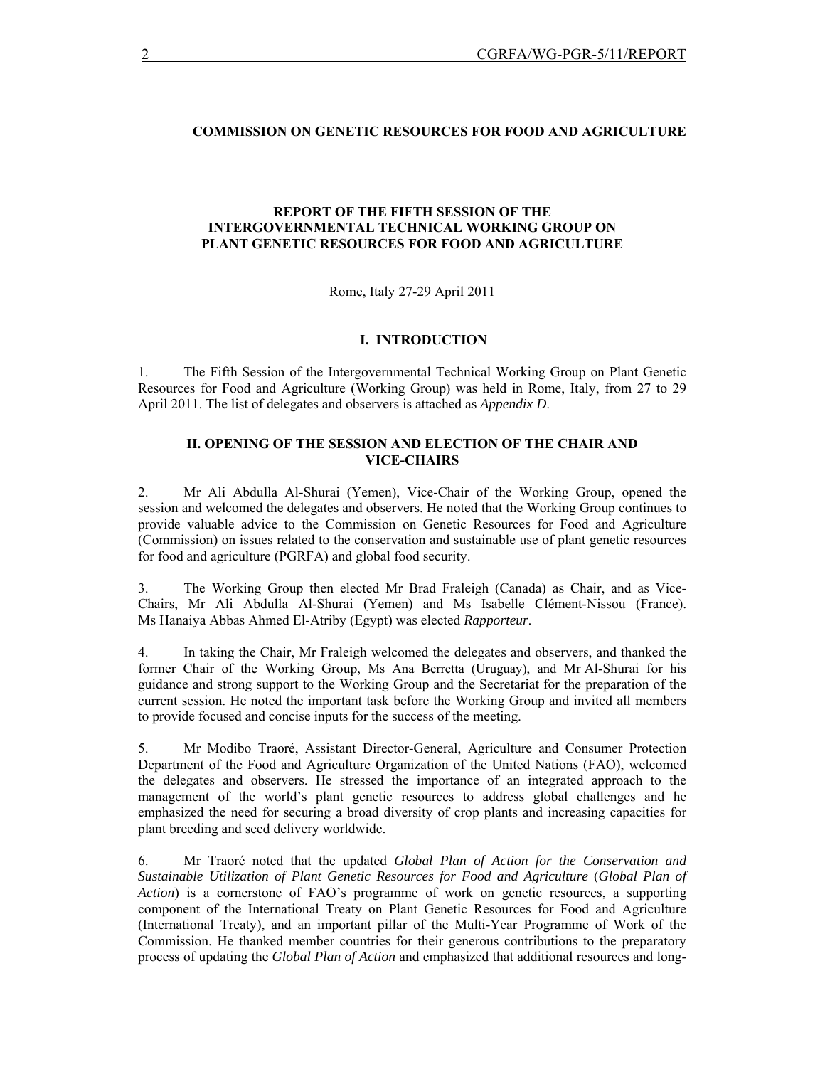**COMMISSION ON GENETIC RESOURCES FOR FOOD AND AGRICULTURE**

**REPORT OF THE FIFTH SESSION OF THE INTERGOVERNMENTAL TECHNICAL WORKING GROUP ON PLANT GENETIC RESOURCES FOR FOOD AND AGRICULTURE**

Rome, Italy 27-29 April 2011

## I. INTRODUCTION

1. The Fifth Session of the Intergovernmental Technical Working Group on Plant Genetic Resources for Food and Agriculture (Working Group) was held in Rome, Italy, from 27 to 29 April 2011. The list of delegates and observers is attached as *Appendix D*.

## II. OPENING OF THE SESSION AND ELECTION OF THE CHAIR AND VICE-CHAIRS

2. Mr Ali Abdulla Al-Shurai (Yemen), Vice-Chair of the Working Group, opened the session and welcomed the delegates and observers. He noted that the Working Group continues to provide valuable advice to the Commission on Genetic Resources for Food and Agriculture (Commission) on issues related to the conservation and sustainable use of plant genetic resources for food and agriculture (PGRFA) and global food security.

3. The Working Group then elected Mr Brad Fraleigh (Canada) as Chair, and as Vice-Chairs, Mr Ali Abdulla Al-Shurai (Yemen) and Ms Isabelle Clément-Nissou (France). Ms Hanaiya Abbas Ahmed El-Atriby (Egypt) was elected *Rapporteur*.

4. In taking the Chair, Mr Fraleigh welcomed the delegates and observers, and thanked the former Chair of the Working Group, Ms Ana Berretta (Uruguay), and Mr Al-Shurai for his guidance and strong support to the Working Group and the Secretariat for the preparation of the current session. He noted the important task before the Working Group and invited all members to provide focused and concise inputs for the success of the meeting.

5. Mr Modibo Traoré, Assistant Director-General, Agriculture and Consumer Protection Department of the Food and Agriculture Organization of the United Nations (FAO), welcomed the delegates and observers. He stressed the importance of an integrated approach to the management of the world's plant genetic resources to address global challenges and he emphasized the need for securing a broad diversity of crop plants and increasing capacities for plant breeding and seed delivery worldwide.

6. Mr Traoré noted that the updated *Global Plan of Action for the Conservation and Sustainable Utilization of Plant Genetic Resources for Food and Agriculture* (*Global Plan of Action*) is a cornerstone of FAO's programme of work on genetic resources, a supporting component of the International Treaty on Plant Genetic Resources for Food and Agriculture (International Treaty), and an important pillar of the Multi-Year Programme of Work of the Commission. He thanked member countries for their generous contributions to the preparatory process of updating the *Global Plan of Action* and emphasized that additional resources and long-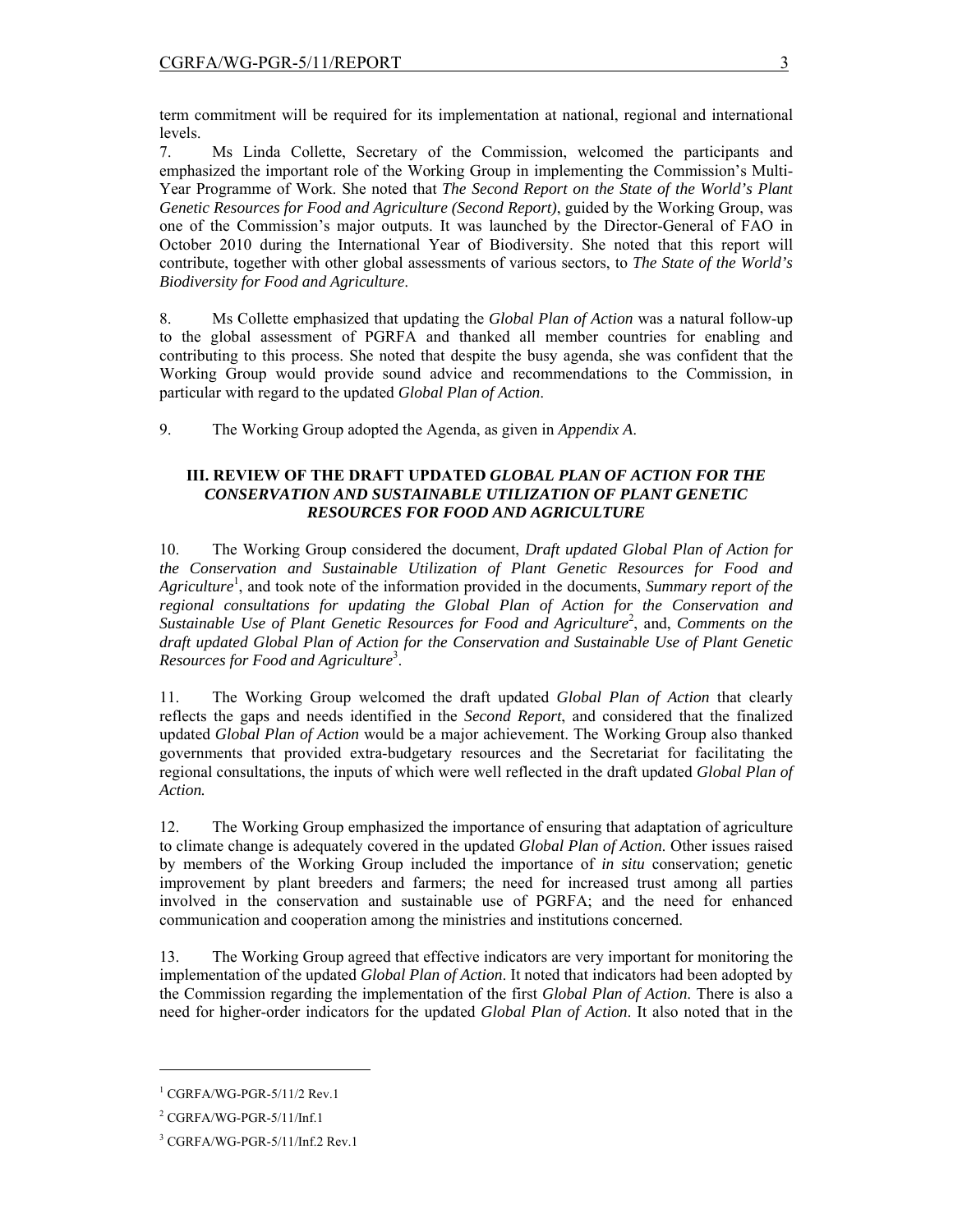term commitment will be required for its implementation at national, regional and international levels.

7. Ms Linda Collette, Secretary of the Commission, welcomed the participants and emphasized the important role of the Working Group in implementing the Commission's Multi-Year Programme of Work. She noted that *The Second Report on the State of the World's Plant Genetic Resources for Food and Agriculture (Second Report)*, guided by the Working Group, was one of the Commission's major outputs. It was launched by the Director-General of FAO in October 2010 during the International Year of Biodiversity. She noted that this report will contribute, together with other global assessments of various sectors, to *The State of the World's Biodiversity for Food and Agriculture*.

8. Ms Collette emphasized that updating the *Global Plan of Action* was a natural follow-up to the global assessment of PGRFA and thanked all member countries for enabling and contributing to this process. She noted that despite the busy agenda, she was confident that the Working Group would provide sound advice and recommendations to the Commission, in particular with regard to the updated *Global Plan of Action*.

9. The Working Group adopted the Agenda, as given in *Appendix A*.

## III. REVIEW OF THE DRAFT UPDATED *GLOBAL PLAN OF ACTION FOR THE CONSERVATION AND SUSTAINABLE UTILIZATION OF PLANT GENETIC RESOURCES FOR FOOD AND AGRICULTURE*

10. The Working Group considered the document, *Draft updated Global Plan of Action for the Conservation and Sustainable Utilization of Plant Genetic Resources for Food and Agriculture*[1], and took note of the information provided in the documents, *Summary report of the regional consultations for updating the Global Plan of Action for the Conservation and Sustainable Use of Plant Genetic Resources for Food and Agriculture*[2], and, *Comments on the draft updated Global Plan of Action for the Conservation and Sustainable Use of Plant Genetic Resources for Food and Agriculture*[3].

11. The Working Group welcomed the draft updated *Global Plan of Action* that clearly reflects the gaps and needs identified in the *Second Report*, and considered that the finalized updated *Global Plan of Action* would be a major achievement. The Working Group also thanked governments that provided extra-budgetary resources and the Secretariat for facilitating the regional consultations, the inputs of which were well reflected in the draft updated *Global Plan of Action.*

12. The Working Group emphasized the importance of ensuring that adaptation of agriculture to climate change is adequately covered in the updated *Global Plan of Action*. Other issues raised by members of the Working Group included the importance of *in situ* conservation; genetic improvement by plant breeders and farmers; the need for increased trust among all parties involved in the conservation and sustainable use of PGRFA; and the need for enhanced communication and cooperation among the ministries and institutions concerned.

13. The Working Group agreed that effective indicators are very important for monitoring the implementation of the updated *Global Plan of Action*. It noted that indicators had been adopted by the Commission regarding the implementation of the first *Global Plan of Action*. There is also a need for higher-order indicators for the updated *Global Plan of Action*. It also noted that in the

---

[1] CGRFA/WG-PGR-5/11/2 Rev.1

[2] CGRFA/WG-PGR-5/11/Inf.1

[3] CGRFA/WG-PGR-5/11/Inf.2 Rev.1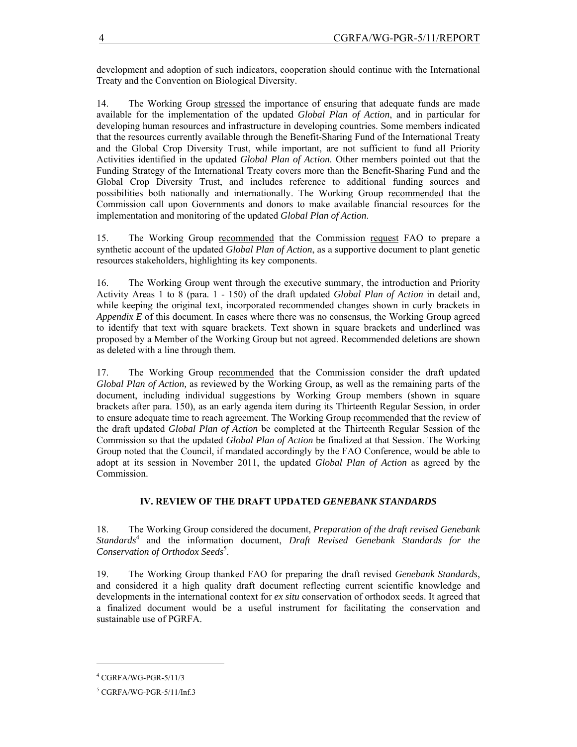development and adoption of such indicators, cooperation should continue with the International Treaty and the Convention on Biological Diversity.

14. The Working Group stressed the importance of ensuring that adequate funds are made available for the implementation of the updated *Global Plan of Action*, and in particular for developing human resources and infrastructure in developing countries. Some members indicated that the resources currently available through the Benefit-Sharing Fund of the International Treaty and the Global Crop Diversity Trust, while important, are not sufficient to fund all Priority Activities identified in the updated *Global Plan of Action.* Other members pointed out that the Funding Strategy of the International Treaty covers more than the Benefit-Sharing Fund and the Global Crop Diversity Trust, and includes reference to additional funding sources and possibilities both nationally and internationally. The Working Group recommended that the Commission call upon Governments and donors to make available financial resources for the implementation and monitoring of the updated *Global Plan of Action*.

15. The Working Group recommended that the Commission request FAO to prepare a synthetic account of the updated *Global Plan of Action*, as a supportive document to plant genetic resources stakeholders, highlighting its key components.

16. The Working Group went through the executive summary, the introduction and Priority Activity Areas 1 to 8 (para. 1 - 150) of the draft updated *Global Plan of Action* in detail and, while keeping the original text, incorporated recommended changes shown in curly brackets in *Appendix E* of this document. In cases where there was no consensus, the Working Group agreed to identify that text with square brackets. Text shown in square brackets and underlined was proposed by a Member of the Working Group but not agreed. Recommended deletions are shown as deleted with a line through them.

17. The Working Group recommended that the Commission consider the draft updated *Global Plan of Action,* as reviewed by the Working Group, as well as the remaining parts of the document, including individual suggestions by Working Group members (shown in square brackets after para. 150), as an early agenda item during its Thirteenth Regular Session, in order to ensure adequate time to reach agreement. The Working Group recommended that the review of the draft updated *Global Plan of Action* be completed at the Thirteenth Regular Session of the Commission so that the updated *Global Plan of Action* be finalized at that Session. The Working Group noted that the Council, if mandated accordingly by the FAO Conference, would be able to adopt at its session in November 2011, the updated *Global Plan of Action* as agreed by the Commission.

## IV. REVIEW OF THE DRAFT UPDATED *GENEBANK STANDARDS*

18. The Working Group considered the document, *Preparation of the draft revised Genebank Standards*[4] and the information document, *Draft Revised Genebank Standards for the Conservation of Orthodox Seeds*[5].

19. The Working Group thanked FAO for preparing the draft revised *Genebank Standards*, and considered it a high quality draft document reflecting current scientific knowledge and developments in the international context for *ex situ* conservation of orthodox seeds. It agreed that a finalized document would be a useful instrument for facilitating the conservation and sustainable use of PGRFA.

[4] CGRFA/WG-PGR-5/11/3

[5] CGRFA/WG-PGR-5/11/Inf.3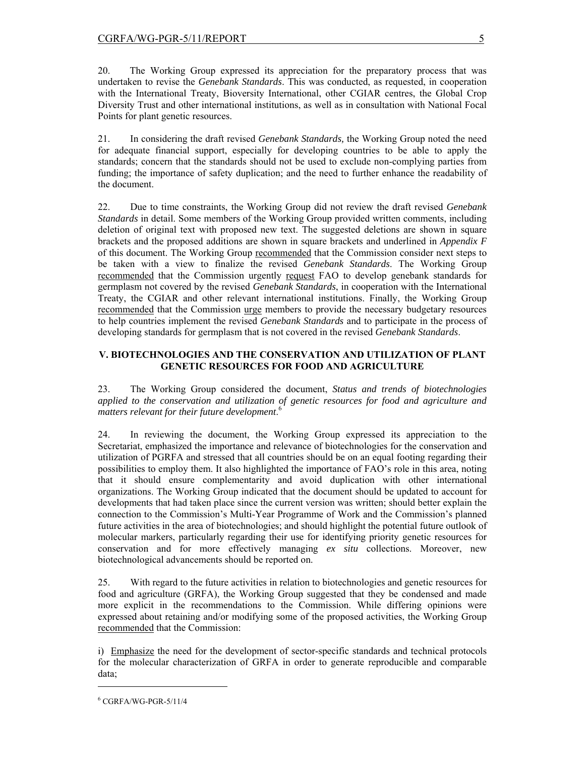20. The Working Group expressed its appreciation for the preparatory process that was undertaken to revise the *Genebank Standards*. This was conducted, as requested, in cooperation with the International Treaty, Bioversity International, other CGIAR centres, the Global Crop Diversity Trust and other international institutions, as well as in consultation with National Focal Points for plant genetic resources.

21. In considering the draft revised *Genebank Standards,* the Working Group noted the need for adequate financial support, especially for developing countries to be able to apply the standards; concern that the standards should not be used to exclude non-complying parties from funding; the importance of safety duplication; and the need to further enhance the readability of the document.

22. Due to time constraints, the Working Group did not review the draft revised *Genebank Standards* in detail. Some members of the Working Group provided written comments, including deletion of original text with proposed new text. The suggested deletions are shown in square brackets and the proposed additions are shown in square brackets and underlined in *Appendix F* of this document. The Working Group <u>recommended</u> that the Commission consider next steps to be taken with a view to finalize the revised *Genebank Standards*. The Working Group <u>recommended</u> that the Commission urgently <u>request</u> FAO to develop genebank standards for germplasm not covered by the revised *Genebank Standards*, in cooperation with the International Treaty, the CGIAR and other relevant international institutions. Finally, the Working Group <u>recommended</u> that the Commission <u>urge</u> members to provide the necessary budgetary resources to help countries implement the revised *Genebank Standards* and to participate in the process of developing standards for germplasm that is not covered in the revised *Genebank Standards*.

## V. BIOTECHNOLOGIES AND THE CONSERVATION AND UTILIZATION OF PLANT GENETIC RESOURCES FOR FOOD AND AGRICULTURE

23. The Working Group considered the document, *Status and trends of biotechnologies applied to the conservation and utilization of genetic resources for food and agriculture and matters relevant for their future development*.[6]

24. In reviewing the document, the Working Group expressed its appreciation to the Secretariat, emphasized the importance and relevance of biotechnologies for the conservation and utilization of PGRFA and stressed that all countries should be on an equal footing regarding their possibilities to employ them. It also highlighted the importance of FAO's role in this area, noting that it should ensure complementarity and avoid duplication with other international organizations. The Working Group indicated that the document should be updated to account for developments that had taken place since the current version was written; should better explain the connection to the Commission's Multi-Year Programme of Work and the Commission's planned future activities in the area of biotechnologies; and should highlight the potential future outlook of molecular markers, particularly regarding their use for identifying priority genetic resources for conservation and for more effectively managing *ex situ* collections. Moreover, new biotechnological advancements should be reported on.

25. With regard to the future activities in relation to biotechnologies and genetic resources for food and agriculture (GRFA), the Working Group suggested that they be condensed and made more explicit in the recommendations to the Commission. While differing opinions were expressed about retaining and/or modifying some of the proposed activities, the Working Group <u>recommended</u> that the Commission:

i) <u>Emphasize</u> the need for the development of sector-specific standards and technical protocols for the molecular characterization of GRFA in order to generate reproducible and comparable data;

[6] CGRFA/WG-PGR-5/11/4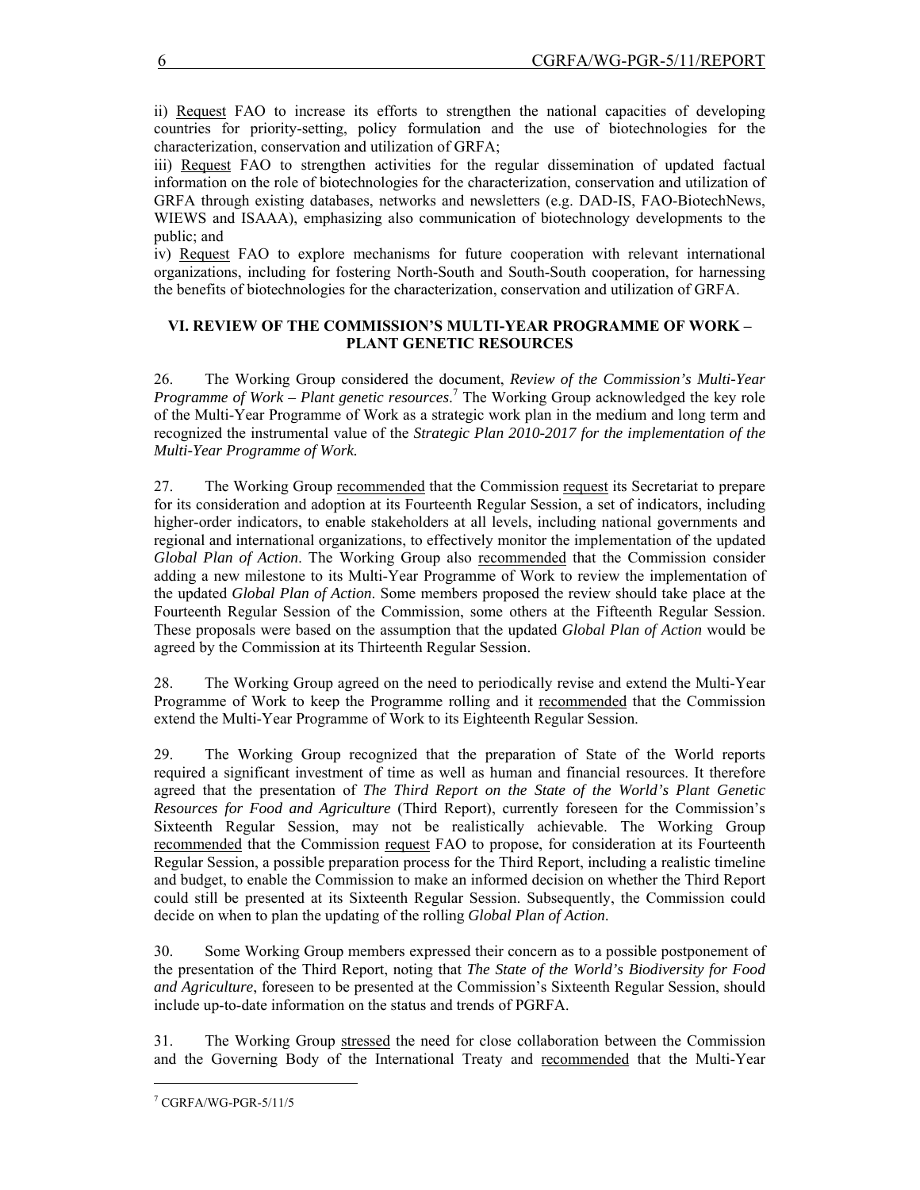ii) Request FAO to increase its efforts to strengthen the national capacities of developing countries for priority-setting, policy formulation and the use of biotechnologies for the characterization, conservation and utilization of GRFA;

iii) Request FAO to strengthen activities for the regular dissemination of updated factual information on the role of biotechnologies for the characterization, conservation and utilization of GRFA through existing databases, networks and newsletters (e.g. DAD-IS, FAO-BiotechNews, WIEWS and ISAAA), emphasizing also communication of biotechnology developments to the public; and

iv) Request FAO to explore mechanisms for future cooperation with relevant international organizations, including for fostering North-South and South-South cooperation, for harnessing the benefits of biotechnologies for the characterization, conservation and utilization of GRFA.

## VI. REVIEW OF THE COMMISSION'S MULTI-YEAR PROGRAMME OF WORK – PLANT GENETIC RESOURCES

26. The Working Group considered the document, *Review of the Commission's Multi-Year Programme of Work – Plant genetic resources*.[7] The Working Group acknowledged the key role of the Multi-Year Programme of Work as a strategic work plan in the medium and long term and recognized the instrumental value of the *Strategic Plan 2010-2017 for the implementation of the Multi-Year Programme of Work.*

27. The Working Group recommended that the Commission request its Secretariat to prepare for its consideration and adoption at its Fourteenth Regular Session, a set of indicators, including higher-order indicators, to enable stakeholders at all levels, including national governments and regional and international organizations, to effectively monitor the implementation of the updated *Global Plan of Action*. The Working Group also recommended that the Commission consider adding a new milestone to its Multi-Year Programme of Work to review the implementation of the updated *Global Plan of Action*. Some members proposed the review should take place at the Fourteenth Regular Session of the Commission, some others at the Fifteenth Regular Session. These proposals were based on the assumption that the updated *Global Plan of Action* would be agreed by the Commission at its Thirteenth Regular Session.

28. The Working Group agreed on the need to periodically revise and extend the Multi-Year Programme of Work to keep the Programme rolling and it recommended that the Commission extend the Multi-Year Programme of Work to its Eighteenth Regular Session.

29. The Working Group recognized that the preparation of State of the World reports required a significant investment of time as well as human and financial resources. It therefore agreed that the presentation of *The Third Report on the State of the World's Plant Genetic Resources for Food and Agriculture* (Third Report), currently foreseen for the Commission's Sixteenth Regular Session, may not be realistically achievable. The Working Group recommended that the Commission request FAO to propose, for consideration at its Fourteenth Regular Session, a possible preparation process for the Third Report, including a realistic timeline and budget, to enable the Commission to make an informed decision on whether the Third Report could still be presented at its Sixteenth Regular Session. Subsequently, the Commission could decide on when to plan the updating of the rolling *Global Plan of Action*.

30. Some Working Group members expressed their concern as to a possible postponement of the presentation of the Third Report, noting that *The State of the World's Biodiversity for Food and Agriculture*, foreseen to be presented at the Commission's Sixteenth Regular Session, should include up-to-date information on the status and trends of PGRFA.

31. The Working Group stressed the need for close collaboration between the Commission and the Governing Body of the International Treaty and recommended that the Multi-Year

---

[7] CGRFA/WG-PGR-5/11/5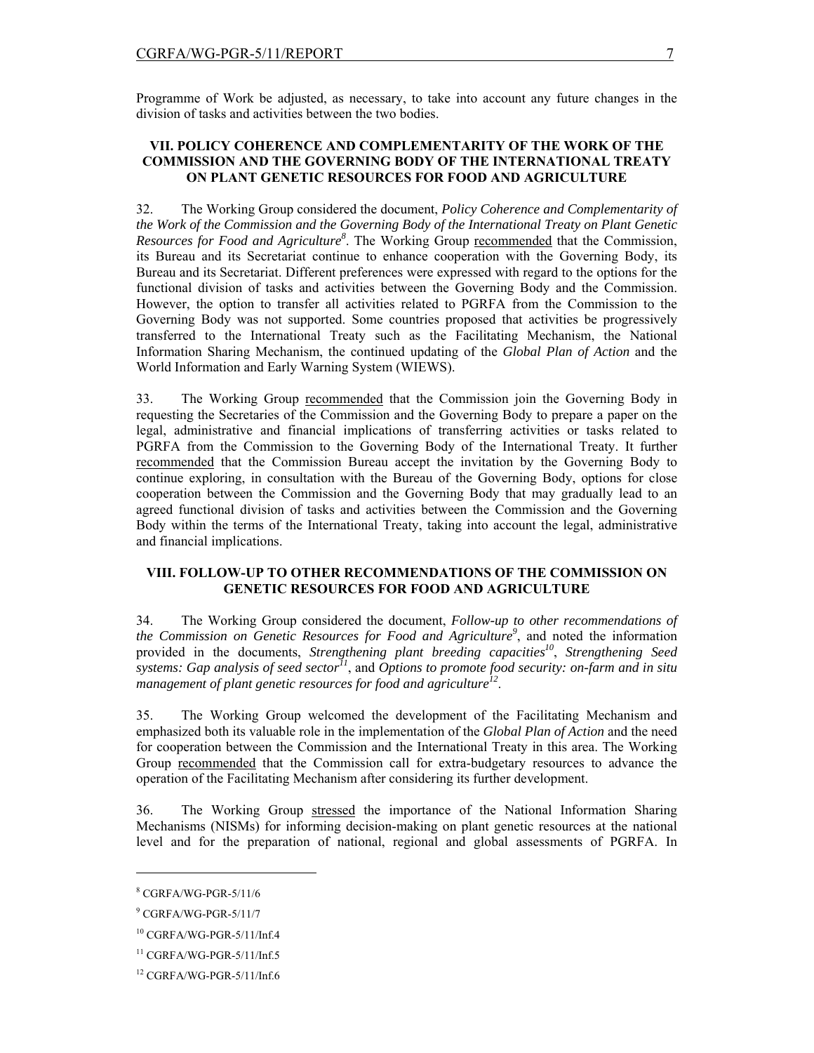Programme of Work be adjusted, as necessary, to take into account any future changes in the division of tasks and activities between the two bodies.

## VII. POLICY COHERENCE AND COMPLEMENTARITY OF THE WORK OF THE COMMISSION AND THE GOVERNING BODY OF THE INTERNATIONAL TREATY ON PLANT GENETIC RESOURCES FOR FOOD AND AGRICULTURE

32. The Working Group considered the document, *Policy Coherence and Complementarity of the Work of the Commission and the Governing Body of the International Treaty on Plant Genetic Resources for Food and Agriculture*[8]. The Working Group recommended that the Commission, its Bureau and its Secretariat continue to enhance cooperation with the Governing Body, its Bureau and its Secretariat. Different preferences were expressed with regard to the options for the functional division of tasks and activities between the Governing Body and the Commission. However, the option to transfer all activities related to PGRFA from the Commission to the Governing Body was not supported. Some countries proposed that activities be progressively transferred to the International Treaty such as the Facilitating Mechanism, the National Information Sharing Mechanism, the continued updating of the *Global Plan of Action* and the World Information and Early Warning System (WIEWS).

33. The Working Group recommended that the Commission join the Governing Body in requesting the Secretaries of the Commission and the Governing Body to prepare a paper on the legal, administrative and financial implications of transferring activities or tasks related to PGRFA from the Commission to the Governing Body of the International Treaty. It further recommended that the Commission Bureau accept the invitation by the Governing Body to continue exploring, in consultation with the Bureau of the Governing Body, options for close cooperation between the Commission and the Governing Body that may gradually lead to an agreed functional division of tasks and activities between the Commission and the Governing Body within the terms of the International Treaty, taking into account the legal, administrative and financial implications.

## VIII. FOLLOW-UP TO OTHER RECOMMENDATIONS OF THE COMMISSION ON GENETIC RESOURCES FOR FOOD AND AGRICULTURE

34. The Working Group considered the document, *Follow-up to other recommendations of the Commission on Genetic Resources for Food and Agriculture*[9], and noted the information provided in the documents, *Strengthening plant breeding capacities*[10], *Strengthening Seed systems: Gap analysis of seed sector*[11], and *Options to promote food security: on-farm and in situ management of plant genetic resources for food and agriculture*[12].

35. The Working Group welcomed the development of the Facilitating Mechanism and emphasized both its valuable role in the implementation of the *Global Plan of Action* and the need for cooperation between the Commission and the International Treaty in this area. The Working Group recommended that the Commission call for extra-budgetary resources to advance the operation of the Facilitating Mechanism after considering its further development.

36. The Working Group stressed the importance of the National Information Sharing Mechanisms (NISMs) for informing decision-making on plant genetic resources at the national level and for the preparation of national, regional and global assessments of PGRFA. In

---

[8] CGRFA/WG-PGR-5/11/6

[9] CGRFA/WG-PGR-5/11/7

[10] CGRFA/WG-PGR-5/11/Inf.4

[11] CGRFA/WG-PGR-5/11/Inf.5

[12] CGRFA/WG-PGR-5/11/Inf.6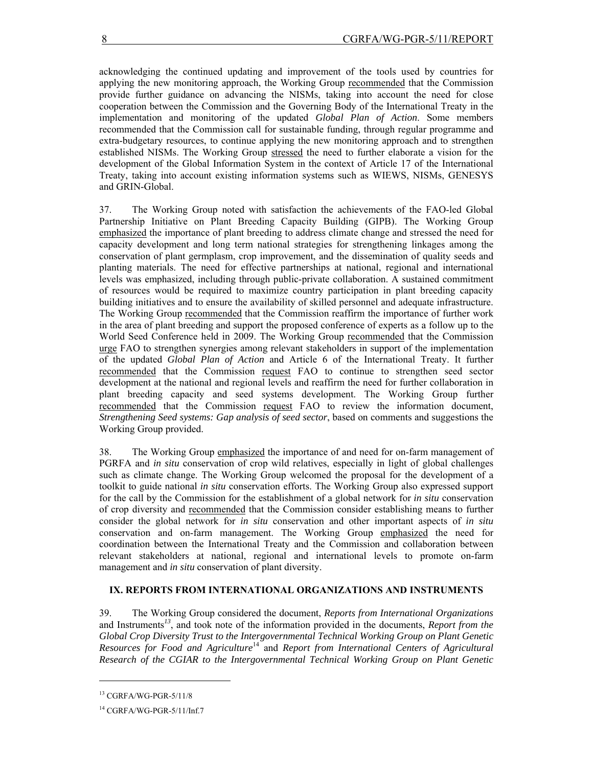acknowledging the continued updating and improvement of the tools used by countries for applying the new monitoring approach, the Working Group recommended that the Commission provide further guidance on advancing the NISMs, taking into account the need for close cooperation between the Commission and the Governing Body of the International Treaty in the implementation and monitoring of the updated *Global Plan of Action*. Some members recommended that the Commission call for sustainable funding, through regular programme and extra-budgetary resources, to continue applying the new monitoring approach and to strengthen established NISMs. The Working Group stressed the need to further elaborate a vision for the development of the Global Information System in the context of Article 17 of the International Treaty, taking into account existing information systems such as WIEWS, NISMs, GENESYS and GRIN-Global.

37. The Working Group noted with satisfaction the achievements of the FAO-led Global Partnership Initiative on Plant Breeding Capacity Building (GIPB). The Working Group emphasized the importance of plant breeding to address climate change and stressed the need for capacity development and long term national strategies for strengthening linkages among the conservation of plant germplasm, crop improvement, and the dissemination of quality seeds and planting materials. The need for effective partnerships at national, regional and international levels was emphasized, including through public-private collaboration. A sustained commitment of resources would be required to maximize country participation in plant breeding capacity building initiatives and to ensure the availability of skilled personnel and adequate infrastructure. The Working Group recommended that the Commission reaffirm the importance of further work in the area of plant breeding and support the proposed conference of experts as a follow up to the World Seed Conference held in 2009. The Working Group recommended that the Commission urge FAO to strengthen synergies among relevant stakeholders in support of the implementation of the updated *Global Plan of Action* and Article 6 of the International Treaty. It further recommended that the Commission request FAO to continue to strengthen seed sector development at the national and regional levels and reaffirm the need for further collaboration in plant breeding capacity and seed systems development. The Working Group further recommended that the Commission request FAO to review the information document, *Strengthening Seed systems: Gap analysis of seed sector*, based on comments and suggestions the Working Group provided.

38. The Working Group emphasized the importance of and need for on-farm management of PGRFA and *in situ* conservation of crop wild relatives, especially in light of global challenges such as climate change. The Working Group welcomed the proposal for the development of a toolkit to guide national *in situ* conservation efforts. The Working Group also expressed support for the call by the Commission for the establishment of a global network for *in situ* conservation of crop diversity and recommended that the Commission consider establishing means to further consider the global network for *in situ* conservation and other important aspects of *in situ* conservation and on-farm management. The Working Group emphasized the need for coordination between the International Treaty and the Commission and collaboration between relevant stakeholders at national, regional and international levels to promote on-farm management and *in situ* conservation of plant diversity.

## IX. REPORTS FROM INTERNATIONAL ORGANIZATIONS AND INSTRUMENTS

39. The Working Group considered the document, *Reports from International Organizations* and Instruments[13], and took note of the information provided in the documents, *Report from the Global Crop Diversity Trust to the Intergovernmental Technical Working Group on Plant Genetic Resources for Food and Agriculture*[14] and *Report from International Centers of Agricultural Research of the CGIAR to the Intergovernmental Technical Working Group on Plant Genetic*

---

[13] CGRFA/WG-PGR-5/11/8

[14] CGRFA/WG-PGR-5/11/Inf.7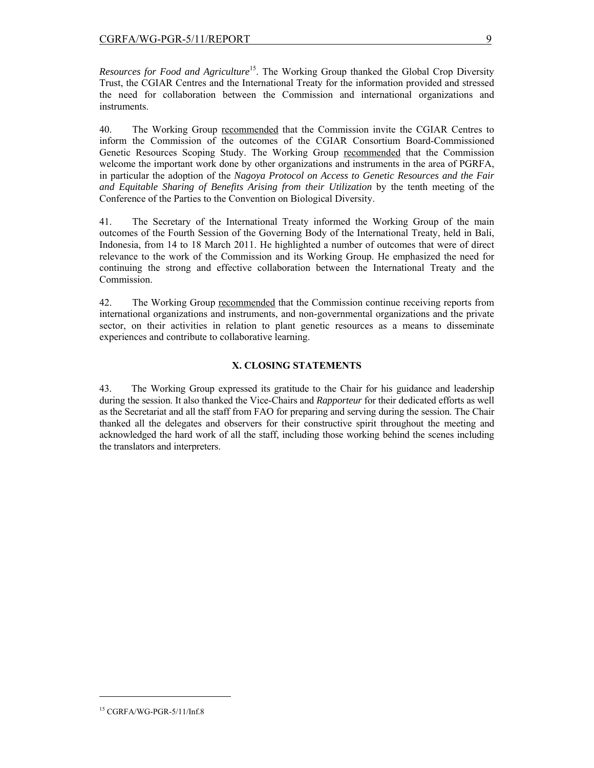*Resources for Food and Agriculture*[15]. The Working Group thanked the Global Crop Diversity Trust, the CGIAR Centres and the International Treaty for the information provided and stressed the need for collaboration between the Commission and international organizations and instruments.

40. The Working Group recommended that the Commission invite the CGIAR Centres to inform the Commission of the outcomes of the CGIAR Consortium Board-Commissioned Genetic Resources Scoping Study. The Working Group recommended that the Commission welcome the important work done by other organizations and instruments in the area of PGRFA, in particular the adoption of the *Nagoya Protocol on Access to Genetic Resources and the Fair and Equitable Sharing of Benefits Arising from their Utilization* by the tenth meeting of the Conference of the Parties to the Convention on Biological Diversity.

41. The Secretary of the International Treaty informed the Working Group of the main outcomes of the Fourth Session of the Governing Body of the International Treaty, held in Bali, Indonesia, from 14 to 18 March 2011. He highlighted a number of outcomes that were of direct relevance to the work of the Commission and its Working Group. He emphasized the need for continuing the strong and effective collaboration between the International Treaty and the Commission.

42. The Working Group recommended that the Commission continue receiving reports from international organizations and instruments, and non-governmental organizations and the private sector, on their activities in relation to plant genetic resources as a means to disseminate experiences and contribute to collaborative learning.

## X. CLOSING STATEMENTS

43. The Working Group expressed its gratitude to the Chair for his guidance and leadership during the session. It also thanked the Vice-Chairs and *Rapporteur* for their dedicated efforts as well as the Secretariat and all the staff from FAO for preparing and serving during the session. The Chair thanked all the delegates and observers for their constructive spirit throughout the meeting and acknowledged the hard work of all the staff, including those working behind the scenes including the translators and interpreters.

---

[15] CGRFA/WG-PGR-5/11/Inf.8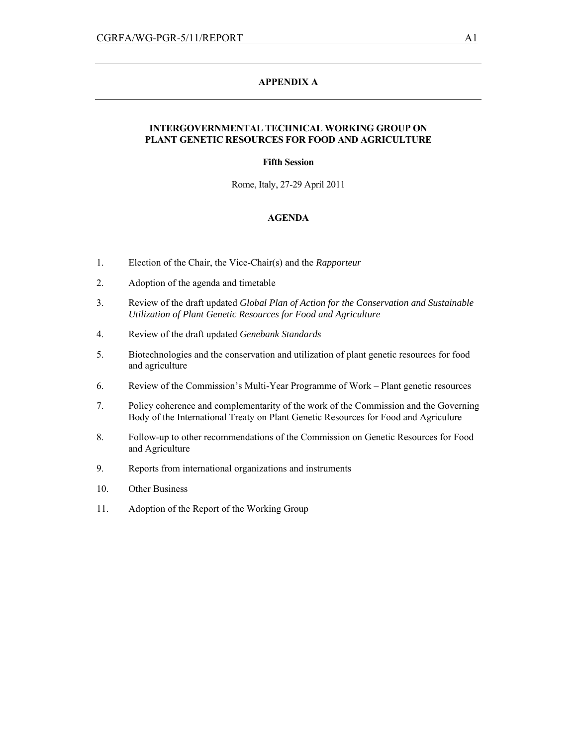# APPENDIX A

## INTERGOVERNMENTAL TECHNICAL WORKING GROUP ON PLANT GENETIC RESOURCES FOR FOOD AND AGRICULTURE

**Fifth Session**

Rome, Italy, 27-29 April 2011

## AGENDA

1. Election of the Chair, the Vice-Chair(s) and the *Rapporteur*
2. Adoption of the agenda and timetable
3. Review of the draft updated *Global Plan of Action for the Conservation and Sustainable Utilization of Plant Genetic Resources for Food and Agriculture*
4. Review of the draft updated *Genebank Standards*
5. Biotechnologies and the conservation and utilization of plant genetic resources for food and agriculture
6. Review of the Commission's Multi-Year Programme of Work – Plant genetic resources
7. Policy coherence and complementarity of the work of the Commission and the Governing Body of the International Treaty on Plant Genetic Resources for Food and Agriculure
8. Follow-up to other recommendations of the Commission on Genetic Resources for Food and Agriculture
9. Reports from international organizations and instruments
10. Other Business
11. Adoption of the Report of the Working Group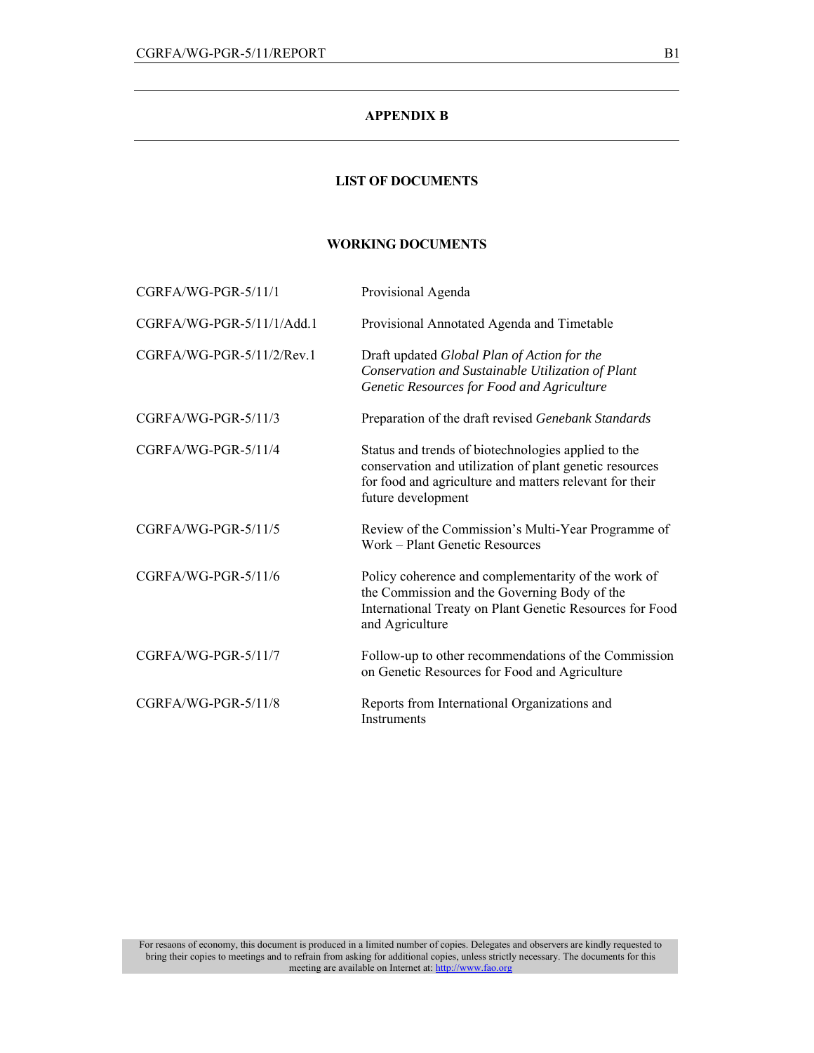# APPENDIX B

## LIST OF DOCUMENTS

### WORKING DOCUMENTS

| | |
|---|---|
| CGRFA/WG-PGR-5/11/1 | Provisional Agenda |
| CGRFA/WG-PGR-5/11/1/Add.1 | Provisional Annotated Agenda and Timetable |
| CGRFA/WG-PGR-5/11/2/Rev.1 | Draft updated *Global Plan of Action for the Conservation and Sustainable Utilization of Plant Genetic Resources for Food and Agriculture* |
| CGRFA/WG-PGR-5/11/3 | Preparation of the draft revised *Genebank Standards* |
| CGRFA/WG-PGR-5/11/4 | Status and trends of biotechnologies applied to the conservation and utilization of plant genetic resources for food and agriculture and matters relevant for their future development |
| CGRFA/WG-PGR-5/11/5 | Review of the Commission's Multi-Year Programme of Work – Plant Genetic Resources |
| CGRFA/WG-PGR-5/11/6 | Policy coherence and complementarity of the work of the Commission and the Governing Body of the International Treaty on Plant Genetic Resources for Food and Agriculture |
| CGRFA/WG-PGR-5/11/7 | Follow-up to other recommendations of the Commission on Genetic Resources for Food and Agriculture |
| CGRFA/WG-PGR-5/11/8 | Reports from International Organizations and Instruments |

For resaons of economy, this document is produced in a limited number of copies. Delegates and observers are kindly requested to bring their copies to meetings and to refrain from asking for additional copies, unless strictly necessary. The documents for this meeting are available on Internet at: http://www.fao.org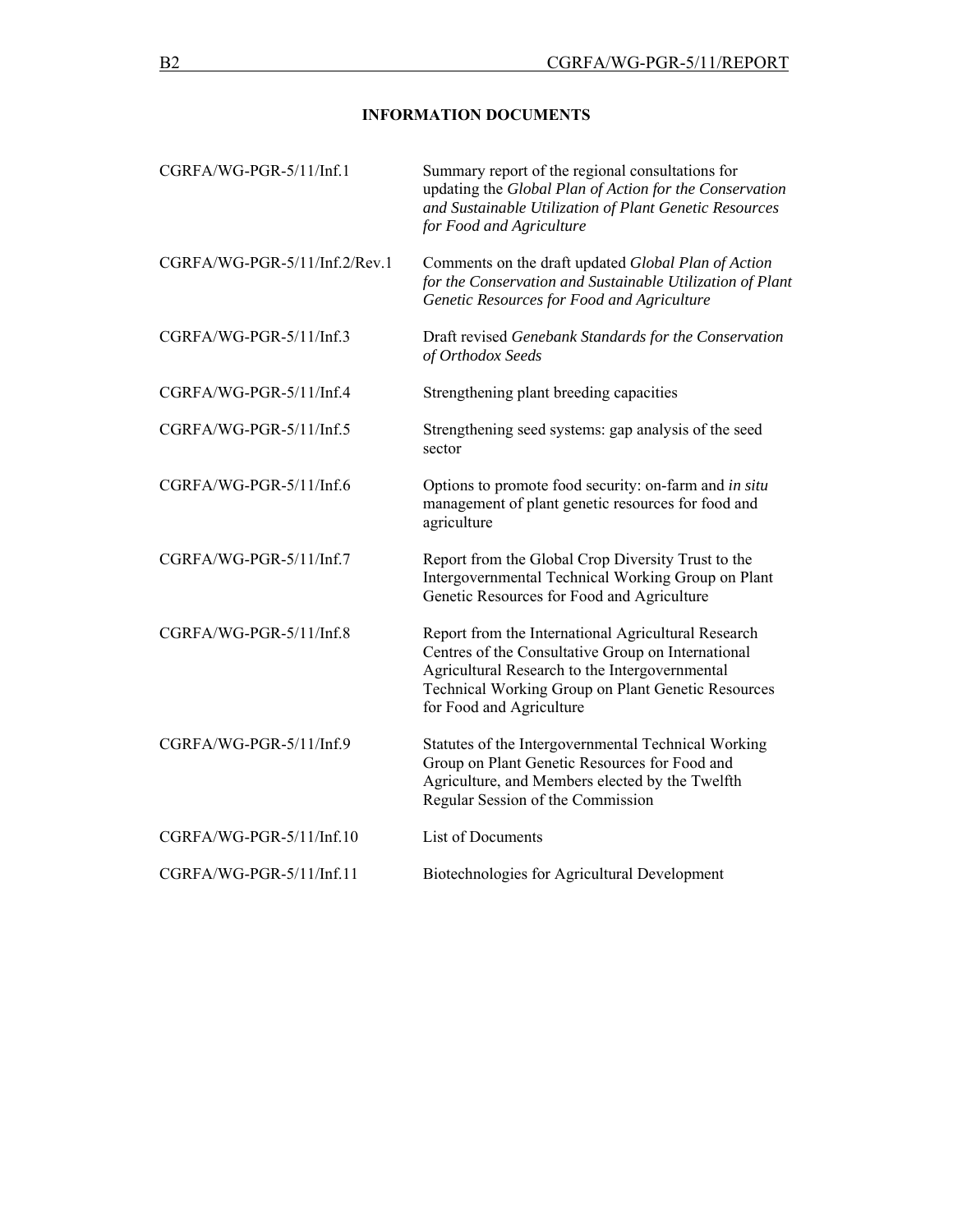## INFORMATION DOCUMENTS

| | |
|---|---|
| CGRFA/WG-PGR-5/11/Inf.1 | Summary report of the regional consultations for updating the *Global Plan of Action for the Conservation and Sustainable Utilization of Plant Genetic Resources for Food and Agriculture* |
| CGRFA/WG-PGR-5/11/Inf.2/Rev.1 | Comments on the draft updated *Global Plan of Action for the Conservation and Sustainable Utilization of Plant Genetic Resources for Food and Agriculture* |
| CGRFA/WG-PGR-5/11/Inf.3 | Draft revised *Genebank Standards for the Conservation of Orthodox Seeds* |
| CGRFA/WG-PGR-5/11/Inf.4 | Strengthening plant breeding capacities |
| CGRFA/WG-PGR-5/11/Inf.5 | Strengthening seed systems: gap analysis of the seed sector |
| CGRFA/WG-PGR-5/11/Inf.6 | Options to promote food security: on-farm and *in situ* management of plant genetic resources for food and agriculture |
| CGRFA/WG-PGR-5/11/Inf.7 | Report from the Global Crop Diversity Trust to the Intergovernmental Technical Working Group on Plant Genetic Resources for Food and Agriculture |
| CGRFA/WG-PGR-5/11/Inf.8 | Report from the International Agricultural Research Centres of the Consultative Group on International Agricultural Research to the Intergovernmental Technical Working Group on Plant Genetic Resources for Food and Agriculture |
| CGRFA/WG-PGR-5/11/Inf.9 | Statutes of the Intergovernmental Technical Working Group on Plant Genetic Resources for Food and Agriculture, and Members elected by the Twelfth Regular Session of the Commission |
| CGRFA/WG-PGR-5/11/Inf.10 | List of Documents |
| CGRFA/WG-PGR-5/11/Inf.11 | Biotechnologies for Agricultural Development |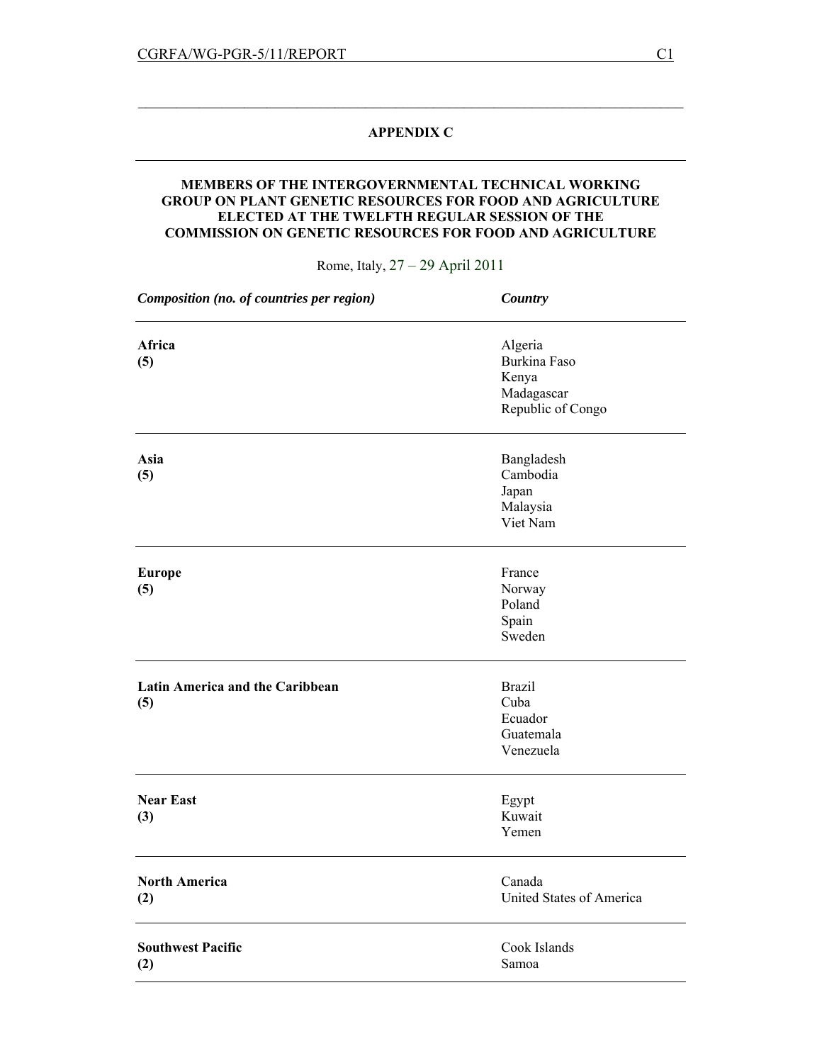## APPENDIX C

### MEMBERS OF THE INTERGOVERNMENTAL TECHNICAL WORKING GROUP ON PLANT GENETIC RESOURCES FOR FOOD AND AGRICULTURE ELECTED AT THE TWELFTH REGULAR SESSION OF THE COMMISSION ON GENETIC RESOURCES FOR FOOD AND AGRICULTURE

Rome, Italy, 27 – 29 April 2011

| *Composition (no. of countries per region)* | *Country* |
|---|---|
| **Africa (5)** | Algeria<br>Burkina Faso<br>Kenya<br>Madagascar<br>Republic of Congo |
| **Asia (5)** | Bangladesh<br>Cambodia<br>Japan<br>Malaysia<br>Viet Nam |
| **Europe (5)** | France<br>Norway<br>Poland<br>Spain<br>Sweden |
| **Latin America and the Caribbean (5)** | Brazil<br>Cuba<br>Ecuador<br>Guatemala<br>Venezuela |
| **Near East (3)** | Egypt<br>Kuwait<br>Yemen |
| **North America (2)** | Canada<br>United States of America |
| **Southwest Pacific (2)** | Cook Islands<br>Samoa |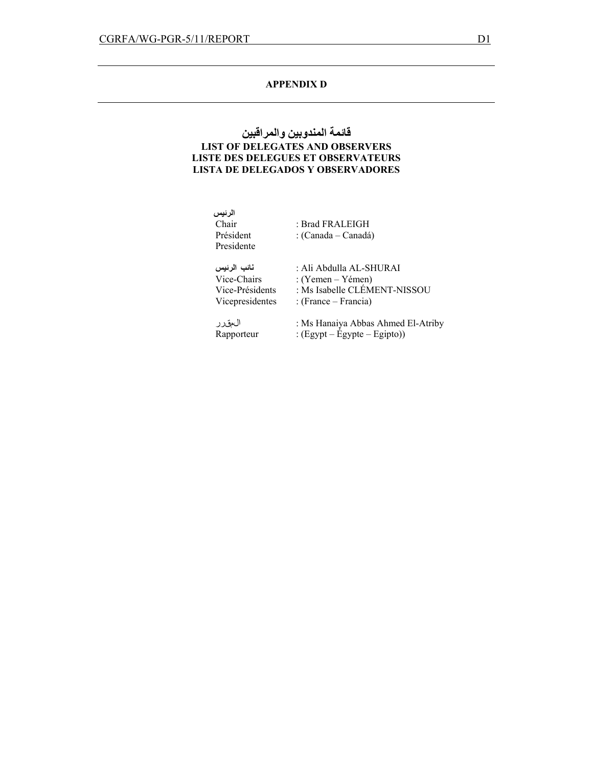## APPENDIX D

# قائمة المندوبين والمراقبين
# LIST OF DELEGATES AND OBSERVERS
# LISTE DES DELEGUES ET OBSERVATEURS
# LISTA DE DELEGADOS Y OBSERVADORES

| | |
|---|---|
| الرئيس<br>Chair<br>Président<br>Presidente | : Brad FRALEIGH<br>: (Canada – Canadá) |
| نائب الرئيس<br>Vice-Chairs<br>Vice-Présidents<br>Vicepresidentes | : Ali Abdulla AL-SHURAI<br>: (Yemen – Yémen)<br>: Ms Isabelle CLÉMENT-NISSOU<br>: (France – Francia) |
| المقرر<br>Rapporteur | : Ms Hanaiya Abbas Ahmed El-Atriby<br>: (Egypt – Égypte – Egipto)) |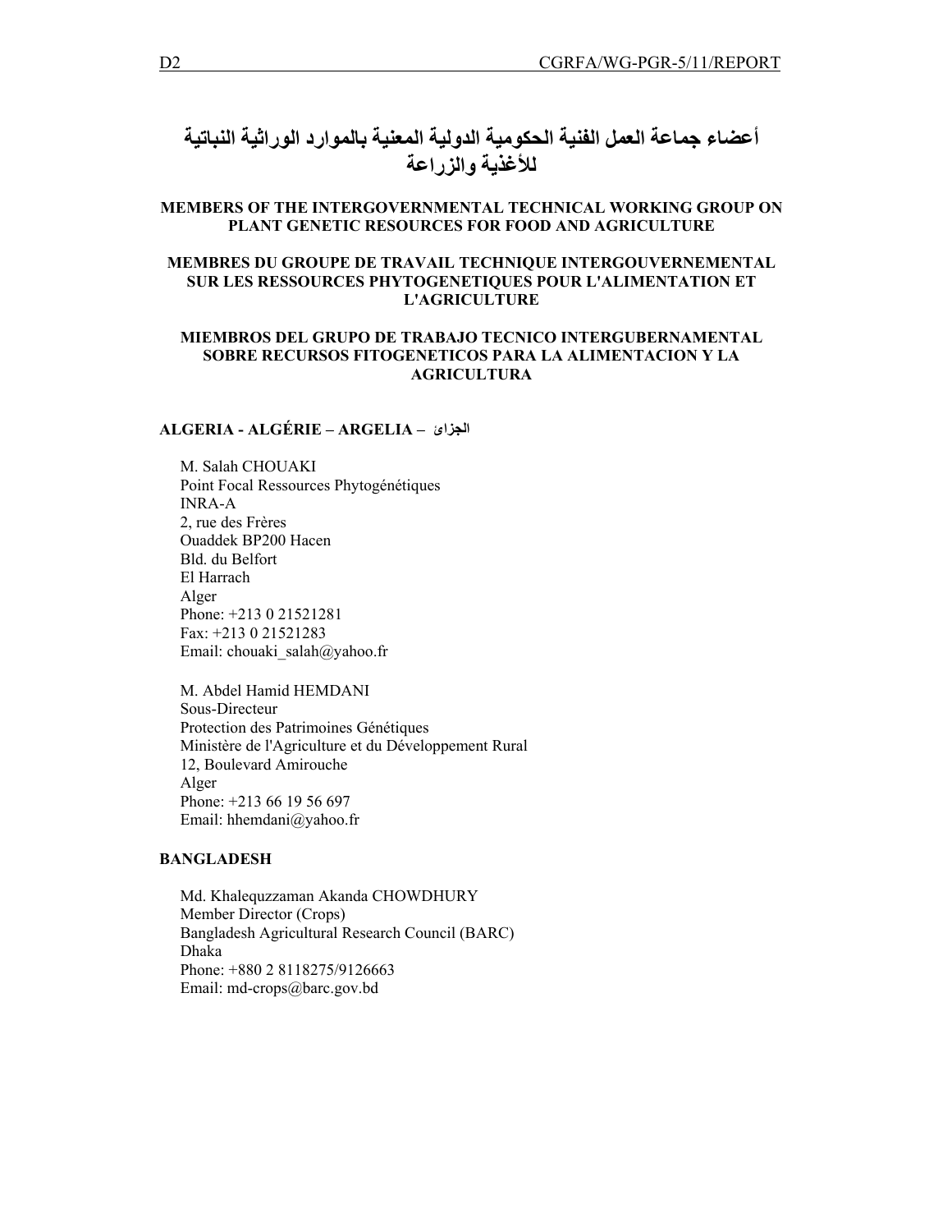# أعضاء جماعة العمل الفنية الحكومية الدولية المعنية بالموارد الوراثية النباتية للأغذية والزراعة

**MEMBERS OF THE INTERGOVERNMENTAL TECHNICAL WORKING GROUP ON PLANT GENETIC RESOURCES FOR FOOD AND AGRICULTURE**

**MEMBRES DU GROUPE DE TRAVAIL TECHNIQUE INTERGOUVERNEMENTAL SUR LES RESSOURCES PHYTOGENETIQUES POUR L'ALIMENTATION ET L'AGRICULTURE**

**MIEMBROS DEL GRUPO DE TRABAJO TECNICO INTERGUBERNAMENTAL SOBRE RECURSOS FITOGENETICOS PARA LA ALIMENTACION Y LA AGRICULTURA**

**ALGERIA - ALGÉRIE – ARGELIA – الجزائر**

M. Salah CHOUAKI
Point Focal Ressources Phytogénétiques
INRA-A
2, rue des Frères
Ouaddek BP200 Hacen
Bld. du Belfort
El Harrach
Alger
Phone: +213 0 21521281
Fax: +213 0 21521283
Email: chouaki_salah@yahoo.fr

M. Abdel Hamid HEMDANI
Sous-Directeur
Protection des Patrimoines Génétiques
Ministère de l'Agriculture et du Développement Rural
12, Boulevard Amirouche
Alger
Phone: +213 66 19 56 697
Email: hhemdani@yahoo.fr

**BANGLADESH**

Md. Khalequzzaman Akanda CHOWDHURY
Member Director (Crops)
Bangladesh Agricultural Research Council (BARC)
Dhaka
Phone: +880 2 8118275/9126663
Email: md-crops@barc.gov.bd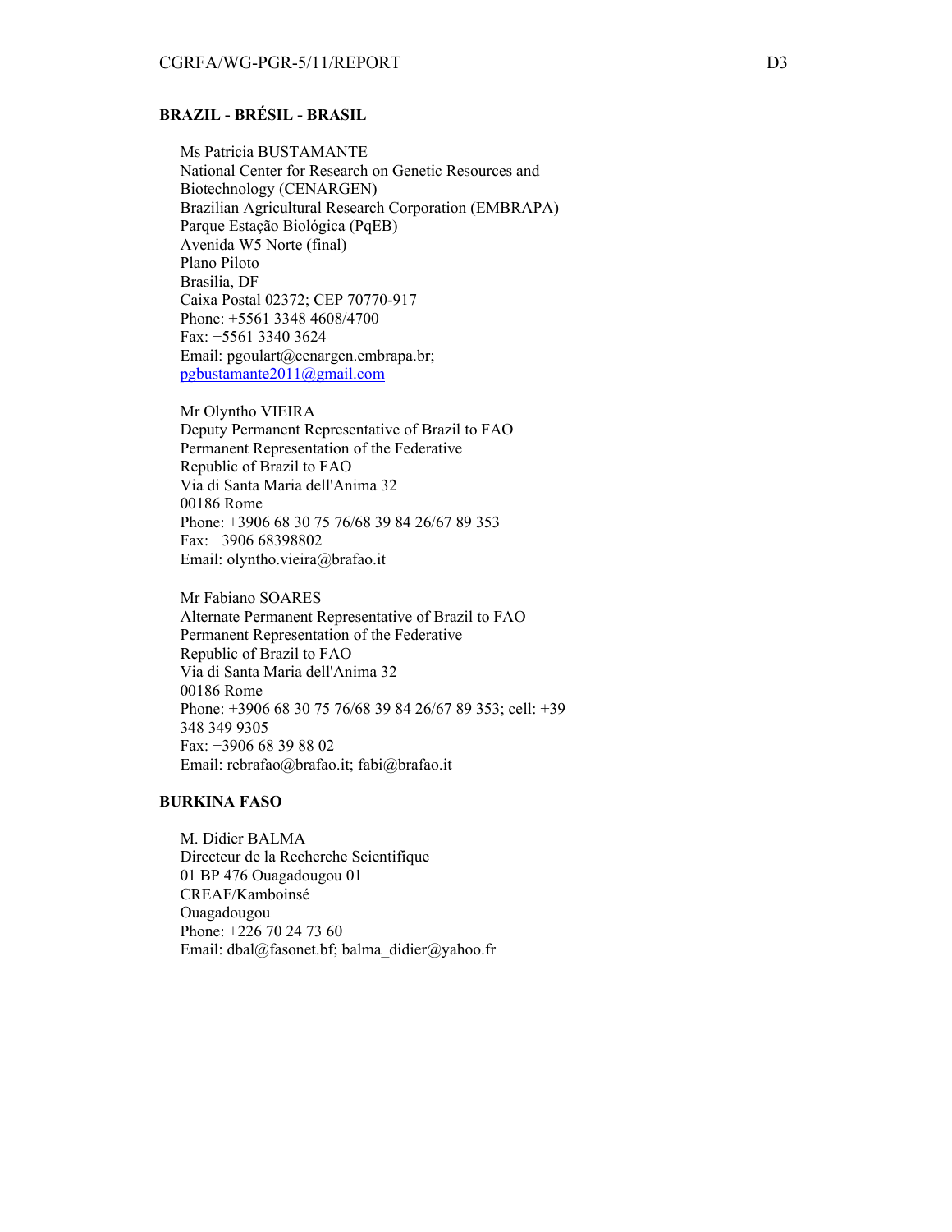**BRAZIL - BRÉSIL - BRASIL**

Ms Patricia BUSTAMANTE
National Center for Research on Genetic Resources and Biotechnology (CENARGEN)
Brazilian Agricultural Research Corporation (EMBRAPA)
Parque Estação Biológica (PqEB)
Avenida W5 Norte (final)
Plano Piloto
Brasilia, DF
Caixa Postal 02372; CEP 70770-917
Phone: +5561 3348 4608/4700
Fax: +5561 3340 3624
Email: pgoulart@cenargen.embrapa.br; pgbustamante2011@gmail.com

Mr Olyntho VIEIRA
Deputy Permanent Representative of Brazil to FAO
Permanent Representation of the Federative Republic of Brazil to FAO
Via di Santa Maria dell'Anima 32
00186 Rome
Phone: +3906 68 30 75 76/68 39 84 26/67 89 353
Fax: +3906 68398802
Email: olyntho.vieira@brafao.it

Mr Fabiano SOARES
Alternate Permanent Representative of Brazil to FAO
Permanent Representation of the Federative Republic of Brazil to FAO
Via di Santa Maria dell'Anima 32
00186 Rome
Phone: +3906 68 30 75 76/68 39 84 26/67 89 353; cell: +39 348 349 9305
Fax: +3906 68 39 88 02
Email: rebrafao@brafao.it; fabi@brafao.it

**BURKINA FASO**

M. Didier BALMA
Directeur de la Recherche Scientifique
01 BP 476 Ouagadougou 01
CREAF/Kamboinsé
Ouagadougou
Phone: +226 70 24 73 60
Email: dbal@fasonet.bf; balma_didier@yahoo.fr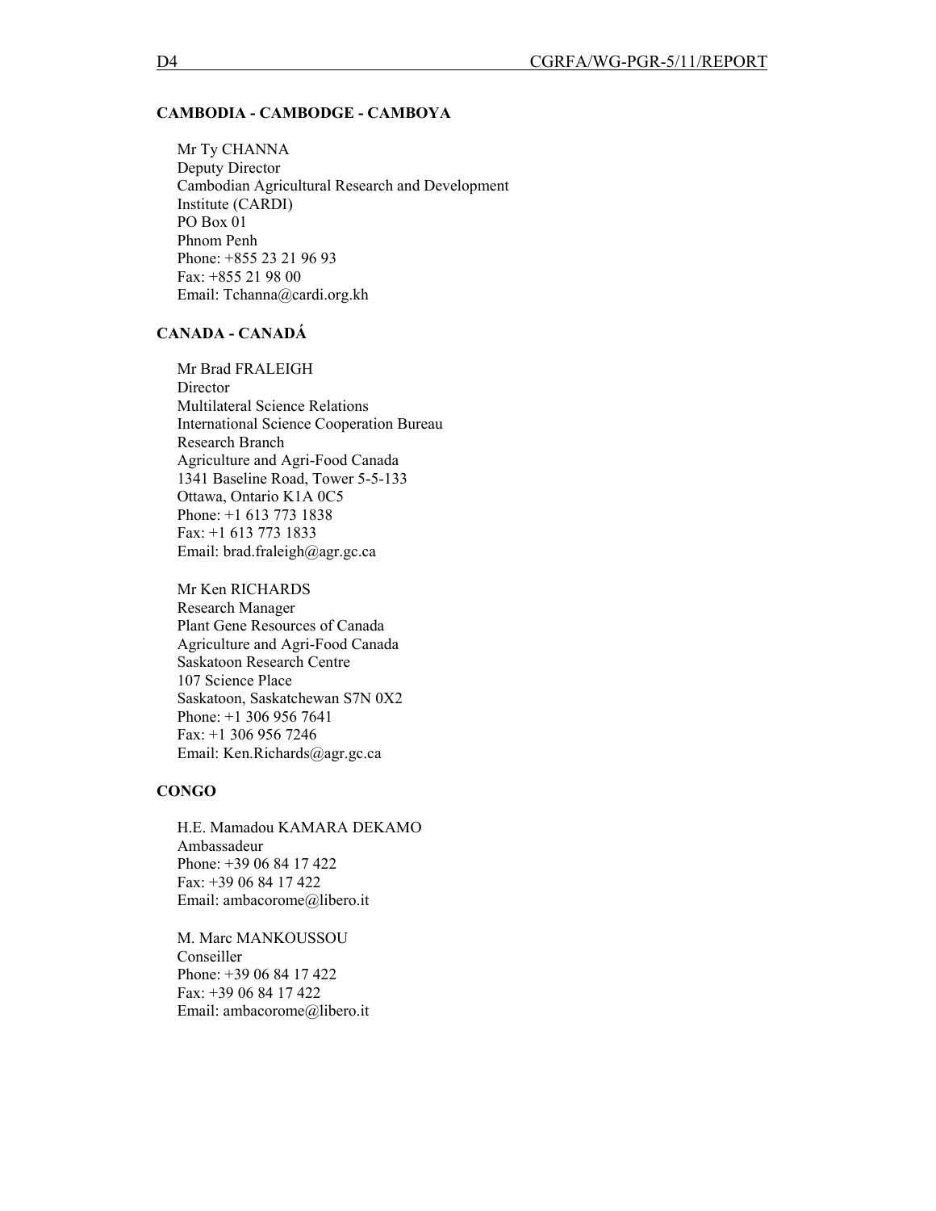**CAMBODIA - CAMBODGE - CAMBOYA**

Mr Ty CHANNA
Deputy Director
Cambodian Agricultural Research and Development Institute (CARDI)
PO Box 01
Phnom Penh
Phone: +855 23 21 96 93
Fax: +855 21 98 00
Email: Tchanna@cardi.org.kh

**CANADA - CANADÁ**

Mr Brad FRALEIGH
Director
Multilateral Science Relations
International Science Cooperation Bureau
Research Branch
Agriculture and Agri-Food Canada
1341 Baseline Road, Tower 5-5-133
Ottawa, Ontario K1A 0C5
Phone: +1 613 773 1838
Fax: +1 613 773 1833
Email: brad.fraleigh@agr.gc.ca

Mr Ken RICHARDS
Research Manager
Plant Gene Resources of Canada
Agriculture and Agri-Food Canada
Saskatoon Research Centre
107 Science Place
Saskatoon, Saskatchewan S7N 0X2
Phone: +1 306 956 7641
Fax: +1 306 956 7246
Email: Ken.Richards@agr.gc.ca

**CONGO**

H.E. Mamadou KAMARA DEKAMO
Ambassadeur
Phone: +39 06 84 17 422
Fax: +39 06 84 17 422
Email: ambacorome@libero.it

M. Marc MANKOUSSOU
Conseiller
Phone: +39 06 84 17 422
Fax: +39 06 84 17 422
Email: ambacorome@libero.it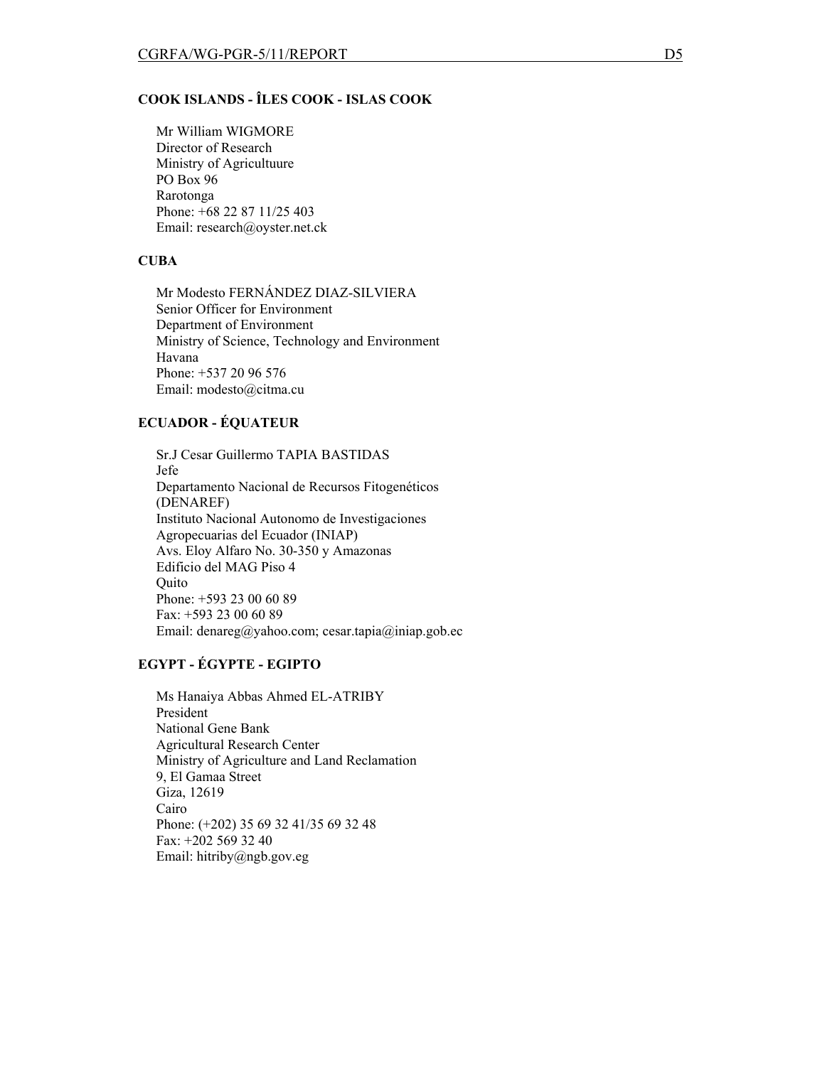**COOK ISLANDS - ÎLES COOK - ISLAS COOK**

Mr William WIGMORE  
Director of Research  
Ministry of Agricultuure  
PO Box 96  
Rarotonga  
Phone: +68 22 87 11/25 403  
Email: research@oyster.net.ck

**CUBA**

Mr Modesto FERNÁNDEZ DIAZ-SILVIERA  
Senior Officer for Environment  
Department of Environment  
Ministry of Science, Technology and Environment  
Havana  
Phone: +537 20 96 576  
Email: modesto@citma.cu

**ECUADOR - ÉQUATEUR**

Sr.J Cesar Guillermo TAPIA BASTIDAS  
Jefe  
Departamento Nacional de Recursos Fitogenéticos (DENAREF)  
Instituto Nacional Autonomo de Investigaciones Agropecuarias del Ecuador (INIAP)  
Avs. Eloy Alfaro No. 30-350 y Amazonas  
Edificio del MAG Piso 4  
Quito  
Phone: +593 23 00 60 89  
Fax: +593 23 00 60 89  
Email: denareg@yahoo.com; cesar.tapia@iniap.gob.ec

**EGYPT - ÉGYPTE - EGIPTO**

Ms Hanaiya Abbas Ahmed EL-ATRIBY  
President  
National Gene Bank  
Agricultural Research Center  
Ministry of Agriculture and Land Reclamation  
9, El Gamaa Street  
Giza, 12619  
Cairo  
Phone: (+202) 35 69 32 41/35 69 32 48  
Fax: +202 569 32 40  
Email: hitriby@ngb.gov.eg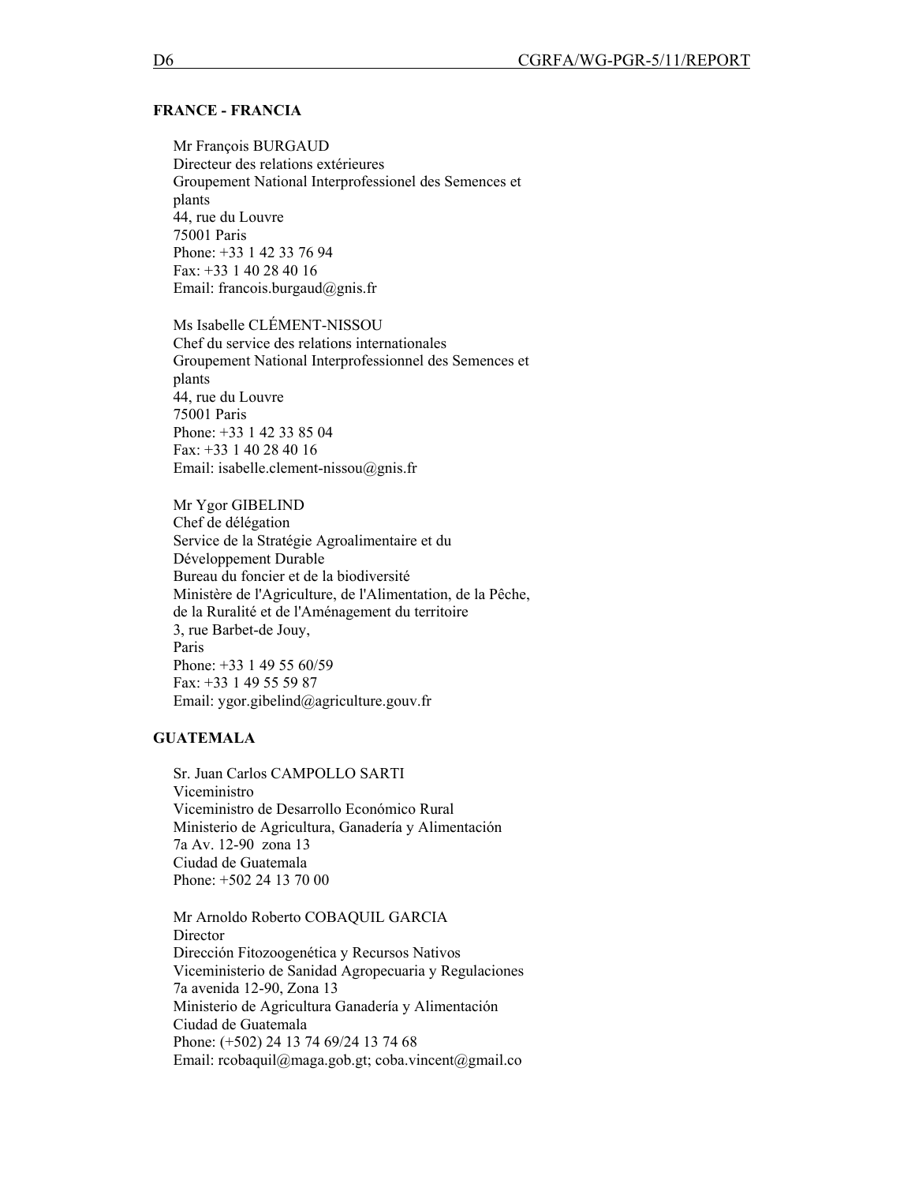**FRANCE - FRANCIA**

Mr François BURGAUD
Directeur des relations extérieures
Groupement National Interprofessionel des Semences et plants
44, rue du Louvre
75001 Paris
Phone: +33 1 42 33 76 94
Fax: +33 1 40 28 40 16
Email: francois.burgaud@gnis.fr

Ms Isabelle CLÉMENT-NISSOU
Chef du service des relations internationales
Groupement National Interprofessionnel des Semences et plants
44, rue du Louvre
75001 Paris
Phone: +33 1 42 33 85 04
Fax: +33 1 40 28 40 16
Email: isabelle.clement-nissou@gnis.fr

Mr Ygor GIBELIND
Chef de délégation
Service de la Stratégie Agroalimentaire et du Développement Durable
Bureau du foncier et de la biodiversité
Ministère de l'Agriculture, de l'Alimentation, de la Pêche, de la Ruralité et de l'Aménagement du territoire
3, rue Barbet-de Jouy,
Paris
Phone: +33 1 49 55 60/59
Fax: +33 1 49 55 59 87
Email: ygor.gibelind@agriculture.gouv.fr

**GUATEMALA**

Sr. Juan Carlos CAMPOLLO SARTI
Viceministro
Viceministro de Desarrollo Económico Rural
Ministerio de Agricultura, Ganadería y Alimentación
7a Av. 12-90 zona 13
Ciudad de Guatemala
Phone: +502 24 13 70 00

Mr Arnoldo Roberto COBAQUIL GARCIA
Director
Dirección Fitozoogenética y Recursos Nativos
Viceministerio de Sanidad Agropecuaria y Regulaciones
7a avenida 12-90, Zona 13
Ministerio de Agricultura Ganadería y Alimentación
Ciudad de Guatemala
Phone: (+502) 24 13 74 69/24 13 74 68
Email: rcobaquil@maga.gob.gt; coba.vincent@gmail.co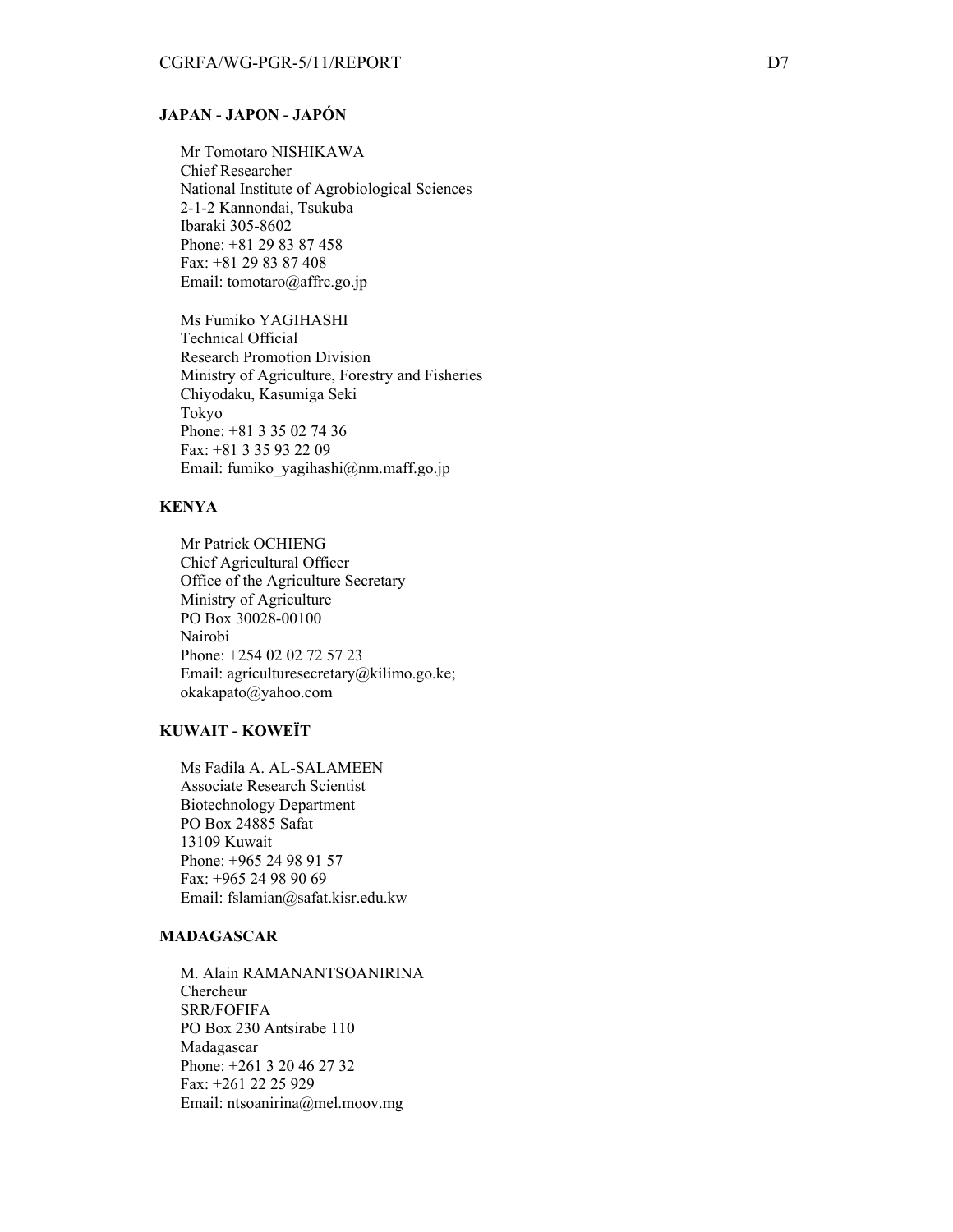### JAPAN - JAPON - JAPÓN

Mr Tomotaro NISHIKAWA
Chief Researcher
National Institute of Agrobiological Sciences
2-1-2 Kannondai, Tsukuba
Ibaraki 305-8602
Phone: +81 29 83 87 458
Fax: +81 29 83 87 408
Email: tomotaro@affrc.go.jp

Ms Fumiko YAGIHASHI
Technical Official
Research Promotion Division
Ministry of Agriculture, Forestry and Fisheries
Chiyodaku, Kasumiga Seki
Tokyo
Phone: +81 3 35 02 74 36
Fax: +81 3 35 93 22 09
Email: fumiko_yagihashi@nm.maff.go.jp

### KENYA

Mr Patrick OCHIENG
Chief Agricultural Officer
Office of the Agriculture Secretary
Ministry of Agriculture
PO Box 30028-00100
Nairobi
Phone: +254 02 02 72 57 23
Email: agriculturesecretary@kilimo.go.ke;
okakapato@yahoo.com

### KUWAIT - KOWEÏT

Ms Fadila A. AL-SALAMEEN
Associate Research Scientist
Biotechnology Department
PO Box 24885 Safat
13109 Kuwait
Phone: +965 24 98 91 57
Fax: +965 24 98 90 69
Email: fslamian@safat.kisr.edu.kw

### MADAGASCAR

M. Alain RAMANANTSOANIRINA
Chercheur
SRR/FOFIFA
PO Box 230 Antsirabe 110
Madagascar
Phone: +261 3 20 46 27 32
Fax: +261 22 25 929
Email: ntsoanirina@mel.moov.mg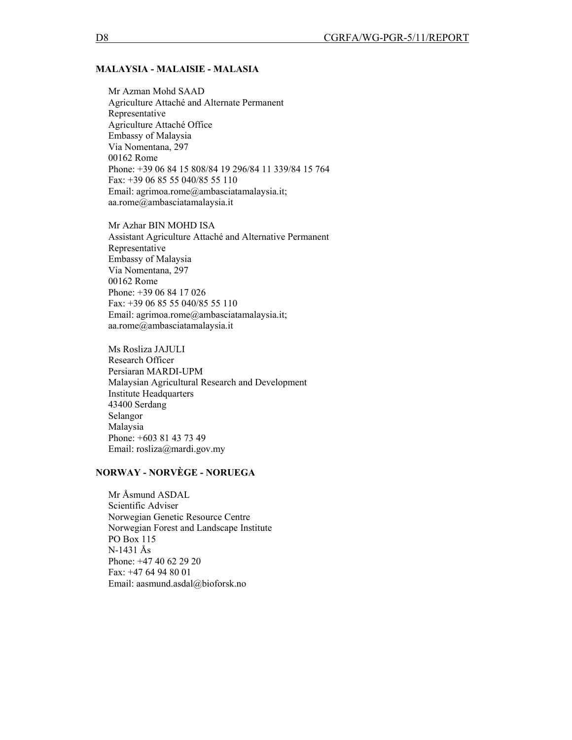**MALAYSIA - MALAISIE - MALASIA**

Mr Azman Mohd SAAD
Agriculture Attaché and Alternate Permanent Representative
Agriculture Attaché Office
Embassy of Malaysia
Via Nomentana, 297
00162 Rome
Phone: +39 06 84 15 808/84 19 296/84 11 339/84 15 764
Fax: +39 06 85 55 040/85 55 110
Email: agrimoa.rome@ambasciatamalaysia.it; aa.rome@ambasciatamalaysia.it

Mr Azhar BIN MOHD ISA
Assistant Agriculture Attaché and Alternative Permanent Representative
Embassy of Malaysia
Via Nomentana, 297
00162 Rome
Phone: +39 06 84 17 026
Fax: +39 06 85 55 040/85 55 110
Email: agrimoa.rome@ambasciatamalaysia.it; aa.rome@ambasciatamalaysia.it

Ms Rosliza JAJULI
Research Officer
Persiaran MARDI-UPM
Malaysian Agricultural Research and Development Institute Headquarters
43400 Serdang
Selangor
Malaysia
Phone: +603 81 43 73 49
Email: rosliza@mardi.gov.my

**NORWAY - NORVÈGE - NORUEGA**

Mr Åsmund ASDAL
Scientific Adviser
Norwegian Genetic Resource Centre
Norwegian Forest and Landscape Institute
PO Box 115
N-1431 Ås
Phone: +47 40 62 29 20
Fax: +47 64 94 80 01
Email: aasmund.asdal@bioforsk.no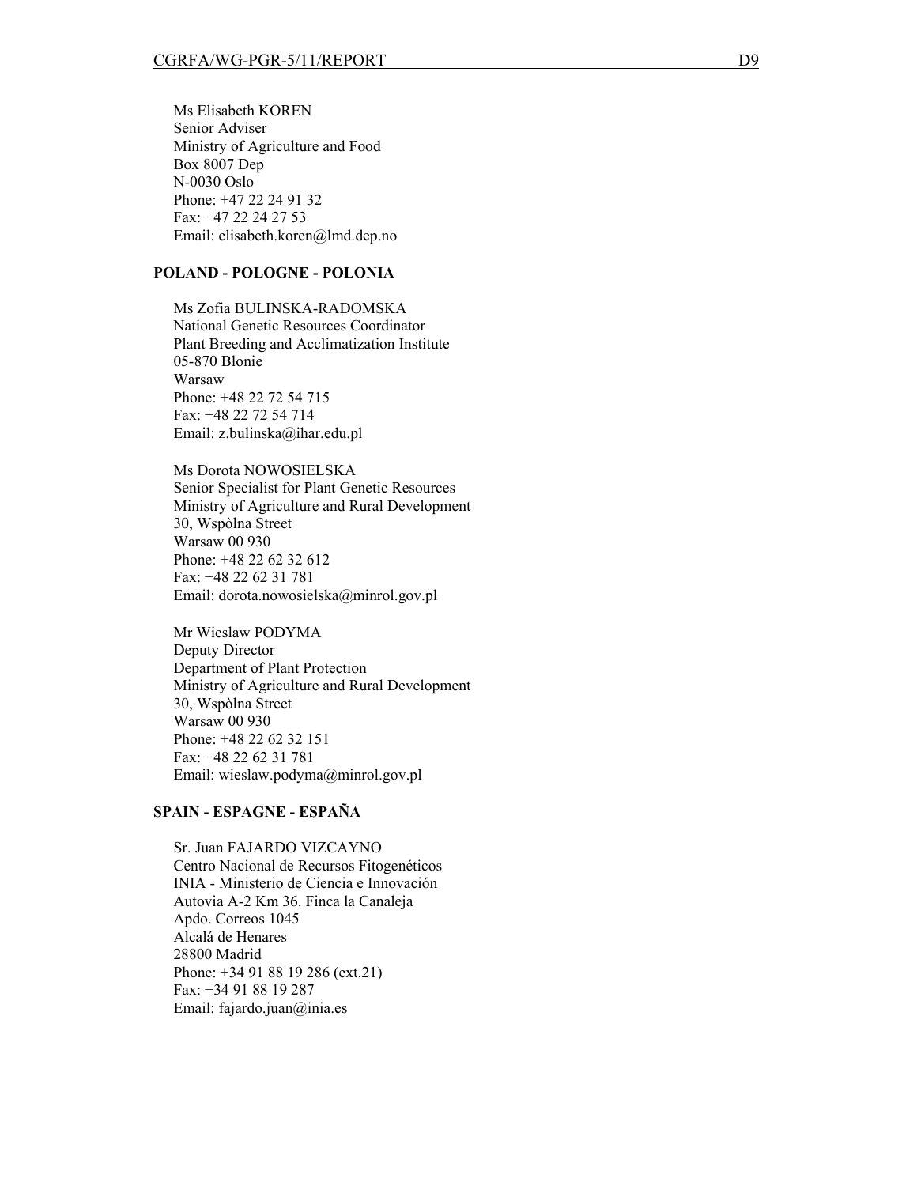Ms Elisabeth KOREN
Senior Adviser
Ministry of Agriculture and Food
Box 8007 Dep
N-0030 Oslo
Phone: +47 22 24 91 32
Fax: +47 22 24 27 53
Email: elisabeth.koren@lmd.dep.no

**POLAND - POLOGNE - POLONIA**

Ms Zofia BULINSKA-RADOMSKA
National Genetic Resources Coordinator
Plant Breeding and Acclimatization Institute
05-870 Blonie
Warsaw
Phone: +48 22 72 54 715
Fax: +48 22 72 54 714
Email: z.bulinska@ihar.edu.pl

Ms Dorota NOWOSIELSKA
Senior Specialist for Plant Genetic Resources
Ministry of Agriculture and Rural Development
30, Wspòlna Street
Warsaw 00 930
Phone: +48 22 62 32 612
Fax: +48 22 62 31 781
Email: dorota.nowosielska@minrol.gov.pl

Mr Wieslaw PODYMA
Deputy Director
Department of Plant Protection
Ministry of Agriculture and Rural Development
30, Wspòlna Street
Warsaw 00 930
Phone: +48 22 62 32 151
Fax: +48 22 62 31 781
Email: wieslaw.podyma@minrol.gov.pl

**SPAIN - ESPAGNE - ESPAÑA**

Sr. Juan FAJARDO VIZCAYNO
Centro Nacional de Recursos Fitogenéticos
INIA - Ministerio de Ciencia e Innovación
Autovia A-2 Km 36. Finca la Canaleja
Apdo. Correos 1045
Alcalá de Henares
28800 Madrid
Phone: +34 91 88 19 286 (ext.21)
Fax: +34 91 88 19 287
Email: fajardo.juan@inia.es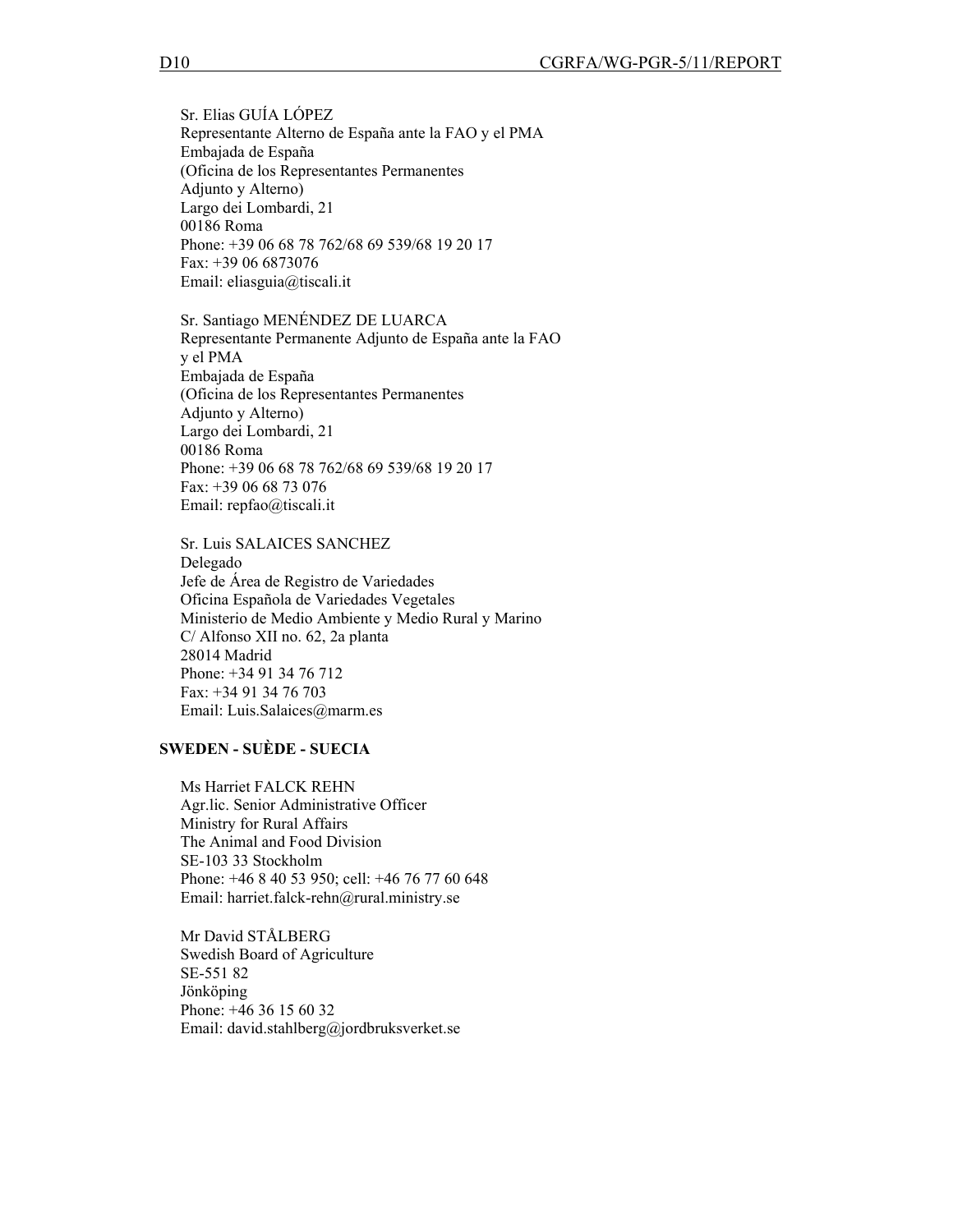Sr. Elias GUÍA LÓPEZ
Representante Alterno de España ante la FAO y el PMA
Embajada de España
(Oficina de los Representantes Permanentes
Adjunto y Alterno)
Largo dei Lombardi, 21
00186 Roma
Phone: +39 06 68 78 762/68 69 539/68 19 20 17
Fax: +39 06 6873076
Email: eliasguia@tiscali.it

Sr. Santiago MENÉNDEZ DE LUARCA
Representante Permanente Adjunto de España ante la FAO
y el PMA
Embajada de España
(Oficina de los Representantes Permanentes
Adjunto y Alterno)
Largo dei Lombardi, 21
00186 Roma
Phone: +39 06 68 78 762/68 69 539/68 19 20 17
Fax: +39 06 68 73 076
Email: repfao@tiscali.it

Sr. Luis SALAICES SANCHEZ
Delegado
Jefe de Área de Registro de Variedades
Oficina Española de Variedades Vegetales
Ministerio de Medio Ambiente y Medio Rural y Marino
C/ Alfonso XII no. 62, 2a planta
28014 Madrid
Phone: +34 91 34 76 712
Fax: +34 91 34 76 703
Email: Luis.Salaices@marm.es

**SWEDEN - SUÈDE - SUECIA**

Ms Harriet FALCK REHN
Agr.lic. Senior Administrative Officer
Ministry for Rural Affairs
The Animal and Food Division
SE-103 33 Stockholm
Phone: +46 8 40 53 950; cell: +46 76 77 60 648
Email: harriet.falck-rehn@rural.ministry.se

Mr David STÅLBERG
Swedish Board of Agriculture
SE-551 82
Jönköping
Phone: +46 36 15 60 32
Email: david.stahlberg@jordbruksverket.se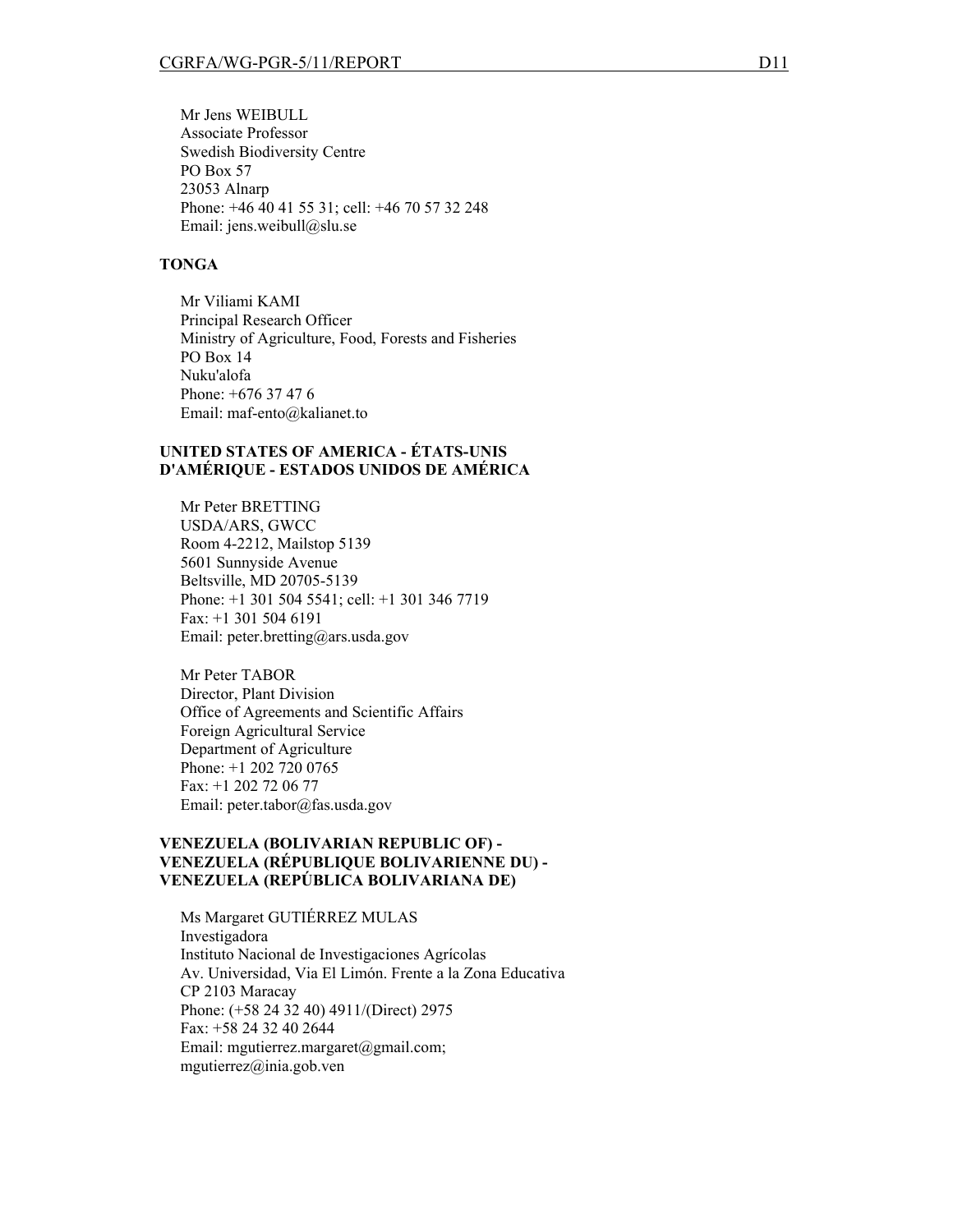Mr Jens WEIBULL
Associate Professor
Swedish Biodiversity Centre
PO Box 57
23053 Alnarp
Phone: +46 40 41 55 31; cell: +46 70 57 32 248
Email: jens.weibull@slu.se

**TONGA**

Mr Viliami KAMI
Principal Research Officer
Ministry of Agriculture, Food, Forests and Fisheries
PO Box 14
Nuku'alofa
Phone: +676 37 47 6
Email: maf-ento@kalianet.to

**UNITED STATES OF AMERICA - ÉTATS-UNIS D'AMÉRIQUE - ESTADOS UNIDOS DE AMÉRICA**

Mr Peter BRETTING
USDA/ARS, GWCC
Room 4-2212, Mailstop 5139
5601 Sunnyside Avenue
Beltsville, MD 20705-5139
Phone: +1 301 504 5541; cell: +1 301 346 7719
Fax: +1 301 504 6191
Email: peter.bretting@ars.usda.gov

Mr Peter TABOR
Director, Plant Division
Office of Agreements and Scientific Affairs
Foreign Agricultural Service
Department of Agriculture
Phone: +1 202 720 0765
Fax: +1 202 72 06 77
Email: peter.tabor@fas.usda.gov

**VENEZUELA (BOLIVARIAN REPUBLIC OF) - VENEZUELA (RÉPUBLIQUE BOLIVARIENNE DU) - VENEZUELA (REPÚBLICA BOLIVARIANA DE)**

Ms Margaret GUTIÉRREZ MULAS
Investigadora
Instituto Nacional de Investigaciones Agrícolas
Av. Universidad, Via El Limón. Frente a la Zona Educativa
CP 2103 Maracay
Phone: (+58 24 32 40) 4911/(Direct) 2975
Fax: +58 24 32 40 2644
Email: mgutierrez.margaret@gmail.com; mgutierrez@inia.gob.ven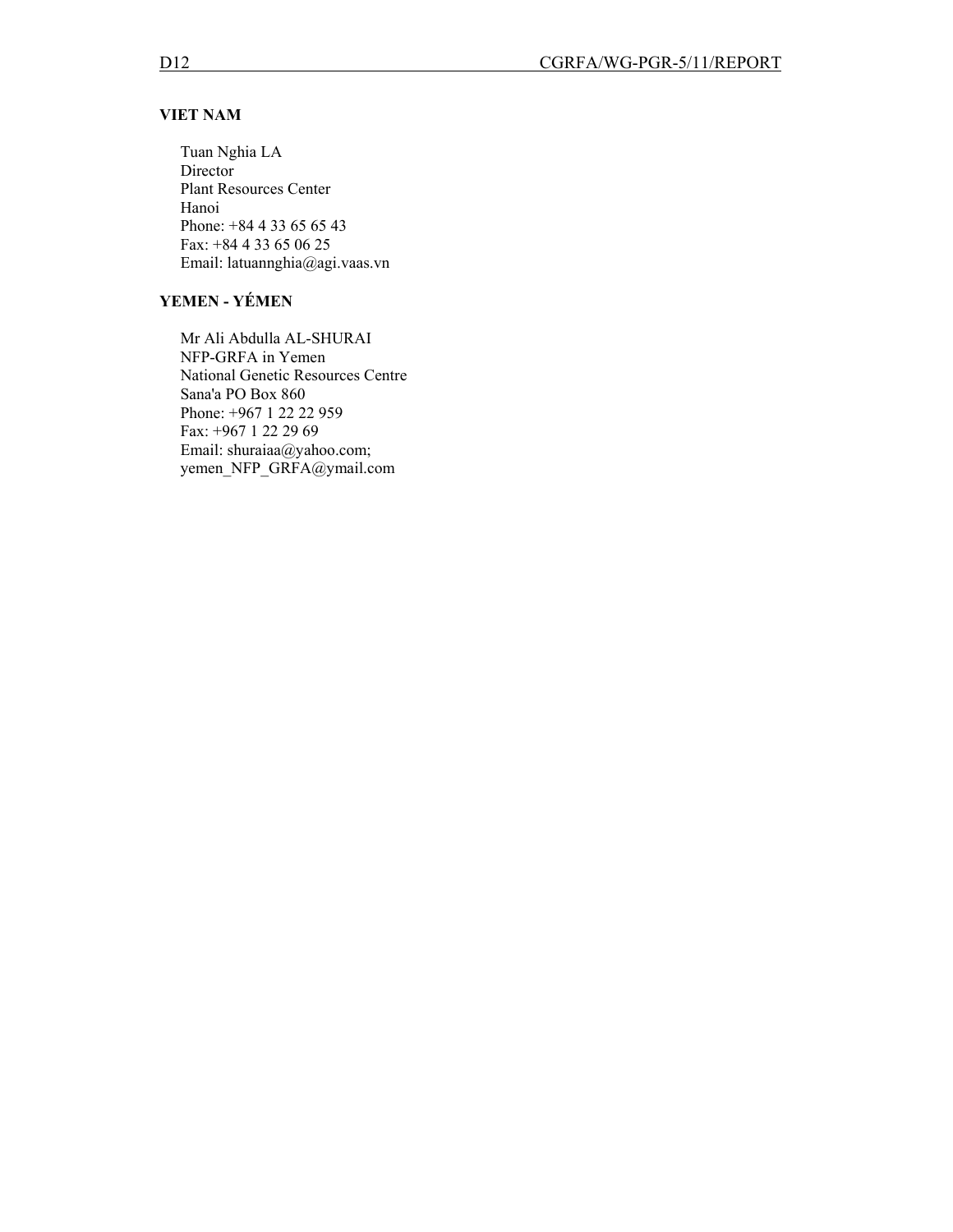**VIET NAM**

Tuan Nghia LA
Director
Plant Resources Center
Hanoi
Phone: +84 4 33 65 65 43
Fax: +84 4 33 65 06 25
Email: latuannghia@agi.vaas.vn

**YEMEN - YÉMEN**

Mr Ali Abdulla AL-SHURAI
NFP-GRFA in Yemen
National Genetic Resources Centre
Sana'a PO Box 860
Phone: +967 1 22 22 959
Fax: +967 1 22 29 69
Email: shuraiaa@yahoo.com;
yemen_NFP_GRFA@ymail.com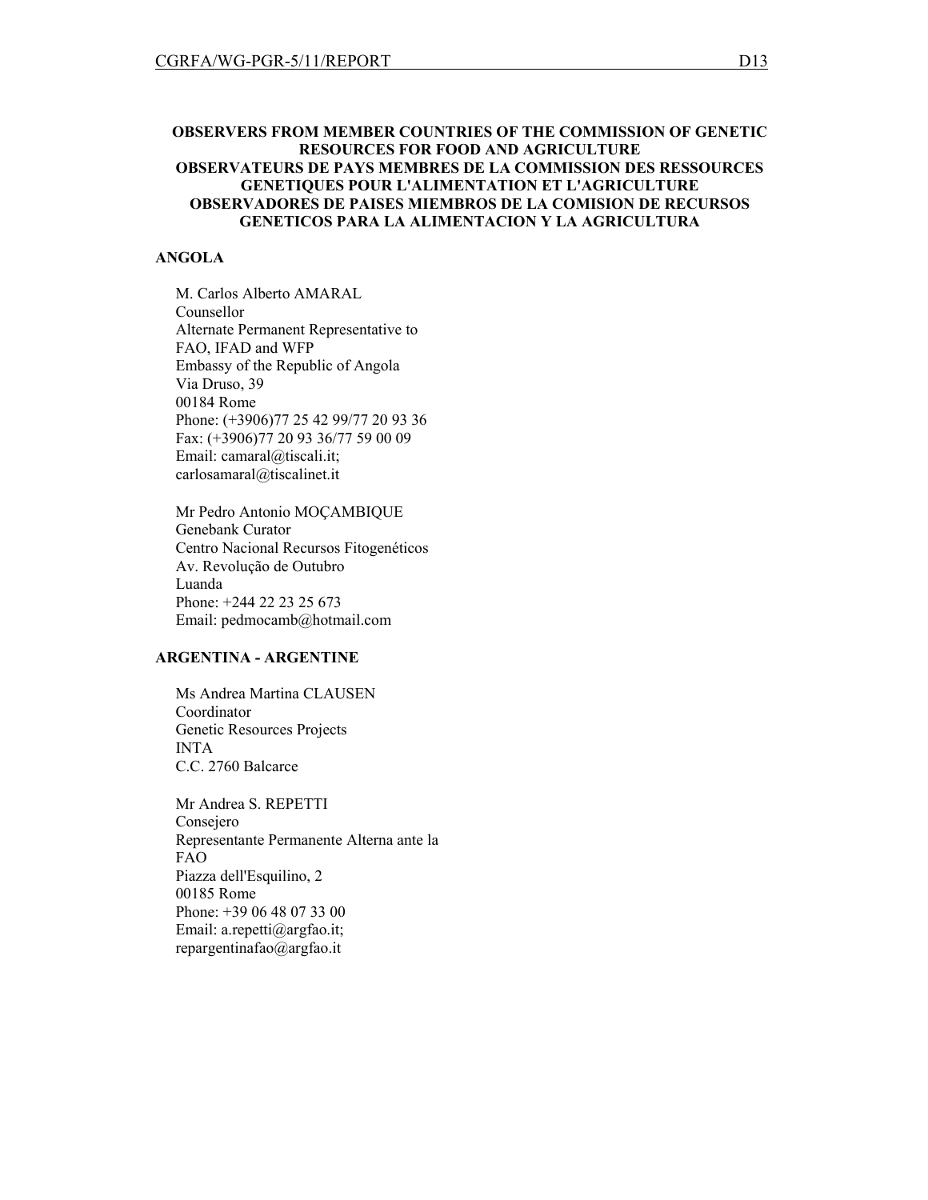**OBSERVERS FROM MEMBER COUNTRIES OF THE COMMISSION OF GENETIC RESOURCES FOR FOOD AND AGRICULTURE**
**OBSERVATEURS DE PAYS MEMBRES DE LA COMMISSION DES RESSOURCES GENETIQUES POUR L'ALIMENTATION ET L'AGRICULTURE**
**OBSERVADORES DE PAISES MIEMBROS DE LA COMISION DE RECURSOS GENETICOS PARA LA ALIMENTACION Y LA AGRICULTURA**

**ANGOLA**

M. Carlos Alberto AMARAL
Counsellor
Alternate Permanent Representative to FAO, IFAD and WFP
Embassy of the Republic of Angola
Via Druso, 39
00184 Rome
Phone: (+3906)77 25 42 99/77 20 93 36
Fax: (+3906)77 20 93 36/77 59 00 09
Email: camaral@tiscali.it; carlosamaral@tiscalinet.it

Mr Pedro Antonio MOÇAMBIQUE
Genebank Curator
Centro Nacional Recursos Fitogenéticos
Av. Revolução de Outubro
Luanda
Phone: +244 22 23 25 673
Email: pedmocamb@hotmail.com

**ARGENTINA - ARGENTINE**

Ms Andrea Martina CLAUSEN
Coordinator
Genetic Resources Projects
INTA
C.C. 2760 Balcarce

Mr Andrea S. REPETTI
Consejero
Representante Permanente Alterna ante la FAO
Piazza dell'Esquilino, 2
00185 Rome
Phone: +39 06 48 07 33 00
Email: a.repetti@argfao.it; repargentinafao@argfao.it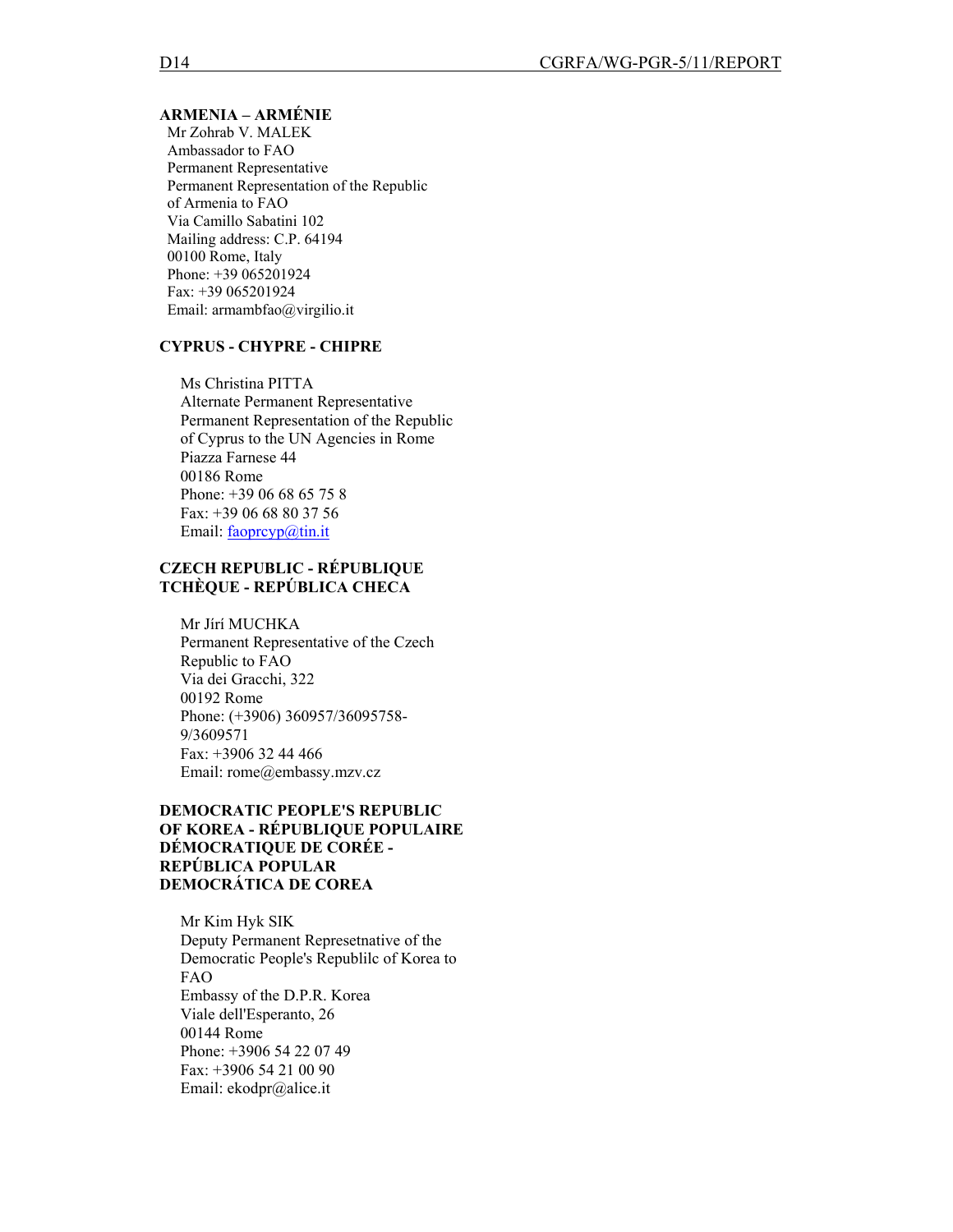**ARMENIA – ARMÉNIE**

Mr Zohrab V. MALEK
Ambassador to FAO
Permanent Representative
Permanent Representation of the Republic of Armenia to FAO
Via Camillo Sabatini 102
Mailing address: C.P. 64194
00100 Rome, Italy
Phone: +39 065201924
Fax: +39 065201924
Email: armambfao@virgilio.it

**CYPRUS - CHYPRE - CHIPRE**

Ms Christina PITTA
Alternate Permanent Representative
Permanent Representation of the Republic of Cyprus to the UN Agencies in Rome
Piazza Farnese 44
00186 Rome
Phone: +39 06 68 65 75 8
Fax: +39 06 68 80 37 56
Email: faoprcyp@tin.it

**CZECH REPUBLIC - RÉPUBLIQUE TCHÈQUE - REPÚBLICA CHECA**

Mr Jírí MUCHKA
Permanent Representative of the Czech Republic to FAO
Via dei Gracchi, 322
00192 Rome
Phone: (+3906) 360957/36095758-9/3609571
Fax: +3906 32 44 466
Email: rome@embassy.mzv.cz

**DEMOCRATIC PEOPLE'S REPUBLIC OF KOREA - RÉPUBLIQUE POPULAIRE DÉMOCRATIQUE DE CORÉE - REPÚBLICA POPULAR DEMOCRÁTICA DE COREA**

Mr Kim Hyk SIK
Deputy Permanent Represetnative of the Democratic People's Republilc of Korea to FAO
Embassy of the D.P.R. Korea
Viale dell'Esperanto, 26
00144 Rome
Phone: +3906 54 22 07 49
Fax: +3906 54 21 00 90
Email: ekodpr@alice.it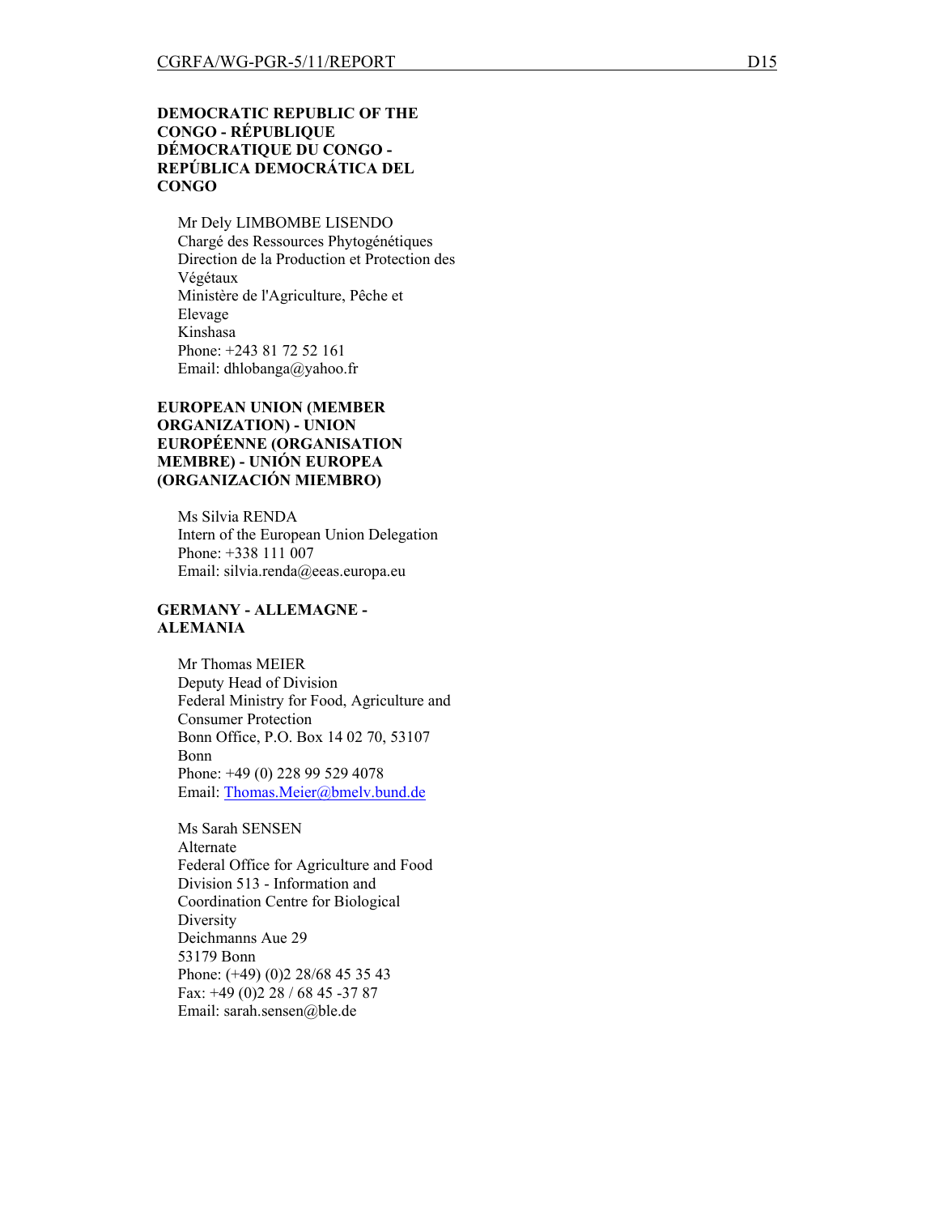**DEMOCRATIC REPUBLIC OF THE CONGO - RÉPUBLIQUE DÉMOCRATIQUE DU CONGO - REPÚBLICA DEMOCRÁTICA DEL CONGO**

Mr Dely LIMBOMBE LISENDO
Chargé des Ressources Phytogénétiques
Direction de la Production et Protection des Végétaux
Ministère de l'Agriculture, Pêche et Elevage
Kinshasa
Phone: +243 81 72 52 161
Email: dhlobanga@yahoo.fr

**EUROPEAN UNION (MEMBER ORGANIZATION) - UNION EUROPÉENNE (ORGANISATION MEMBRE) - UNIÓN EUROPEA (ORGANIZACIÓN MIEMBRO)**

Ms Silvia RENDA
Intern of the European Union Delegation
Phone: +338 111 007
Email: silvia.renda@eeas.europa.eu

**GERMANY - ALLEMAGNE - ALEMANIA**

Mr Thomas MEIER
Deputy Head of Division
Federal Ministry for Food, Agriculture and Consumer Protection
Bonn Office, P.O. Box 14 02 70, 53107 Bonn
Phone: +49 (0) 228 99 529 4078
Email: Thomas.Meier@bmelv.bund.de

Ms Sarah SENSEN
Alternate
Federal Office for Agriculture and Food
Division 513 - Information and Coordination Centre for Biological Diversity
Deichmanns Aue 29
53179 Bonn
Phone: (+49) (0)2 28/68 45 35 43
Fax: +49 (0)2 28 / 68 45 -37 87
Email: sarah.sensen@ble.de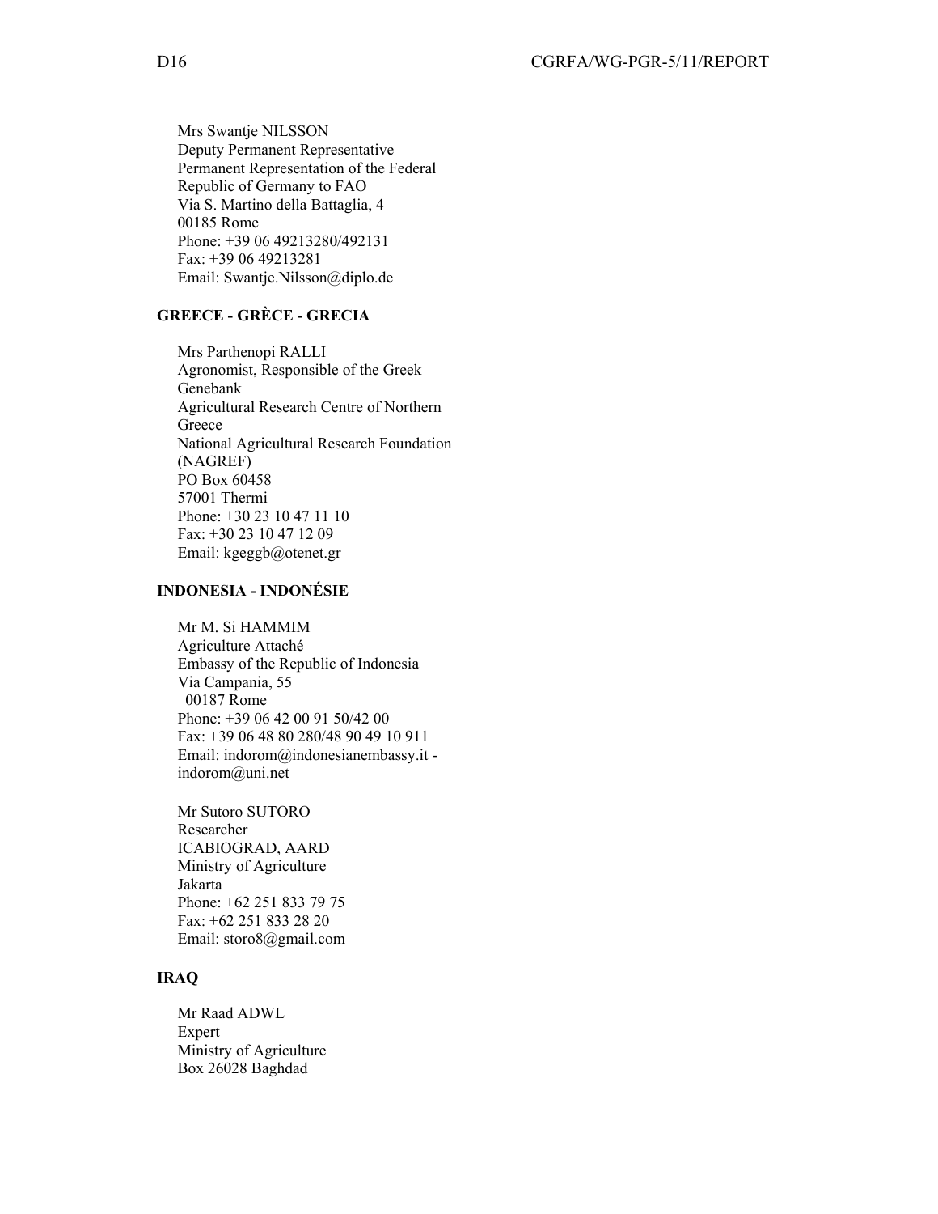Mrs Swantje NILSSON
Deputy Permanent Representative
Permanent Representation of the Federal Republic of Germany to FAO
Via S. Martino della Battaglia, 4
00185 Rome
Phone: +39 06 49213280/492131
Fax: +39 06 49213281
Email: Swantje.Nilsson@diplo.de

**GREECE - GRÈCE - GRECIA**

Mrs Parthenopi RALLI
Agronomist, Responsible of the Greek Genebank
Agricultural Research Centre of Northern Greece
National Agricultural Research Foundation (NAGREF)
PO Box 60458
57001 Thermi
Phone: +30 23 10 47 11 10
Fax: +30 23 10 47 12 09
Email: kgeggb@otenet.gr

**INDONESIA - INDONÉSIE**

Mr M. Si HAMMIM
Agriculture Attaché
Embassy of the Republic of Indonesia
Via Campania, 55
00187 Rome
Phone: +39 06 42 00 91 50/42 00
Fax: +39 06 48 80 280/48 90 49 10 911
Email: indorom@indonesianembassy.it - indorom@uni.net

Mr Sutoro SUTORO
Researcher
ICABIOGRAD, AARD
Ministry of Agriculture
Jakarta
Phone: +62 251 833 79 75
Fax: +62 251 833 28 20
Email: storo8@gmail.com

**IRAQ**

Mr Raad ADWL
Expert
Ministry of Agriculture
Box 26028 Baghdad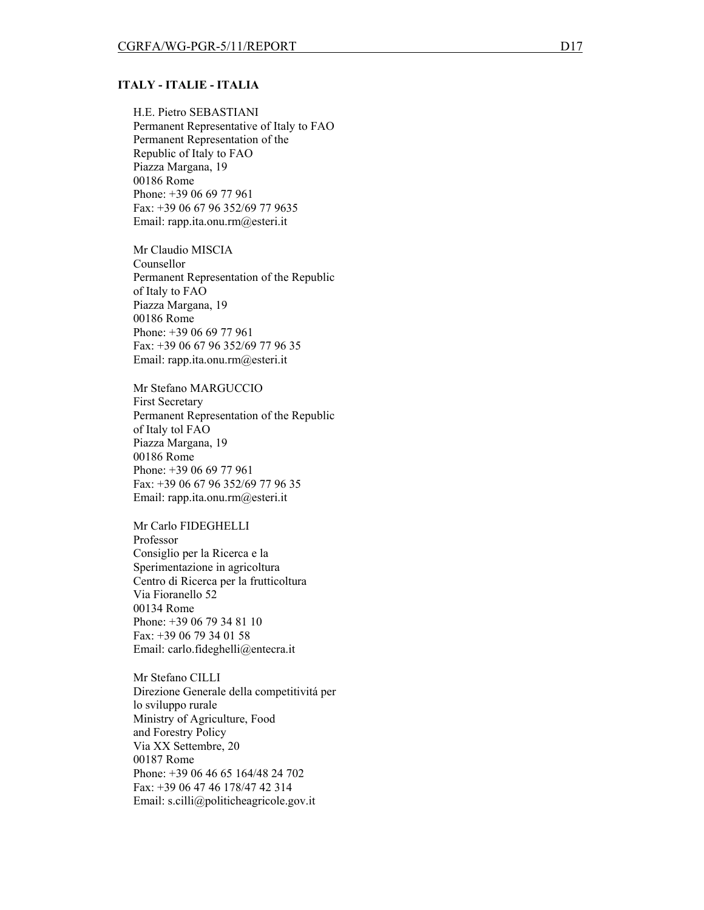**ITALY - ITALIE - ITALIA**

H.E. Pietro SEBASTIANI
Permanent Representative of Italy to FAO
Permanent Representation of the
Republic of Italy to FAO
Piazza Margana, 19
00186 Rome
Phone: +39 06 69 77 961
Fax: +39 06 67 96 352/69 77 9635
Email: rapp.ita.onu.rm@esteri.it

Mr Claudio MISCIA
Counsellor
Permanent Representation of the Republic
of Italy to FAO
Piazza Margana, 19
00186 Rome
Phone: +39 06 69 77 961
Fax: +39 06 67 96 352/69 77 96 35
Email: rapp.ita.onu.rm@esteri.it

Mr Stefano MARGUCCIO
First Secretary
Permanent Representation of the Republic
of Italy tol FAO
Piazza Margana, 19
00186 Rome
Phone: +39 06 69 77 961
Fax: +39 06 67 96 352/69 77 96 35
Email: rapp.ita.onu.rm@esteri.it

Mr Carlo FIDEGHELLI
Professor
Consiglio per la Ricerca e la
Sperimentazione in agricoltura
Centro di Ricerca per la frutticoltura
Via Fioranello 52
00134 Rome
Phone: +39 06 79 34 81 10
Fax: +39 06 79 34 01 58
Email: carlo.fideghelli@entecra.it

Mr Stefano CILLI
Direzione Generale della competitivitá per
lo sviluppo rurale
Ministry of Agriculture, Food
and Forestry Policy
Via XX Settembre, 20
00187 Rome
Phone: +39 06 46 65 164/48 24 702
Fax: +39 06 47 46 178/47 42 314
Email: s.cilli@politicheagricole.gov.it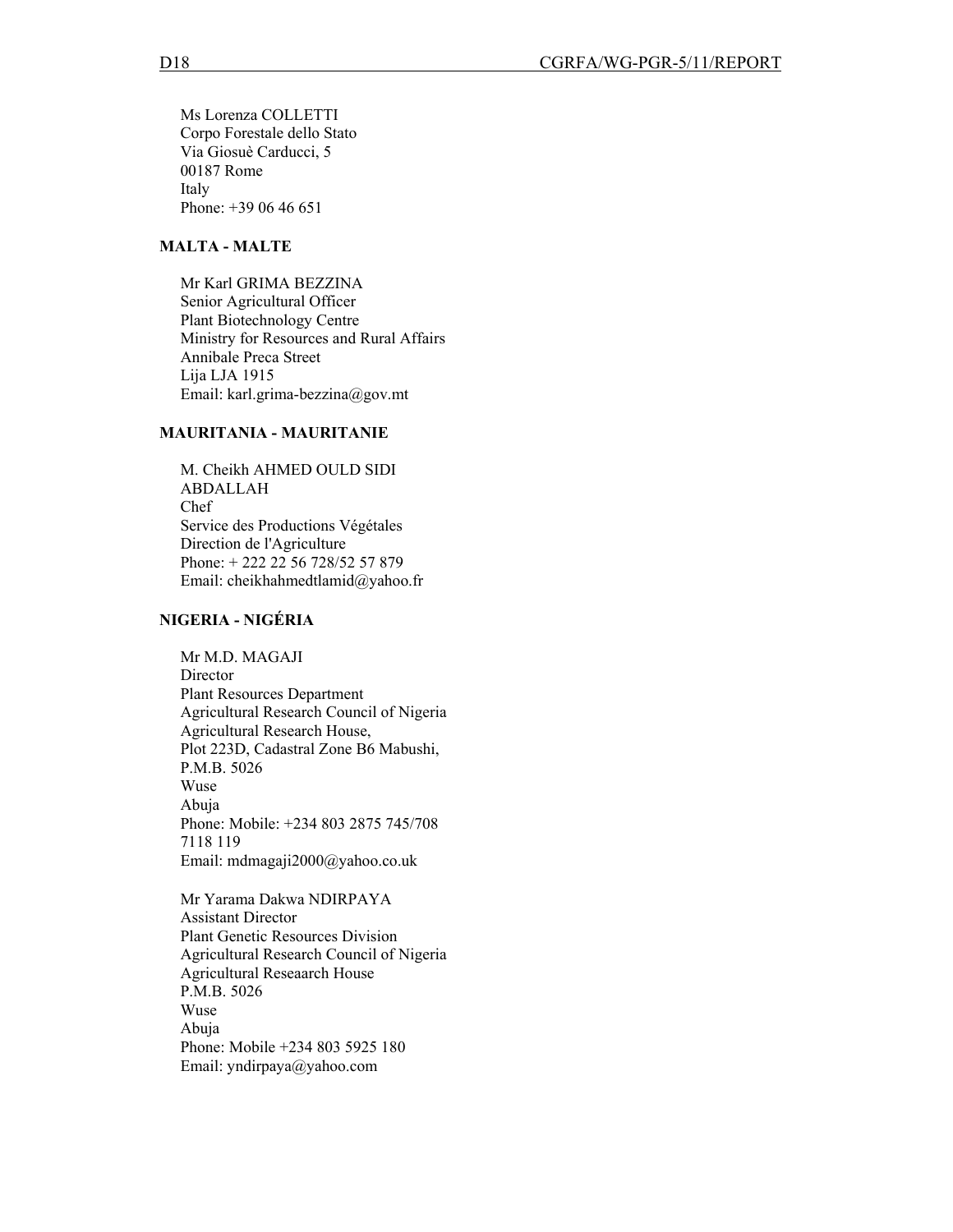Ms Lorenza COLLETTI
Corpo Forestale dello Stato
Via Giosuè Carducci, 5
00187 Rome
Italy
Phone: +39 06 46 651

**MALTA - MALTE**

Mr Karl GRIMA BEZZINA
Senior Agricultural Officer
Plant Biotechnology Centre
Ministry for Resources and Rural Affairs
Annibale Preca Street
Lija LJA 1915
Email: karl.grima-bezzina@gov.mt

**MAURITANIA - MAURITANIE**

M. Cheikh AHMED OULD SIDI ABDALLAH
Chef
Service des Productions Végétales
Direction de l'Agriculture
Phone: + 222 22 56 728/52 57 879
Email: cheikhahmedtlamid@yahoo.fr

**NIGERIA - NIGÉRIA**

Mr M.D. MAGAJI
Director
Plant Resources Department
Agricultural Research Council of Nigeria
Agricultural Research House,
Plot 223D, Cadastral Zone B6 Mabushi,
P.M.B. 5026
Wuse
Abuja
Phone: Mobile: +234 803 2875 745/708 7118 119
Email: mdmagaji2000@yahoo.co.uk

Mr Yarama Dakwa NDIRPAYA
Assistant Director
Plant Genetic Resources Division
Agricultural Research Council of Nigeria
Agricultural Reseaarch House
P.M.B. 5026
Wuse
Abuja
Phone: Mobile +234 803 5925 180
Email: yndirpaya@yahoo.com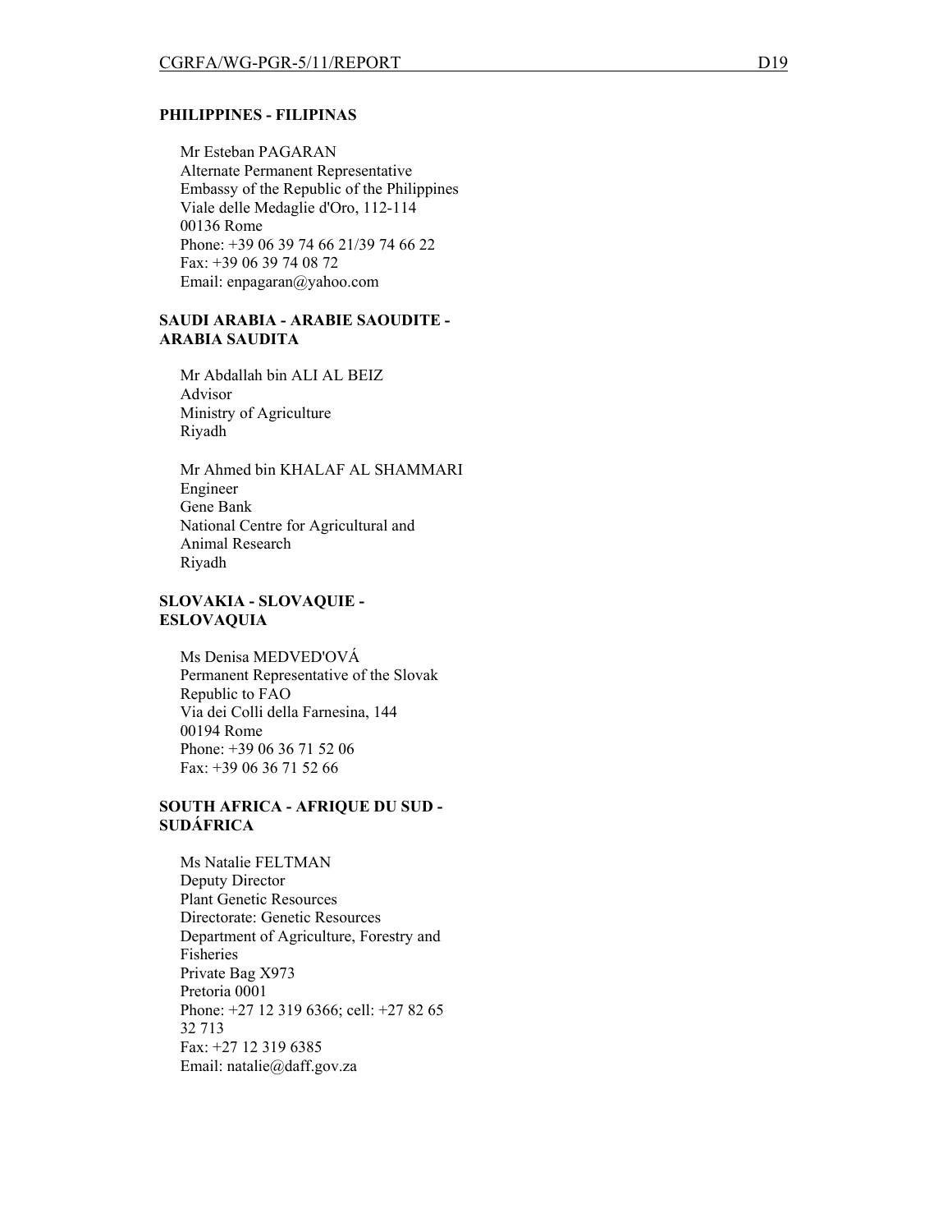**PHILIPPINES - FILIPINAS**

Mr Esteban PAGARAN
Alternate Permanent Representative
Embassy of the Republic of the Philippines
Viale delle Medaglie d'Oro, 112-114
00136 Rome
Phone: +39 06 39 74 66 21/39 74 66 22
Fax: +39 06 39 74 08 72
Email: enpagaran@yahoo.com

**SAUDI ARABIA - ARABIE SAOUDITE - ARABIA SAUDITA**

Mr Abdallah bin ALI AL BEIZ
Advisor
Ministry of Agriculture
Riyadh

Mr Ahmed bin KHALAF AL SHAMMARI
Engineer
Gene Bank
National Centre for Agricultural and Animal Research
Riyadh

**SLOVAKIA - SLOVAQUIE - ESLOVAQUIA**

Ms Denisa MEDVED'OVÁ
Permanent Representative of the Slovak Republic to FAO
Via dei Colli della Farnesina, 144
00194 Rome
Phone: +39 06 36 71 52 06
Fax: +39 06 36 71 52 66

**SOUTH AFRICA - AFRIQUE DU SUD - SUDÁFRICA**

Ms Natalie FELTMAN
Deputy Director
Plant Genetic Resources
Directorate: Genetic Resources
Department of Agriculture, Forestry and Fisheries
Private Bag X973
Pretoria 0001
Phone: +27 12 319 6366; cell: +27 82 65 32 713
Fax: +27 12 319 6385
Email: natalie@daff.gov.za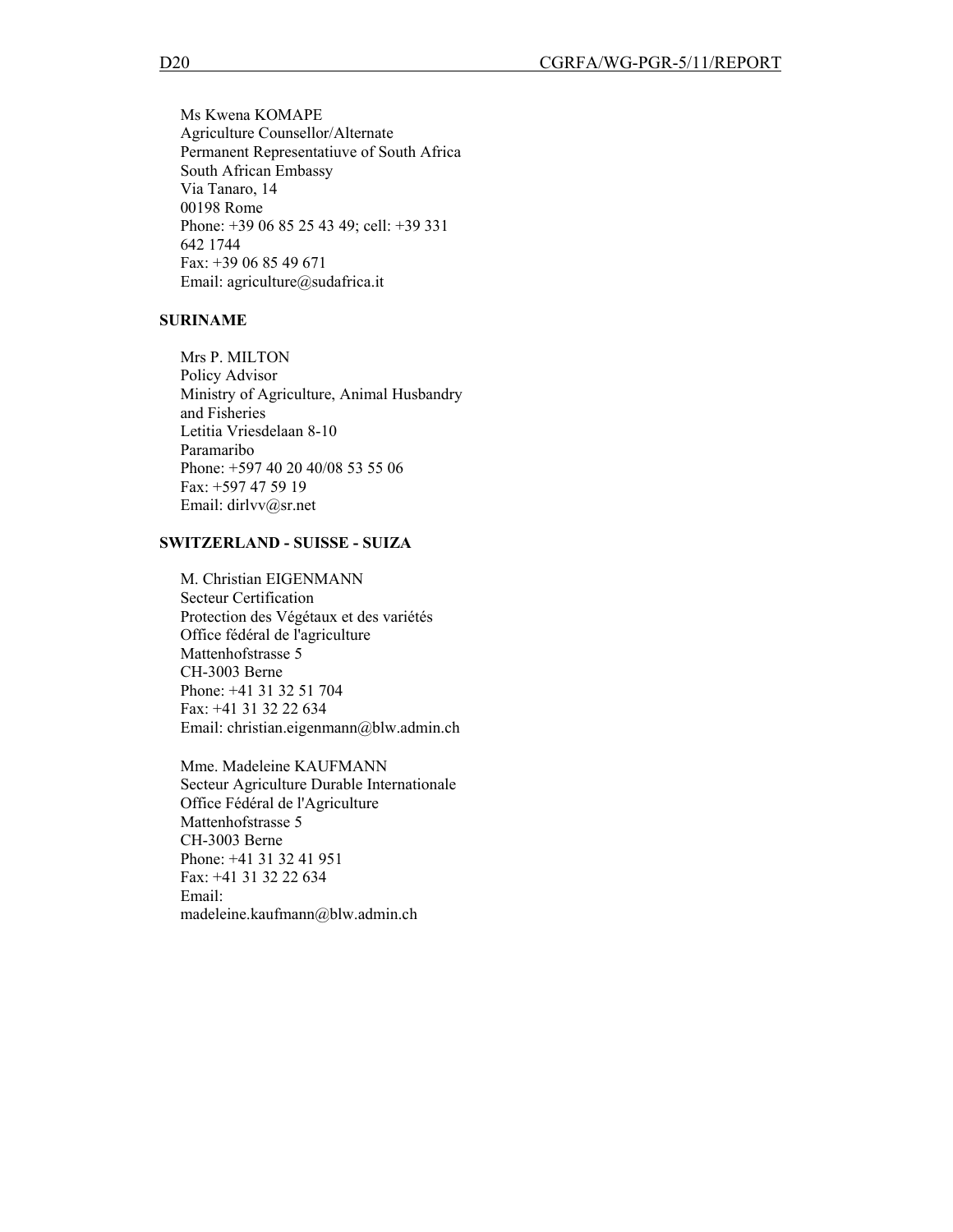Ms Kwena KOMAPE
Agriculture Counsellor/Alternate
Permanent Representatiuve of South Africa
South African Embassy
Via Tanaro, 14
00198 Rome
Phone: +39 06 85 25 43 49; cell: +39 331 642 1744
Fax: +39 06 85 49 671
Email: agriculture@sudafrica.it

**SURINAME**

Mrs P. MILTON
Policy Advisor
Ministry of Agriculture, Animal Husbandry and Fisheries
Letitia Vriesdelaan 8-10
Paramaribo
Phone: +597 40 20 40/08 53 55 06
Fax: +597 47 59 19
Email: dirlvv@sr.net

**SWITZERLAND - SUISSE - SUIZA**

M. Christian EIGENMANN
Secteur Certification
Protection des Végétaux et des variétés
Office fédéral de l'agriculture
Mattenhofstrasse 5
CH-3003 Berne
Phone: +41 31 32 51 704
Fax: +41 31 32 22 634
Email: christian.eigenmann@blw.admin.ch

Mme. Madeleine KAUFMANN
Secteur Agriculture Durable Internationale
Office Fédéral de l'Agriculture
Mattenhofstrasse 5
CH-3003 Berne
Phone: +41 31 32 41 951
Fax: +41 31 32 22 634
Email:
madeleine.kaufmann@blw.admin.ch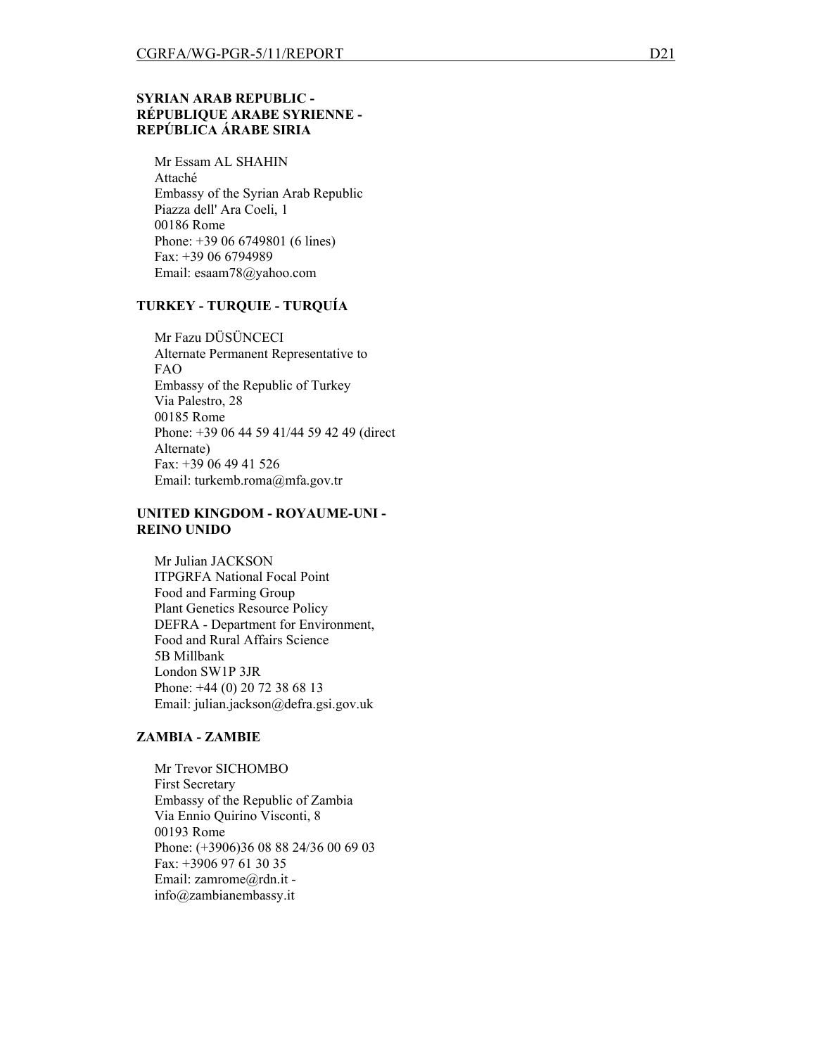**SYRIAN ARAB REPUBLIC - RÉPUBLIQUE ARABE SYRIENNE - REPÚBLICA ÁRABE SIRIA**

Mr Essam AL SHAHIN
Attaché
Embassy of the Syrian Arab Republic
Piazza dell' Ara Coeli, 1
00186 Rome
Phone: +39 06 6749801 (6 lines)
Fax: +39 06 6794989
Email: esaam78@yahoo.com

**TURKEY - TURQUIE - TURQUÍA**

Mr Fazu DÜSÜNCECI
Alternate Permanent Representative to FAO
Embassy of the Republic of Turkey
Via Palestro, 28
00185 Rome
Phone: +39 06 44 59 41/44 59 42 49 (direct Alternate)
Fax: +39 06 49 41 526
Email: turkemb.roma@mfa.gov.tr

**UNITED KINGDOM - ROYAUME-UNI - REINO UNIDO**

Mr Julian JACKSON
ITPGRFA National Focal Point
Food and Farming Group
Plant Genetics Resource Policy
DEFRA - Department for Environment, Food and Rural Affairs Science
5B Millbank
London SW1P 3JR
Phone: +44 (0) 20 72 38 68 13
Email: julian.jackson@defra.gsi.gov.uk

**ZAMBIA - ZAMBIE**

Mr Trevor SICHOMBO
First Secretary
Embassy of the Republic of Zambia
Via Ennio Quirino Visconti, 8
00193 Rome
Phone: (+3906)36 08 88 24/36 00 69 03
Fax: +3906 97 61 30 35
Email: zamrome@rdn.it - info@zambianembassy.it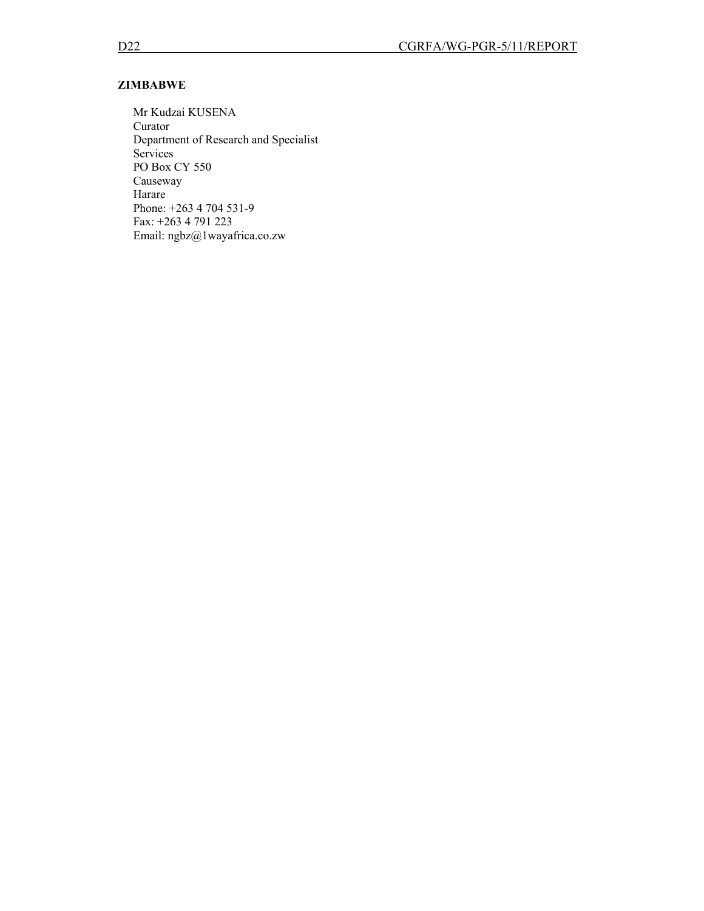**ZIMBABWE**

Mr Kudzai KUSENA
Curator
Department of Research and Specialist Services
PO Box CY 550
Causeway
Harare
Phone: +263 4 704 531-9
Fax: +263 4 791 223
Email: ngbz@1wayafrica.co.zw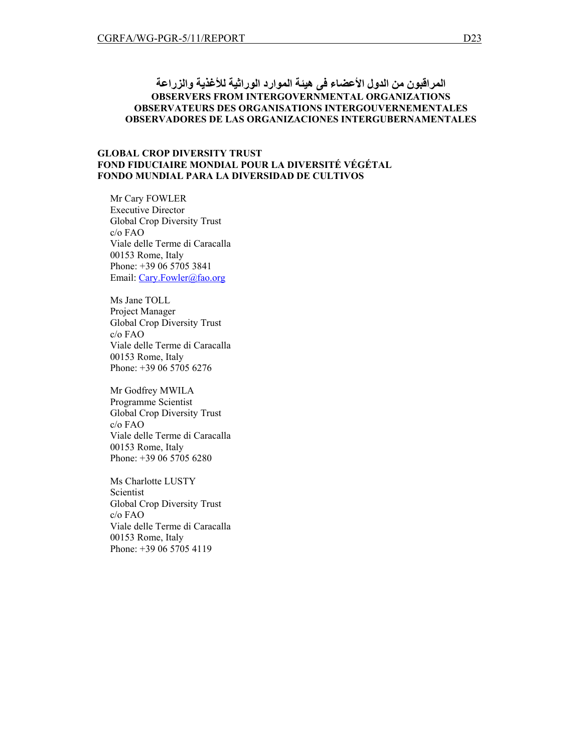## المراقبون من الدول الأعضاء فى هيئة الموارد الوراثية للأغذية والزراعة
## OBSERVERS FROM INTERGOVERNMENTAL ORGANIZATIONS
## OBSERVATEURS DES ORGANISATIONS INTERGOUVERNEMENTALES
## OBSERVADORES DE LAS ORGANIZACIONES INTERGUBERNAMENTALES

### GLOBAL CROP DIVERSITY TRUST
### FOND FIDUCIAIRE MONDIAL POUR LA DIVERSITÉ VÉGÉTAL
### FONDO MUNDIAL PARA LA DIVERSIDAD DE CULTIVOS

Mr Cary FOWLER
Executive Director
Global Crop Diversity Trust
c/o FAO
Viale delle Terme di Caracalla
00153 Rome, Italy
Phone: +39 06 5705 3841
Email: Cary.Fowler@fao.org

Ms Jane TOLL
Project Manager
Global Crop Diversity Trust
c/o FAO
Viale delle Terme di Caracalla
00153 Rome, Italy
Phone: +39 06 5705 6276

Mr Godfrey MWILA
Programme Scientist
Global Crop Diversity Trust
c/o FAO
Viale delle Terme di Caracalla
00153 Rome, Italy
Phone: +39 06 5705 6280

Ms Charlotte LUSTY
Scientist
Global Crop Diversity Trust
c/o FAO
Viale delle Terme di Caracalla
00153 Rome, Italy
Phone: +39 06 5705 4119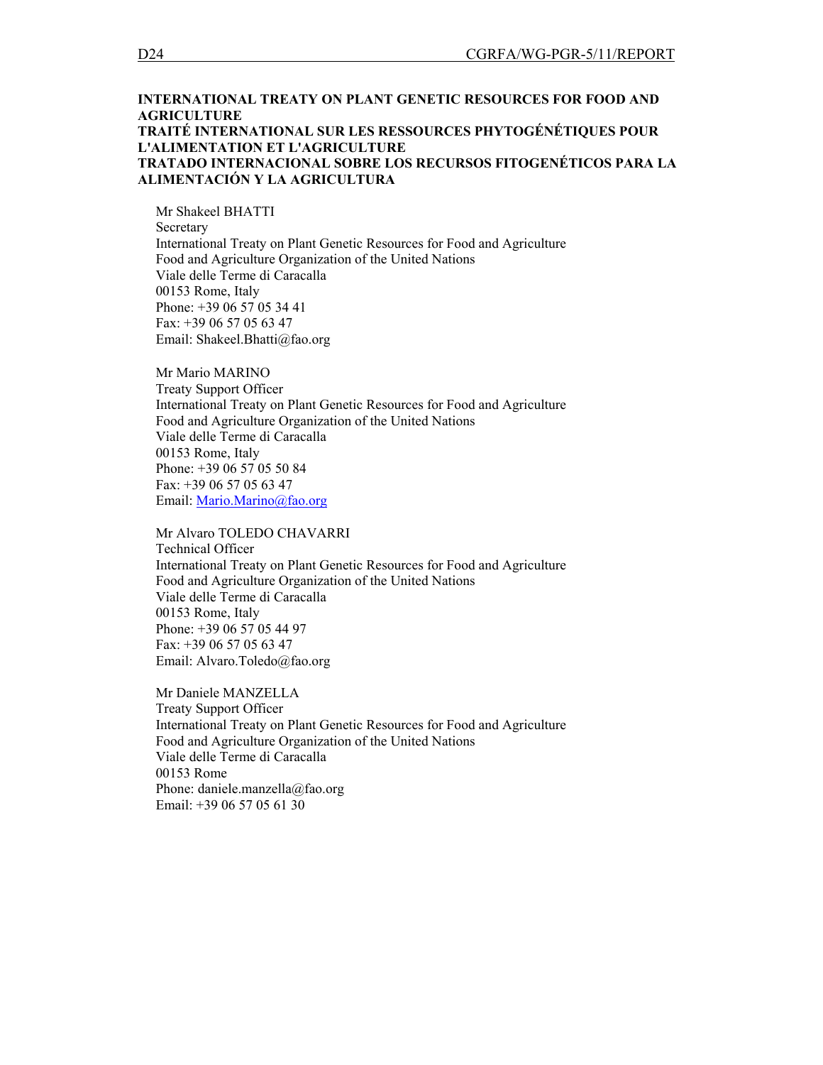**INTERNATIONAL TREATY ON PLANT GENETIC RESOURCES FOR FOOD AND AGRICULTURE**
**TRAITÉ INTERNATIONAL SUR LES RESSOURCES PHYTOGÉNÉTIQUES POUR L'ALIMENTATION ET L'AGRICULTURE**
**TRATADO INTERNACIONAL SOBRE LOS RECURSOS FITOGENÉTICOS PARA LA ALIMENTACIÓN Y LA AGRICULTURA**

Mr Shakeel BHATTI
Secretary
International Treaty on Plant Genetic Resources for Food and Agriculture
Food and Agriculture Organization of the United Nations
Viale delle Terme di Caracalla
00153 Rome, Italy
Phone: +39 06 57 05 34 41
Fax: +39 06 57 05 63 47
Email: Shakeel.Bhatti@fao.org

Mr Mario MARINO
Treaty Support Officer
International Treaty on Plant Genetic Resources for Food and Agriculture
Food and Agriculture Organization of the United Nations
Viale delle Terme di Caracalla
00153 Rome, Italy
Phone: +39 06 57 05 50 84
Fax: +39 06 57 05 63 47
Email: Mario.Marino@fao.org

Mr Alvaro TOLEDO CHAVARRI
Technical Officer
International Treaty on Plant Genetic Resources for Food and Agriculture
Food and Agriculture Organization of the United Nations
Viale delle Terme di Caracalla
00153 Rome, Italy
Phone: +39 06 57 05 44 97
Fax: +39 06 57 05 63 47
Email: Alvaro.Toledo@fao.org

Mr Daniele MANZELLA
Treaty Support Officer
International Treaty on Plant Genetic Resources for Food and Agriculture
Food and Agriculture Organization of the United Nations
Viale delle Terme di Caracalla
00153 Rome
Phone: daniele.manzella@fao.org
Email: +39 06 57 05 61 30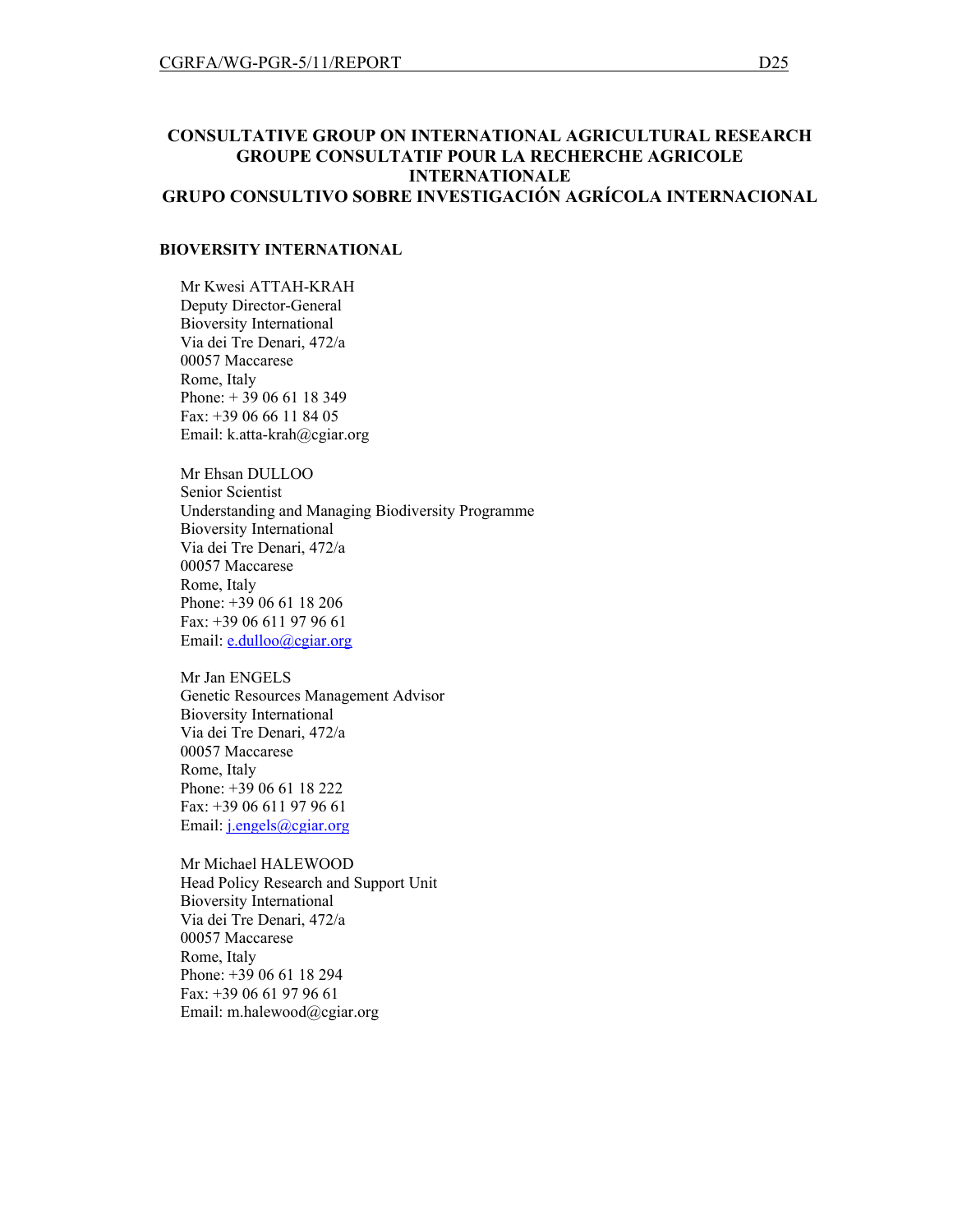## CONSULTATIVE GROUP ON INTERNATIONAL AGRICULTURAL RESEARCH
## GROUPE CONSULTATIF POUR LA RECHERCHE AGRICOLE INTERNATIONALE
## GRUPO CONSULTIVO SOBRE INVESTIGACIÓN AGRÍCOLA INTERNACIONAL

**BIOVERSITY INTERNATIONAL**

Mr Kwesi ATTAH-KRAH
Deputy Director-General
Bioversity International
Via dei Tre Denari, 472/a
00057 Maccarese
Rome, Italy
Phone: + 39 06 61 18 349
Fax: +39 06 66 11 84 05
Email: k.atta-krah@cgiar.org

Mr Ehsan DULLOO
Senior Scientist
Understanding and Managing Biodiversity Programme
Bioversity International
Via dei Tre Denari, 472/a
00057 Maccarese
Rome, Italy
Phone: +39 06 61 18 206
Fax: +39 06 611 97 96 61
Email: e.dulloo@cgiar.org

Mr Jan ENGELS
Genetic Resources Management Advisor
Bioversity International
Via dei Tre Denari, 472/a
00057 Maccarese
Rome, Italy
Phone: +39 06 61 18 222
Fax: +39 06 611 97 96 61
Email: j.engels@cgiar.org

Mr Michael HALEWOOD
Head Policy Research and Support Unit
Bioversity International
Via dei Tre Denari, 472/a
00057 Maccarese
Rome, Italy
Phone: +39 06 61 18 294
Fax: +39 06 61 97 96 61
Email: m.halewood@cgiar.org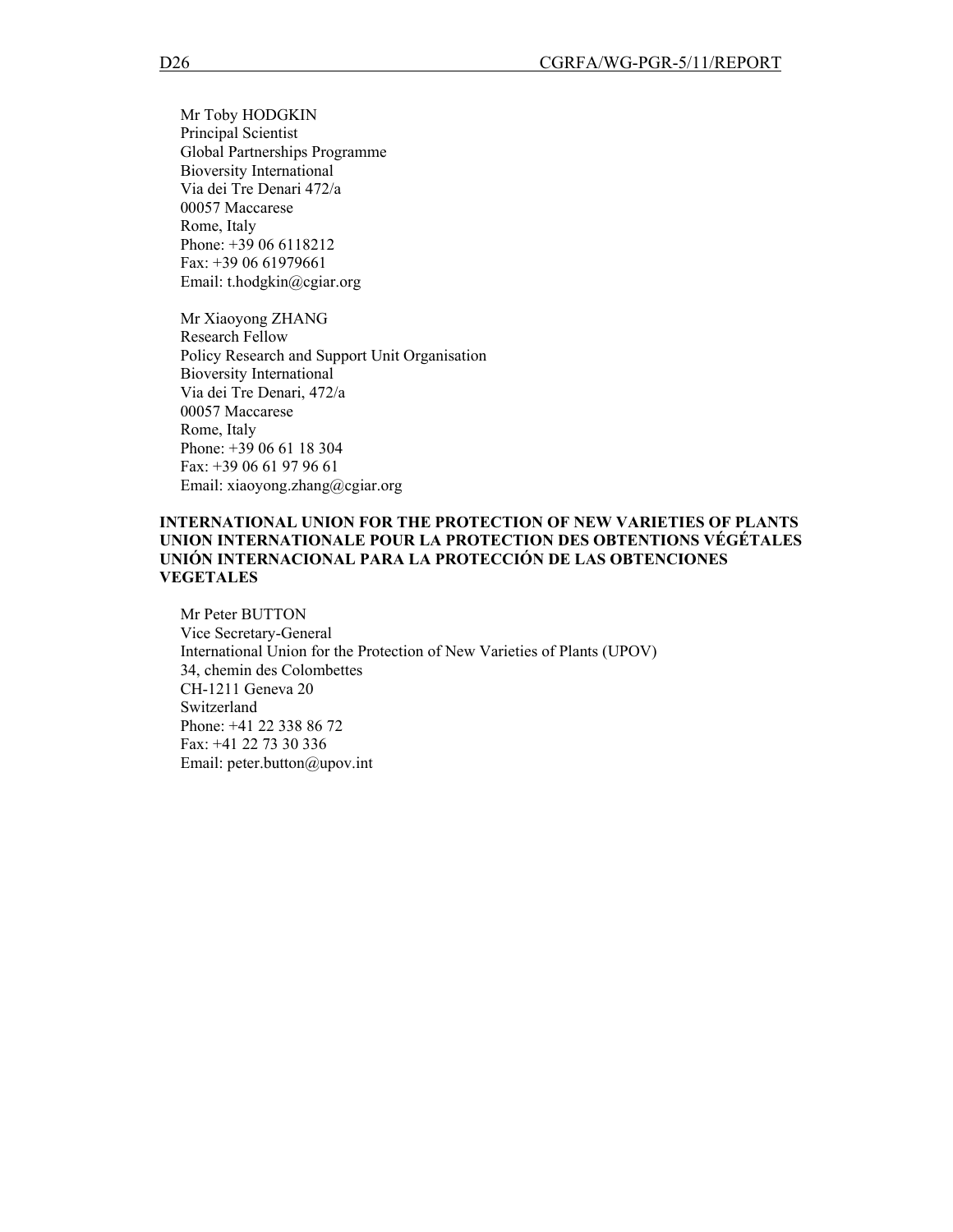Mr Toby HODGKIN
Principal Scientist
Global Partnerships Programme
Bioversity International
Via dei Tre Denari 472/a
00057 Maccarese
Rome, Italy
Phone: +39 06 6118212
Fax: +39 06 61979661
Email: t.hodgkin@cgiar.org

Mr Xiaoyong ZHANG
Research Fellow
Policy Research and Support Unit Organisation
Bioversity International
Via dei Tre Denari, 472/a
00057 Maccarese
Rome, Italy
Phone: +39 06 61 18 304
Fax: +39 06 61 97 96 61
Email: xiaoyong.zhang@cgiar.org

**INTERNATIONAL UNION FOR THE PROTECTION OF NEW VARIETIES OF PLANTS**
**UNION INTERNATIONALE POUR LA PROTECTION DES OBTENTIONS VÉGÉTALES**
**UNIÓN INTERNACIONAL PARA LA PROTECCIÓN DE LAS OBTENCIONES VEGETALES**

Mr Peter BUTTON
Vice Secretary-General
International Union for the Protection of New Varieties of Plants (UPOV)
34, chemin des Colombettes
CH-1211 Geneva 20
Switzerland
Phone: +41 22 338 86 72
Fax: +41 22 73 30 336
Email: peter.button@upov.int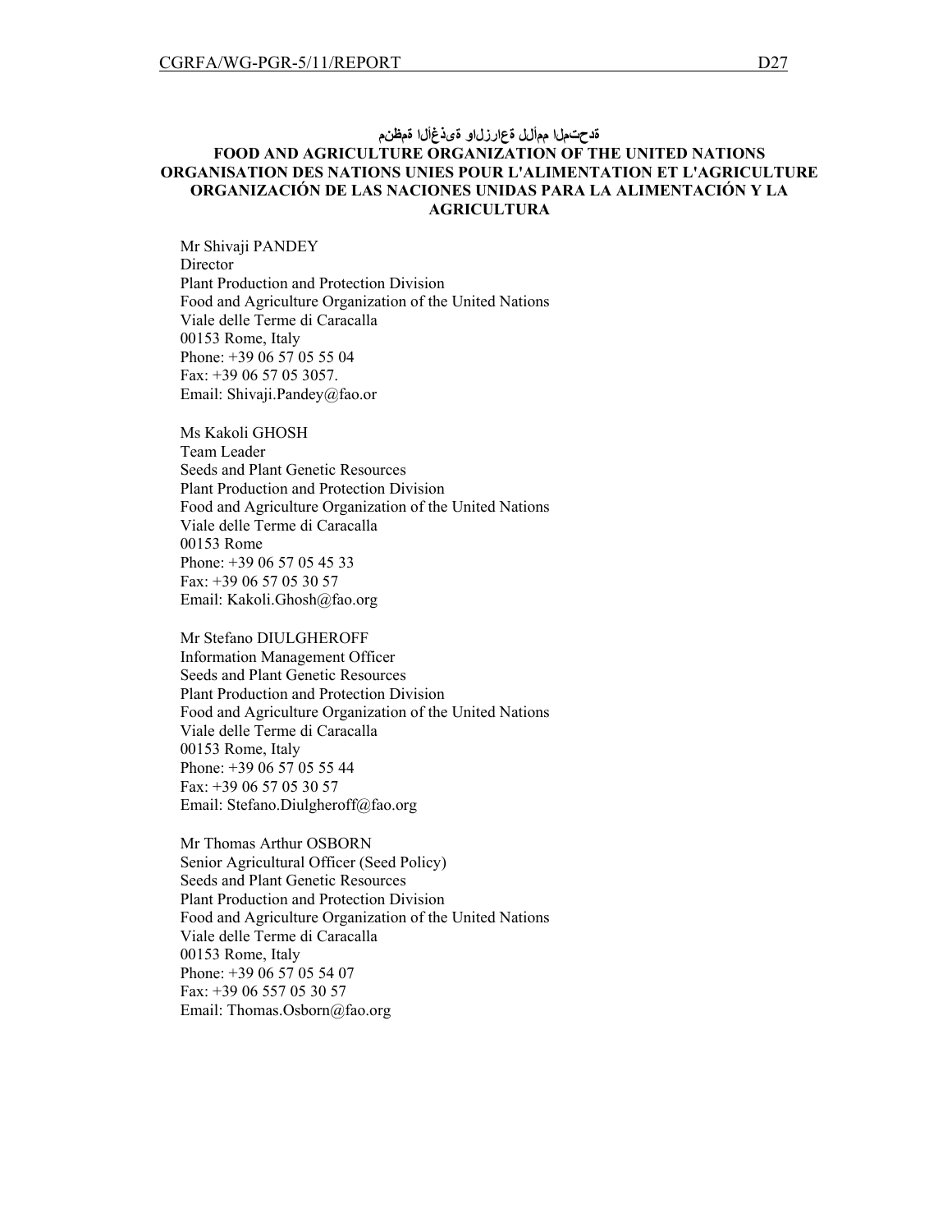**منظمة الأغذية والزراعة للأمم المتحدة**

**FOOD AND AGRICULTURE ORGANIZATION OF THE UNITED NATIONS**
**ORGANISATION DES NATIONS UNIES POUR L'ALIMENTATION ET L'AGRICULTURE**
**ORGANIZACIÓN DE LAS NACIONES UNIDAS PARA LA ALIMENTACIÓN Y LA AGRICULTURA**

Mr Shivaji PANDEY
Director
Plant Production and Protection Division
Food and Agriculture Organization of the United Nations
Viale delle Terme di Caracalla
00153 Rome, Italy
Phone: +39 06 57 05 55 04
Fax: +39 06 57 05 3057.
Email: Shivaji.Pandey@fao.or

Ms Kakoli GHOSH
Team Leader
Seeds and Plant Genetic Resources
Plant Production and Protection Division
Food and Agriculture Organization of the United Nations
Viale delle Terme di Caracalla
00153 Rome
Phone: +39 06 57 05 45 33
Fax: +39 06 57 05 30 57
Email: Kakoli.Ghosh@fao.org

Mr Stefano DIULGHEROFF
Information Management Officer
Seeds and Plant Genetic Resources
Plant Production and Protection Division
Food and Agriculture Organization of the United Nations
Viale delle Terme di Caracalla
00153 Rome, Italy
Phone: +39 06 57 05 55 44
Fax: +39 06 57 05 30 57
Email: Stefano.Diulgheroff@fao.org

Mr Thomas Arthur OSBORN
Senior Agricultural Officer (Seed Policy)
Seeds and Plant Genetic Resources
Plant Production and Protection Division
Food and Agriculture Organization of the United Nations
Viale delle Terme di Caracalla
00153 Rome, Italy
Phone: +39 06 57 05 54 07
Fax: +39 06 557 05 30 57
Email: Thomas.Osborn@fao.org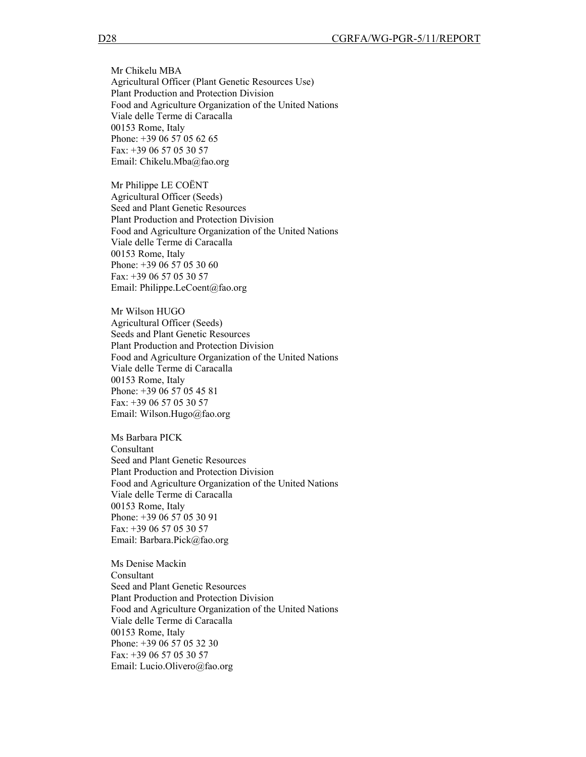Mr Chikelu MBA
Agricultural Officer (Plant Genetic Resources Use)
Plant Production and Protection Division
Food and Agriculture Organization of the United Nations
Viale delle Terme di Caracalla
00153 Rome, Italy
Phone: +39 06 57 05 62 65
Fax: +39 06 57 05 30 57
Email: Chikelu.Mba@fao.org

Mr Philippe LE COËNT
Agricultural Officer (Seeds)
Seed and Plant Genetic Resources
Plant Production and Protection Division
Food and Agriculture Organization of the United Nations
Viale delle Terme di Caracalla
00153 Rome, Italy
Phone: +39 06 57 05 30 60
Fax: +39 06 57 05 30 57
Email: Philippe.LeCoent@fao.org

Mr Wilson HUGO
Agricultural Officer (Seeds)
Seeds and Plant Genetic Resources
Plant Production and Protection Division
Food and Agriculture Organization of the United Nations
Viale delle Terme di Caracalla
00153 Rome, Italy
Phone: +39 06 57 05 45 81
Fax: +39 06 57 05 30 57
Email: Wilson.Hugo@fao.org

Ms Barbara PICK
Consultant
Seed and Plant Genetic Resources
Plant Production and Protection Division
Food and Agriculture Organization of the United Nations
Viale delle Terme di Caracalla
00153 Rome, Italy
Phone: +39 06 57 05 30 91
Fax: +39 06 57 05 30 57
Email: Barbara.Pick@fao.org

Ms Denise Mackin
Consultant
Seed and Plant Genetic Resources
Plant Production and Protection Division
Food and Agriculture Organization of the United Nations
Viale delle Terme di Caracalla
00153 Rome, Italy
Phone: +39 06 57 05 32 30
Fax: +39 06 57 05 30 57
Email: Lucio.Olivero@fao.org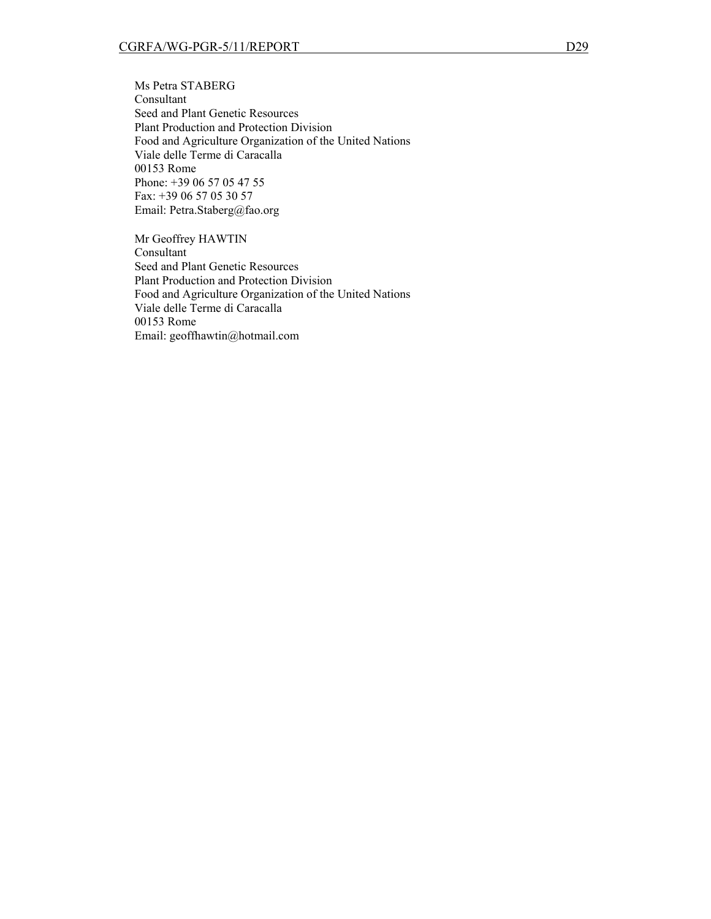Ms Petra STABERG
Consultant
Seed and Plant Genetic Resources
Plant Production and Protection Division
Food and Agriculture Organization of the United Nations
Viale delle Terme di Caracalla
00153 Rome
Phone: +39 06 57 05 47 55
Fax: +39 06 57 05 30 57
Email: Petra.Staberg@fao.org

Mr Geoffrey HAWTIN
Consultant
Seed and Plant Genetic Resources
Plant Production and Protection Division
Food and Agriculture Organization of the United Nations
Viale delle Terme di Caracalla
00153 Rome
Email: geoffhawtin@hotmail.com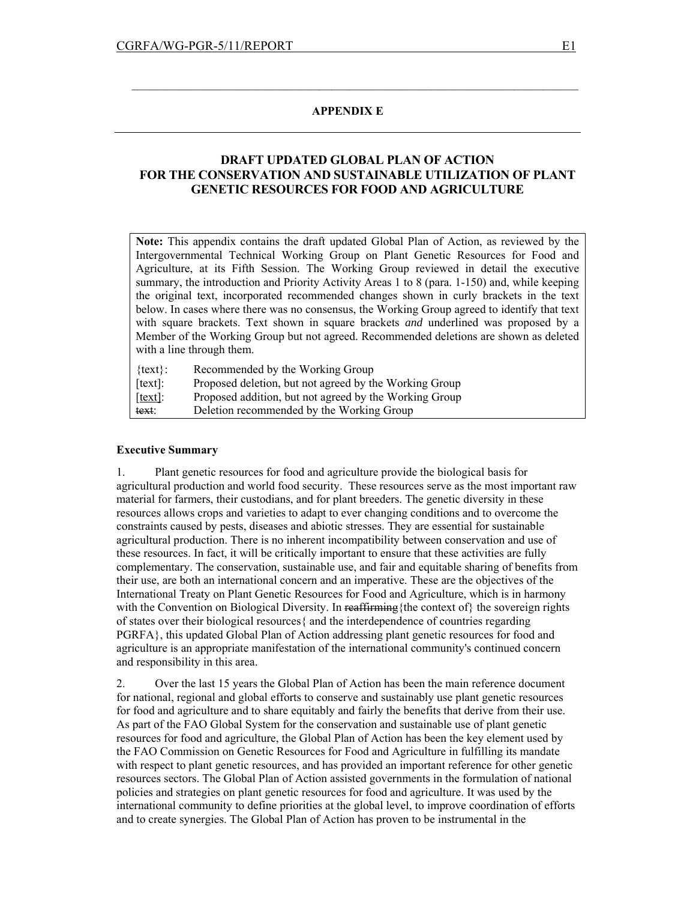## APPENDIX E

## DRAFT UPDATED GLOBAL PLAN OF ACTION FOR THE CONSERVATION AND SUSTAINABLE UTILIZATION OF PLANT GENETIC RESOURCES FOR FOOD AND AGRICULTURE

**Note:** This appendix contains the draft updated Global Plan of Action, as reviewed by the Intergovernmental Technical Working Group on Plant Genetic Resources for Food and Agriculture, at its Fifth Session. The Working Group reviewed in detail the executive summary, the introduction and Priority Activity Areas 1 to 8 (para. 1-150) and, while keeping the original text, incorporated recommended changes shown in curly brackets in the text below. In cases where there was no consensus, the Working Group agreed to identify that text with square brackets. Text shown in square brackets *and* underlined was proposed by a Member of the Working Group but not agreed. Recommended deletions are shown as deleted with a line through them.

| | |
|---|---|
| {text}: | Recommended by the Working Group |
| [text]: | Proposed deletion, but not agreed by the Working Group |
| <u>[text]</u>: | Proposed addition, but not agreed by the Working Group |
| ~~text~~: | Deletion recommended by the Working Group |

**Executive Summary**

1. Plant genetic resources for food and agriculture provide the biological basis for agricultural production and world food security. These resources serve as the most important raw material for farmers, their custodians, and for plant breeders. The genetic diversity in these resources allows crops and varieties to adapt to ever changing conditions and to overcome the constraints caused by pests, diseases and abiotic stresses. They are essential for sustainable agricultural production. There is no inherent incompatibility between conservation and use of these resources. In fact, it will be critically important to ensure that these activities are fully complementary. The conservation, sustainable use, and fair and equitable sharing of benefits from their use, are both an international concern and an imperative. These are the objectives of the International Treaty on Plant Genetic Resources for Food and Agriculture, which is in harmony with the Convention on Biological Diversity. In ~~reaffirming~~{the context of} the sovereign rights of states over their biological resources{ and the interdependence of countries regarding PGRFA}, this updated Global Plan of Action addressing plant genetic resources for food and agriculture is an appropriate manifestation of the international community's continued concern and responsibility in this area.

2. Over the last 15 years the Global Plan of Action has been the main reference document for national, regional and global efforts to conserve and sustainably use plant genetic resources for food and agriculture and to share equitably and fairly the benefits that derive from their use. As part of the FAO Global System for the conservation and sustainable use of plant genetic resources for food and agriculture, the Global Plan of Action has been the key element used by the FAO Commission on Genetic Resources for Food and Agriculture in fulfilling its mandate with respect to plant genetic resources, and has provided an important reference for other genetic resources sectors. The Global Plan of Action assisted governments in the formulation of national policies and strategies on plant genetic resources for food and agriculture. It was used by the international community to define priorities at the global level, to improve coordination of efforts and to create synergies. The Global Plan of Action has proven to be instrumental in the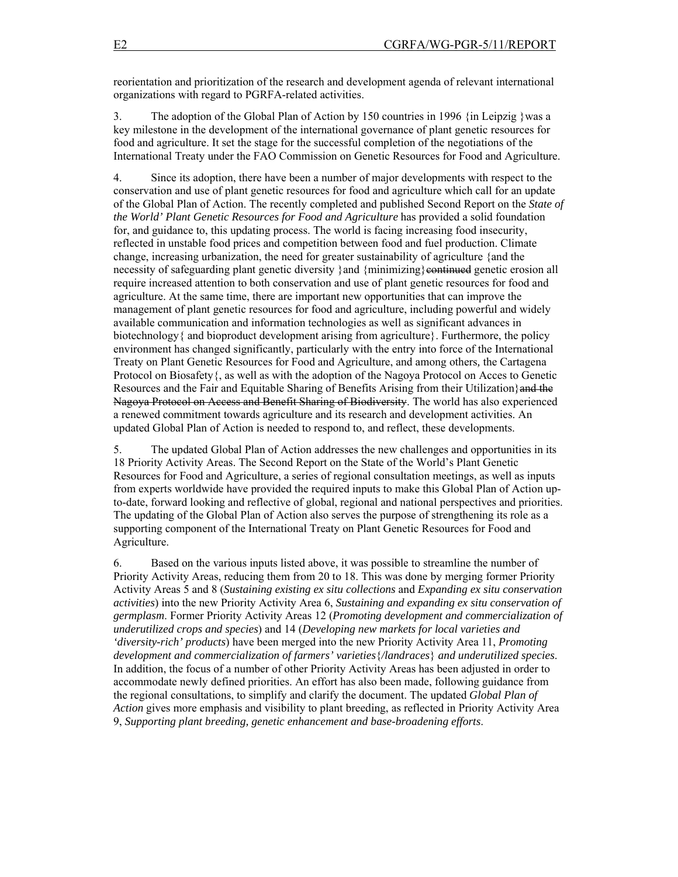reorientation and prioritization of the research and development agenda of relevant international organizations with regard to PGRFA-related activities.

3. The adoption of the Global Plan of Action by 150 countries in 1996 {in Leipzig }was a key milestone in the development of the international governance of plant genetic resources for food and agriculture. It set the stage for the successful completion of the negotiations of the International Treaty under the FAO Commission on Genetic Resources for Food and Agriculture.

4. Since its adoption, there have been a number of major developments with respect to the conservation and use of plant genetic resources for food and agriculture which call for an update of the Global Plan of Action. The recently completed and published Second Report on the *State of the World' Plant Genetic Resources for Food and Agriculture* has provided a solid foundation for, and guidance to, this updating process. The world is facing increasing food insecurity, reflected in unstable food prices and competition between food and fuel production. Climate change, increasing urbanization, the need for greater sustainability of agriculture {and the necessity of safeguarding plant genetic diversity }and {minimizing}~~continued~~ genetic erosion all require increased attention to both conservation and use of plant genetic resources for food and agriculture. At the same time, there are important new opportunities that can improve the management of plant genetic resources for food and agriculture, including powerful and widely available communication and information technologies as well as significant advances in biotechnology{ and bioproduct development arising from agriculture}. Furthermore, the policy environment has changed significantly, particularly with the entry into force of the International Treaty on Plant Genetic Resources for Food and Agriculture, and among others, the Cartagena Protocol on Biosafety{, as well as with the adoption of the Nagoya Protocol on Acces to Genetic Resources and the Fair and Equitable Sharing of Benefits Arising from their Utilization}~~and the Nagoya Protocol on Access and Benefit Sharing of Biodiversity~~. The world has also experienced a renewed commitment towards agriculture and its research and development activities. An updated Global Plan of Action is needed to respond to, and reflect, these developments.

5. The updated Global Plan of Action addresses the new challenges and opportunities in its 18 Priority Activity Areas. The Second Report on the State of the World's Plant Genetic Resources for Food and Agriculture, a series of regional consultation meetings, as well as inputs from experts worldwide have provided the required inputs to make this Global Plan of Action up-to-date, forward looking and reflective of global, regional and national perspectives and priorities. The updating of the Global Plan of Action also serves the purpose of strengthening its role as a supporting component of the International Treaty on Plant Genetic Resources for Food and Agriculture.

6. Based on the various inputs listed above, it was possible to streamline the number of Priority Activity Areas, reducing them from 20 to 18. This was done by merging former Priority Activity Areas 5 and 8 (*Sustaining existing ex situ collections* and *Expanding ex situ conservation activities*) into the new Priority Activity Area 6, *Sustaining and expanding ex situ conservation of germplasm*. Former Priority Activity Areas 12 (*Promoting development and commercialization of underutilized crops and species*) and 14 (*Developing new markets for local varieties and 'diversity-rich' products*) have been merged into the new Priority Activity Area 11, *Promoting development and commercialization of farmers' varieties{/landraces} and underutilized species*. In addition, the focus of a number of other Priority Activity Areas has been adjusted in order to accommodate newly defined priorities. An effort has also been made, following guidance from the regional consultations, to simplify and clarify the document. The updated *Global Plan of Action* gives more emphasis and visibility to plant breeding, as reflected in Priority Activity Area 9, *Supporting plant breeding, genetic enhancement and base-broadening efforts*.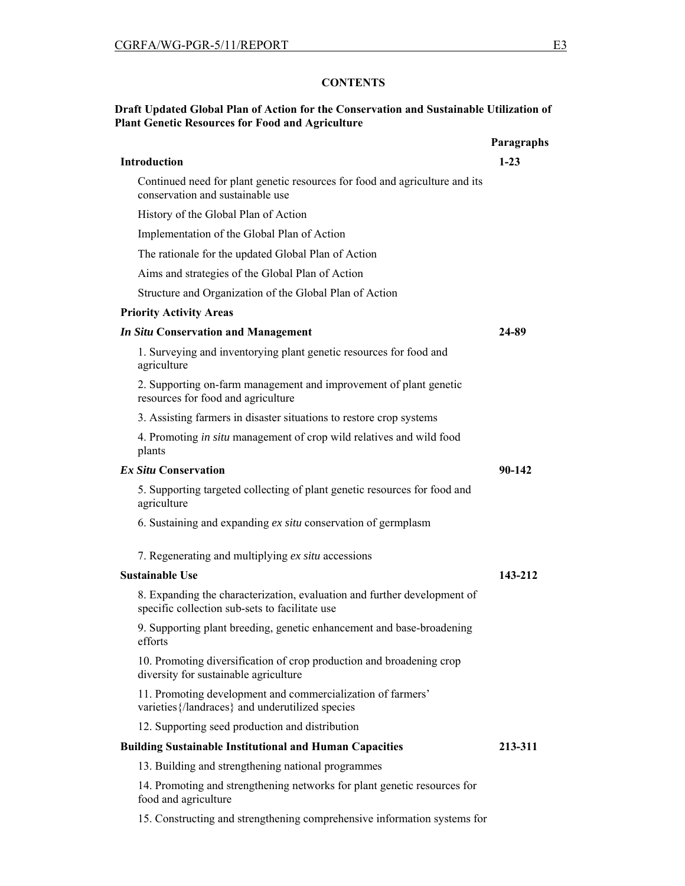**CONTENTS**

**Draft Updated Global Plan of Action for the Conservation and Sustainable Utilization of Plant Genetic Resources for Food and Agriculture**

| | **Paragraphs** |
|---|---|
| **Introduction** | **1-23** |
| Continued need for plant genetic resources for food and agriculture and its conservation and sustainable use | |
| History of the Global Plan of Action | |
| Implementation of the Global Plan of Action | |
| The rationale for the updated Global Plan of Action | |
| Aims and strategies of the Global Plan of Action | |
| Structure and Organization of the Global Plan of Action | |
| **Priority Activity Areas** | |
| ***In Situ* Conservation and Management** | **24-89** |
| 1. Surveying and inventorying plant genetic resources for food and agriculture | |
| 2. Supporting on-farm management and improvement of plant genetic resources for food and agriculture | |
| 3. Assisting farmers in disaster situations to restore crop systems | |
| 4. Promoting *in situ* management of crop wild relatives and wild food plants | |
| ***Ex Situ* Conservation** | **90-142** |
| 5. Supporting targeted collecting of plant genetic resources for food and agriculture | |
| 6. Sustaining and expanding *ex situ* conservation of germplasm | |
| 7. Regenerating and multiplying *ex situ* accessions | |
| **Sustainable Use** | **143-212** |
| 8. Expanding the characterization, evaluation and further development of specific collection sub-sets to facilitate use | |
| 9. Supporting plant breeding, genetic enhancement and base-broadening efforts | |
| 10. Promoting diversification of crop production and broadening crop diversity for sustainable agriculture | |
| 11. Promoting development and commercialization of farmers' varieties{/landraces} and underutilized species | |
| 12. Supporting seed production and distribution | |
| **Building Sustainable Institutional and Human Capacities** | **213-311** |
| 13. Building and strengthening national programmes | |
| 14. Promoting and strengthening networks for plant genetic resources for food and agriculture | |
| 15. Constructing and strengthening comprehensive information systems for | |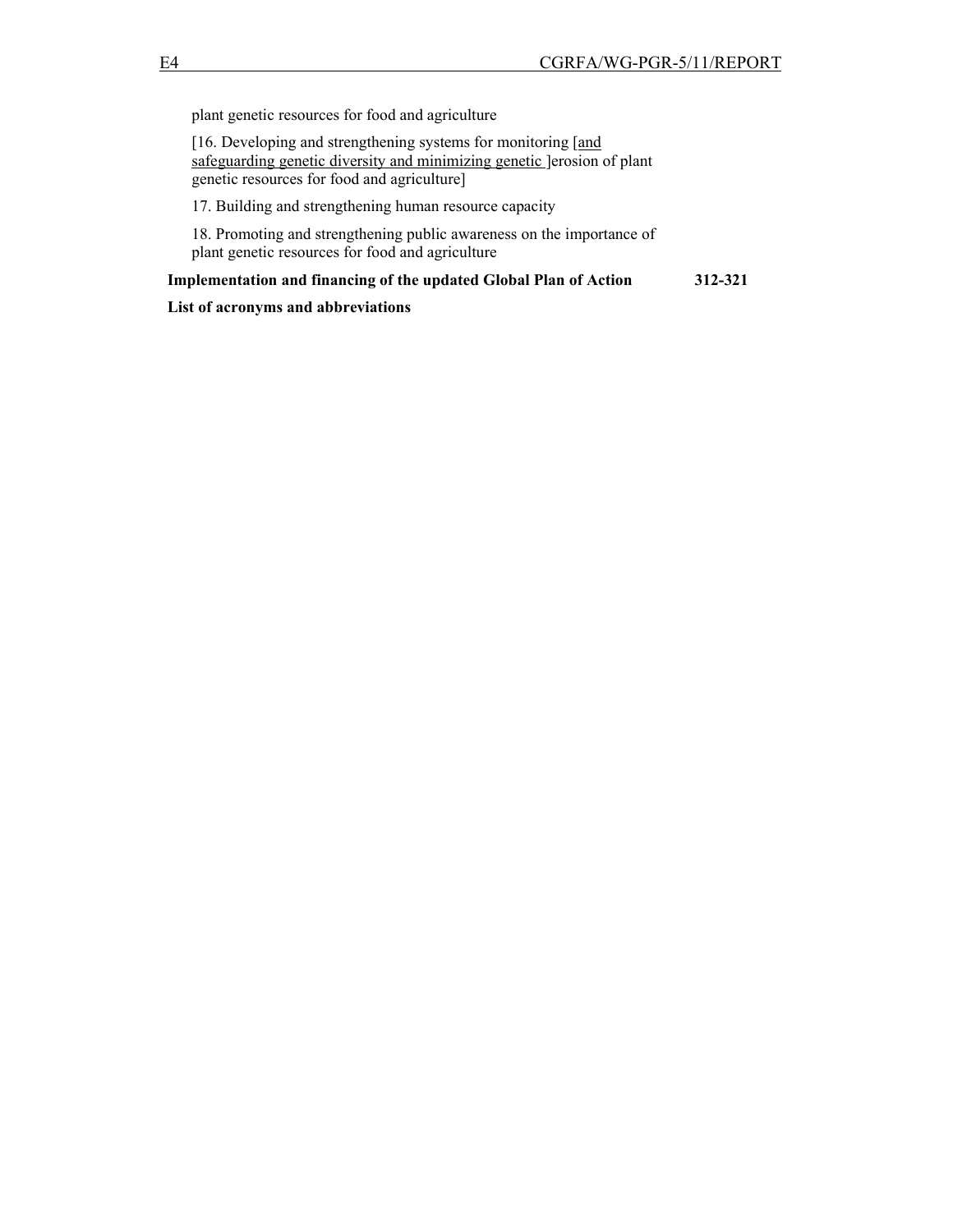plant genetic resources for food and agriculture

[16. Developing and strengthening systems for monitoring [and safeguarding genetic diversity and minimizing genetic ]erosion of plant genetic resources for food and agriculture]

17. Building and strengthening human resource capacity

18. Promoting and strengthening public awareness on the importance of plant genetic resources for food and agriculture

**Implementation and financing of the updated Global Plan of Action** **312-321**

**List of acronyms and abbreviations**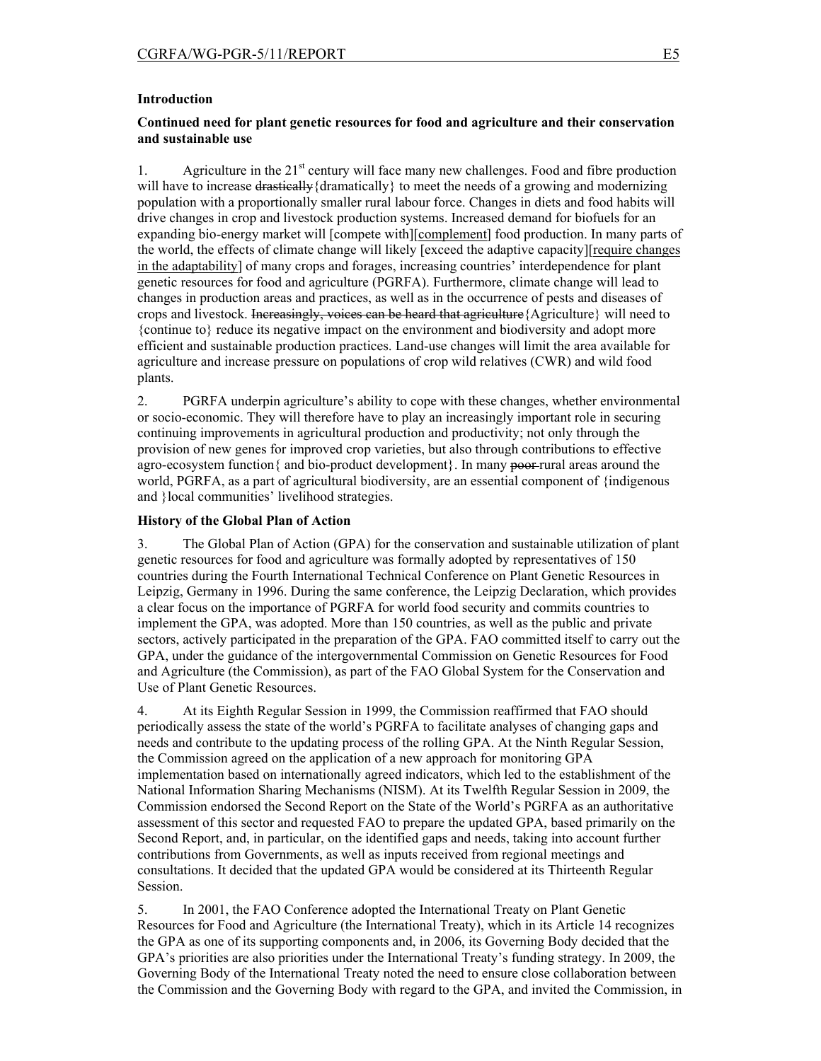## Introduction

### Continued need for plant genetic resources for food and agriculture and their conservation and sustainable use

1. Agriculture in the 21st century will face many new challenges. Food and fibre production will have to increase ~~drastically~~{dramatically} to meet the needs of a growing and modernizing population with a proportionally smaller rural labour force. Changes in diets and food habits will drive changes in crop and livestock production systems. Increased demand for biofuels for an expanding bio-energy market will [compete with][<u>complement</u>] food production. In many parts of the world, the effects of climate change will likely [exceed the adaptive capacity][<u>require changes in the adaptability</u>] of many crops and forages, increasing countries' interdependence for plant genetic resources for food and agriculture (PGRFA). Furthermore, climate change will lead to changes in production areas and practices, as well as in the occurrence of pests and diseases of crops and livestock. ~~Increasingly, voices can be heard that agriculture~~{Agriculture} will need to {continue to} reduce its negative impact on the environment and biodiversity and adopt more efficient and sustainable production practices. Land-use changes will limit the area available for agriculture and increase pressure on populations of crop wild relatives (CWR) and wild food plants.

2. PGRFA underpin agriculture's ability to cope with these changes, whether environmental or socio-economic. They will therefore have to play an increasingly important role in securing continuing improvements in agricultural production and productivity; not only through the provision of new genes for improved crop varieties, but also through contributions to effective agro-ecosystem function{ and bio-product development}. In many ~~poor~~ rural areas around the world, PGRFA, as a part of agricultural biodiversity, are an essential component of {indigenous and }local communities' livelihood strategies.

### History of the Global Plan of Action

3. The Global Plan of Action (GPA) for the conservation and sustainable utilization of plant genetic resources for food and agriculture was formally adopted by representatives of 150 countries during the Fourth International Technical Conference on Plant Genetic Resources in Leipzig, Germany in 1996. During the same conference, the Leipzig Declaration, which provides a clear focus on the importance of PGRFA for world food security and commits countries to implement the GPA, was adopted. More than 150 countries, as well as the public and private sectors, actively participated in the preparation of the GPA. FAO committed itself to carry out the GPA, under the guidance of the intergovernmental Commission on Genetic Resources for Food and Agriculture (the Commission), as part of the FAO Global System for the Conservation and Use of Plant Genetic Resources.

4. At its Eighth Regular Session in 1999, the Commission reaffirmed that FAO should periodically assess the state of the world's PGRFA to facilitate analyses of changing gaps and needs and contribute to the updating process of the rolling GPA. At the Ninth Regular Session, the Commission agreed on the application of a new approach for monitoring GPA implementation based on internationally agreed indicators, which led to the establishment of the National Information Sharing Mechanisms (NISM). At its Twelfth Regular Session in 2009, the Commission endorsed the Second Report on the State of the World's PGRFA as an authoritative assessment of this sector and requested FAO to prepare the updated GPA, based primarily on the Second Report, and, in particular, on the identified gaps and needs, taking into account further contributions from Governments, as well as inputs received from regional meetings and consultations. It decided that the updated GPA would be considered at its Thirteenth Regular Session.

5. In 2001, the FAO Conference adopted the International Treaty on Plant Genetic Resources for Food and Agriculture (the International Treaty), which in its Article 14 recognizes the GPA as one of its supporting components and, in 2006, its Governing Body decided that the GPA's priorities are also priorities under the International Treaty's funding strategy. In 2009, the Governing Body of the International Treaty noted the need to ensure close collaboration between the Commission and the Governing Body with regard to the GPA, and invited the Commission, in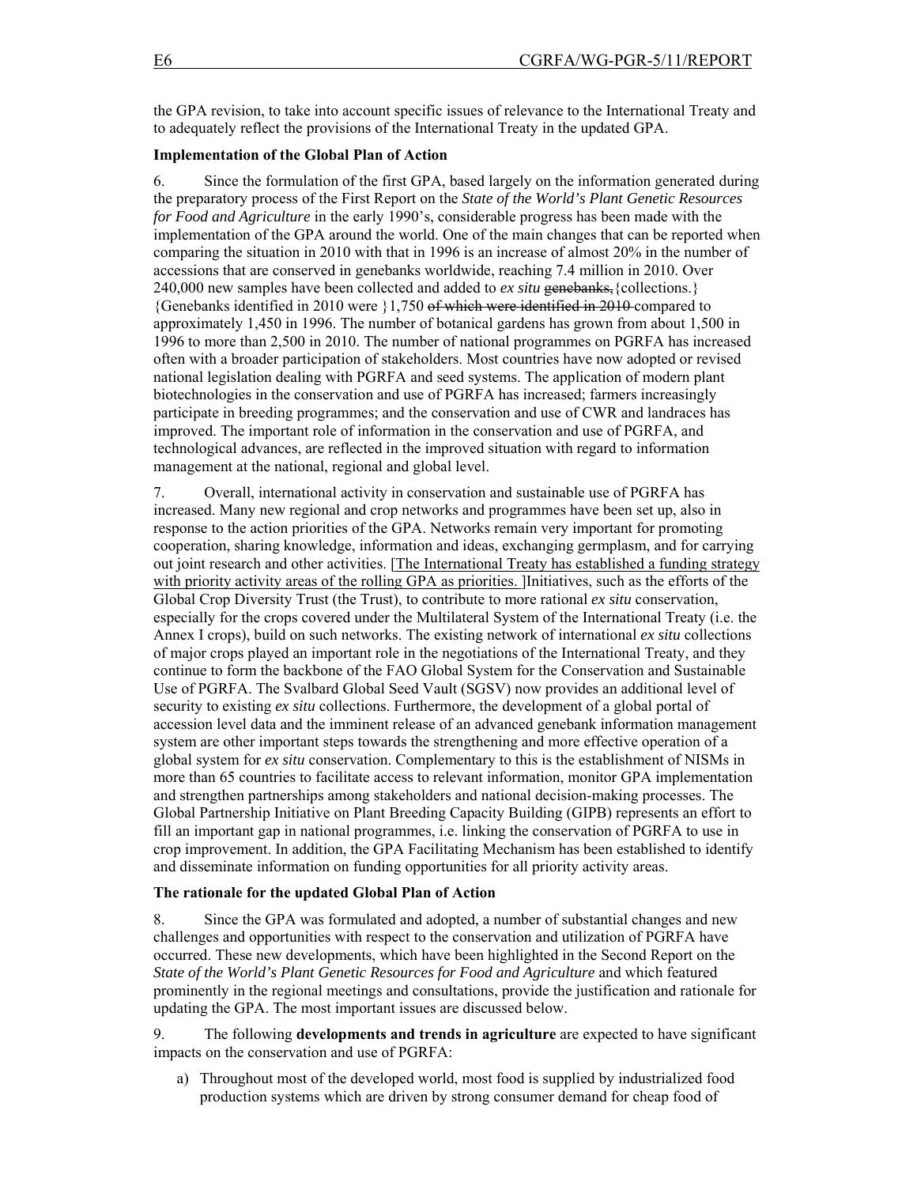the GPA revision, to take into account specific issues of relevance to the International Treaty and to adequately reflect the provisions of the International Treaty in the updated GPA.

**Implementation of the Global Plan of Action**

6. Since the formulation of the first GPA, based largely on the information generated during the preparatory process of the First Report on the *State of the World's Plant Genetic Resources for Food and Agriculture* in the early 1990's, considerable progress has been made with the implementation of the GPA around the world. One of the main changes that can be reported when comparing the situation in 2010 with that in 1996 is an increase of almost 20% in the number of accessions that are conserved in genebanks worldwide, reaching 7.4 million in 2010. Over 240,000 new samples have been collected and added to *ex situ* ~~genebanks,~~{collections.} {Genebanks identified in 2010 were }1,750 ~~of which were identified in 2010~~ compared to approximately 1,450 in 1996. The number of botanical gardens has grown from about 1,500 in 1996 to more than 2,500 in 2010. The number of national programmes on PGRFA has increased often with a broader participation of stakeholders. Most countries have now adopted or revised national legislation dealing with PGRFA and seed systems. The application of modern plant biotechnologies in the conservation and use of PGRFA has increased; farmers increasingly participate in breeding programmes; and the conservation and use of CWR and landraces has improved. The important role of information in the conservation and use of PGRFA, and technological advances, are reflected in the improved situation with regard to information management at the national, regional and global level.

7. Overall, international activity in conservation and sustainable use of PGRFA has increased. Many new regional and crop networks and programmes have been set up, also in response to the action priorities of the GPA. Networks remain very important for promoting cooperation, sharing knowledge, information and ideas, exchanging germplasm, and for carrying out joint research and other activities. [The International Treaty has established a funding strategy with priority activity areas of the rolling GPA as priorities. ]Initiatives, such as the efforts of the Global Crop Diversity Trust (the Trust), to contribute to more rational *ex situ* conservation, especially for the crops covered under the Multilateral System of the International Treaty (i.e. the Annex I crops), build on such networks. The existing network of international *ex situ* collections of major crops played an important role in the negotiations of the International Treaty, and they continue to form the backbone of the FAO Global System for the Conservation and Sustainable Use of PGRFA. The Svalbard Global Seed Vault (SGSV) now provides an additional level of security to existing *ex situ* collections. Furthermore, the development of a global portal of accession level data and the imminent release of an advanced genebank information management system are other important steps towards the strengthening and more effective operation of a global system for *ex situ* conservation. Complementary to this is the establishment of NISMs in more than 65 countries to facilitate access to relevant information, monitor GPA implementation and strengthen partnerships among stakeholders and national decision-making processes. The Global Partnership Initiative on Plant Breeding Capacity Building (GIPB) represents an effort to fill an important gap in national programmes, i.e. linking the conservation of PGRFA to use in crop improvement. In addition, the GPA Facilitating Mechanism has been established to identify and disseminate information on funding opportunities for all priority activity areas.

**The rationale for the updated Global Plan of Action**

8. Since the GPA was formulated and adopted, a number of substantial changes and new challenges and opportunities with respect to the conservation and utilization of PGRFA have occurred. These new developments, which have been highlighted in the Second Report on the *State of the World's Plant Genetic Resources for Food and Agriculture* and which featured prominently in the regional meetings and consultations, provide the justification and rationale for updating the GPA. The most important issues are discussed below.

9. The following **developments and trends in agriculture** are expected to have significant impacts on the conservation and use of PGRFA:

a) Throughout most of the developed world, most food is supplied by industrialized food production systems which are driven by strong consumer demand for cheap food of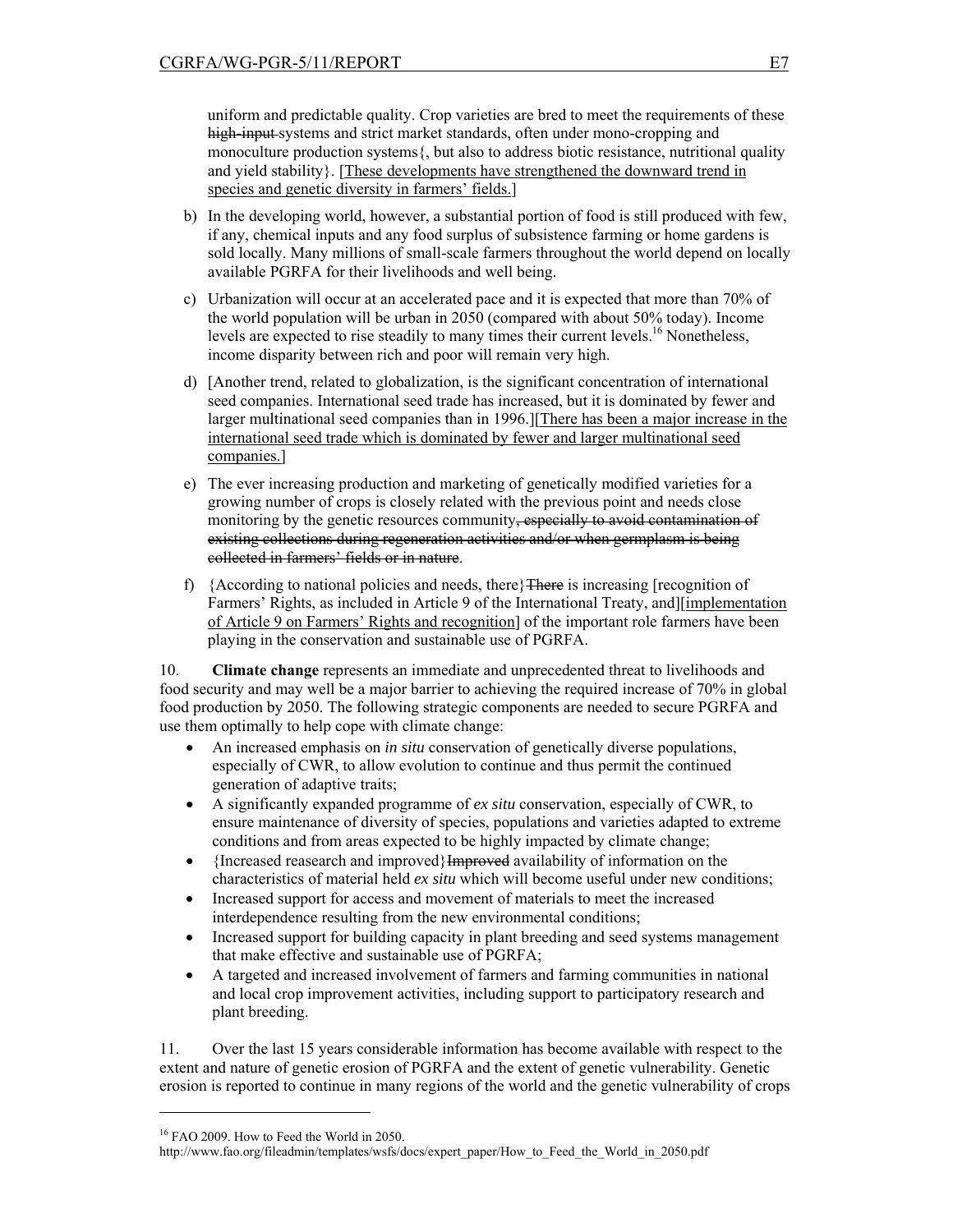uniform and predictable quality. Crop varieties are bred to meet the requirements of these ~~high-input~~ systems and strict market standards, often under mono-cropping and monoculture production systems{, but also to address biotic resistance, nutritional quality and yield stability}. [<u>These developments have strengthened the downward trend in species and genetic diversity in farmers' fields.</u>]

b) In the developing world, however, a substantial portion of food is still produced with few, if any, chemical inputs and any food surplus of subsistence farming or home gardens is sold locally. Many millions of small-scale farmers throughout the world depend on locally available PGRFA for their livelihoods and well being.

c) Urbanization will occur at an accelerated pace and it is expected that more than 70% of the world population will be urban in 2050 (compared with about 50% today). Income levels are expected to rise steadily to many times their current levels.[16] Nonetheless, income disparity between rich and poor will remain very high.

d) [Another trend, related to globalization, is the significant concentration of international seed companies. International seed trade has increased, but it is dominated by fewer and larger multinational seed companies than in 1996.][<u>There has been a major increase in the international seed trade which is dominated by fewer and larger multinational seed companies.</u>]

e) The ever increasing production and marketing of genetically modified varieties for a growing number of crops is closely related with the previous point and needs close monitoring by the genetic resources community~~, especially to avoid contamination of existing collections during regeneration activities and/or when germplasm is being collected in farmers' fields or in nature~~.

f) {According to national policies and needs, there}~~There~~ is increasing [recognition of Farmers' Rights, as included in Article 9 of the International Treaty, and][<u>implementation of Article 9 on Farmers' Rights and recognition</u>] of the important role farmers have been playing in the conservation and sustainable use of PGRFA.

10. **Climate change** represents an immediate and unprecedented threat to livelihoods and food security and may well be a major barrier to achieving the required increase of 70% in global food production by 2050. The following strategic components are needed to secure PGRFA and use them optimally to help cope with climate change:

- An increased emphasis on *in situ* conservation of genetically diverse populations, especially of CWR, to allow evolution to continue and thus permit the continued generation of adaptive traits;
- A significantly expanded programme of *ex situ* conservation, especially of CWR, to ensure maintenance of diversity of species, populations and varieties adapted to extreme conditions and from areas expected to be highly impacted by climate change;
- {Increased reasearch and improved}~~Improved~~ availability of information on the characteristics of material held *ex situ* which will become useful under new conditions;
- Increased support for access and movement of materials to meet the increased interdependence resulting from the new environmental conditions;
- Increased support for building capacity in plant breeding and seed systems management that make effective and sustainable use of PGRFA;
- A targeted and increased involvement of farmers and farming communities in national and local crop improvement activities, including support to participatory research and plant breeding.

11. Over the last 15 years considerable information has become available with respect to the extent and nature of genetic erosion of PGRFA and the extent of genetic vulnerability. Genetic erosion is reported to continue in many regions of the world and the genetic vulnerability of crops

---

[16] FAO 2009. How to Feed the World in 2050.
http://www.fao.org/fileadmin/templates/wsfs/docs/expert_paper/How_to_Feed_the_World_in_2050.pdf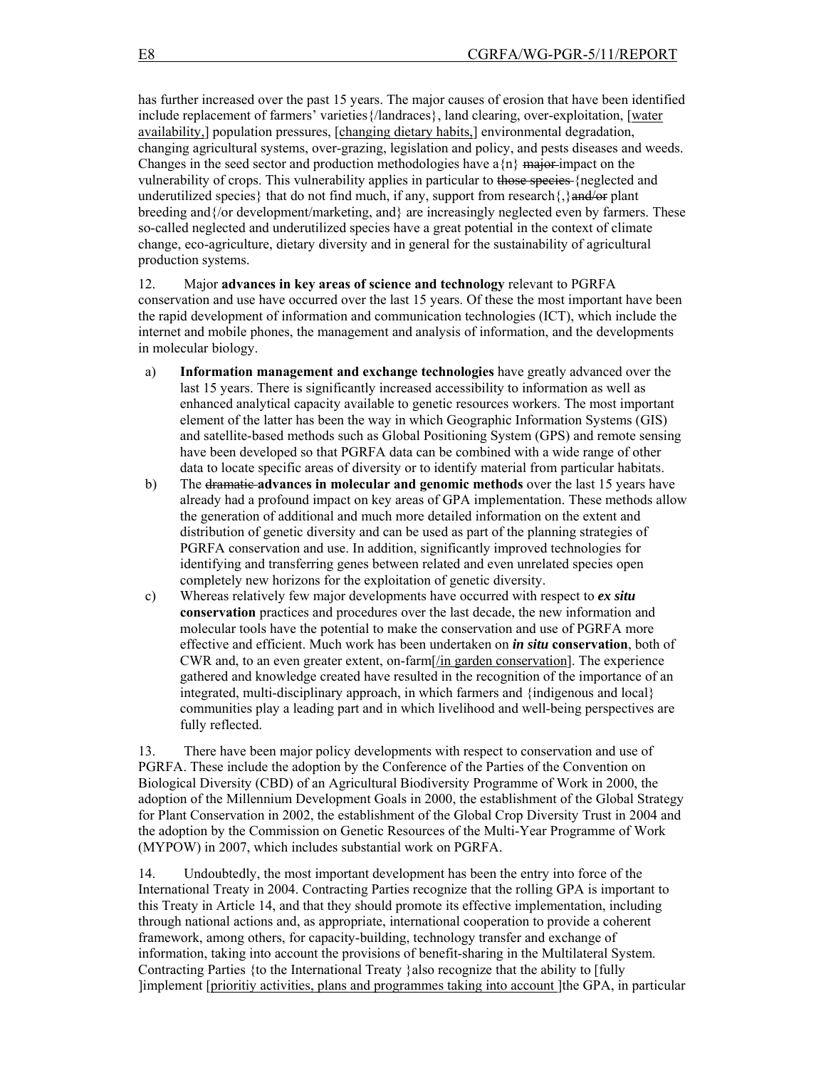has further increased over the past 15 years. The major causes of erosion that have been identified include replacement of farmers' varieties{/landraces}, land clearing, over-exploitation, [water availability,] population pressures, [changing dietary habits,] environmental degradation, changing agricultural systems, over-grazing, legislation and policy, and pests diseases and weeds. Changes in the seed sector and production methodologies have a{n} ~~major~~ impact on the vulnerability of crops. This vulnerability applies in particular to ~~those species~~ {neglected and underutilized species} that do not find much, if any, support from research{,}~~and/or~~ plant breeding and{/or development/marketing, and} are increasingly neglected even by farmers. These so-called neglected and underutilized species have a great potential in the context of climate change, eco-agriculture, dietary diversity and in general for the sustainability of agricultural production systems.

12. Major **advances in key areas of science and technology** relevant to PGRFA conservation and use have occurred over the last 15 years. Of these the most important have been the rapid development of information and communication technologies (ICT), which include the internet and mobile phones, the management and analysis of information, and the developments in molecular biology.

a) **Information management and exchange technologies** have greatly advanced over the last 15 years. There is significantly increased accessibility to information as well as enhanced analytical capacity available to genetic resources workers. The most important element of the latter has been the way in which Geographic Information Systems (GIS) and satellite-based methods such as Global Positioning System (GPS) and remote sensing have been developed so that PGRFA data can be combined with a wide range of other data to locate specific areas of diversity or to identify material from particular habitats.

b) The ~~dramatic~~ **advances in molecular and genomic methods** over the last 15 years have already had a profound impact on key areas of GPA implementation. These methods allow the generation of additional and much more detailed information on the extent and distribution of genetic diversity and can be used as part of the planning strategies of PGRFA conservation and use. In addition, significantly improved technologies for identifying and transferring genes between related and even unrelated species open completely new horizons for the exploitation of genetic diversity.

c) Whereas relatively few major developments have occurred with respect to ***ex situ* conservation** practices and procedures over the last decade, the new information and molecular tools have the potential to make the conservation and use of PGRFA more effective and efficient. Much work has been undertaken on ***in situ* conservation**, both of CWR and, to an even greater extent, on-farm[/in garden conservation]. The experience gathered and knowledge created have resulted in the recognition of the importance of an integrated, multi-disciplinary approach, in which farmers and {indigenous and local} communities play a leading part and in which livelihood and well-being perspectives are fully reflected.

13. There have been major policy developments with respect to conservation and use of PGRFA. These include the adoption by the Conference of the Parties of the Convention on Biological Diversity (CBD) of an Agricultural Biodiversity Programme of Work in 2000, the adoption of the Millennium Development Goals in 2000, the establishment of the Global Strategy for Plant Conservation in 2002, the establishment of the Global Crop Diversity Trust in 2004 and the adoption by the Commission on Genetic Resources of the Multi-Year Programme of Work (MYPOW) in 2007, which includes substantial work on PGRFA.

14. Undoubtedly, the most important development has been the entry into force of the International Treaty in 2004. Contracting Parties recognize that the rolling GPA is important to this Treaty in Article 14, and that they should promote its effective implementation, including through national actions and, as appropriate, international cooperation to provide a coherent framework, among others, for capacity-building, technology transfer and exchange of information, taking into account the provisions of benefit-sharing in the Multilateral System. Contracting Parties {to the International Treaty }also recognize that the ability to [fully ]implement [prioritiy activities, plans and programmes taking into account ]the GPA, in particular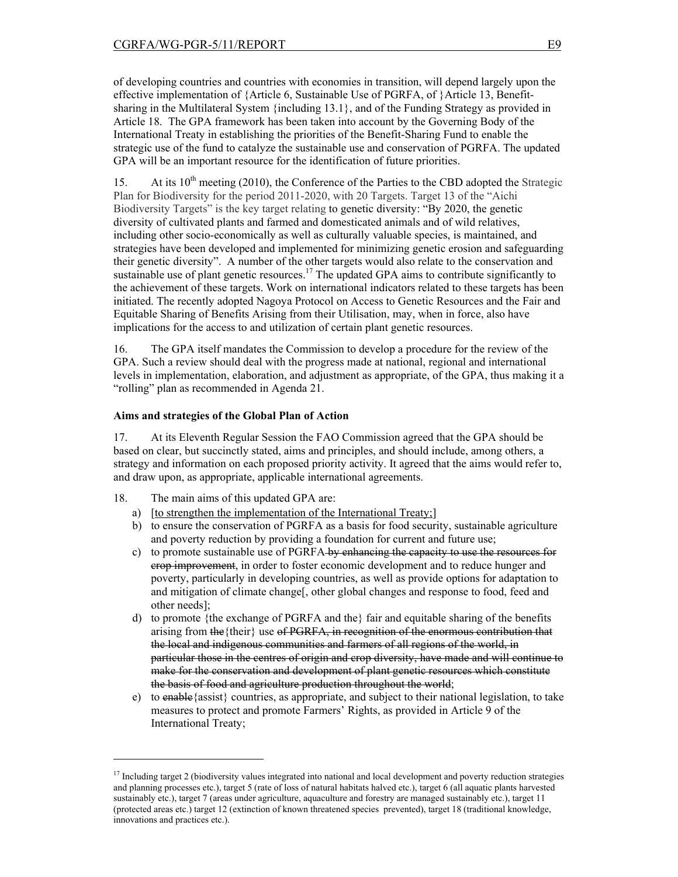of developing countries and countries with economies in transition, will depend largely upon the effective implementation of {Article 6, Sustainable Use of PGRFA, of }Article 13, Benefit-sharing in the Multilateral System {including 13.1}, and of the Funding Strategy as provided in Article 18. The GPA framework has been taken into account by the Governing Body of the International Treaty in establishing the priorities of the Benefit-Sharing Fund to enable the strategic use of the fund to catalyze the sustainable use and conservation of PGRFA. The updated GPA will be an important resource for the identification of future priorities.

15. At its 10th meeting (2010), the Conference of the Parties to the CBD adopted the Strategic Plan for Biodiversity for the period 2011-2020, with 20 Targets. Target 13 of the "Aichi Biodiversity Targets" is the key target relating to genetic diversity: "By 2020, the genetic diversity of cultivated plants and farmed and domesticated animals and of wild relatives, including other socio-economically as well as culturally valuable species, is maintained, and strategies have been developed and implemented for minimizing genetic erosion and safeguarding their genetic diversity". A number of the other targets would also relate to the conservation and sustainable use of plant genetic resources.[17] The updated GPA aims to contribute significantly to the achievement of these targets. Work on international indicators related to these targets has been initiated. The recently adopted Nagoya Protocol on Access to Genetic Resources and the Fair and Equitable Sharing of Benefits Arising from their Utilisation, may, when in force, also have implications for the access to and utilization of certain plant genetic resources.

16. The GPA itself mandates the Commission to develop a procedure for the review of the GPA. Such a review should deal with the progress made at national, regional and international levels in implementation, elaboration, and adjustment as appropriate, of the GPA, thus making it a "rolling" plan as recommended in Agenda 21.

**Aims and strategies of the Global Plan of Action**

17. At its Eleventh Regular Session the FAO Commission agreed that the GPA should be based on clear, but succinctly stated, aims and principles, and should include, among others, a strategy and information on each proposed priority activity. It agreed that the aims would refer to, and draw upon, as appropriate, applicable international agreements.

18. The main aims of this updated GPA are:

a) [<u>to strengthen the implementation of the International Treaty;</u>]

b) to ensure the conservation of PGRFA as a basis for food security, sustainable agriculture and poverty reduction by providing a foundation for current and future use;

c) to promote sustainable use of PGRFA ~~by enhancing the capacity to use the resources for crop improvement~~, in order to foster economic development and to reduce hunger and poverty, particularly in developing countries, as well as provide options for adaptation to and mitigation of climate change[, other global changes and response to food, feed and other needs];

d) to promote {the exchange of PGRFA and the} fair and equitable sharing of the benefits arising from ~~the~~{their} use ~~of PGRFA, in recognition of the enormous contribution that the local and indigenous communities and farmers of all regions of the world, in particular those in the centres of origin and crop diversity, have made and will continue to make for the conservation and development of plant genetic resources which constitute the basis of food and agriculture production throughout the world~~;

e) to ~~enable~~{assist} countries, as appropriate, and subject to their national legislation, to take measures to protect and promote Farmers' Rights, as provided in Article 9 of the International Treaty;

---

[17] Including target 2 (biodiversity values integrated into national and local development and poverty reduction strategies and planning processes etc.), target 5 (rate of loss of natural habitats halved etc.), target 6 (all aquatic plants harvested sustainably etc.), target 7 (areas under agriculture, aquaculture and forestry are managed sustainably etc.), target 11 (protected areas etc.) target 12 (extinction of known threatened species prevented), target 18 (traditional knowledge, innovations and practices etc.).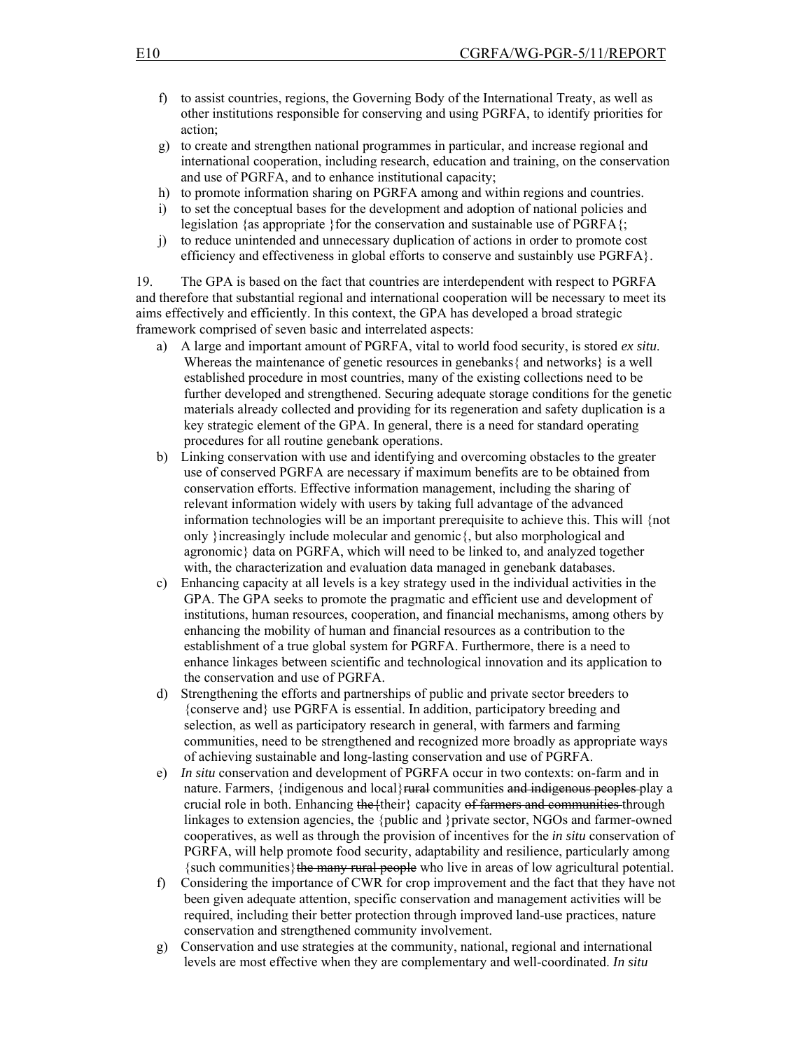f) to assist countries, regions, the Governing Body of the International Treaty, as well as other institutions responsible for conserving and using PGRFA, to identify priorities for action;
g) to create and strengthen national programmes in particular, and increase regional and international cooperation, including research, education and training, on the conservation and use of PGRFA, and to enhance institutional capacity;
h) to promote information sharing on PGRFA among and within regions and countries.
i) to set the conceptual bases for the development and adoption of national policies and legislation {as appropriate }for the conservation and sustainable use of PGRFA{;
j) to reduce unintended and unnecessary duplication of actions in order to promote cost efficiency and effectiveness in global efforts to conserve and sustainbly use PGRFA}.

19. The GPA is based on the fact that countries are interdependent with respect to PGRFA and therefore that substantial regional and international cooperation will be necessary to meet its aims effectively and efficiently. In this context, the GPA has developed a broad strategic framework comprised of seven basic and interrelated aspects:

a) A large and important amount of PGRFA, vital to world food security, is stored *ex situ*. Whereas the maintenance of genetic resources in genebanks{ and networks} is a well established procedure in most countries, many of the existing collections need to be further developed and strengthened. Securing adequate storage conditions for the genetic materials already collected and providing for its regeneration and safety duplication is a key strategic element of the GPA. In general, there is a need for standard operating procedures for all routine genebank operations.
b) Linking conservation with use and identifying and overcoming obstacles to the greater use of conserved PGRFA are necessary if maximum benefits are to be obtained from conservation efforts. Effective information management, including the sharing of relevant information widely with users by taking full advantage of the advanced information technologies will be an important prerequisite to achieve this. This will {not only }increasingly include molecular and genomic{, but also morphological and agronomic} data on PGRFA, which will need to be linked to, and analyzed together with, the characterization and evaluation data managed in genebank databases.
c) Enhancing capacity at all levels is a key strategy used in the individual activities in the GPA. The GPA seeks to promote the pragmatic and efficient use and development of institutions, human resources, cooperation, and financial mechanisms, among others by enhancing the mobility of human and financial resources as a contribution to the establishment of a true global system for PGRFA. Furthermore, there is a need to enhance linkages between scientific and technological innovation and its application to the conservation and use of PGRFA.
d) Strengthening the efforts and partnerships of public and private sector breeders to {conserve and} use PGRFA is essential. In addition, participatory breeding and selection, as well as participatory research in general, with farmers and farming communities, need to be strengthened and recognized more broadly as appropriate ways of achieving sustainable and long-lasting conservation and use of PGRFA.
e) *In situ* conservation and development of PGRFA occur in two contexts: on-farm and in nature. Farmers, {indigenous and local}~~rural~~ communities ~~and indigenous peoples~~ play a crucial role in both. Enhancing ~~the~~{their} capacity ~~of farmers and communities~~ through linkages to extension agencies, the {public and }private sector, NGOs and farmer-owned cooperatives, as well as through the provision of incentives for the *in situ* conservation of PGRFA, will help promote food security, adaptability and resilience, particularly among {such communities}~~the many rural people~~ who live in areas of low agricultural potential.
f) Considering the importance of CWR for crop improvement and the fact that they have not been given adequate attention, specific conservation and management activities will be required, including their better protection through improved land-use practices, nature conservation and strengthened community involvement.
g) Conservation and use strategies at the community, national, regional and international levels are most effective when they are complementary and well-coordinated. *In situ*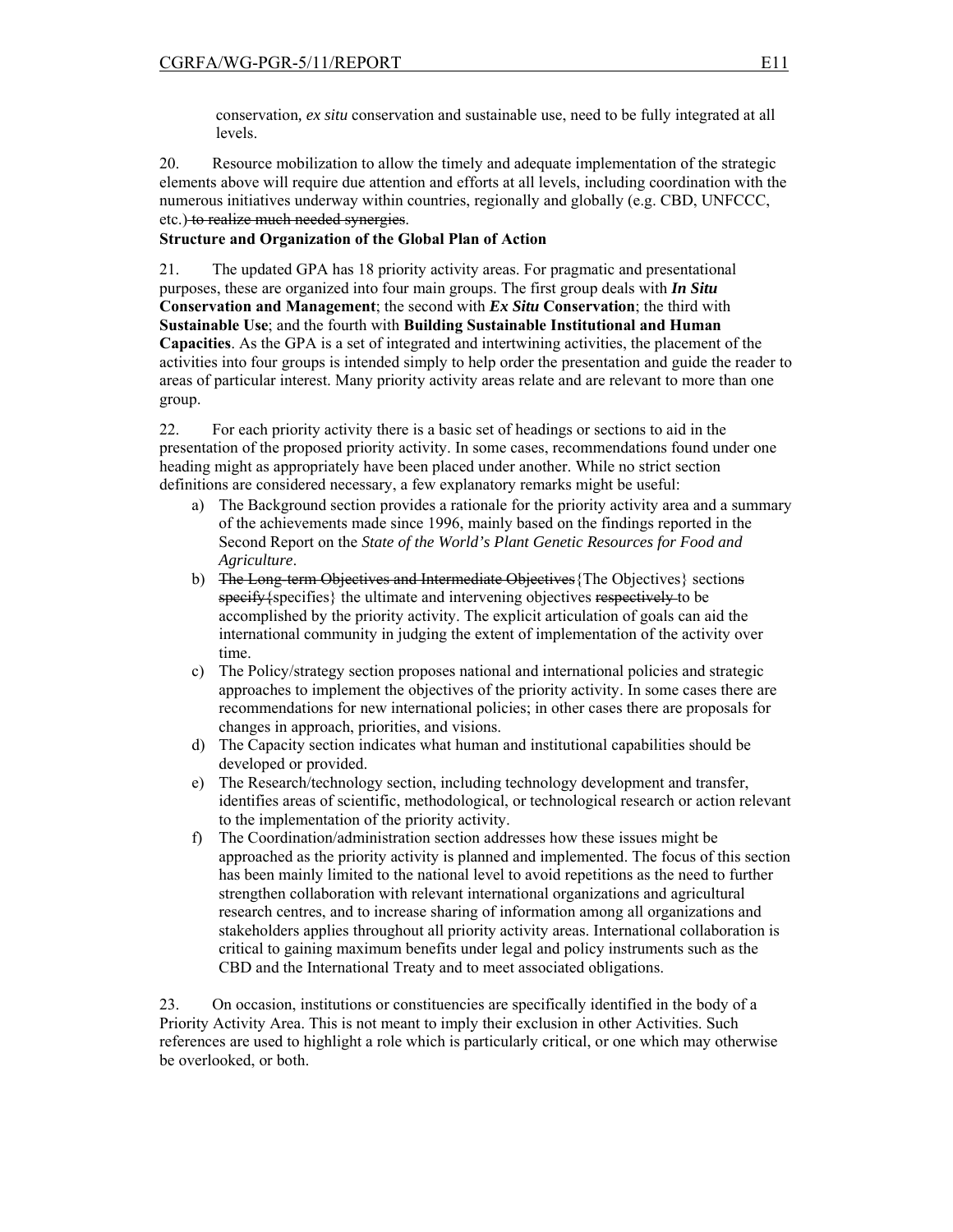conservation*,* *ex situ* conservation and sustainable use, need to be fully integrated at all levels.

20. Resource mobilization to allow the timely and adequate implementation of the strategic elements above will require due attention and efforts at all levels, including coordination with the numerous initiatives underway within countries, regionally and globally (e.g. CBD, UNFCCC, etc.) ~~to realize much needed synergies~~.

**Structure and Organization of the Global Plan of Action**

21. The updated GPA has 18 priority activity areas. For pragmatic and presentational purposes, these are organized into four main groups. The first group deals with ***In Situ* Conservation and Management**; the second with ***Ex Situ* Conservation**; the third with **Sustainable Use**; and the fourth with **Building Sustainable Institutional and Human Capacities**. As the GPA is a set of integrated and intertwining activities, the placement of the activities into four groups is intended simply to help order the presentation and guide the reader to areas of particular interest. Many priority activity areas relate and are relevant to more than one group.

22. For each priority activity there is a basic set of headings or sections to aid in the presentation of the proposed priority activity. In some cases, recommendations found under one heading might as appropriately have been placed under another. While no strict section definitions are considered necessary, a few explanatory remarks might be useful:

a) The Background section provides a rationale for the priority activity area and a summary of the achievements made since 1996, mainly based on the findings reported in the Second Report on the *State of the World's Plant Genetic Resources for Food and Agriculture*.
b) ~~The Long-term Objectives and Intermediate Objectives~~{The Objectives} section~~s~~ ~~specify~~{specifies} the ultimate and intervening objectives ~~respectively~~ to be accomplished by the priority activity. The explicit articulation of goals can aid the international community in judging the extent of implementation of the activity over time.
c) The Policy/strategy section proposes national and international policies and strategic approaches to implement the objectives of the priority activity. In some cases there are recommendations for new international policies; in other cases there are proposals for changes in approach, priorities, and visions.
d) The Capacity section indicates what human and institutional capabilities should be developed or provided.
e) The Research/technology section, including technology development and transfer, identifies areas of scientific, methodological, or technological research or action relevant to the implementation of the priority activity.
f) The Coordination/administration section addresses how these issues might be approached as the priority activity is planned and implemented. The focus of this section has been mainly limited to the national level to avoid repetitions as the need to further strengthen collaboration with relevant international organizations and agricultural research centres, and to increase sharing of information among all organizations and stakeholders applies throughout all priority activity areas. International collaboration is critical to gaining maximum benefits under legal and policy instruments such as the CBD and the International Treaty and to meet associated obligations.

23. On occasion, institutions or constituencies are specifically identified in the body of a Priority Activity Area. This is not meant to imply their exclusion in other Activities. Such references are used to highlight a role which is particularly critical, or one which may otherwise be overlooked, or both.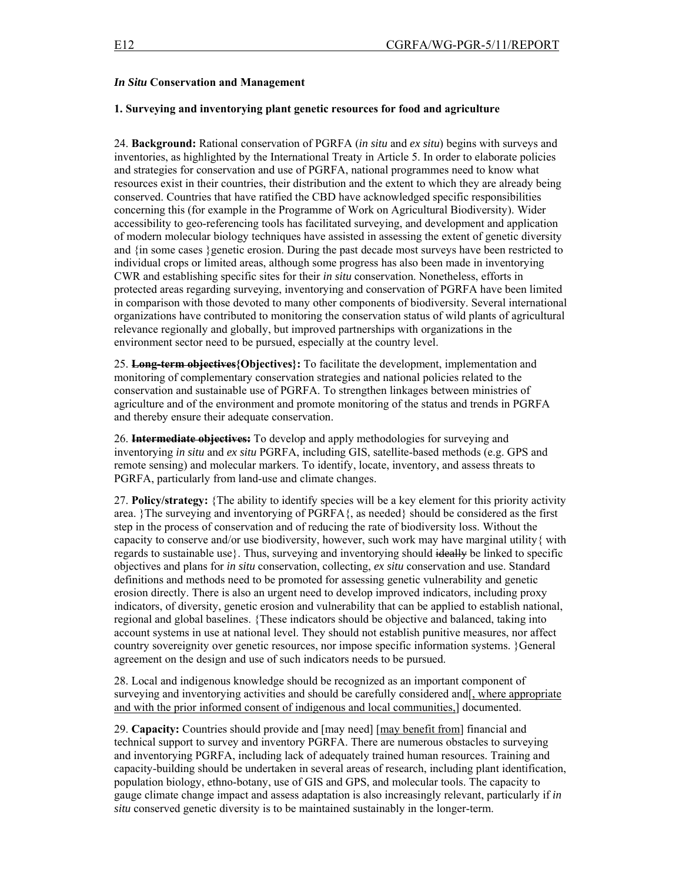### *In Situ* Conservation and Management

#### 1. Surveying and inventorying plant genetic resources for food and agriculture

24. **Background:** Rational conservation of PGRFA (*in situ* and *ex situ*) begins with surveys and inventories, as highlighted by the International Treaty in Article 5. In order to elaborate policies and strategies for conservation and use of PGRFA, national programmes need to know what resources exist in their countries, their distribution and the extent to which they are already being conserved. Countries that have ratified the CBD have acknowledged specific responsibilities concerning this (for example in the Programme of Work on Agricultural Biodiversity). Wider accessibility to geo-referencing tools has facilitated surveying, and development and application of modern molecular biology techniques have assisted in assessing the extent of genetic diversity and {in some cases }genetic erosion. During the past decade most surveys have been restricted to individual crops or limited areas, although some progress has also been made in inventorying CWR and establishing specific sites for their *in situ* conservation. Nonetheless, efforts in protected areas regarding surveying, inventorying and conservation of PGRFA have been limited in comparison with those devoted to many other components of biodiversity. Several international organizations have contributed to monitoring the conservation status of wild plants of agricultural relevance regionally and globally, but improved partnerships with organizations in the environment sector need to be pursued, especially at the country level.

25. ~~**Long-term objectives**~~**{Objectives}:** To facilitate the development, implementation and monitoring of complementary conservation strategies and national policies related to the conservation and sustainable use of PGRFA. To strengthen linkages between ministries of agriculture and of the environment and promote monitoring of the status and trends in PGRFA and thereby ensure their adequate conservation.

26. ~~**Intermediate objectives:**~~ To develop and apply methodologies for surveying and inventorying *in situ* and *ex situ* PGRFA, including GIS, satellite-based methods (e.g. GPS and remote sensing) and molecular markers. To identify, locate, inventory, and assess threats to PGRFA, particularly from land-use and climate changes.

27. **Policy/strategy:** {The ability to identify species will be a key element for this priority activity area. }The surveying and inventorying of PGRFA{, as needed} should be considered as the first step in the process of conservation and of reducing the rate of biodiversity loss. Without the capacity to conserve and/or use biodiversity, however, such work may have marginal utility{ with regards to sustainable use}. Thus, surveying and inventorying should ~~ideally~~ be linked to specific objectives and plans for *in situ* conservation, collecting, *ex situ* conservation and use. Standard definitions and methods need to be promoted for assessing genetic vulnerability and genetic erosion directly. There is also an urgent need to develop improved indicators, including proxy indicators, of diversity, genetic erosion and vulnerability that can be applied to establish national, regional and global baselines. {These indicators should be objective and balanced, taking into account systems in use at national level. They should not establish punitive measures, nor affect country sovereignty over genetic resources, nor impose specific information systems. }General agreement on the design and use of such indicators needs to be pursued.

28. Local and indigenous knowledge should be recognized as an important component of surveying and inventorying activities and should be carefully considered and<u>[, where appropriate and with the prior informed consent of indigenous and local communities,]</u> documented.

29. **Capacity:** Countries should provide and [may need] [<u>may benefit from</u>] financial and technical support to survey and inventory PGRFA. There are numerous obstacles to surveying and inventorying PGRFA, including lack of adequately trained human resources. Training and capacity-building should be undertaken in several areas of research, including plant identification, population biology, ethno-botany, use of GIS and GPS, and molecular tools. The capacity to gauge climate change impact and assess adaptation is also increasingly relevant, particularly if *in situ* conserved genetic diversity is to be maintained sustainably in the longer-term.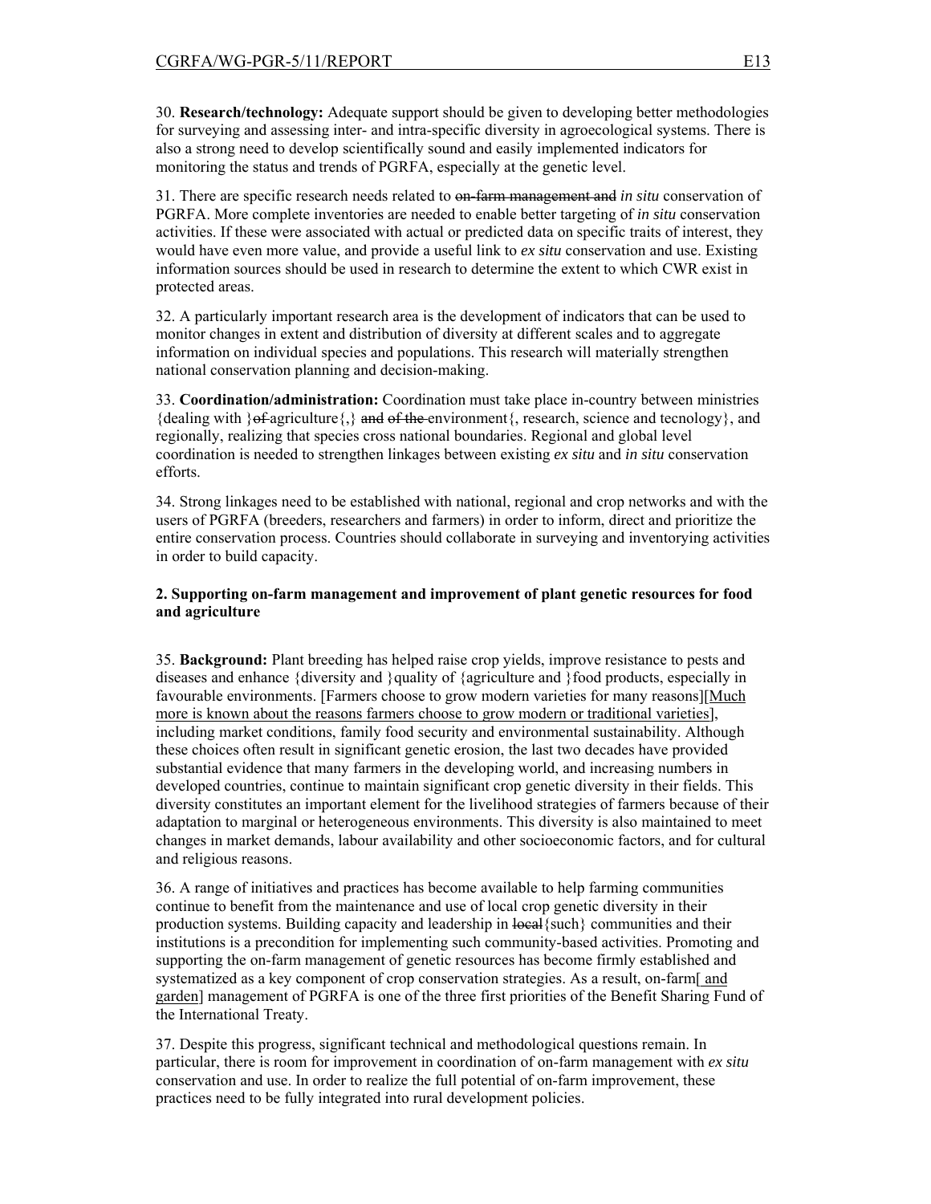30. **Research/technology:** Adequate support should be given to developing better methodologies for surveying and assessing inter- and intra-specific diversity in agroecological systems. There is also a strong need to develop scientifically sound and easily implemented indicators for monitoring the status and trends of PGRFA, especially at the genetic level.

31. There are specific research needs related to ~~on-farm management and~~ *in situ* conservation of PGRFA. More complete inventories are needed to enable better targeting of *in situ* conservation activities. If these were associated with actual or predicted data on specific traits of interest, they would have even more value, and provide a useful link to *ex situ* conservation and use. Existing information sources should be used in research to determine the extent to which CWR exist in protected areas.

32. A particularly important research area is the development of indicators that can be used to monitor changes in extent and distribution of diversity at different scales and to aggregate information on individual species and populations. This research will materially strengthen national conservation planning and decision-making.

33. **Coordination/administration:** Coordination must take place in-country between ministries {dealing with }~~of~~ agriculture{,} ~~and of the~~ environment{, research, science and tecnology}, and regionally, realizing that species cross national boundaries. Regional and global level coordination is needed to strengthen linkages between existing *ex situ* and *in situ* conservation efforts.

34. Strong linkages need to be established with national, regional and crop networks and with the users of PGRFA (breeders, researchers and farmers) in order to inform, direct and prioritize the entire conservation process. Countries should collaborate in surveying and inventorying activities in order to build capacity.

**2. Supporting on-farm management and improvement of plant genetic resources for food and agriculture**

35. **Background:** Plant breeding has helped raise crop yields, improve resistance to pests and diseases and enhance {diversity and }quality of {agriculture and }food products, especially in favourable environments. [Farmers choose to grow modern varieties for many reasons][<u>Much more is known about the reasons farmers choose to grow modern or traditional varieties</u>], including market conditions, family food security and environmental sustainability. Although these choices often result in significant genetic erosion, the last two decades have provided substantial evidence that many farmers in the developing world, and increasing numbers in developed countries, continue to maintain significant crop genetic diversity in their fields. This diversity constitutes an important element for the livelihood strategies of farmers because of their adaptation to marginal or heterogeneous environments. This diversity is also maintained to meet changes in market demands, labour availability and other socioeconomic factors, and for cultural and religious reasons.

36. A range of initiatives and practices has become available to help farming communities continue to benefit from the maintenance and use of local crop genetic diversity in their production systems. Building capacity and leadership in ~~local~~{such} communities and their institutions is a precondition for implementing such community-based activities. Promoting and supporting the on-farm management of genetic resources has become firmly established and systematized as a key component of crop conservation strategies. As a result, on-farm[<u> and garden</u>] management of PGRFA is one of the three first priorities of the Benefit Sharing Fund of the International Treaty.

37. Despite this progress, significant technical and methodological questions remain. In particular, there is room for improvement in coordination of on-farm management with *ex situ* conservation and use. In order to realize the full potential of on-farm improvement, these practices need to be fully integrated into rural development policies.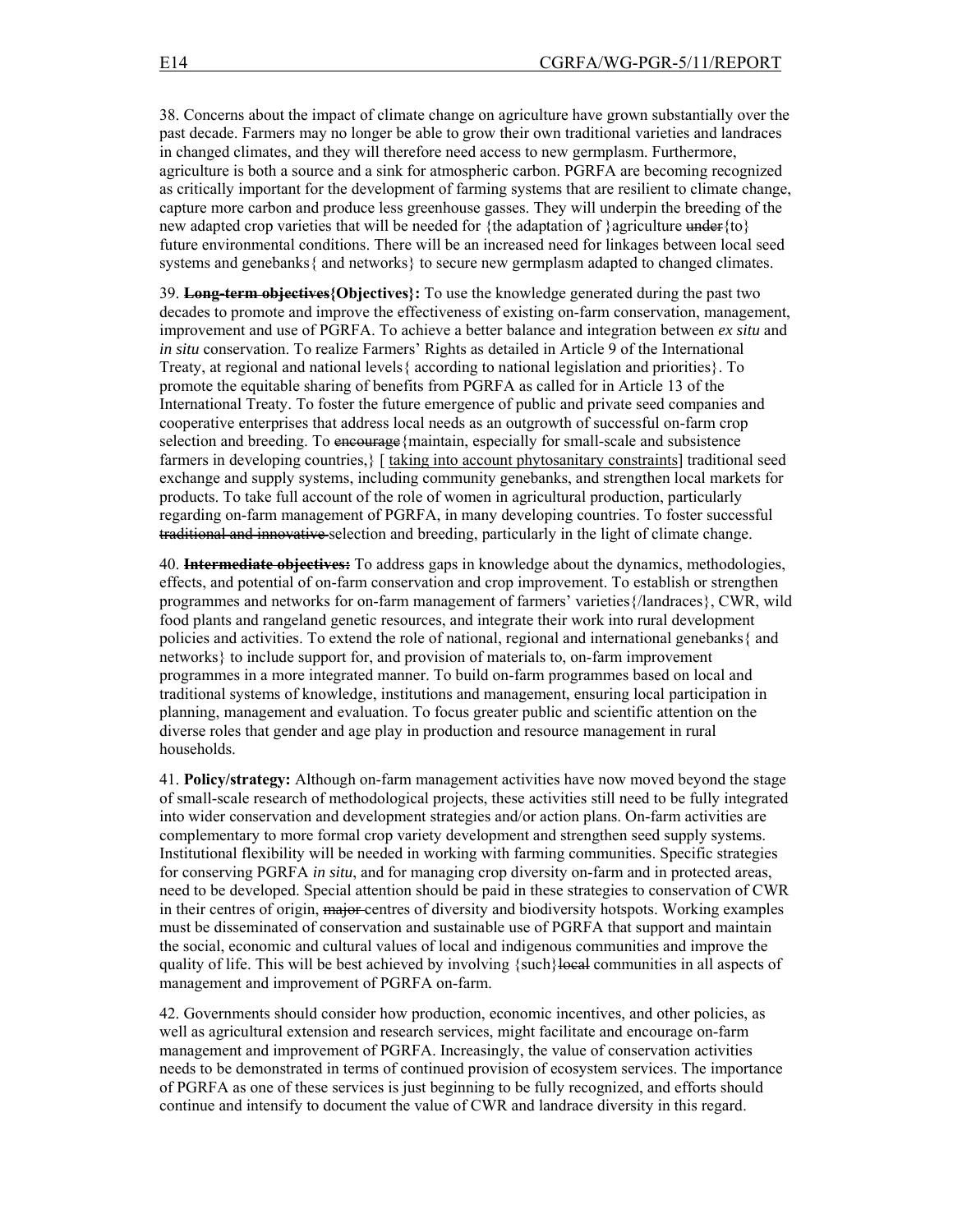38. Concerns about the impact of climate change on agriculture have grown substantially over the past decade. Farmers may no longer be able to grow their own traditional varieties and landraces in changed climates, and they will therefore need access to new germplasm. Furthermore, agriculture is both a source and a sink for atmospheric carbon. PGRFA are becoming recognized as critically important for the development of farming systems that are resilient to climate change, capture more carbon and produce less greenhouse gasses. They will underpin the breeding of the new adapted crop varieties that will be needed for {the adaptation of }agriculture ~~under~~{to} future environmental conditions. There will be an increased need for linkages between local seed systems and genebanks{ and networks} to secure new germplasm adapted to changed climates.

39. **~~Long-term objectives~~{Objectives}:** To use the knowledge generated during the past two decades to promote and improve the effectiveness of existing on-farm conservation, management, improvement and use of PGRFA. To achieve a better balance and integration between *ex situ* and *in situ* conservation. To realize Farmers' Rights as detailed in Article 9 of the International Treaty, at regional and national levels{ according to national legislation and priorities}. To promote the equitable sharing of benefits from PGRFA as called for in Article 13 of the International Treaty. To foster the future emergence of public and private seed companies and cooperative enterprises that address local needs as an outgrowth of successful on-farm crop selection and breeding. To ~~encourage~~{maintain, especially for small-scale and subsistence farmers in developing countries,} [ <u>taking into account phytosanitary constraints</u>] traditional seed exchange and supply systems, including community genebanks, and strengthen local markets for products. To take full account of the role of women in agricultural production, particularly regarding on-farm management of PGRFA, in many developing countries. To foster successful ~~traditional and innovative~~ selection and breeding, particularly in the light of climate change.

40. **~~Intermediate objectives:~~** To address gaps in knowledge about the dynamics, methodologies, effects, and potential of on-farm conservation and crop improvement. To establish or strengthen programmes and networks for on-farm management of farmers' varieties{/landraces}, CWR, wild food plants and rangeland genetic resources, and integrate their work into rural development policies and activities. To extend the role of national, regional and international genebanks{ and networks} to include support for, and provision of materials to, on-farm improvement programmes in a more integrated manner. To build on-farm programmes based on local and traditional systems of knowledge, institutions and management, ensuring local participation in planning, management and evaluation. To focus greater public and scientific attention on the diverse roles that gender and age play in production and resource management in rural households.

41. **Policy/strategy:** Although on-farm management activities have now moved beyond the stage of small-scale research of methodological projects, these activities still need to be fully integrated into wider conservation and development strategies and/or action plans. On-farm activities are complementary to more formal crop variety development and strengthen seed supply systems. Institutional flexibility will be needed in working with farming communities. Specific strategies for conserving PGRFA *in situ*, and for managing crop diversity on-farm and in protected areas, need to be developed. Special attention should be paid in these strategies to conservation of CWR in their centres of origin, ~~major~~ centres of diversity and biodiversity hotspots. Working examples must be disseminated of conservation and sustainable use of PGRFA that support and maintain the social, economic and cultural values of local and indigenous communities and improve the quality of life. This will be best achieved by involving {such}~~local~~ communities in all aspects of management and improvement of PGRFA on-farm.

42. Governments should consider how production, economic incentives, and other policies, as well as agricultural extension and research services, might facilitate and encourage on-farm management and improvement of PGRFA. Increasingly, the value of conservation activities needs to be demonstrated in terms of continued provision of ecosystem services. The importance of PGRFA as one of these services is just beginning to be fully recognized, and efforts should continue and intensify to document the value of CWR and landrace diversity in this regard.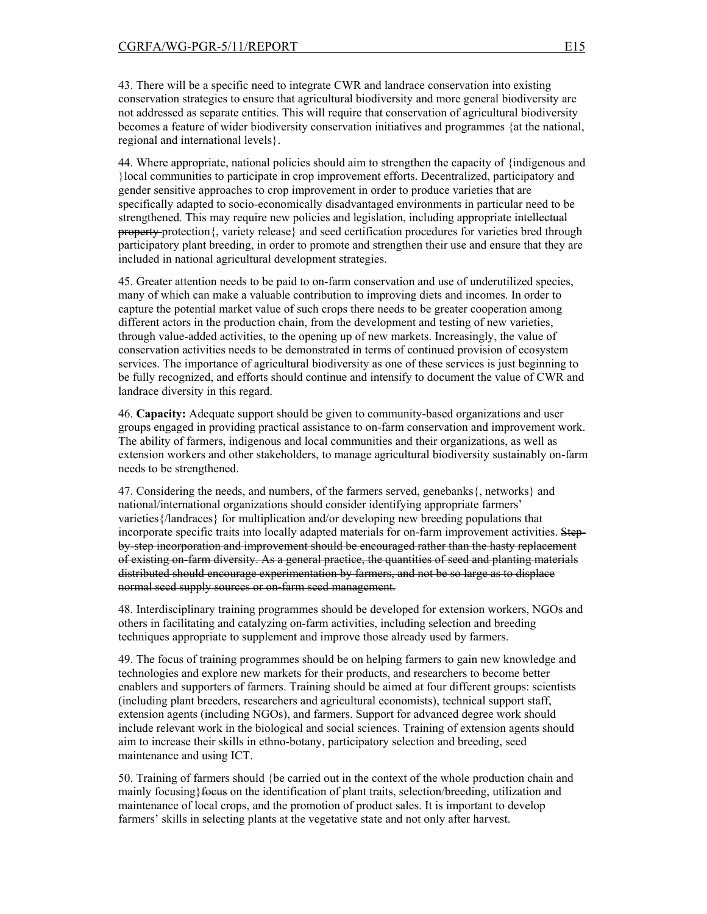43. There will be a specific need to integrate CWR and landrace conservation into existing conservation strategies to ensure that agricultural biodiversity and more general biodiversity are not addressed as separate entities. This will require that conservation of agricultural biodiversity becomes a feature of wider biodiversity conservation initiatives and programmes {at the national, regional and international levels}.

44. Where appropriate, national policies should aim to strengthen the capacity of {indigenous and }local communities to participate in crop improvement efforts. Decentralized, participatory and gender sensitive approaches to crop improvement in order to produce varieties that are specifically adapted to socio-economically disadvantaged environments in particular need to be strengthened. This may require new policies and legislation, including appropriate ~~intellectual property~~ protection{, variety release} and seed certification procedures for varieties bred through participatory plant breeding, in order to promote and strengthen their use and ensure that they are included in national agricultural development strategies.

45. Greater attention needs to be paid to on-farm conservation and use of underutilized species, many of which can make a valuable contribution to improving diets and incomes. In order to capture the potential market value of such crops there needs to be greater cooperation among different actors in the production chain, from the development and testing of new varieties, through value-added activities, to the opening up of new markets. Increasingly, the value of conservation activities needs to be demonstrated in terms of continued provision of ecosystem services. The importance of agricultural biodiversity as one of these services is just beginning to be fully recognized, and efforts should continue and intensify to document the value of CWR and landrace diversity in this regard.

46. **Capacity:** Adequate support should be given to community-based organizations and user groups engaged in providing practical assistance to on-farm conservation and improvement work. The ability of farmers, indigenous and local communities and their organizations, as well as extension workers and other stakeholders, to manage agricultural biodiversity sustainably on-farm needs to be strengthened.

47. Considering the needs, and numbers, of the farmers served, genebanks{, networks} and national/international organizations should consider identifying appropriate farmers' varieties{/landraces} for multiplication and/or developing new breeding populations that incorporate specific traits into locally adapted materials for on-farm improvement activities. ~~Step-by-step incorporation and improvement should be encouraged rather than the hasty replacement of existing on-farm diversity. As a general practice, the quantities of seed and planting materials distributed should encourage experimentation by farmers, and not be so large as to displace normal seed supply sources or on-farm seed management.~~

48. Interdisciplinary training programmes should be developed for extension workers, NGOs and others in facilitating and catalyzing on-farm activities, including selection and breeding techniques appropriate to supplement and improve those already used by farmers.

49. The focus of training programmes should be on helping farmers to gain new knowledge and technologies and explore new markets for their products, and researchers to become better enablers and supporters of farmers. Training should be aimed at four different groups: scientists (including plant breeders, researchers and agricultural economists), technical support staff, extension agents (including NGOs), and farmers. Support for advanced degree work should include relevant work in the biological and social sciences. Training of extension agents should aim to increase their skills in ethno-botany, participatory selection and breeding, seed maintenance and using ICT.

50. Training of farmers should {be carried out in the context of the whole production chain and mainly focusing}~~focus~~ on the identification of plant traits, selection/breeding, utilization and maintenance of local crops, and the promotion of product sales. It is important to develop farmers' skills in selecting plants at the vegetative state and not only after harvest.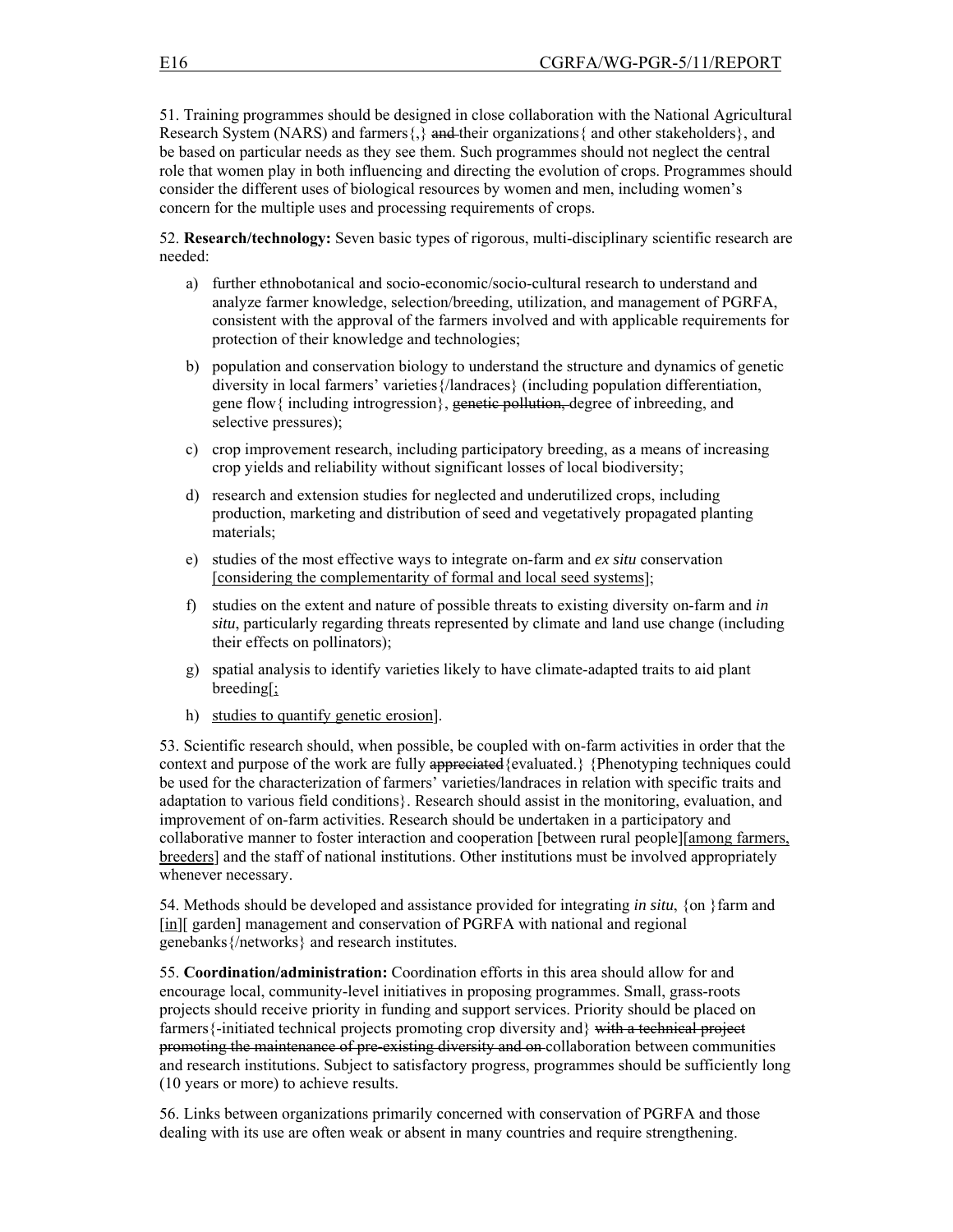51. Training programmes should be designed in close collaboration with the National Agricultural Research System (NARS) and farmers{,} ~~and~~ their organizations{ and other stakeholders}, and be based on particular needs as they see them. Such programmes should not neglect the central role that women play in both influencing and directing the evolution of crops. Programmes should consider the different uses of biological resources by women and men, including women's concern for the multiple uses and processing requirements of crops.

52. **Research/technology:** Seven basic types of rigorous, multi-disciplinary scientific research are needed:

a) further ethnobotanical and socio-economic/socio-cultural research to understand and analyze farmer knowledge, selection/breeding, utilization, and management of PGRFA, consistent with the approval of the farmers involved and with applicable requirements for protection of their knowledge and technologies;

b) population and conservation biology to understand the structure and dynamics of genetic diversity in local farmers' varieties{/landraces} (including population differentiation, gene flow{ including introgression}, ~~genetic pollution,~~ degree of inbreeding, and selective pressures);

c) crop improvement research, including participatory breeding, as a means of increasing crop yields and reliability without significant losses of local biodiversity;

d) research and extension studies for neglected and underutilized crops, including production, marketing and distribution of seed and vegetatively propagated planting materials;

e) studies of the most effective ways to integrate on-farm and *ex situ* conservation <u>[considering the complementarity of formal and local seed systems]</u>;

f) studies on the extent and nature of possible threats to existing diversity on-farm and *in situ*, particularly regarding threats represented by climate and land use change (including their effects on pollinators);

g) spatial analysis to identify varieties likely to have climate-adapted traits to aid plant breeding[<u>;</u>

h) <u>studies to quantify genetic erosion</u>].

53. Scientific research should, when possible, be coupled with on-farm activities in order that the context and purpose of the work are fully ~~appreciated~~{evaluated.} {Phenotyping techniques could be used for the characterization of farmers' varieties/landraces in relation with specific traits and adaptation to various field conditions}. Research should assist in the monitoring, evaluation, and improvement of on-farm activities. Research should be undertaken in a participatory and collaborative manner to foster interaction and cooperation [between rural people][<u>among farmers, breeders</u>] and the staff of national institutions. Other institutions must be involved appropriately whenever necessary.

54. Methods should be developed and assistance provided for integrating *in situ*, {on }farm and [<u>in</u>][ garden] management and conservation of PGRFA with national and regional genebanks{/networks} and research institutes.

55. **Coordination/administration:** Coordination efforts in this area should allow for and encourage local, community-level initiatives in proposing programmes. Small, grass-roots projects should receive priority in funding and support services. Priority should be placed on farmers{-initiated technical projects promoting crop diversity and} ~~with a technical project promoting the maintenance of pre-existing diversity and on~~ collaboration between communities and research institutions. Subject to satisfactory progress, programmes should be sufficiently long (10 years or more) to achieve results.

56. Links between organizations primarily concerned with conservation of PGRFA and those dealing with its use are often weak or absent in many countries and require strengthening.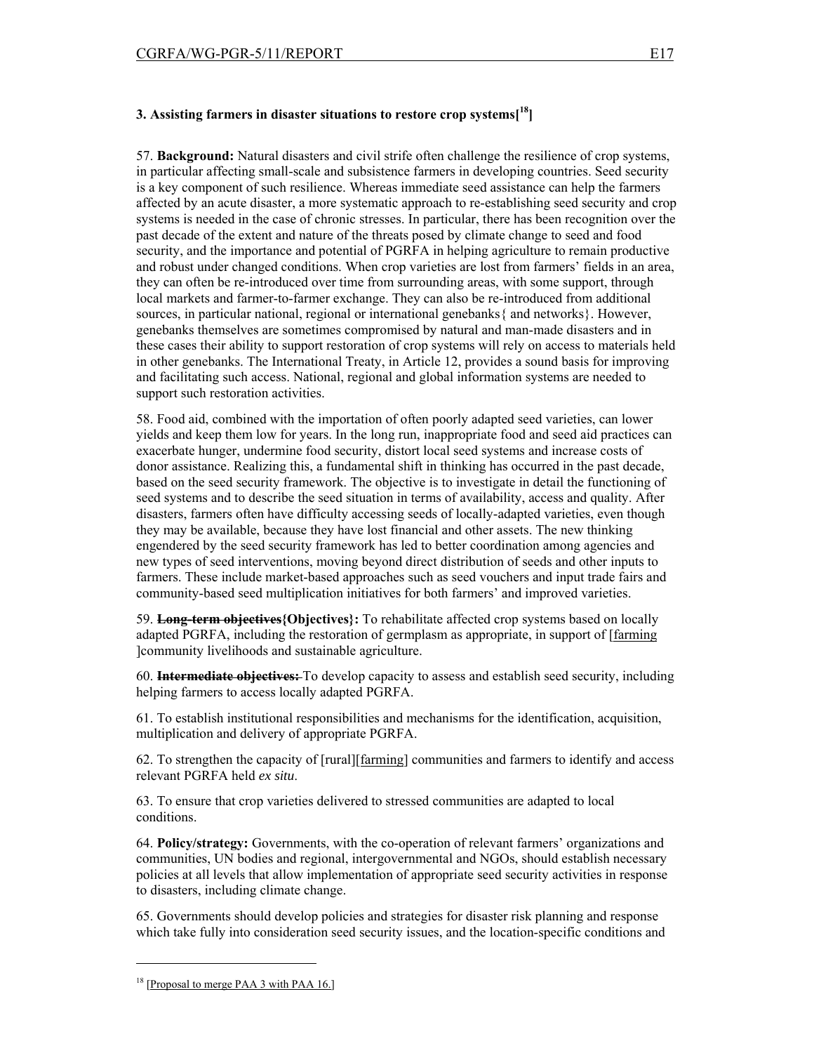### 3. Assisting farmers in disaster situations to restore crop systems[18]

57. **Background:** Natural disasters and civil strife often challenge the resilience of crop systems, in particular affecting small-scale and subsistence farmers in developing countries. Seed security is a key component of such resilience. Whereas immediate seed assistance can help the farmers affected by an acute disaster, a more systematic approach to re-establishing seed security and crop systems is needed in the case of chronic stresses. In particular, there has been recognition over the past decade of the extent and nature of the threats posed by climate change to seed and food security, and the importance and potential of PGRFA in helping agriculture to remain productive and robust under changed conditions. When crop varieties are lost from farmers' fields in an area, they can often be re-introduced over time from surrounding areas, with some support, through local markets and farmer-to-farmer exchange. They can also be re-introduced from additional sources, in particular national, regional or international genebanks{ and networks}. However, genebanks themselves are sometimes compromised by natural and man-made disasters and in these cases their ability to support restoration of crop systems will rely on access to materials held in other genebanks. The International Treaty, in Article 12, provides a sound basis for improving and facilitating such access. National, regional and global information systems are needed to support such restoration activities.

58. Food aid, combined with the importation of often poorly adapted seed varieties, can lower yields and keep them low for years. In the long run, inappropriate food and seed aid practices can exacerbate hunger, undermine food security, distort local seed systems and increase costs of donor assistance. Realizing this, a fundamental shift in thinking has occurred in the past decade, based on the seed security framework. The objective is to investigate in detail the functioning of seed systems and to describe the seed situation in terms of availability, access and quality. After disasters, farmers often have difficulty accessing seeds of locally-adapted varieties, even though they may be available, because they have lost financial and other assets. The new thinking engendered by the seed security framework has led to better coordination among agencies and new types of seed interventions, moving beyond direct distribution of seeds and other inputs to farmers. These include market-based approaches such as seed vouchers and input trade fairs and community-based seed multiplication initiatives for both farmers' and improved varieties.

59. ~~**Long-term objectives**~~**{Objectives}:** To rehabilitate affected crop systems based on locally adapted PGRFA, including the restoration of germplasm as appropriate, in support of [<u>farming</u> ]community livelihoods and sustainable agriculture.

60. ~~**Intermediate objectives:**~~ To develop capacity to assess and establish seed security, including helping farmers to access locally adapted PGRFA.

61. To establish institutional responsibilities and mechanisms for the identification, acquisition, multiplication and delivery of appropriate PGRFA.

62. To strengthen the capacity of [rural][<u>farming</u>] communities and farmers to identify and access relevant PGRFA held *ex situ*.

63. To ensure that crop varieties delivered to stressed communities are adapted to local conditions.

64. **Policy/strategy:** Governments, with the co-operation of relevant farmers' organizations and communities, UN bodies and regional, intergovernmental and NGOs, should establish necessary policies at all levels that allow implementation of appropriate seed security activities in response to disasters, including climate change.

65. Governments should develop policies and strategies for disaster risk planning and response which take fully into consideration seed security issues, and the location-specific conditions and

---

[18] [<u>Proposal to merge PAA 3 with PAA 16.</u>]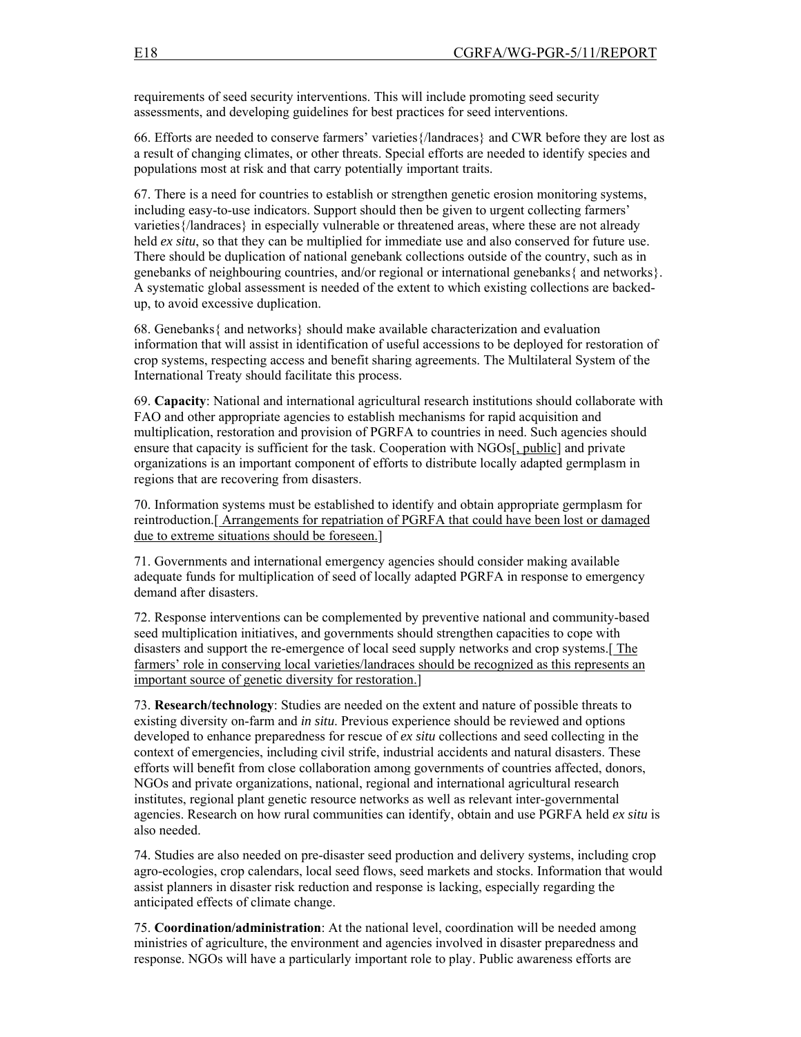requirements of seed security interventions. This will include promoting seed security assessments, and developing guidelines for best practices for seed interventions.

66. Efforts are needed to conserve farmers' varieties{/landraces} and CWR before they are lost as a result of changing climates, or other threats. Special efforts are needed to identify species and populations most at risk and that carry potentially important traits.

67. There is a need for countries to establish or strengthen genetic erosion monitoring systems, including easy-to-use indicators. Support should then be given to urgent collecting farmers' varieties{/landraces} in especially vulnerable or threatened areas, where these are not already held *ex situ*, so that they can be multiplied for immediate use and also conserved for future use. There should be duplication of national genebank collections outside of the country, such as in genebanks of neighbouring countries, and/or regional or international genebanks{ and networks}. A systematic global assessment is needed of the extent to which existing collections are backed-up, to avoid excessive duplication.

68. Genebanks{ and networks} should make available characterization and evaluation information that will assist in identification of useful accessions to be deployed for restoration of crop systems, respecting access and benefit sharing agreements. The Multilateral System of the International Treaty should facilitate this process.

69. **Capacity**: National and international agricultural research institutions should collaborate with FAO and other appropriate agencies to establish mechanisms for rapid acquisition and multiplication, restoration and provision of PGRFA to countries in need. Such agencies should ensure that capacity is sufficient for the task. Cooperation with NGOs[, public] and private organizations is an important component of efforts to distribute locally adapted germplasm in regions that are recovering from disasters.

70. Information systems must be established to identify and obtain appropriate germplasm for reintroduction.[ Arrangements for repatriation of PGRFA that could have been lost or damaged due to extreme situations should be foreseen.]

71. Governments and international emergency agencies should consider making available adequate funds for multiplication of seed of locally adapted PGRFA in response to emergency demand after disasters.

72. Response interventions can be complemented by preventive national and community-based seed multiplication initiatives, and governments should strengthen capacities to cope with disasters and support the re-emergence of local seed supply networks and crop systems.[ The farmers' role in conserving local varieties/landraces should be recognized as this represents an important source of genetic diversity for restoration.]

73. **Research/technology**: Studies are needed on the extent and nature of possible threats to existing diversity on-farm and *in situ*. Previous experience should be reviewed and options developed to enhance preparedness for rescue of *ex situ* collections and seed collecting in the context of emergencies, including civil strife, industrial accidents and natural disasters. These efforts will benefit from close collaboration among governments of countries affected, donors, NGOs and private organizations, national, regional and international agricultural research institutes, regional plant genetic resource networks as well as relevant inter-governmental agencies. Research on how rural communities can identify, obtain and use PGRFA held *ex situ* is also needed.

74. Studies are also needed on pre-disaster seed production and delivery systems, including crop agro-ecologies, crop calendars, local seed flows, seed markets and stocks. Information that would assist planners in disaster risk reduction and response is lacking, especially regarding the anticipated effects of climate change.

75. **Coordination/administration**: At the national level, coordination will be needed among ministries of agriculture, the environment and agencies involved in disaster preparedness and response. NGOs will have a particularly important role to play. Public awareness efforts are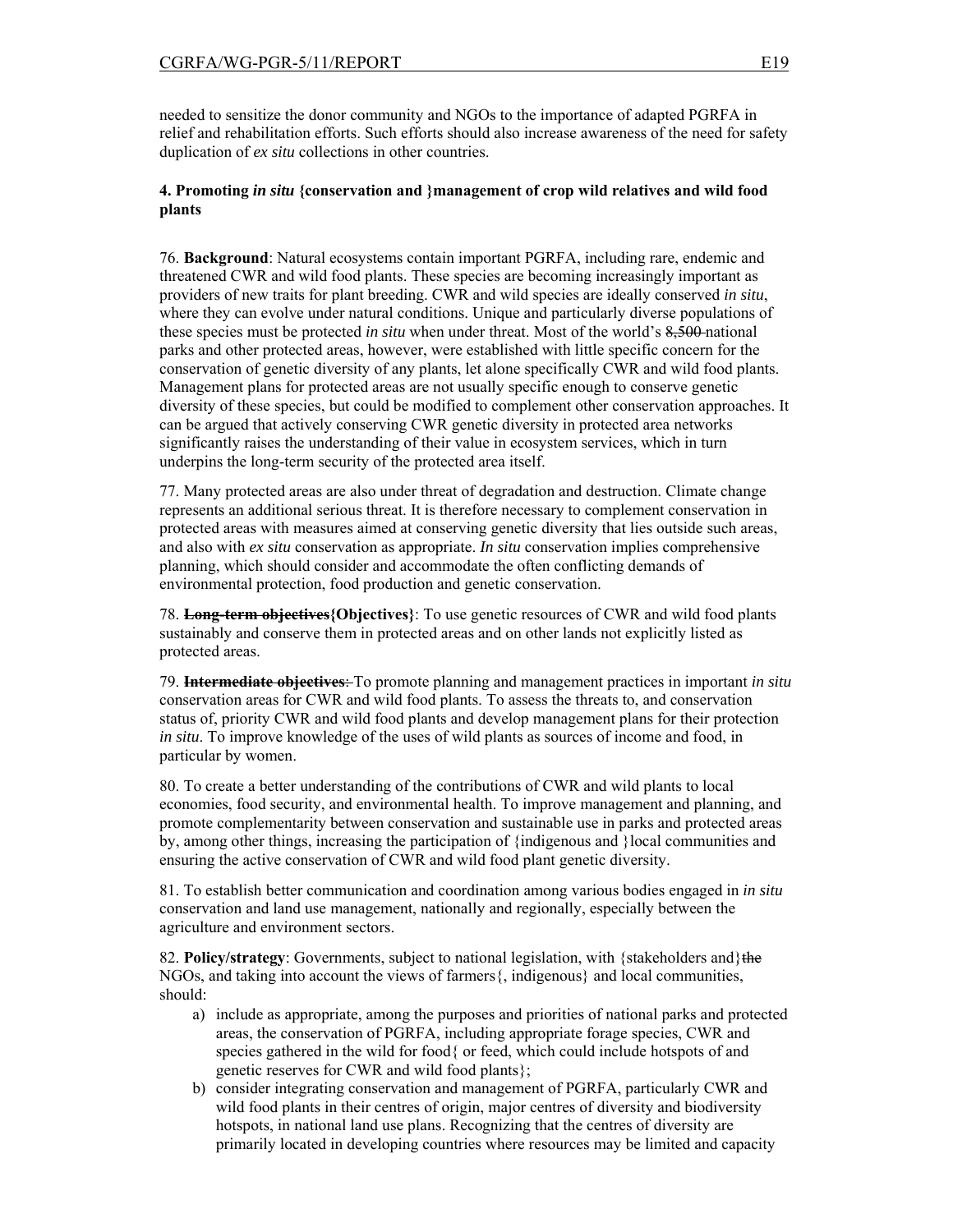needed to sensitize the donor community and NGOs to the importance of adapted PGRFA in relief and rehabilitation efforts. Such efforts should also increase awareness of the need for safety duplication of *ex situ* collections in other countries.

### 4. Promoting *in situ* {conservation and }management of crop wild relatives and wild food plants

76. **Background**: Natural ecosystems contain important PGRFA, including rare, endemic and threatened CWR and wild food plants. These species are becoming increasingly important as providers of new traits for plant breeding. CWR and wild species are ideally conserved *in situ*, where they can evolve under natural conditions. Unique and particularly diverse populations of these species must be protected *in situ* when under threat. Most of the world's ~~8,500~~ national parks and other protected areas, however, were established with little specific concern for the conservation of genetic diversity of any plants, let alone specifically CWR and wild food plants. Management plans for protected areas are not usually specific enough to conserve genetic diversity of these species, but could be modified to complement other conservation approaches. It can be argued that actively conserving CWR genetic diversity in protected area networks significantly raises the understanding of their value in ecosystem services, which in turn underpins the long-term security of the protected area itself.

77. Many protected areas are also under threat of degradation and destruction. Climate change represents an additional serious threat. It is therefore necessary to complement conservation in protected areas with measures aimed at conserving genetic diversity that lies outside such areas, and also with *ex situ* conservation as appropriate. *In situ* conservation implies comprehensive planning, which should consider and accommodate the often conflicting demands of environmental protection, food production and genetic conservation.

78. **~~Long-term objectives~~{Objectives}**: To use genetic resources of CWR and wild food plants sustainably and conserve them in protected areas and on other lands not explicitly listed as protected areas.

79. **~~Intermediate objectives~~**~~:~~ To promote planning and management practices in important *in situ* conservation areas for CWR and wild food plants. To assess the threats to, and conservation status of, priority CWR and wild food plants and develop management plans for their protection *in situ*. To improve knowledge of the uses of wild plants as sources of income and food, in particular by women.

80. To create a better understanding of the contributions of CWR and wild plants to local economies, food security, and environmental health. To improve management and planning, and promote complementarity between conservation and sustainable use in parks and protected areas by, among other things, increasing the participation of {indigenous and }local communities and ensuring the active conservation of CWR and wild food plant genetic diversity.

81. To establish better communication and coordination among various bodies engaged in *in situ* conservation and land use management, nationally and regionally, especially between the agriculture and environment sectors.

82. **Policy/strategy**: Governments, subject to national legislation, with {stakeholders and}~~the~~ NGOs, and taking into account the views of farmers{, indigenous} and local communities, should:

a) include as appropriate, among the purposes and priorities of national parks and protected areas, the conservation of PGRFA, including appropriate forage species, CWR and species gathered in the wild for food{ or feed, which could include hotspots of and genetic reserves for CWR and wild food plants};

b) consider integrating conservation and management of PGRFA, particularly CWR and wild food plants in their centres of origin, major centres of diversity and biodiversity hotspots, in national land use plans. Recognizing that the centres of diversity are primarily located in developing countries where resources may be limited and capacity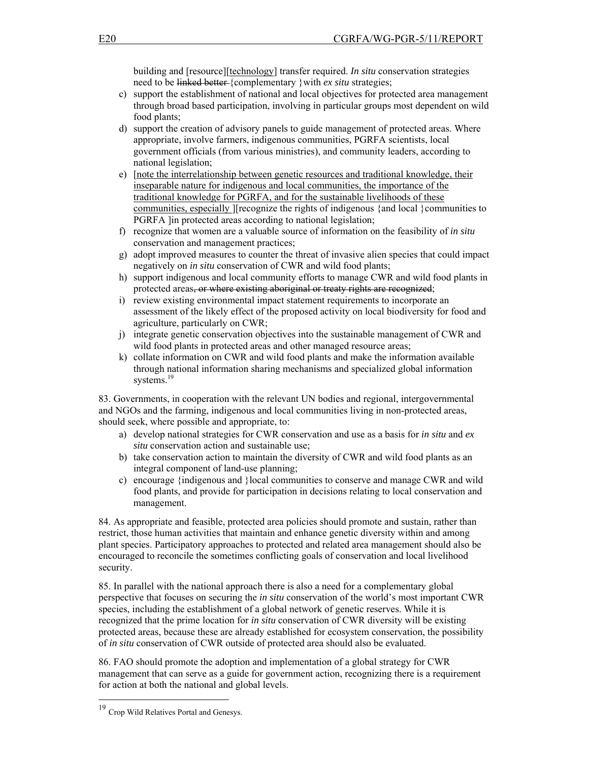building and [resource][<u>technology</u>] transfer required. *In situ* conservation strategies need to be ~~linked better~~ {complementary }with *ex situ* strategies;

c) support the establishment of national and local objectives for protected area management through broad based participation, involving in particular groups most dependent on wild food plants;
d) support the creation of advisory panels to guide management of protected areas. Where appropriate, involve farmers, indigenous communities, PGRFA scientists, local government officials (from various ministries), and community leaders, according to national legislation;
e) [<u>note the interrelationship between genetic resources and traditional knowledge, their inseparable nature for indigenous and local communities, the importance of the traditional knowledge for PGRFA, and for the sustainable livelihoods of these communities, especially</u> ][recognize the rights of indigenous {and local }communities to PGRFA ]in protected areas according to national legislation;
f) recognize that women are a valuable source of information on the feasibility of *in situ* conservation and management practices;
g) adopt improved measures to counter the threat of invasive alien species that could impact negatively on *in situ* conservation of CWR and wild food plants;
h) support indigenous and local community efforts to manage CWR and wild food plants in protected areas~~, or where existing aboriginal or treaty rights are recognized~~;
i) review existing environmental impact statement requirements to incorporate an assessment of the likely effect of the proposed activity on local biodiversity for food and agriculture, particularly on CWR;
j) integrate genetic conservation objectives into the sustainable management of CWR and wild food plants in protected areas and other managed resource areas;
k) collate information on CWR and wild food plants and make the information available through national information sharing mechanisms and specialized global information systems.[19]

83. Governments, in cooperation with the relevant UN bodies and regional, intergovernmental and NGOs and the farming, indigenous and local communities living in non-protected areas, should seek, where possible and appropriate, to:

a) develop national strategies for CWR conservation and use as a basis for *in situ* and *ex situ* conservation action and sustainable use;
b) take conservation action to maintain the diversity of CWR and wild food plants as an integral component of land-use planning;
c) encourage {indigenous and }local communities to conserve and manage CWR and wild food plants, and provide for participation in decisions relating to local conservation and management.

84. As appropriate and feasible, protected area policies should promote and sustain, rather than restrict, those human activities that maintain and enhance genetic diversity within and among plant species. Participatory approaches to protected and related area management should also be encouraged to reconcile the sometimes conflicting goals of conservation and local livelihood security.

85. In parallel with the national approach there is also a need for a complementary global perspective that focuses on securing the *in situ* conservation of the world's most important CWR species, including the establishment of a global network of genetic reserves. While it is recognized that the prime location for *in situ* conservation of CWR diversity will be existing protected areas, because these are already established for ecosystem conservation, the possibility of *in situ* conservation of CWR outside of protected area should also be evaluated.

86. FAO should promote the adoption and implementation of a global strategy for CWR management that can serve as a guide for government action, recognizing there is a requirement for action at both the national and global levels.

---

[19] Crop Wild Relatives Portal and Genesys.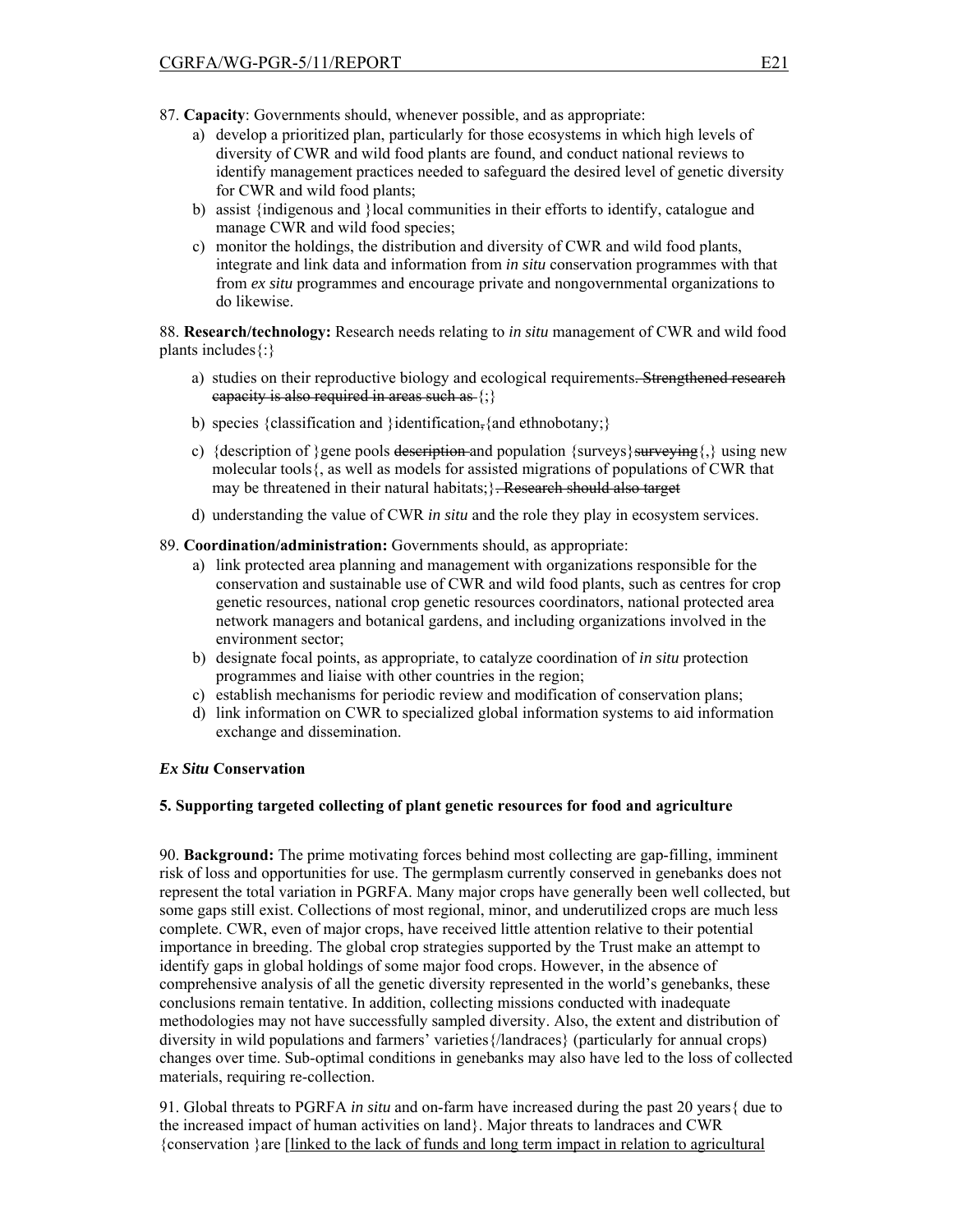87. **Capacity**: Governments should, whenever possible, and as appropriate:

a) develop a prioritized plan, particularly for those ecosystems in which high levels of diversity of CWR and wild food plants are found, and conduct national reviews to identify management practices needed to safeguard the desired level of genetic diversity for CWR and wild food plants;
b) assist {indigenous and }local communities in their efforts to identify, catalogue and manage CWR and wild food species;
c) monitor the holdings, the distribution and diversity of CWR and wild food plants, integrate and link data and information from *in situ* conservation programmes with that from *ex situ* programmes and encourage private and nongovernmental organizations to do likewise.

88. **Research/technology:** Research needs relating to *in situ* management of CWR and wild food plants includes{:}

a) studies on their reproductive biology and ecological requirements~~. Strengthened research capacity is also required in areas such as~~ {;}

b) species {classification and }identification~~,~~{and ethnobotany;}

c) {description of }gene pools ~~description~~ and population {surveys}~~surveying~~{,} using new molecular tools{, as well as models for assisted migrations of populations of CWR that may be threatened in their natural habitats;}~~. Research should also target~~

d) understanding the value of CWR *in situ* and the role they play in ecosystem services.

89. **Coordination/administration:** Governments should, as appropriate:

a) link protected area planning and management with organizations responsible for the conservation and sustainable use of CWR and wild food plants, such as centres for crop genetic resources, national crop genetic resources coordinators, national protected area network managers and botanical gardens, and including organizations involved in the environment sector;
b) designate focal points, as appropriate, to catalyze coordination of *in situ* protection programmes and liaise with other countries in the region;
c) establish mechanisms for periodic review and modification of conservation plans;
d) link information on CWR to specialized global information systems to aid information exchange and dissemination.

### *Ex Situ* Conservation

#### 5. Supporting targeted collecting of plant genetic resources for food and agriculture

90. **Background:** The prime motivating forces behind most collecting are gap-filling, imminent risk of loss and opportunities for use. The germplasm currently conserved in genebanks does not represent the total variation in PGRFA. Many major crops have generally been well collected, but some gaps still exist. Collections of most regional, minor, and underutilized crops are much less complete. CWR, even of major crops, have received little attention relative to their potential importance in breeding. The global crop strategies supported by the Trust make an attempt to identify gaps in global holdings of some major food crops. However, in the absence of comprehensive analysis of all the genetic diversity represented in the world's genebanks, these conclusions remain tentative. In addition, collecting missions conducted with inadequate methodologies may not have successfully sampled diversity. Also, the extent and distribution of diversity in wild populations and farmers' varieties{/landraces} (particularly for annual crops) changes over time. Sub-optimal conditions in genebanks may also have led to the loss of collected materials, requiring re-collection.

91. Global threats to PGRFA *in situ* and on-farm have increased during the past 20 years{ due to the increased impact of human activities on land}. Major threats to landraces and CWR {conservation }are [<u>linked to the lack of funds and long term impact in relation to agricultural</u>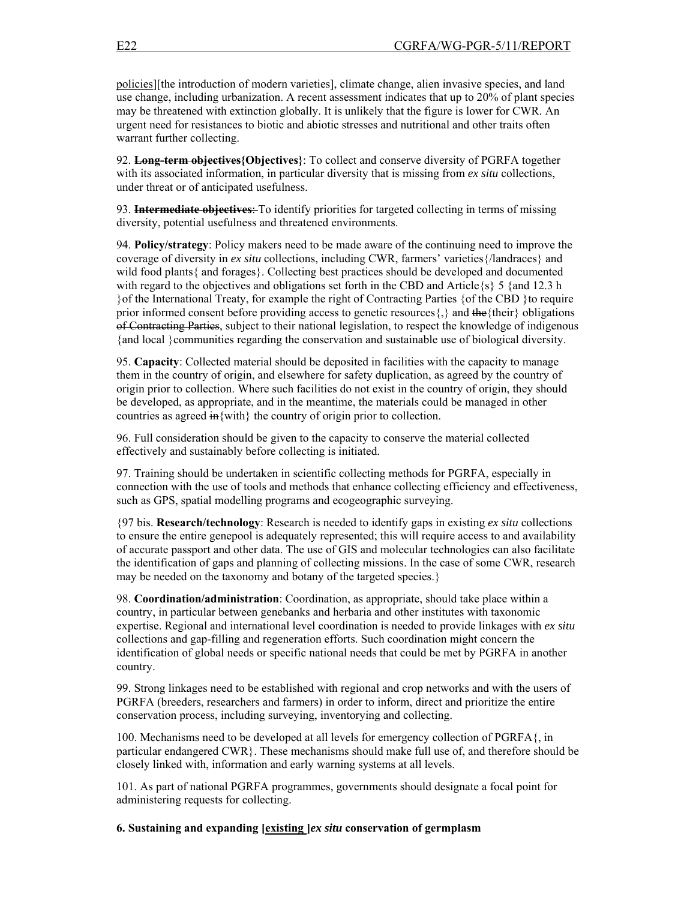policies][the introduction of modern varieties], climate change, alien invasive species, and land use change, including urbanization. A recent assessment indicates that up to 20% of plant species may be threatened with extinction globally. It is unlikely that the figure is lower for CWR. An urgent need for resistances to biotic and abiotic stresses and nutritional and other traits often warrant further collecting.

92. ~~**Long-term objectives**~~**{Objectives}**: To collect and conserve diversity of PGRFA together with its associated information, in particular diversity that is missing from *ex situ* collections, under threat or of anticipated usefulness.

93. ~~**Intermediate objectives**:~~ To identify priorities for targeted collecting in terms of missing diversity, potential usefulness and threatened environments.

94. **Policy/strategy**: Policy makers need to be made aware of the continuing need to improve the coverage of diversity in *ex situ* collections, including CWR, farmers' varieties{/landraces} and wild food plants{ and forages}. Collecting best practices should be developed and documented with regard to the objectives and obligations set forth in the CBD and Article{s} 5 {and 12.3 h }of the International Treaty, for example the right of Contracting Parties {of the CBD }to require prior informed consent before providing access to genetic resources{,} and ~~the~~{their} obligations ~~of Contracting Parties~~, subject to their national legislation, to respect the knowledge of indigenous {and local }communities regarding the conservation and sustainable use of biological diversity.

95. **Capacity**: Collected material should be deposited in facilities with the capacity to manage them in the country of origin, and elsewhere for safety duplication, as agreed by the country of origin prior to collection. Where such facilities do not exist in the country of origin, they should be developed, as appropriate, and in the meantime, the materials could be managed in other countries as agreed ~~in~~{with} the country of origin prior to collection.

96. Full consideration should be given to the capacity to conserve the material collected effectively and sustainably before collecting is initiated.

97. Training should be undertaken in scientific collecting methods for PGRFA, especially in connection with the use of tools and methods that enhance collecting efficiency and effectiveness, such as GPS, spatial modelling programs and ecogeographic surveying.

{97 bis. **Research/technology**: Research is needed to identify gaps in existing *ex situ* collections to ensure the entire genepool is adequately represented; this will require access to and availability of accurate passport and other data. The use of GIS and molecular technologies can also facilitate the identification of gaps and planning of collecting missions. In the case of some CWR, research may be needed on the taxonomy and botany of the targeted species.}

98. **Coordination/administration**: Coordination, as appropriate, should take place within a country, in particular between genebanks and herbaria and other institutes with taxonomic expertise. Regional and international level coordination is needed to provide linkages with *ex situ* collections and gap-filling and regeneration efforts. Such coordination might concern the identification of global needs or specific national needs that could be met by PGRFA in another country.

99. Strong linkages need to be established with regional and crop networks and with the users of PGRFA (breeders, researchers and farmers) in order to inform, direct and prioritize the entire conservation process, including surveying, inventorying and collecting.

100. Mechanisms need to be developed at all levels for emergency collection of PGRFA{, in particular endangered CWR}. These mechanisms should make full use of, and therefore should be closely linked with, information and early warning systems at all levels.

101. As part of national PGRFA programmes, governments should designate a focal point for administering requests for collecting.

**6. Sustaining and expanding [existing ]*ex situ* conservation of germplasm**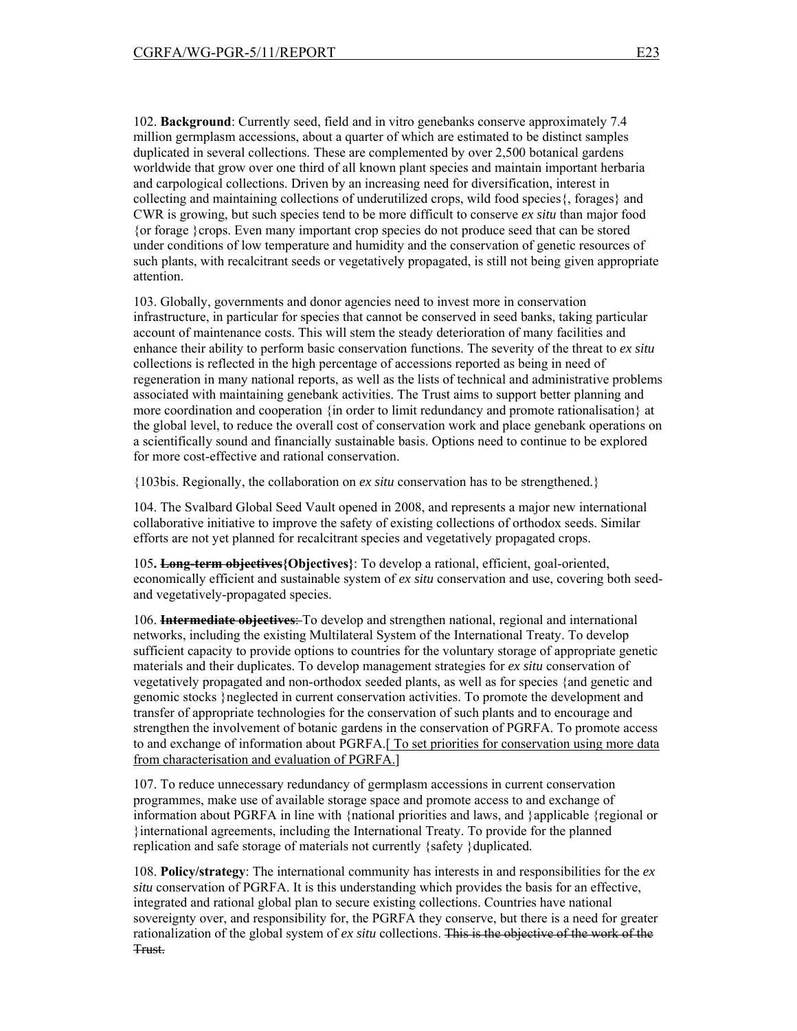102. **Background**: Currently seed, field and in vitro genebanks conserve approximately 7.4 million germplasm accessions, about a quarter of which are estimated to be distinct samples duplicated in several collections. These are complemented by over 2,500 botanical gardens worldwide that grow over one third of all known plant species and maintain important herbaria and carpological collections. Driven by an increasing need for diversification, interest in collecting and maintaining collections of underutilized crops, wild food species{, forages} and CWR is growing, but such species tend to be more difficult to conserve *ex situ* than major food {or forage }crops. Even many important crop species do not produce seed that can be stored under conditions of low temperature and humidity and the conservation of genetic resources of such plants, with recalcitrant seeds or vegetatively propagated, is still not being given appropriate attention.

103. Globally, governments and donor agencies need to invest more in conservation infrastructure, in particular for species that cannot be conserved in seed banks, taking particular account of maintenance costs. This will stem the steady deterioration of many facilities and enhance their ability to perform basic conservation functions. The severity of the threat to *ex situ* collections is reflected in the high percentage of accessions reported as being in need of regeneration in many national reports, as well as the lists of technical and administrative problems associated with maintaining genebank activities. The Trust aims to support better planning and more coordination and cooperation {in order to limit redundancy and promote rationalisation} at the global level, to reduce the overall cost of conservation work and place genebank operations on a scientifically sound and financially sustainable basis. Options need to continue to be explored for more cost-effective and rational conservation.

{103bis. Regionally, the collaboration on *ex situ* conservation has to be strengthened.}

104. The Svalbard Global Seed Vault opened in 2008, and represents a major new international collaborative initiative to improve the safety of existing collections of orthodox seeds. Similar efforts are not yet planned for recalcitrant species and vegetatively propagated crops.

105**. ~~Long-term objectives~~{Objectives}**: To develop a rational, efficient, goal-oriented, economically efficient and sustainable system of *ex situ* conservation and use, covering both seed- and vegetatively-propagated species.

106. **~~Intermediate objectives~~**~~:~~ To develop and strengthen national, regional and international networks, including the existing Multilateral System of the International Treaty. To develop sufficient capacity to provide options to countries for the voluntary storage of appropriate genetic materials and their duplicates. To develop management strategies for *ex situ* conservation of vegetatively propagated and non-orthodox seeded plants, as well as for species {and genetic and genomic stocks }neglected in current conservation activities. To promote the development and transfer of appropriate technologies for the conservation of such plants and to encourage and strengthen the involvement of botanic gardens in the conservation of PGRFA. To promote access to and exchange of information about PGRFA.<u>[ To set priorities for conservation using more data from characterisation and evaluation of PGRFA.]</u>

107. To reduce unnecessary redundancy of germplasm accessions in current conservation programmes, make use of available storage space and promote access to and exchange of information about PGRFA in line with {national priorities and laws, and }applicable {regional or }international agreements, including the International Treaty. To provide for the planned replication and safe storage of materials not currently {safety }duplicated.

108. **Policy/strategy**: The international community has interests in and responsibilities for the *ex situ* conservation of PGRFA. It is this understanding which provides the basis for an effective, integrated and rational global plan to secure existing collections. Countries have national sovereignty over, and responsibility for, the PGRFA they conserve, but there is a need for greater rationalization of the global system of *ex situ* collections. ~~This is the objective of the work of the Trust.~~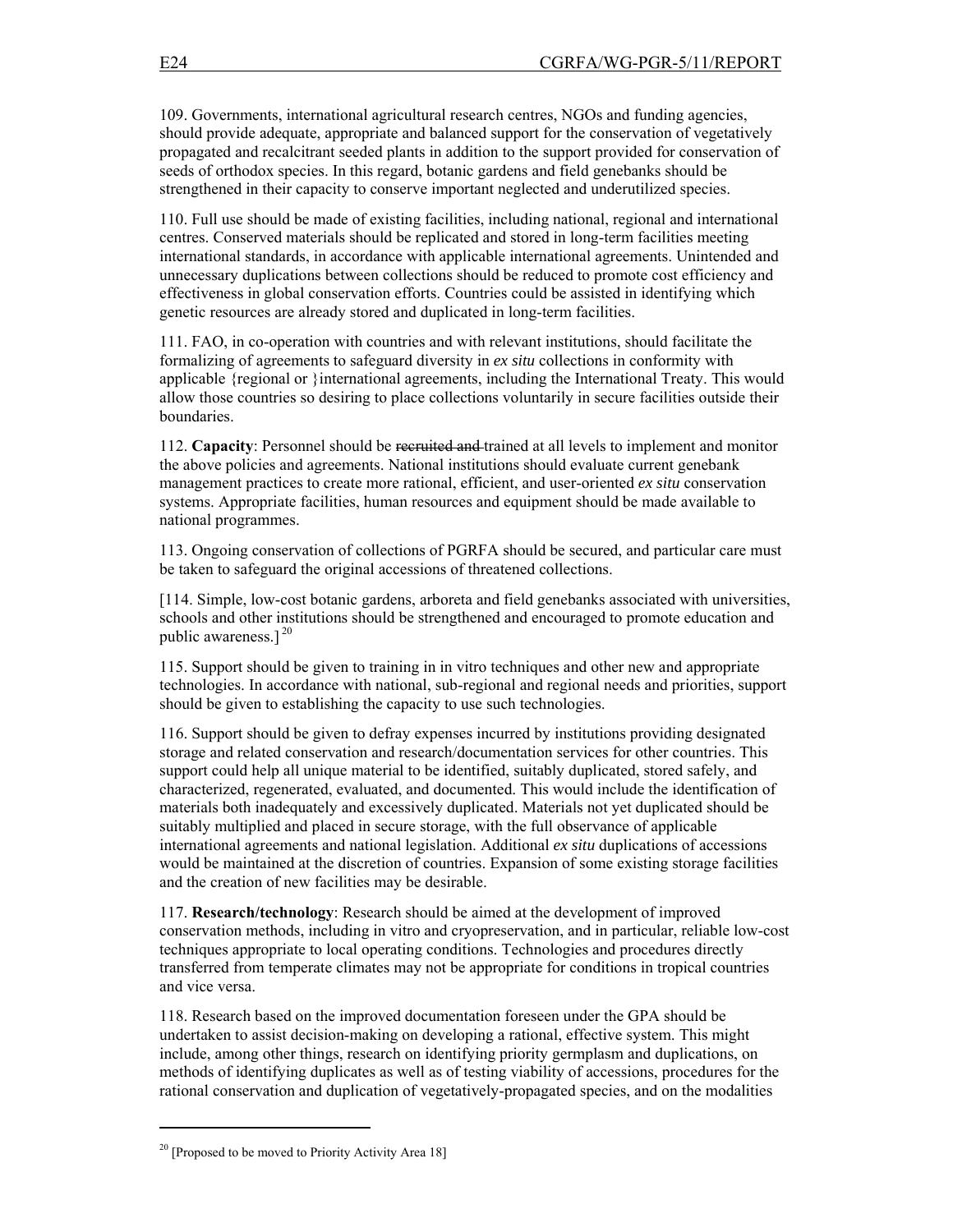109. Governments, international agricultural research centres, NGOs and funding agencies, should provide adequate, appropriate and balanced support for the conservation of vegetatively propagated and recalcitrant seeded plants in addition to the support provided for conservation of seeds of orthodox species. In this regard, botanic gardens and field genebanks should be strengthened in their capacity to conserve important neglected and underutilized species.

110. Full use should be made of existing facilities, including national, regional and international centres. Conserved materials should be replicated and stored in long-term facilities meeting international standards, in accordance with applicable international agreements. Unintended and unnecessary duplications between collections should be reduced to promote cost efficiency and effectiveness in global conservation efforts. Countries could be assisted in identifying which genetic resources are already stored and duplicated in long-term facilities.

111. FAO, in co-operation with countries and with relevant institutions, should facilitate the formalizing of agreements to safeguard diversity in *ex situ* collections in conformity with applicable {regional or }international agreements, including the International Treaty. This would allow those countries so desiring to place collections voluntarily in secure facilities outside their boundaries.

112. **Capacity**: Personnel should be ~~recruited and~~ trained at all levels to implement and monitor the above policies and agreements. National institutions should evaluate current genebank management practices to create more rational, efficient, and user-oriented *ex situ* conservation systems. Appropriate facilities, human resources and equipment should be made available to national programmes.

113. Ongoing conservation of collections of PGRFA should be secured, and particular care must be taken to safeguard the original accessions of threatened collections.

[114. Simple, low-cost botanic gardens, arboreta and field genebanks associated with universities, schools and other institutions should be strengthened and encouraged to promote education and public awareness.] [20]

115. Support should be given to training in in vitro techniques and other new and appropriate technologies. In accordance with national, sub-regional and regional needs and priorities, support should be given to establishing the capacity to use such technologies.

116. Support should be given to defray expenses incurred by institutions providing designated storage and related conservation and research/documentation services for other countries. This support could help all unique material to be identified, suitably duplicated, stored safely, and characterized, regenerated, evaluated, and documented. This would include the identification of materials both inadequately and excessively duplicated. Materials not yet duplicated should be suitably multiplied and placed in secure storage, with the full observance of applicable international agreements and national legislation. Additional *ex situ* duplications of accessions would be maintained at the discretion of countries. Expansion of some existing storage facilities and the creation of new facilities may be desirable.

117. **Research/technology**: Research should be aimed at the development of improved conservation methods, including in vitro and cryopreservation, and in particular, reliable low-cost techniques appropriate to local operating conditions. Technologies and procedures directly transferred from temperate climates may not be appropriate for conditions in tropical countries and vice versa.

118. Research based on the improved documentation foreseen under the GPA should be undertaken to assist decision-making on developing a rational, effective system. This might include, among other things, research on identifying priority germplasm and duplications, on methods of identifying duplicates as well as of testing viability of accessions, procedures for the rational conservation and duplication of vegetatively-propagated species, and on the modalities

[20] [Proposed to be moved to Priority Activity Area 18]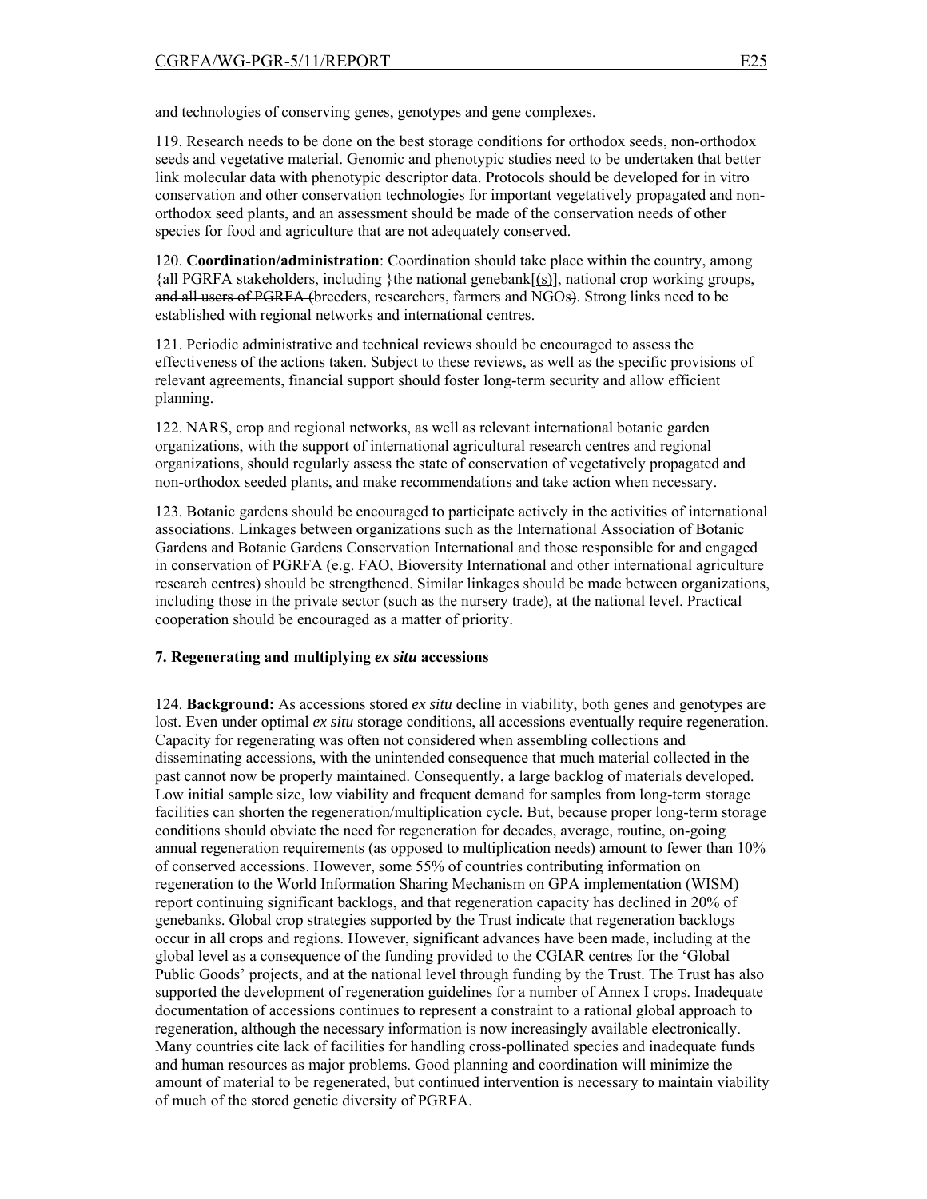and technologies of conserving genes, genotypes and gene complexes.

119. Research needs to be done on the best storage conditions for orthodox seeds, non-orthodox seeds and vegetative material. Genomic and phenotypic studies need to be undertaken that better link molecular data with phenotypic descriptor data. Protocols should be developed for in vitro conservation and other conservation technologies for important vegetatively propagated and non-orthodox seed plants, and an assessment should be made of the conservation needs of other species for food and agriculture that are not adequately conserved.

120. **Coordination/administration**: Coordination should take place within the country, among {all PGRFA stakeholders, including }the national genebank[(s)], national crop working groups, ~~and all users of PGRFA (~~breeders, researchers, farmers and NGOs~~)~~. Strong links need to be established with regional networks and international centres.

121. Periodic administrative and technical reviews should be encouraged to assess the effectiveness of the actions taken. Subject to these reviews, as well as the specific provisions of relevant agreements, financial support should foster long-term security and allow efficient planning.

122. NARS, crop and regional networks, as well as relevant international botanic garden organizations, with the support of international agricultural research centres and regional organizations, should regularly assess the state of conservation of vegetatively propagated and non-orthodox seeded plants, and make recommendations and take action when necessary.

123. Botanic gardens should be encouraged to participate actively in the activities of international associations. Linkages between organizations such as the International Association of Botanic Gardens and Botanic Gardens Conservation International and those responsible for and engaged in conservation of PGRFA (e.g. FAO, Bioversity International and other international agriculture research centres) should be strengthened. Similar linkages should be made between organizations, including those in the private sector (such as the nursery trade), at the national level. Practical cooperation should be encouraged as a matter of priority.

### 7. Regenerating and multiplying *ex situ* accessions

124. **Background:** As accessions stored *ex situ* decline in viability, both genes and genotypes are lost. Even under optimal *ex situ* storage conditions, all accessions eventually require regeneration. Capacity for regenerating was often not considered when assembling collections and disseminating accessions, with the unintended consequence that much material collected in the past cannot now be properly maintained. Consequently, a large backlog of materials developed. Low initial sample size, low viability and frequent demand for samples from long-term storage facilities can shorten the regeneration/multiplication cycle. But, because proper long-term storage conditions should obviate the need for regeneration for decades, average, routine, on-going annual regeneration requirements (as opposed to multiplication needs) amount to fewer than 10% of conserved accessions. However, some 55% of countries contributing information on regeneration to the World Information Sharing Mechanism on GPA implementation (WISM) report continuing significant backlogs, and that regeneration capacity has declined in 20% of genebanks. Global crop strategies supported by the Trust indicate that regeneration backlogs occur in all crops and regions. However, significant advances have been made, including at the global level as a consequence of the funding provided to the CGIAR centres for the 'Global Public Goods' projects, and at the national level through funding by the Trust. The Trust has also supported the development of regeneration guidelines for a number of Annex I crops. Inadequate documentation of accessions continues to represent a constraint to a rational global approach to regeneration, although the necessary information is now increasingly available electronically. Many countries cite lack of facilities for handling cross-pollinated species and inadequate funds and human resources as major problems. Good planning and coordination will minimize the amount of material to be regenerated, but continued intervention is necessary to maintain viability of much of the stored genetic diversity of PGRFA.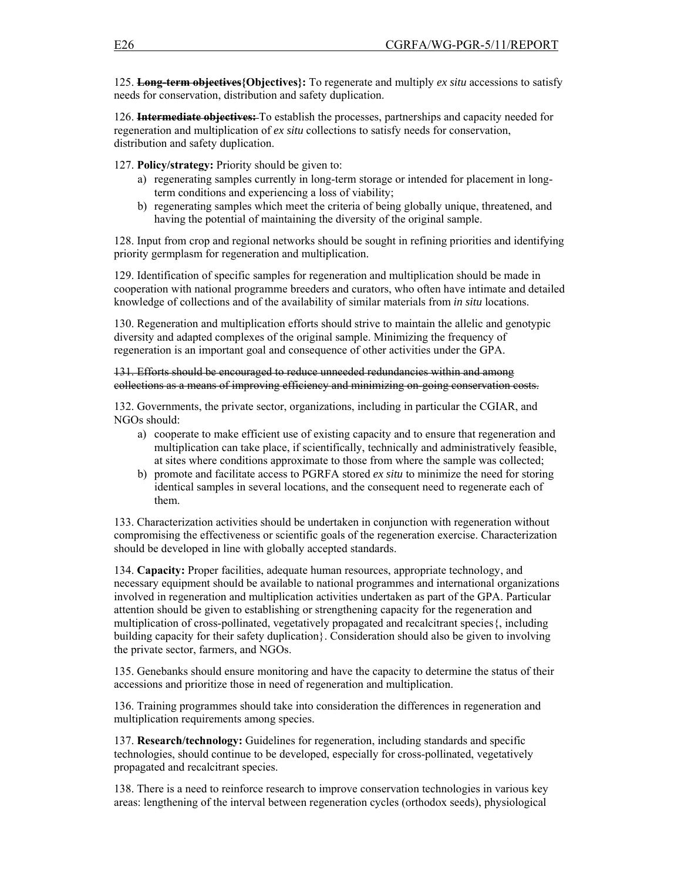125. ~~**Long-term objectives**~~**{Objectives}:** To regenerate and multiply *ex situ* accessions to satisfy needs for conservation, distribution and safety duplication.

126. ~~**Intermediate objectives:**~~ To establish the processes, partnerships and capacity needed for regeneration and multiplication of *ex situ* collections to satisfy needs for conservation, distribution and safety duplication.

127. **Policy/strategy:** Priority should be given to:

a) regenerating samples currently in long-term storage or intended for placement in long-term conditions and experiencing a loss of viability;
b) regenerating samples which meet the criteria of being globally unique, threatened, and having the potential of maintaining the diversity of the original sample.

128. Input from crop and regional networks should be sought in refining priorities and identifying priority germplasm for regeneration and multiplication.

129. Identification of specific samples for regeneration and multiplication should be made in cooperation with national programme breeders and curators, who often have intimate and detailed knowledge of collections and of the availability of similar materials from *in situ* locations.

130. Regeneration and multiplication efforts should strive to maintain the allelic and genotypic diversity and adapted complexes of the original sample. Minimizing the frequency of regeneration is an important goal and consequence of other activities under the GPA.

~~131. Efforts should be encouraged to reduce unneeded redundancies within and among collections as a means of improving efficiency and minimizing on-going conservation costs.~~

132. Governments, the private sector, organizations, including in particular the CGIAR, and NGOs should:

a) cooperate to make efficient use of existing capacity and to ensure that regeneration and multiplication can take place, if scientifically, technically and administratively feasible, at sites where conditions approximate to those from where the sample was collected;
b) promote and facilitate access to PGRFA stored *ex situ* to minimize the need for storing identical samples in several locations, and the consequent need to regenerate each of them.

133. Characterization activities should be undertaken in conjunction with regeneration without compromising the effectiveness or scientific goals of the regeneration exercise. Characterization should be developed in line with globally accepted standards.

134. **Capacity:** Proper facilities, adequate human resources, appropriate technology, and necessary equipment should be available to national programmes and international organizations involved in regeneration and multiplication activities undertaken as part of the GPA. Particular attention should be given to establishing or strengthening capacity for the regeneration and multiplication of cross-pollinated, vegetatively propagated and recalcitrant species{, including building capacity for their safety duplication}. Consideration should also be given to involving the private sector, farmers, and NGOs.

135. Genebanks should ensure monitoring and have the capacity to determine the status of their accessions and prioritize those in need of regeneration and multiplication.

136. Training programmes should take into consideration the differences in regeneration and multiplication requirements among species.

137. **Research/technology:** Guidelines for regeneration, including standards and specific technologies, should continue to be developed, especially for cross-pollinated, vegetatively propagated and recalcitrant species.

138. There is a need to reinforce research to improve conservation technologies in various key areas: lengthening of the interval between regeneration cycles (orthodox seeds), physiological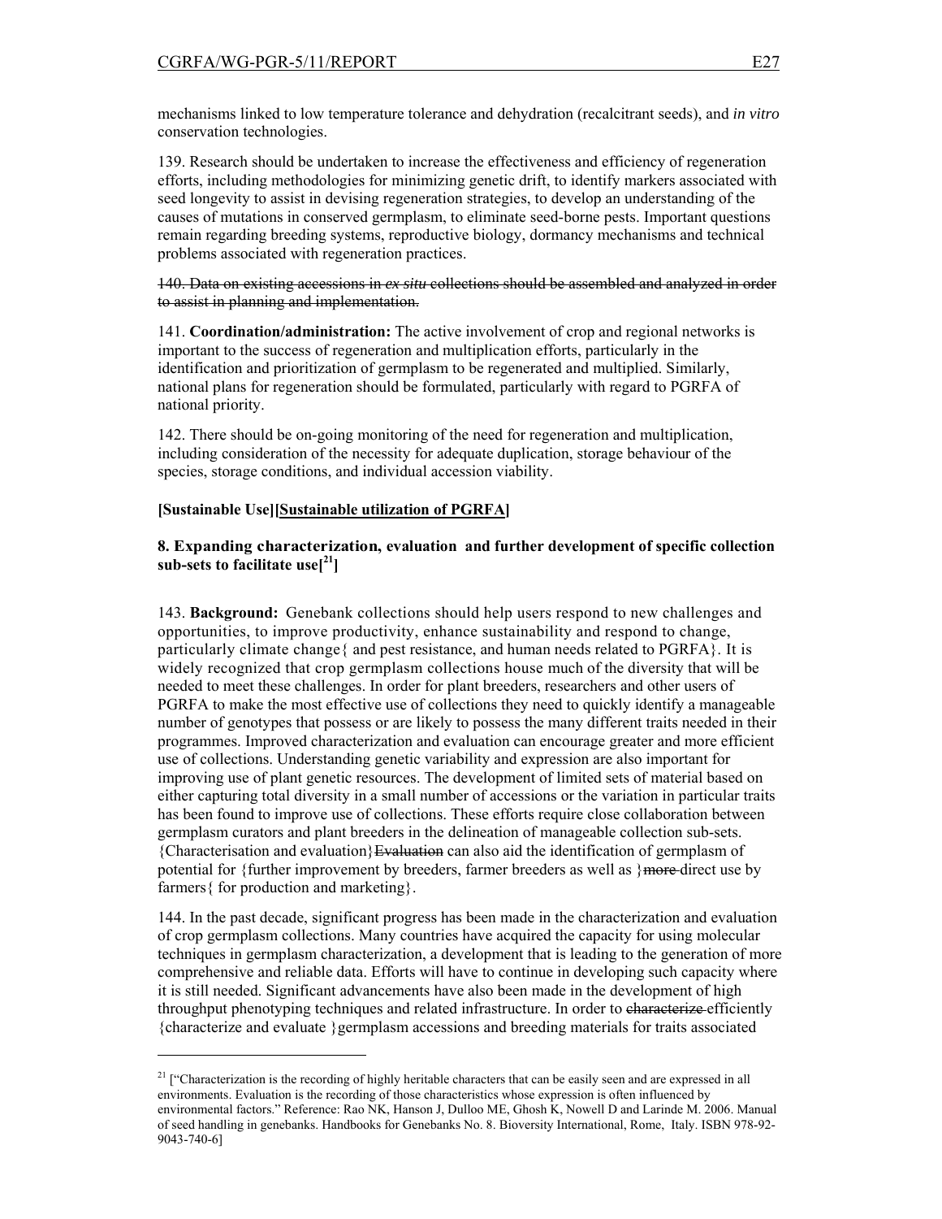mechanisms linked to low temperature tolerance and dehydration (recalcitrant seeds), and *in vitro* conservation technologies.

139. Research should be undertaken to increase the effectiveness and efficiency of regeneration efforts, including methodologies for minimizing genetic drift, to identify markers associated with seed longevity to assist in devising regeneration strategies, to develop an understanding of the causes of mutations in conserved germplasm, to eliminate seed-borne pests. Important questions remain regarding breeding systems, reproductive biology, dormancy mechanisms and technical problems associated with regeneration practices.

~~140. Data on existing accessions in *ex situ* collections should be assembled and analyzed in order to assist in planning and implementation.~~

141. **Coordination/administration:** The active involvement of crop and regional networks is important to the success of regeneration and multiplication efforts, particularly in the identification and prioritization of germplasm to be regenerated and multiplied. Similarly, national plans for regeneration should be formulated, particularly with regard to PGRFA of national priority.

142. There should be on-going monitoring of the need for regeneration and multiplication, including consideration of the necessity for adequate duplication, storage behaviour of the species, storage conditions, and individual accession viability.

**[Sustainable Use][<u>Sustainable utilization of PGRFA</u>]**

**8. Expanding characterization, evaluation and further development of specific collection sub-sets to facilitate use[[21]]**

143. **Background:** Genebank collections should help users respond to new challenges and opportunities, to improve productivity, enhance sustainability and respond to change, particularly climate change{ and pest resistance, and human needs related to PGRFA}. It is widely recognized that crop germplasm collections house much of the diversity that will be needed to meet these challenges. In order for plant breeders, researchers and other users of PGRFA to make the most effective use of collections they need to quickly identify a manageable number of genotypes that possess or are likely to possess the many different traits needed in their programmes. Improved characterization and evaluation can encourage greater and more efficient use of collections. Understanding genetic variability and expression are also important for improving use of plant genetic resources. The development of limited sets of material based on either capturing total diversity in a small number of accessions or the variation in particular traits has been found to improve use of collections. These efforts require close collaboration between germplasm curators and plant breeders in the delineation of manageable collection sub-sets. {Characterisation and evaluation}~~Evaluation~~ can also aid the identification of germplasm of potential for {further improvement by breeders, farmer breeders as well as }~~more~~ direct use by farmers{ for production and marketing}.

144. In the past decade, significant progress has been made in the characterization and evaluation of crop germplasm collections. Many countries have acquired the capacity for using molecular techniques in germplasm characterization, a development that is leading to the generation of more comprehensive and reliable data. Efforts will have to continue in developing such capacity where it is still needed. Significant advancements have also been made in the development of high throughput phenotyping techniques and related infrastructure. In order to ~~characterize~~ efficiently {characterize and evaluate }germplasm accessions and breeding materials for traits associated

---

[21] ["Characterization is the recording of highly heritable characters that can be easily seen and are expressed in all environments. Evaluation is the recording of those characteristics whose expression is often influenced by environmental factors." Reference: Rao NK, Hanson J, Dulloo ME, Ghosh K, Nowell D and Larinde M. 2006. Manual of seed handling in genebanks. Handbooks for Genebanks No. 8. Bioversity International, Rome, Italy. ISBN 978-92-9043-740-6]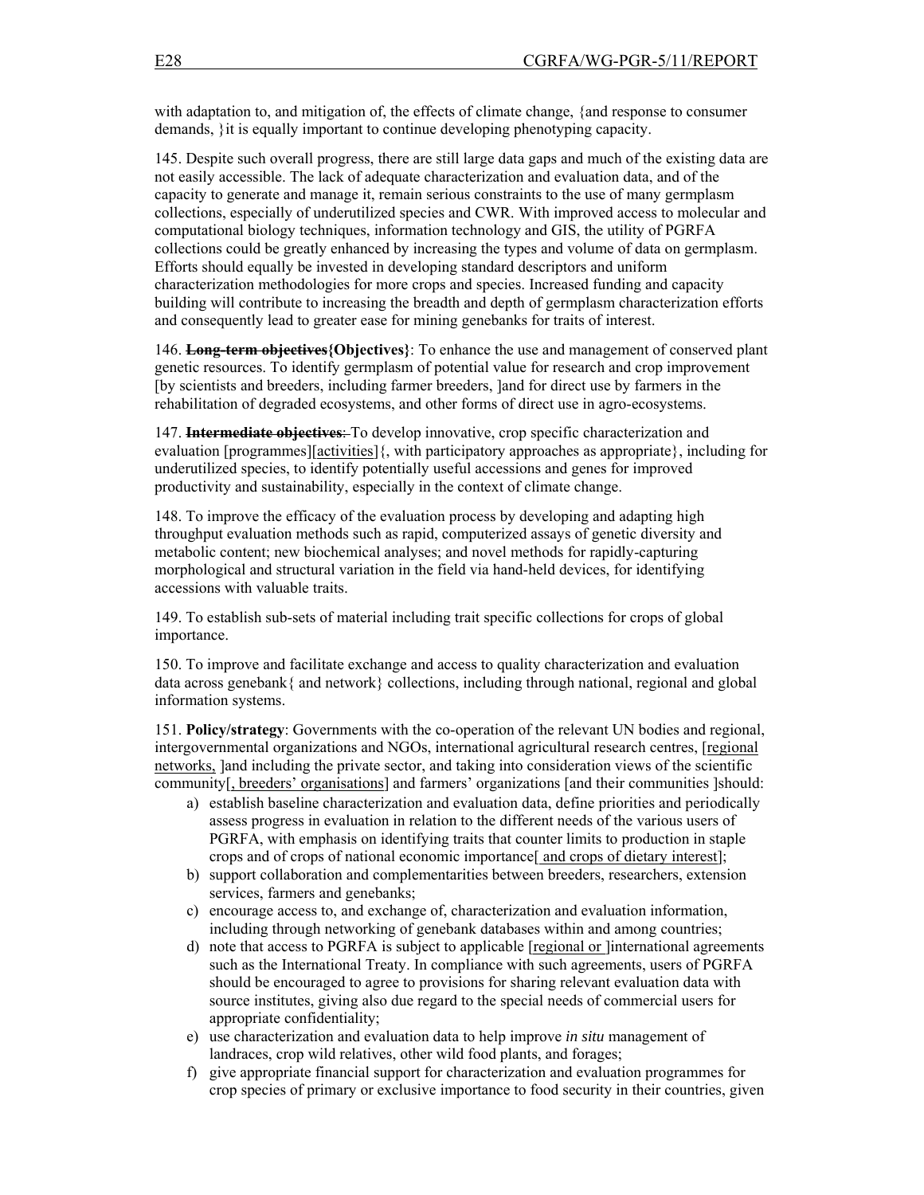with adaptation to, and mitigation of, the effects of climate change, {and response to consumer demands, }it is equally important to continue developing phenotyping capacity.

145. Despite such overall progress, there are still large data gaps and much of the existing data are not easily accessible. The lack of adequate characterization and evaluation data, and of the capacity to generate and manage it, remain serious constraints to the use of many germplasm collections, especially of underutilized species and CWR. With improved access to molecular and computational biology techniques, information technology and GIS, the utility of PGRFA collections could be greatly enhanced by increasing the types and volume of data on germplasm. Efforts should equally be invested in developing standard descriptors and uniform characterization methodologies for more crops and species. Increased funding and capacity building will contribute to increasing the breadth and depth of germplasm characterization efforts and consequently lead to greater ease for mining genebanks for traits of interest.

146. ~~**Long-term objectives**~~**{Objectives}**: To enhance the use and management of conserved plant genetic resources. To identify germplasm of potential value for research and crop improvement [by scientists and breeders, including farmer breeders, ]and for direct use by farmers in the rehabilitation of degraded ecosystems, and other forms of direct use in agro-ecosystems.

147. ~~**Intermediate objectives**:~~ To develop innovative, crop specific characterization and evaluation [programmes][activities]{, with participatory approaches as appropriate}, including for underutilized species, to identify potentially useful accessions and genes for improved productivity and sustainability, especially in the context of climate change.

148. To improve the efficacy of the evaluation process by developing and adapting high throughput evaluation methods such as rapid, computerized assays of genetic diversity and metabolic content; new biochemical analyses; and novel methods for rapidly-capturing morphological and structural variation in the field via hand-held devices, for identifying accessions with valuable traits.

149. To establish sub-sets of material including trait specific collections for crops of global importance.

150. To improve and facilitate exchange and access to quality characterization and evaluation data across genebank{ and network} collections, including through national, regional and global information systems.

151. **Policy/strategy**: Governments with the co-operation of the relevant UN bodies and regional, intergovernmental organizations and NGOs, international agricultural research centres, [regional networks, ]and including the private sector, and taking into consideration views of the scientific community[, breeders' organisations] and farmers' organizations [and their communities ]should:

a) establish baseline characterization and evaluation data, define priorities and periodically assess progress in evaluation in relation to the different needs of the various users of PGRFA, with emphasis on identifying traits that counter limits to production in staple crops and of crops of national economic importance[ and crops of dietary interest];
b) support collaboration and complementarities between breeders, researchers, extension services, farmers and genebanks;
c) encourage access to, and exchange of, characterization and evaluation information, including through networking of genebank databases within and among countries;
d) note that access to PGRFA is subject to applicable [regional or ]international agreements such as the International Treaty. In compliance with such agreements, users of PGRFA should be encouraged to agree to provisions for sharing relevant evaluation data with source institutes, giving also due regard to the special needs of commercial users for appropriate confidentiality;
e) use characterization and evaluation data to help improve *in situ* management of landraces, crop wild relatives, other wild food plants, and forages;
f) give appropriate financial support for characterization and evaluation programmes for crop species of primary or exclusive importance to food security in their countries, given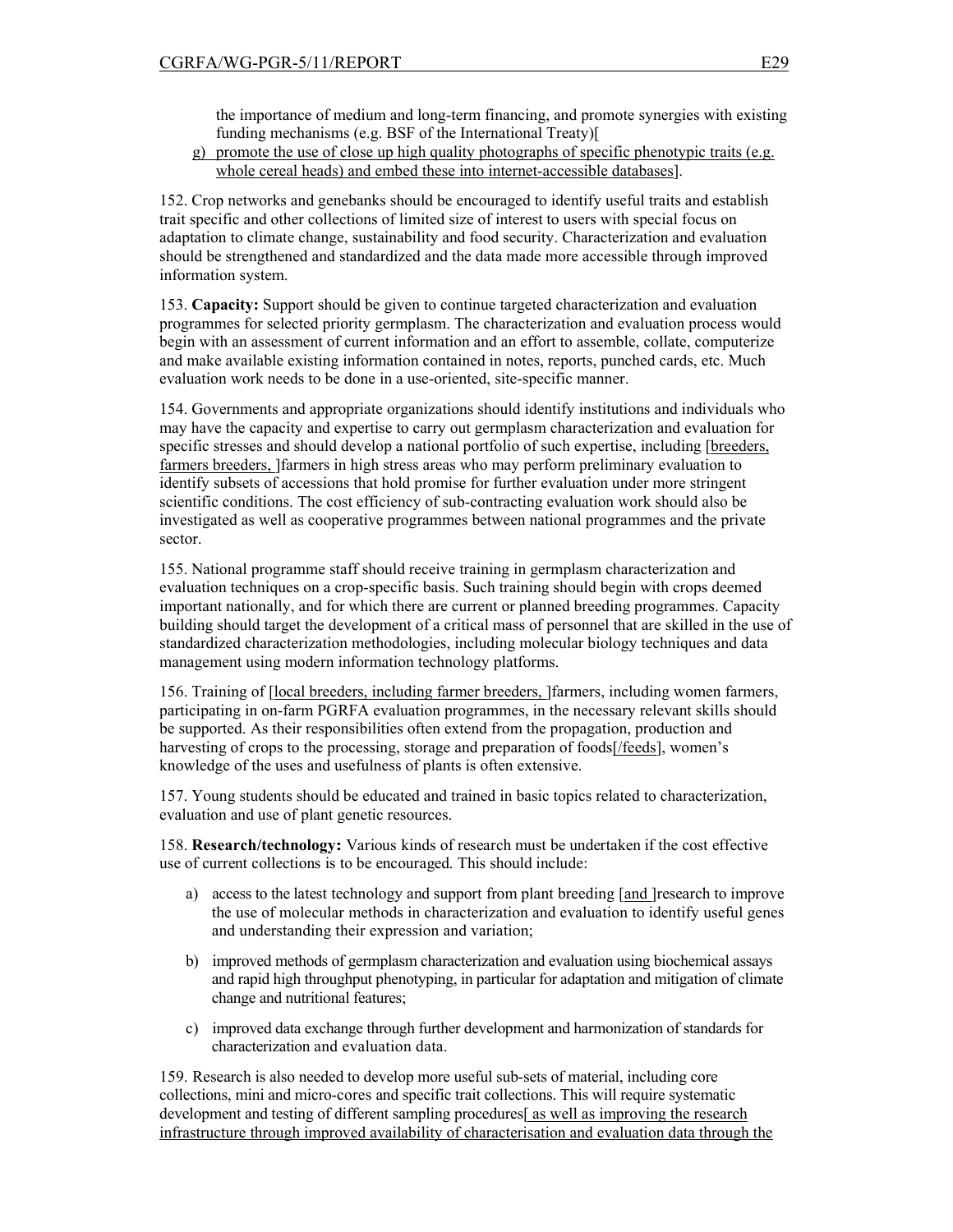the importance of medium and long-term financing, and promote synergies with existing funding mechanisms (e.g. BSF of the International Treaty)[

g) promote the use of close up high quality photographs of specific phenotypic traits (e.g. whole cereal heads) and embed these into internet-accessible databases].

152. Crop networks and genebanks should be encouraged to identify useful traits and establish trait specific and other collections of limited size of interest to users with special focus on adaptation to climate change, sustainability and food security. Characterization and evaluation should be strengthened and standardized and the data made more accessible through improved information system.

153. **Capacity:** Support should be given to continue targeted characterization and evaluation programmes for selected priority germplasm. The characterization and evaluation process would begin with an assessment of current information and an effort to assemble, collate, computerize and make available existing information contained in notes, reports, punched cards, etc. Much evaluation work needs to be done in a use-oriented, site-specific manner.

154. Governments and appropriate organizations should identify institutions and individuals who may have the capacity and expertise to carry out germplasm characterization and evaluation for specific stresses and should develop a national portfolio of such expertise, including [breeders, farmers breeders, ]farmers in high stress areas who may perform preliminary evaluation to identify subsets of accessions that hold promise for further evaluation under more stringent scientific conditions. The cost efficiency of sub-contracting evaluation work should also be investigated as well as cooperative programmes between national programmes and the private sector.

155. National programme staff should receive training in germplasm characterization and evaluation techniques on a crop-specific basis. Such training should begin with crops deemed important nationally, and for which there are current or planned breeding programmes. Capacity building should target the development of a critical mass of personnel that are skilled in the use of standardized characterization methodologies, including molecular biology techniques and data management using modern information technology platforms.

156. Training of [local breeders, including farmer breeders, ]farmers, including women farmers, participating in on-farm PGRFA evaluation programmes, in the necessary relevant skills should be supported. As their responsibilities often extend from the propagation, production and harvesting of crops to the processing, storage and preparation of foods[/feeds], women's knowledge of the uses and usefulness of plants is often extensive.

157. Young students should be educated and trained in basic topics related to characterization, evaluation and use of plant genetic resources.

158. **Research/technology:** Various kinds of research must be undertaken if the cost effective use of current collections is to be encouraged. This should include:

a) access to the latest technology and support from plant breeding [and ]research to improve the use of molecular methods in characterization and evaluation to identify useful genes and understanding their expression and variation;

b) improved methods of germplasm characterization and evaluation using biochemical assays and rapid high throughput phenotyping, in particular for adaptation and mitigation of climate change and nutritional features;

c) improved data exchange through further development and harmonization of standards for characterization and evaluation data.

159. Research is also needed to develop more useful sub-sets of material, including core collections, mini and micro-cores and specific trait collections. This will require systematic development and testing of different sampling procedures[ as well as improving the research infrastructure through improved availability of characterisation and evaluation data through the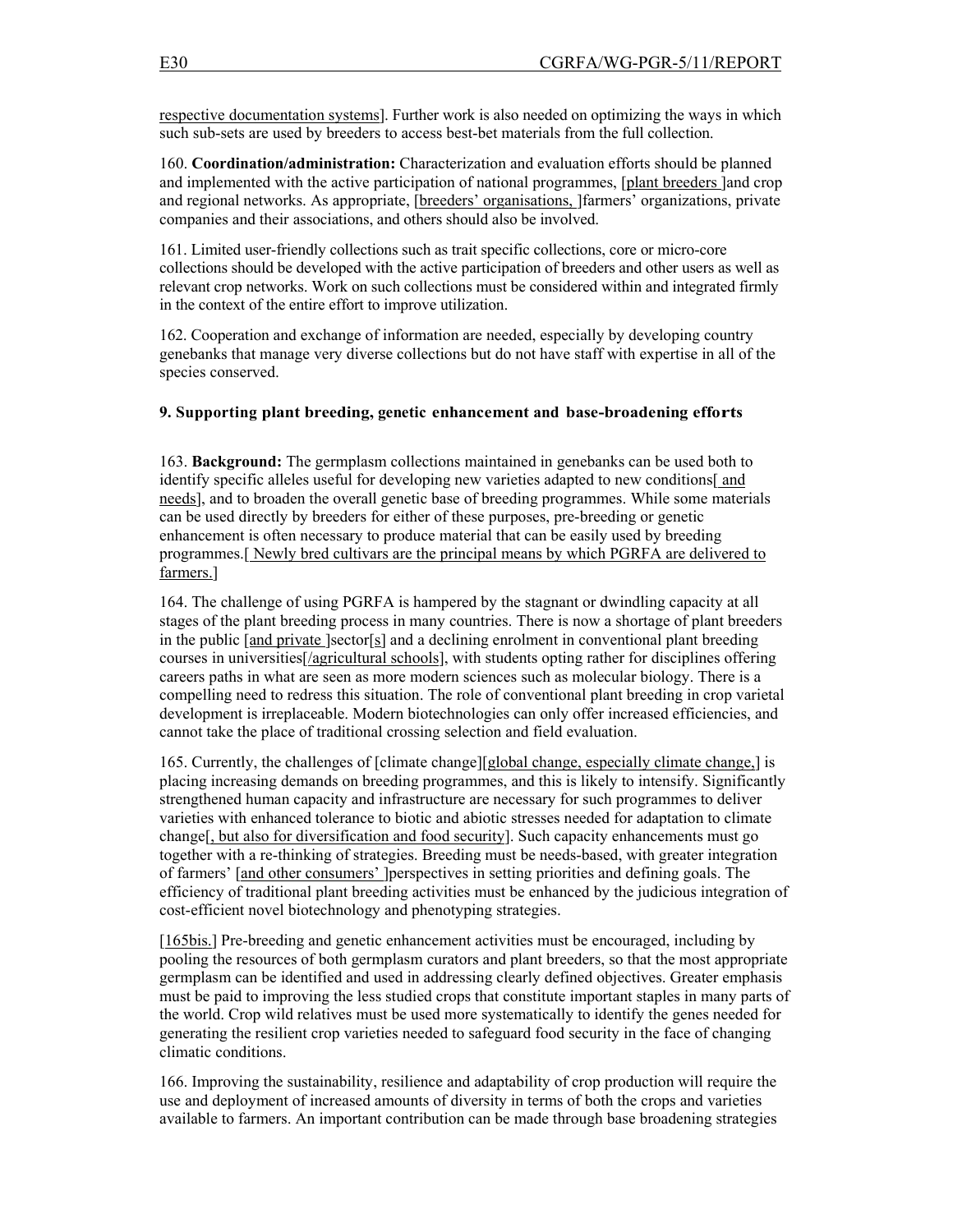respective documentation systems]. Further work is also needed on optimizing the ways in which such sub-sets are used by breeders to access best-bet materials from the full collection.

160. **Coordination/administration:** Characterization and evaluation efforts should be planned and implemented with the active participation of national programmes, [plant breeders ]and crop and regional networks. As appropriate, [breeders' organisations, ]farmers' organizations, private companies and their associations, and others should also be involved.

161. Limited user-friendly collections such as trait specific collections, core or micro-core collections should be developed with the active participation of breeders and other users as well as relevant crop networks. Work on such collections must be considered within and integrated firmly in the context of the entire effort to improve utilization.

162. Cooperation and exchange of information are needed, especially by developing country genebanks that manage very diverse collections but do not have staff with expertise in all of the species conserved.

### 9. Supporting plant breeding, genetic enhancement and base-broadening efforts

163. **Background:** The germplasm collections maintained in genebanks can be used both to identify specific alleles useful for developing new varieties adapted to new conditions[ and needs], and to broaden the overall genetic base of breeding programmes. While some materials can be used directly by breeders for either of these purposes, pre-breeding or genetic enhancement is often necessary to produce material that can be easily used by breeding programmes.[ Newly bred cultivars are the principal means by which PGRFA are delivered to farmers.]

164. The challenge of using PGRFA is hampered by the stagnant or dwindling capacity at all stages of the plant breeding process in many countries. There is now a shortage of plant breeders in the public [and private ]sector[s] and a declining enrolment in conventional plant breeding courses in universities[/agricultural schools], with students opting rather for disciplines offering careers paths in what are seen as more modern sciences such as molecular biology. There is a compelling need to redress this situation. The role of conventional plant breeding in crop varietal development is irreplaceable. Modern biotechnologies can only offer increased efficiencies, and cannot take the place of traditional crossing selection and field evaluation.

165. Currently, the challenges of [climate change][global change, especially climate change,] is placing increasing demands on breeding programmes, and this is likely to intensify. Significantly strengthened human capacity and infrastructure are necessary for such programmes to deliver varieties with enhanced tolerance to biotic and abiotic stresses needed for adaptation to climate change[, but also for diversification and food security]. Such capacity enhancements must go together with a re-thinking of strategies. Breeding must be needs-based, with greater integration of farmers' [and other consumers' ]perspectives in setting priorities and defining goals. The efficiency of traditional plant breeding activities must be enhanced by the judicious integration of cost-efficient novel biotechnology and phenotyping strategies.

[165bis.] Pre-breeding and genetic enhancement activities must be encouraged, including by pooling the resources of both germplasm curators and plant breeders, so that the most appropriate germplasm can be identified and used in addressing clearly defined objectives. Greater emphasis must be paid to improving the less studied crops that constitute important staples in many parts of the world. Crop wild relatives must be used more systematically to identify the genes needed for generating the resilient crop varieties needed to safeguard food security in the face of changing climatic conditions.

166. Improving the sustainability, resilience and adaptability of crop production will require the use and deployment of increased amounts of diversity in terms of both the crops and varieties available to farmers. An important contribution can be made through base broadening strategies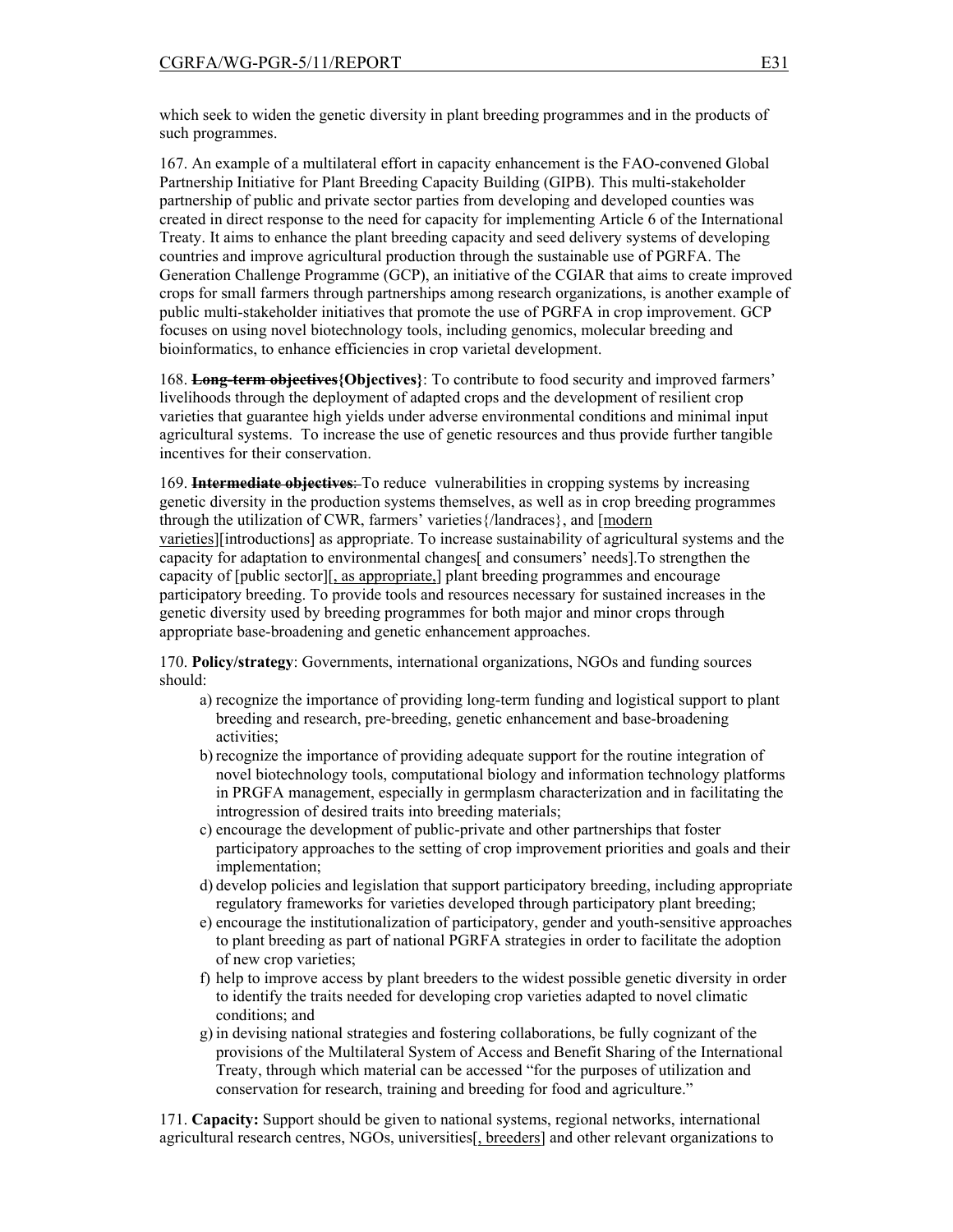which seek to widen the genetic diversity in plant breeding programmes and in the products of such programmes.

167. An example of a multilateral effort in capacity enhancement is the FAO-convened Global Partnership Initiative for Plant Breeding Capacity Building (GIPB). This multi-stakeholder partnership of public and private sector parties from developing and developed counties was created in direct response to the need for capacity for implementing Article 6 of the International Treaty. It aims to enhance the plant breeding capacity and seed delivery systems of developing countries and improve agricultural production through the sustainable use of PGRFA. The Generation Challenge Programme (GCP), an initiative of the CGIAR that aims to create improved crops for small farmers through partnerships among research organizations, is another example of public multi-stakeholder initiatives that promote the use of PGRFA in crop improvement. GCP focuses on using novel biotechnology tools, including genomics, molecular breeding and bioinformatics, to enhance efficiencies in crop varietal development.

168. ~~**Long-term objectives**~~**{Objectives}**: To contribute to food security and improved farmers' livelihoods through the deployment of adapted crops and the development of resilient crop varieties that guarantee high yields under adverse environmental conditions and minimal input agricultural systems. To increase the use of genetic resources and thus provide further tangible incentives for their conservation.

169. ~~**Intermediate objectives**:~~ To reduce vulnerabilities in cropping systems by increasing genetic diversity in the production systems themselves, as well as in crop breeding programmes through the utilization of CWR, farmers' varieties{/landraces}, and [modern varieties][introductions] as appropriate. To increase sustainability of agricultural systems and the capacity for adaptation to environmental changes[ and consumers' needs].To strengthen the capacity of [public sector][, as appropriate,] plant breeding programmes and encourage participatory breeding. To provide tools and resources necessary for sustained increases in the genetic diversity used by breeding programmes for both major and minor crops through appropriate base-broadening and genetic enhancement approaches.

170. **Policy/strategy**: Governments, international organizations, NGOs and funding sources should:

a) recognize the importance of providing long-term funding and logistical support to plant breeding and research, pre-breeding, genetic enhancement and base-broadening activities;
b) recognize the importance of providing adequate support for the routine integration of novel biotechnology tools, computational biology and information technology platforms in PRGFA management, especially in germplasm characterization and in facilitating the introgression of desired traits into breeding materials;
c) encourage the development of public-private and other partnerships that foster participatory approaches to the setting of crop improvement priorities and goals and their implementation;
d) develop policies and legislation that support participatory breeding, including appropriate regulatory frameworks for varieties developed through participatory plant breeding;
e) encourage the institutionalization of participatory, gender and youth-sensitive approaches to plant breeding as part of national PGRFA strategies in order to facilitate the adoption of new crop varieties;
f) help to improve access by plant breeders to the widest possible genetic diversity in order to identify the traits needed for developing crop varieties adapted to novel climatic conditions; and
g) in devising national strategies and fostering collaborations, be fully cognizant of the provisions of the Multilateral System of Access and Benefit Sharing of the International Treaty, through which material can be accessed "for the purposes of utilization and conservation for research, training and breeding for food and agriculture."

171. **Capacity:** Support should be given to national systems, regional networks, international agricultural research centres, NGOs, universities[, breeders] and other relevant organizations to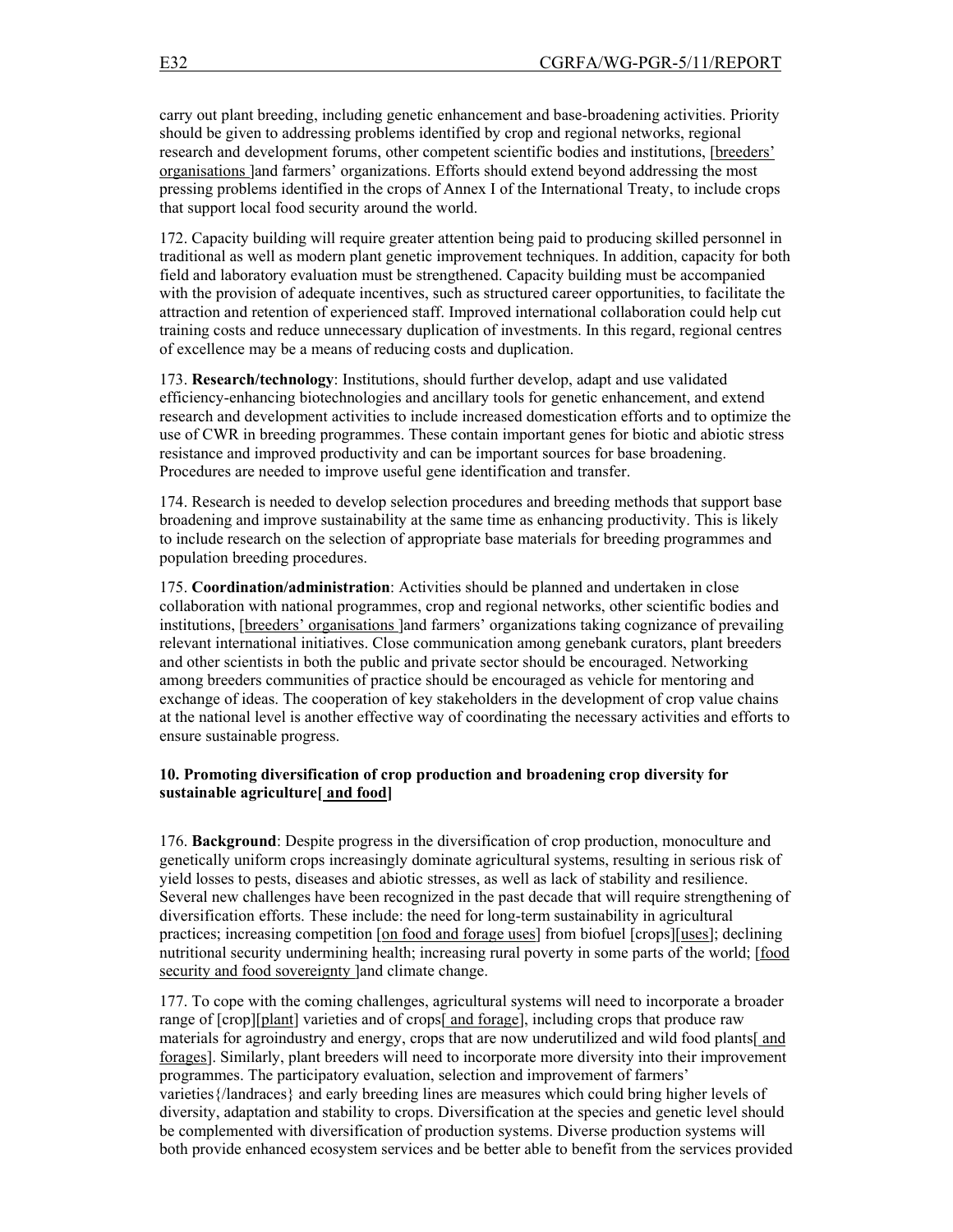carry out plant breeding, including genetic enhancement and base-broadening activities. Priority should be given to addressing problems identified by crop and regional networks, regional research and development forums, other competent scientific bodies and institutions, [breeders' organisations ]and farmers' organizations. Efforts should extend beyond addressing the most pressing problems identified in the crops of Annex I of the International Treaty, to include crops that support local food security around the world.

172. Capacity building will require greater attention being paid to producing skilled personnel in traditional as well as modern plant genetic improvement techniques. In addition, capacity for both field and laboratory evaluation must be strengthened. Capacity building must be accompanied with the provision of adequate incentives, such as structured career opportunities, to facilitate the attraction and retention of experienced staff. Improved international collaboration could help cut training costs and reduce unnecessary duplication of investments. In this regard, regional centres of excellence may be a means of reducing costs and duplication.

173. **Research/technology**: Institutions, should further develop, adapt and use validated efficiency-enhancing biotechnologies and ancillary tools for genetic enhancement, and extend research and development activities to include increased domestication efforts and to optimize the use of CWR in breeding programmes. These contain important genes for biotic and abiotic stress resistance and improved productivity and can be important sources for base broadening. Procedures are needed to improve useful gene identification and transfer.

174. Research is needed to develop selection procedures and breeding methods that support base broadening and improve sustainability at the same time as enhancing productivity. This is likely to include research on the selection of appropriate base materials for breeding programmes and population breeding procedures.

175. **Coordination/administration**: Activities should be planned and undertaken in close collaboration with national programmes, crop and regional networks, other scientific bodies and institutions, [breeders' organisations ]and farmers' organizations taking cognizance of prevailing relevant international initiatives. Close communication among genebank curators, plant breeders and other scientists in both the public and private sector should be encouraged. Networking among breeders communities of practice should be encouraged as vehicle for mentoring and exchange of ideas. The cooperation of key stakeholders in the development of crop value chains at the national level is another effective way of coordinating the necessary activities and efforts to ensure sustainable progress.

### 10. Promoting diversification of crop production and broadening crop diversity for sustainable agriculture[ and food]

176. **Background**: Despite progress in the diversification of crop production, monoculture and genetically uniform crops increasingly dominate agricultural systems, resulting in serious risk of yield losses to pests, diseases and abiotic stresses, as well as lack of stability and resilience. Several new challenges have been recognized in the past decade that will require strengthening of diversification efforts. These include: the need for long-term sustainability in agricultural practices; increasing competition [on food and forage uses] from biofuel [crops][uses]; declining nutritional security undermining health; increasing rural poverty in some parts of the world; [food security and food sovereignty ]and climate change.

177. To cope with the coming challenges, agricultural systems will need to incorporate a broader range of [crop][plant] varieties and of crops[ and forage], including crops that produce raw materials for agroindustry and energy, crops that are now underutilized and wild food plants[ and forages]. Similarly, plant breeders will need to incorporate more diversity into their improvement programmes. The participatory evaluation, selection and improvement of farmers' varieties{/landraces} and early breeding lines are measures which could bring higher levels of diversity, adaptation and stability to crops. Diversification at the species and genetic level should be complemented with diversification of production systems. Diverse production systems will both provide enhanced ecosystem services and be better able to benefit from the services provided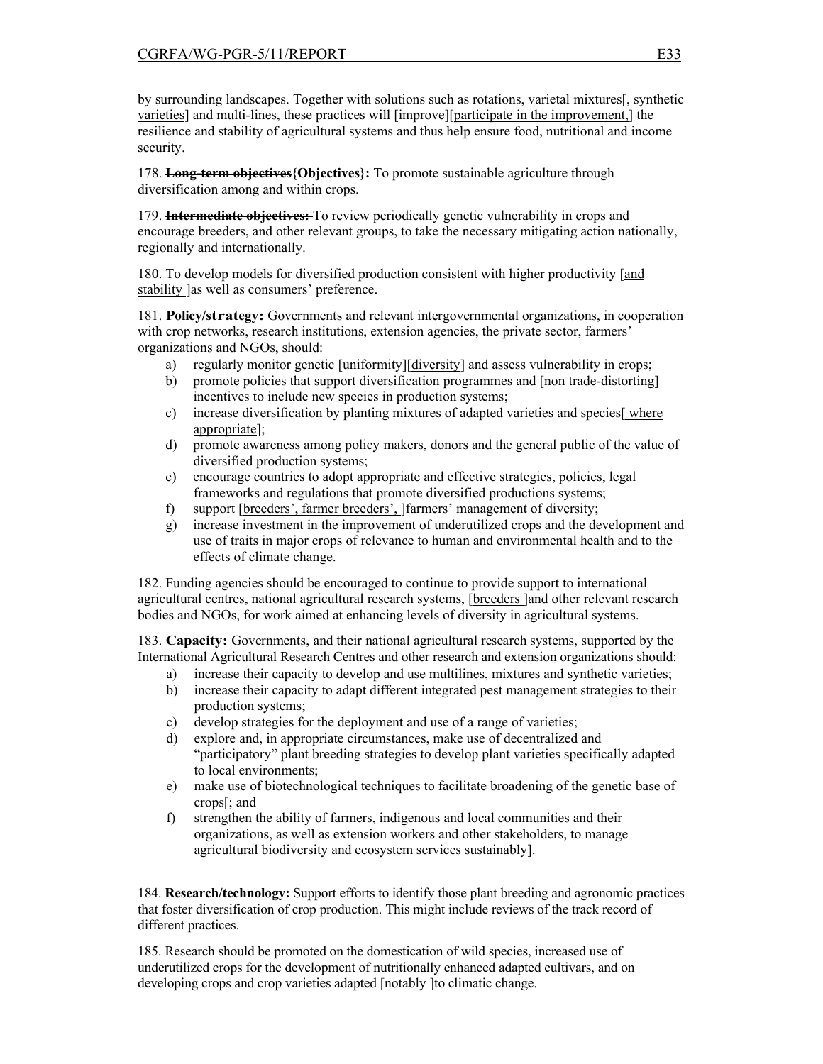by surrounding landscapes. Together with solutions such as rotations, varietal mixtures[, synthetic varieties] and multi-lines, these practices will [improve][participate in the improvement,] the resilience and stability of agricultural systems and thus help ensure food, nutritional and income security.

178. ~~**Long-term objectives**~~**{Objectives}:** To promote sustainable agriculture through diversification among and within crops.

179. ~~**Intermediate objectives:**~~ To review periodically genetic vulnerability in crops and encourage breeders, and other relevant groups, to take the necessary mitigating action nationally, regionally and internationally.

180. To develop models for diversified production consistent with higher productivity [and stability ]as well as consumers' preference.

181. **Policy/strategy:** Governments and relevant intergovernmental organizations, in cooperation with crop networks, research institutions, extension agencies, the private sector, farmers' organizations and NGOs, should:

a) regularly monitor genetic [uniformity][diversity] and assess vulnerability in crops;
b) promote policies that support diversification programmes and [non trade-distorting] incentives to include new species in production systems;
c) increase diversification by planting mixtures of adapted varieties and species[ where appropriate];
d) promote awareness among policy makers, donors and the general public of the value of diversified production systems;
e) encourage countries to adopt appropriate and effective strategies, policies, legal frameworks and regulations that promote diversified productions systems;
f) support [breeders', farmer breeders', ]farmers' management of diversity;
g) increase investment in the improvement of underutilized crops and the development and use of traits in major crops of relevance to human and environmental health and to the effects of climate change.

182. Funding agencies should be encouraged to continue to provide support to international agricultural centres, national agricultural research systems, [breeders ]and other relevant research bodies and NGOs, for work aimed at enhancing levels of diversity in agricultural systems.

183. **Capacity:** Governments, and their national agricultural research systems, supported by the International Agricultural Research Centres and other research and extension organizations should:

a) increase their capacity to develop and use multilines, mixtures and synthetic varieties;
b) increase their capacity to adapt different integrated pest management strategies to their production systems;
c) develop strategies for the deployment and use of a range of varieties;
d) explore and, in appropriate circumstances, make use of decentralized and "participatory" plant breeding strategies to develop plant varieties specifically adapted to local environments;
e) make use of biotechnological techniques to facilitate broadening of the genetic base of crops[; and
f) strengthen the ability of farmers, indigenous and local communities and their organizations, as well as extension workers and other stakeholders, to manage agricultural biodiversity and ecosystem services sustainably].

184. **Research/technology:** Support efforts to identify those plant breeding and agronomic practices that foster diversification of crop production. This might include reviews of the track record of different practices.

185. Research should be promoted on the domestication of wild species, increased use of underutilized crops for the development of nutritionally enhanced adapted cultivars, and on developing crops and crop varieties adapted [notably ]to climatic change.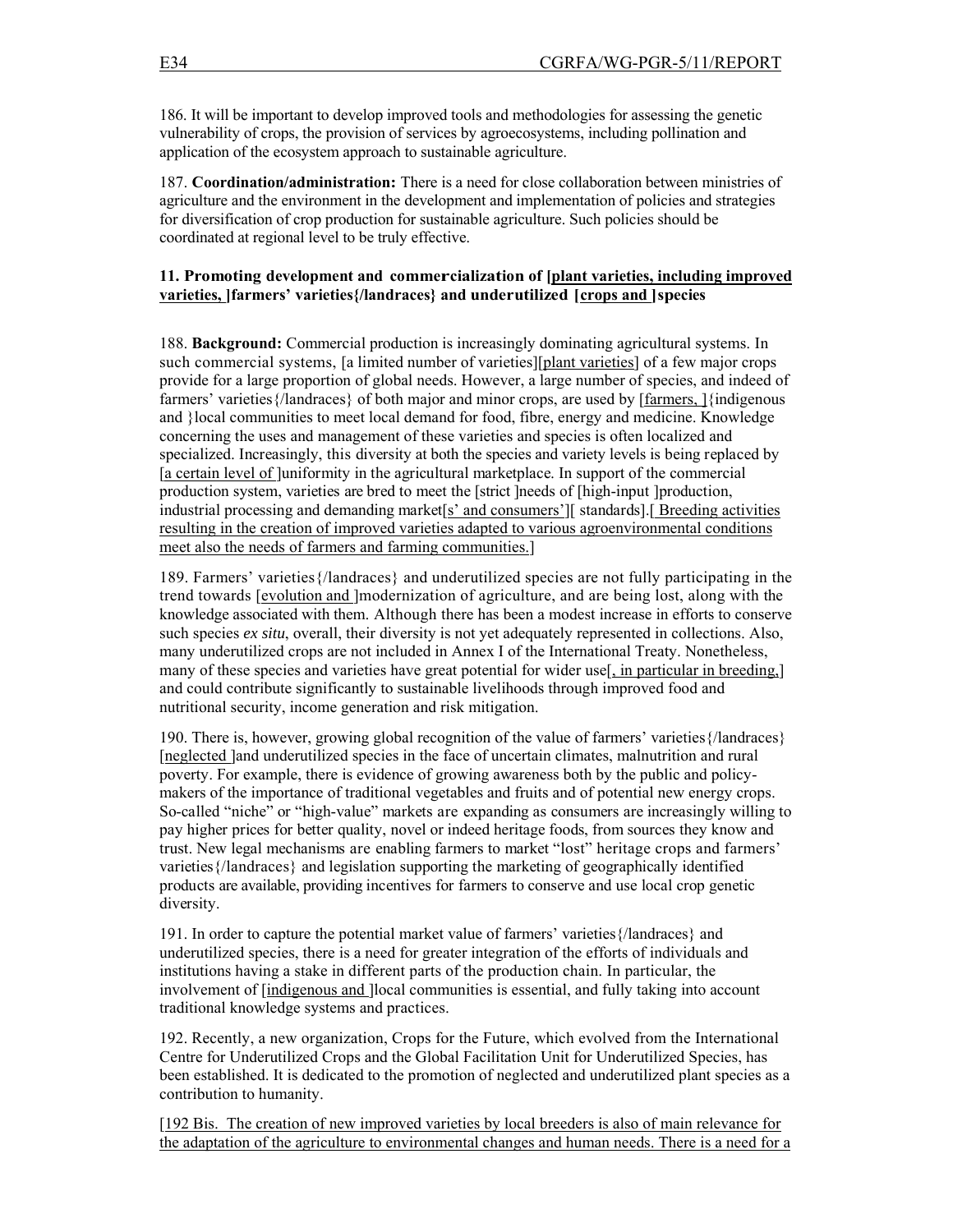186. It will be important to develop improved tools and methodologies for assessing the genetic vulnerability of crops, the provision of services by agroecosystems, including pollination and application of the ecosystem approach to sustainable agriculture.

187. **Coordination/administration:** There is a need for close collaboration between ministries of agriculture and the environment in the development and implementation of policies and strategies for diversification of crop production for sustainable agriculture. Such policies should be coordinated at regional level to be truly effective.

### 11. Promoting development and commercialization of [plant varieties, including improved varieties, ]farmers' varieties{/landraces} and underutilized [crops and ]species

188. **Background:** Commercial production is increasingly dominating agricultural systems. In such commercial systems, [a limited number of varieties][plant varieties] of a few major crops provide for a large proportion of global needs. However, a large number of species, and indeed of farmers' varieties{/landraces} of both major and minor crops, are used by [farmers, ]{indigenous and }local communities to meet local demand for food, fibre, energy and medicine. Knowledge concerning the uses and management of these varieties and species is often localized and specialized. Increasingly, this diversity at both the species and variety levels is being replaced by [a certain level of ]uniformity in the agricultural marketplace. In support of the commercial production system, varieties are bred to meet the [strict ]needs of [high-input ]production, industrial processing and demanding market[s' and consumers'][ standards].[ Breeding activities resulting in the creation of improved varieties adapted to various agroenvironmental conditions meet also the needs of farmers and farming communities.]

189. Farmers' varieties{/landraces} and underutilized species are not fully participating in the trend towards [evolution and ]modernization of agriculture, and are being lost, along with the knowledge associated with them. Although there has been a modest increase in efforts to conserve such species *ex situ*, overall, their diversity is not yet adequately represented in collections. Also, many underutilized crops are not included in Annex I of the International Treaty. Nonetheless, many of these species and varieties have great potential for wider use[, in particular in breeding,] and could contribute significantly to sustainable livelihoods through improved food and nutritional security, income generation and risk mitigation.

190. There is, however, growing global recognition of the value of farmers' varieties{/landraces} [neglected ]and underutilized species in the face of uncertain climates, malnutrition and rural poverty. For example, there is evidence of growing awareness both by the public and policy-makers of the importance of traditional vegetables and fruits and of potential new energy crops. So-called "niche" or "high-value" markets are expanding as consumers are increasingly willing to pay higher prices for better quality, novel or indeed heritage foods, from sources they know and trust. New legal mechanisms are enabling farmers to market "lost" heritage crops and farmers' varieties{/landraces} and legislation supporting the marketing of geographically identified products are available, providing incentives for farmers to conserve and use local crop genetic diversity.

191. In order to capture the potential market value of farmers' varieties{/landraces} and underutilized species, there is a need for greater integration of the efforts of individuals and institutions having a stake in different parts of the production chain. In particular, the involvement of [indigenous and ]local communities is essential, and fully taking into account traditional knowledge systems and practices.

192. Recently, a new organization, Crops for the Future, which evolved from the International Centre for Underutilized Crops and the Global Facilitation Unit for Underutilized Species, has been established. It is dedicated to the promotion of neglected and underutilized plant species as a contribution to humanity.

[192 Bis. The creation of new improved varieties by local breeders is also of main relevance for the adaptation of the agriculture to environmental changes and human needs. There is a need for a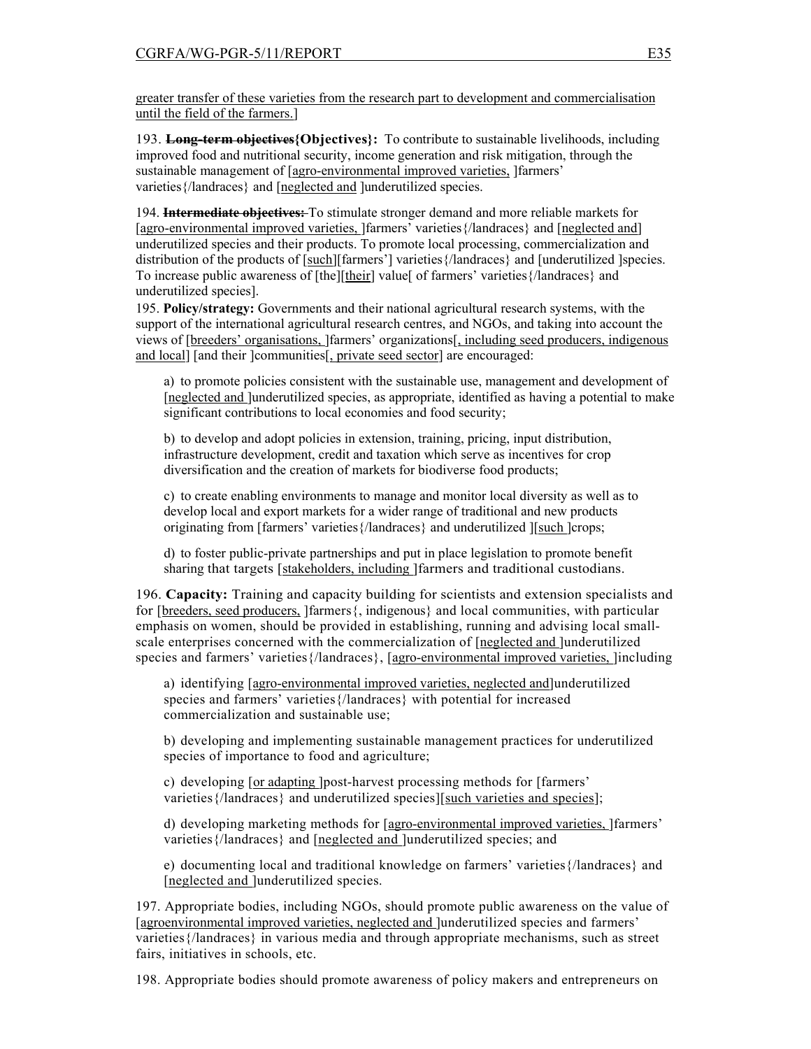greater transfer of these varieties from the research part to development and commercialisation until the field of the farmers.]

193. **~~Long-term objectives~~{Objectives}:** To contribute to sustainable livelihoods, including improved food and nutritional security, income generation and risk mitigation, through the sustainable management of [agro-environmental improved varieties, ]farmers' varieties{/landraces} and [neglected and ]underutilized species.

194. **~~Intermediate objectives:~~** To stimulate stronger demand and more reliable markets for [agro-environmental improved varieties, ]farmers' varieties{/landraces} and [neglected and] underutilized species and their products. To promote local processing, commercialization and distribution of the products of [such][farmers'] varieties{/landraces} and [underutilized ]species. To increase public awareness of [the][their] value[ of farmers' varieties{/landraces} and underutilized species].

195. **Policy/strategy:** Governments and their national agricultural research systems, with the support of the international agricultural research centres, and NGOs, and taking into account the views of [breeders' organisations, ]farmers' organizations[, including seed producers, indigenous and local] [and their ]communities[, private seed sector] are encouraged:

a) to promote policies consistent with the sustainable use, management and development of [neglected and ]underutilized species, as appropriate, identified as having a potential to make significant contributions to local economies and food security;

b) to develop and adopt policies in extension, training, pricing, input distribution, infrastructure development, credit and taxation which serve as incentives for crop diversification and the creation of markets for biodiverse food products;

c) to create enabling environments to manage and monitor local diversity as well as to develop local and export markets for a wider range of traditional and new products originating from [farmers' varieties{/landraces} and underutilized ][such ]crops;

d) to foster public-private partnerships and put in place legislation to promote benefit sharing that targets [stakeholders, including ]farmers and traditional custodians.

196. **Capacity:** Training and capacity building for scientists and extension specialists and for [breeders, seed producers, ]farmers{, indigenous} and local communities, with particular emphasis on women, should be provided in establishing, running and advising local small-scale enterprises concerned with the commercialization of [neglected and ]underutilized species and farmers' varieties{/landraces}, [agro-environmental improved varieties, ]including

a) identifying [agro-environmental improved varieties, neglected and]underutilized species and farmers' varieties{/landraces} with potential for increased commercialization and sustainable use;

b) developing and implementing sustainable management practices for underutilized species of importance to food and agriculture;

c) developing [or adapting ]post-harvest processing methods for [farmers' varieties{/landraces} and underutilized species][such varieties and species];

d) developing marketing methods for [agro-environmental improved varieties, ]farmers' varieties{/landraces} and [neglected and ]underutilized species; and

e) documenting local and traditional knowledge on farmers' varieties{/landraces} and [neglected and ]underutilized species.

197. Appropriate bodies, including NGOs, should promote public awareness on the value of [agroenvironmental improved varieties, neglected and ]underutilized species and farmers' varieties{/landraces} in various media and through appropriate mechanisms, such as street fairs, initiatives in schools, etc.

198. Appropriate bodies should promote awareness of policy makers and entrepreneurs on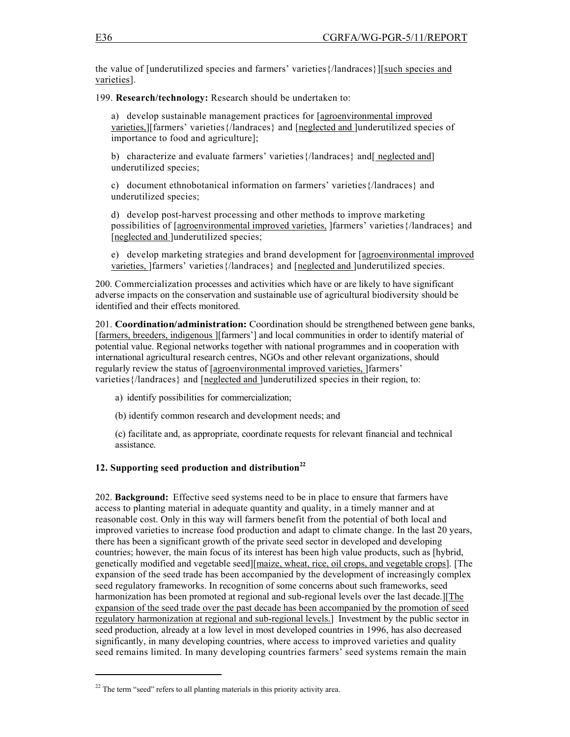the value of [underutilized species and farmers' varieties{/landraces}][such species and varieties].

199. **Research/technology:** Research should be undertaken to:

a) develop sustainable management practices for [agroenvironmental improved varieties,][farmers' varieties{/landraces} and [neglected and ]underutilized species of importance to food and agriculture];

b) characterize and evaluate farmers' varieties{/landraces} and[ neglected and] underutilized species;

c) document ethnobotanical information on farmers' varieties{/landraces} and underutilized species;

d) develop post-harvest processing and other methods to improve marketing possibilities of [agroenvironmental improved varieties, ]farmers' varieties{/landraces} and [neglected and ]underutilized species;

e) develop marketing strategies and brand development for [agroenvironmental improved varieties, ]farmers' varieties{/landraces} and [neglected and ]underutilized species.

200. Commercialization processes and activities which have or are likely to have significant adverse impacts on the conservation and sustainable use of agricultural biodiversity should be identified and their effects monitored.

201. **Coordination/administration:** Coordination should be strengthened between gene banks, [farmers, breeders, indigenous ][farmers'] and local communities in order to identify material of potential value. Regional networks together with national programmes and in cooperation with international agricultural research centres, NGOs and other relevant organizations, should regularly review the status of [agroenvironmental improved varieties, ]farmers' varieties{/landraces} and [neglected and ]underutilized species in their region, to:

a) identify possibilities for commercialization;

(b) identify common research and development needs; and

(c) facilitate and, as appropriate, coordinate requests for relevant financial and technical assistance.

### 12. Supporting seed production and distribution[22]

202. **Background:** Effective seed systems need to be in place to ensure that farmers have access to planting material in adequate quantity and quality, in a timely manner and at reasonable cost. Only in this way will farmers benefit from the potential of both local and improved varieties to increase food production and adapt to climate change. In the last 20 years, there has been a significant growth of the private seed sector in developed and developing countries; however, the main focus of its interest has been high value products, such as [hybrid, genetically modified and vegetable seed][maize, wheat, rice, oil crops, and vegetable crops]. [The expansion of the seed trade has been accompanied by the development of increasingly complex seed regulatory frameworks. In recognition of some concerns about such frameworks, seed harmonization has been promoted at regional and sub-regional levels over the last decade.][The expansion of the seed trade over the past decade has been accompanied by the promotion of seed regulatory harmonization at regional and sub-regional levels.] Investment by the public sector in seed production, already at a low level in most developed countries in 1996, has also decreased significantly, in many developing countries, where access to improved varieties and quality seed remains limited. In many developing countries farmers' seed systems remain the main

[22] The term "seed" refers to all planting materials in this priority activity area.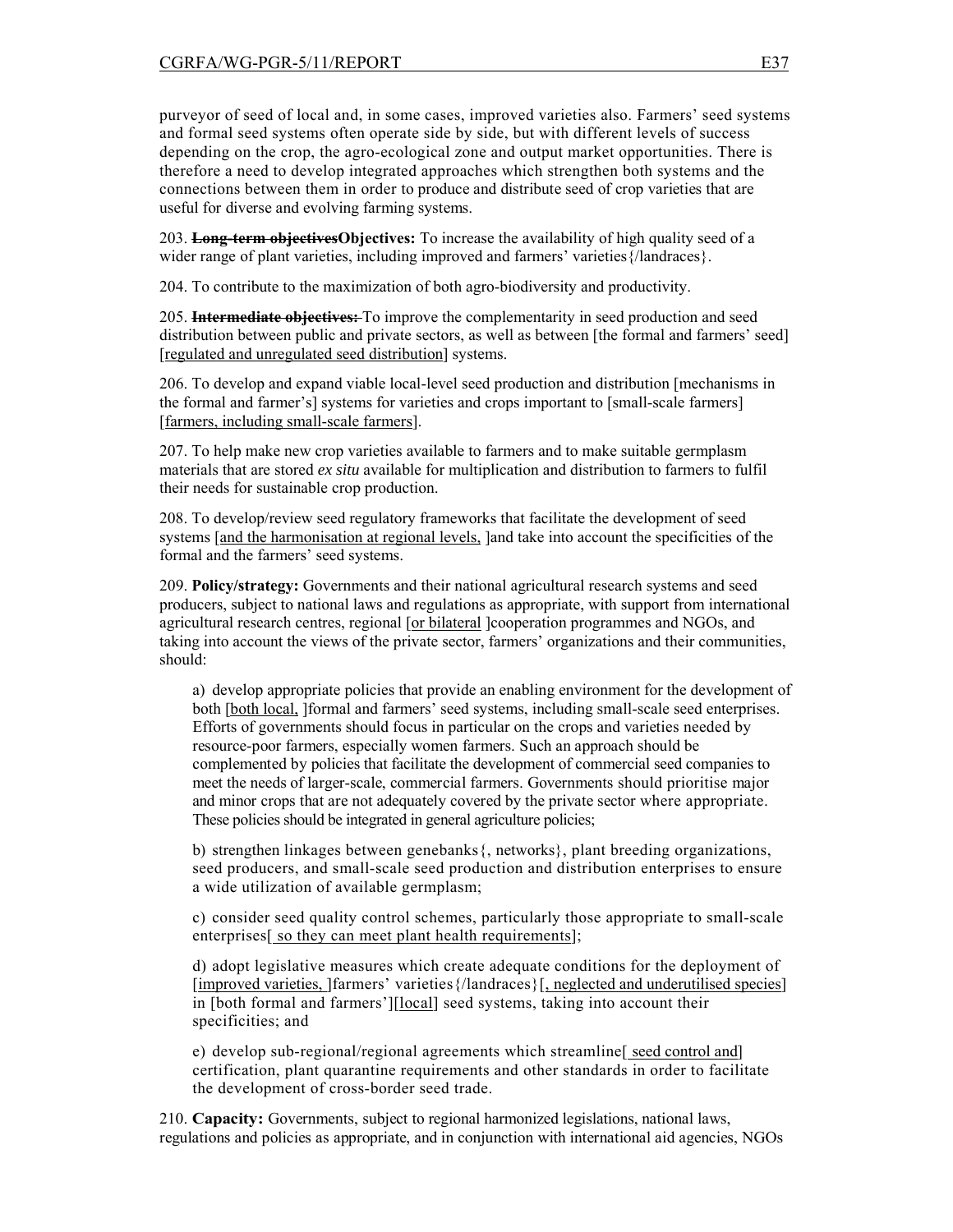purveyor of seed of local and, in some cases, improved varieties also. Farmers' seed systems and formal seed systems often operate side by side, but with different levels of success depending on the crop, the agro-ecological zone and output market opportunities. There is therefore a need to develop integrated approaches which strengthen both systems and the connections between them in order to produce and distribute seed of crop varieties that are useful for diverse and evolving farming systems.

203. ~~**Long-term objectives**~~**Objectives:** To increase the availability of high quality seed of a wider range of plant varieties, including improved and farmers' varieties{/landraces}.

204. To contribute to the maximization of both agro-biodiversity and productivity.

205. ~~**Intermediate objectives:**~~ To improve the complementarity in seed production and seed distribution between public and private sectors, as well as between [the formal and farmers' seed] [regulated and unregulated seed distribution] systems.

206. To develop and expand viable local-level seed production and distribution [mechanisms in the formal and farmer's] systems for varieties and crops important to [small-scale farmers] [farmers, including small-scale farmers].

207. To help make new crop varieties available to farmers and to make suitable germplasm materials that are stored *ex situ* available for multiplication and distribution to farmers to fulfil their needs for sustainable crop production.

208. To develop/review seed regulatory frameworks that facilitate the development of seed systems [and the harmonisation at regional levels, ]and take into account the specificities of the formal and the farmers' seed systems.

209. **Policy/strategy:** Governments and their national agricultural research systems and seed producers, subject to national laws and regulations as appropriate, with support from international agricultural research centres, regional [or bilateral ]cooperation programmes and NGOs, and taking into account the views of the private sector, farmers' organizations and their communities, should:

a) develop appropriate policies that provide an enabling environment for the development of both [both local, ]formal and farmers' seed systems, including small-scale seed enterprises. Efforts of governments should focus in particular on the crops and varieties needed by resource-poor farmers, especially women farmers. Such an approach should be complemented by policies that facilitate the development of commercial seed companies to meet the needs of larger-scale, commercial farmers. Governments should prioritise major and minor crops that are not adequately covered by the private sector where appropriate. These policies should be integrated in general agriculture policies;

b) strengthen linkages between genebanks{, networks}, plant breeding organizations, seed producers, and small-scale seed production and distribution enterprises to ensure a wide utilization of available germplasm;

c) consider seed quality control schemes, particularly those appropriate to small-scale enterprises[ so they can meet plant health requirements];

d) adopt legislative measures which create adequate conditions for the deployment of [improved varieties, ]farmers' varieties{/landraces}[, neglected and underutilised species] in [both formal and farmers'][local] seed systems, taking into account their specificities; and

e) develop sub-regional/regional agreements which streamline[ seed control and] certification, plant quarantine requirements and other standards in order to facilitate the development of cross-border seed trade.

210. **Capacity:** Governments, subject to regional harmonized legislations, national laws, regulations and policies as appropriate, and in conjunction with international aid agencies, NGOs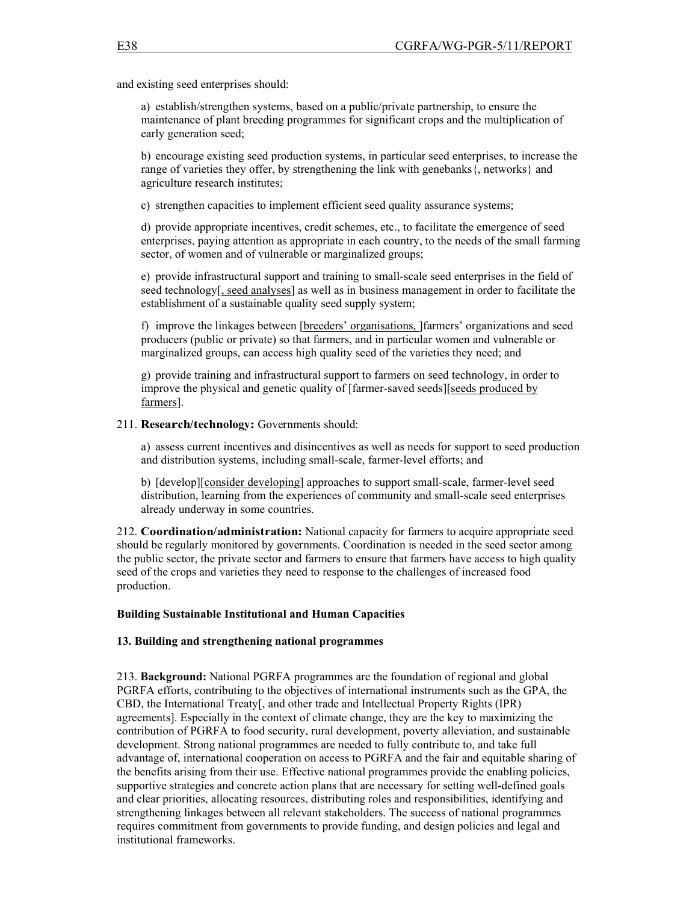and existing seed enterprises should:

a) establish/strengthen systems, based on a public/private partnership, to ensure the maintenance of plant breeding programmes for significant crops and the multiplication of early generation seed;

b) encourage existing seed production systems, in particular seed enterprises, to increase the range of varieties they offer, by strengthening the link with genebanks{, networks} and agriculture research institutes;

c) strengthen capacities to implement efficient seed quality assurance systems;

d) provide appropriate incentives, credit schemes, etc., to facilitate the emergence of seed enterprises, paying attention as appropriate in each country, to the needs of the small farming sector, of women and of vulnerable or marginalized groups;

e) provide infrastructural support and training to small-scale seed enterprises in the field of seed technology[, seed analyses] as well as in business management in order to facilitate the establishment of a sustainable quality seed supply system;

f) improve the linkages between [breeders' organisations, ]farmers' organizations and seed producers (public or private) so that farmers, and in particular women and vulnerable or marginalized groups, can access high quality seed of the varieties they need; and

g) provide training and infrastructural support to farmers on seed technology, in order to improve the physical and genetic quality of [farmer-saved seeds][seeds produced by farmers].

211. **Research/technology:** Governments should:

a) assess current incentives and disincentives as well as needs for support to seed production and distribution systems, including small-scale, farmer-level efforts; and

b) [develop][consider developing] approaches to support small-scale, farmer-level seed distribution, learning from the experiences of community and small-scale seed enterprises already underway in some countries.

212. **Coordination/administration:** National capacity for farmers to acquire appropriate seed should be regularly monitored by governments. Coordination is needed in the seed sector among the public sector, the private sector and farmers to ensure that farmers have access to high quality seed of the crops and varieties they need to response to the challenges of increased food production.

## Building Sustainable Institutional and Human Capacities

### 13. Building and strengthening national programmes

213. **Background:** National PGRFA programmes are the foundation of regional and global PGRFA efforts, contributing to the objectives of international instruments such as the GPA, the CBD, the International Treaty[, and other trade and Intellectual Property Rights (IPR) agreements]. Especially in the context of climate change, they are the key to maximizing the contribution of PGRFA to food security, rural development, poverty alleviation, and sustainable development. Strong national programmes are needed to fully contribute to, and take full advantage of, international cooperation on access to PGRFA and the fair and equitable sharing of the benefits arising from their use. Effective national programmes provide the enabling policies, supportive strategies and concrete action plans that are necessary for setting well-defined goals and clear priorities, allocating resources, distributing roles and responsibilities, identifying and strengthening linkages between all relevant stakeholders. The success of national programmes requires commitment from governments to provide funding, and design policies and legal and institutional frameworks.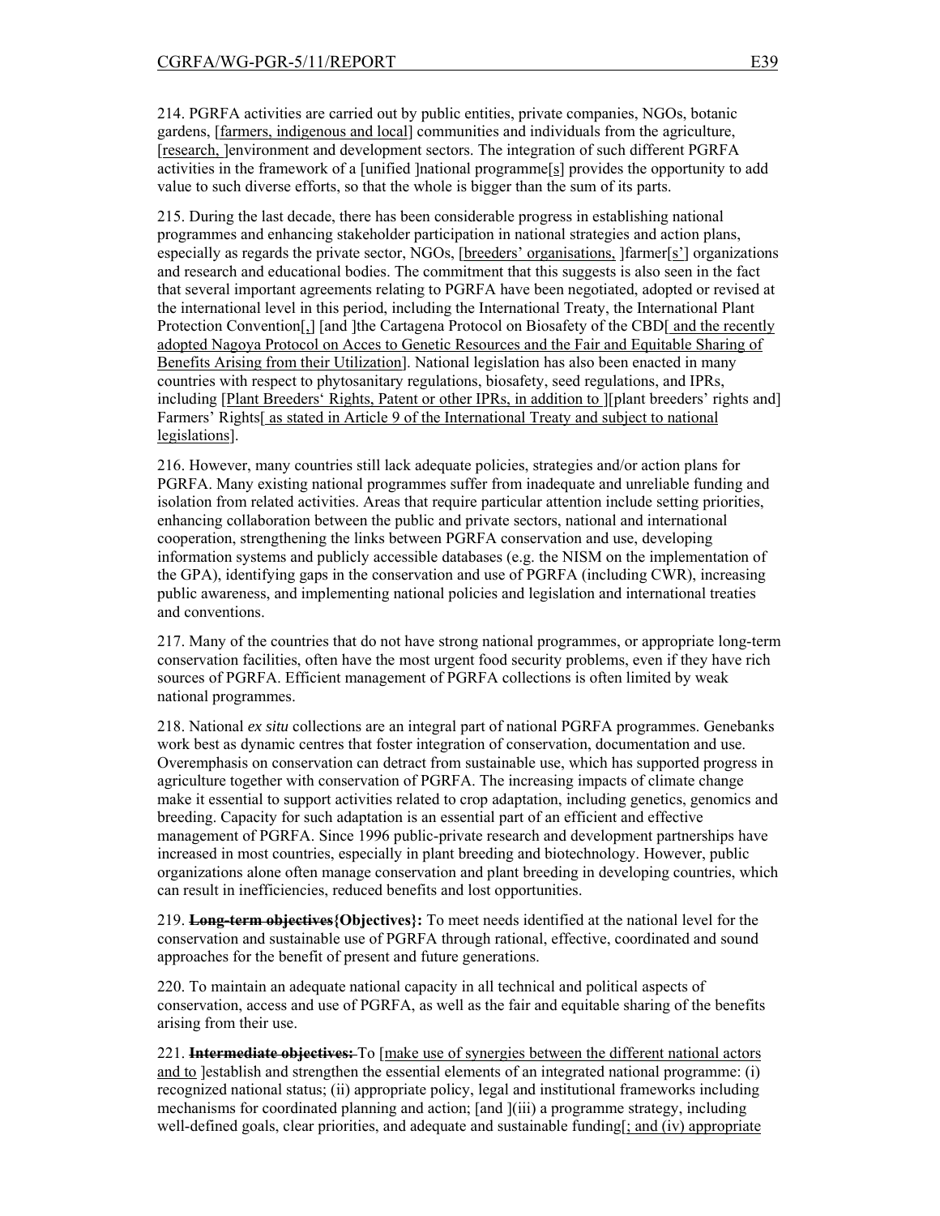214. PGRFA activities are carried out by public entities, private companies, NGOs, botanic gardens, [farmers, indigenous and local] communities and individuals from the agriculture, [research, ]environment and development sectors. The integration of such different PGRFA activities in the framework of a [unified ]national programme[s] provides the opportunity to add value to such diverse efforts, so that the whole is bigger than the sum of its parts.

215. During the last decade, there has been considerable progress in establishing national programmes and enhancing stakeholder participation in national strategies and action plans, especially as regards the private sector, NGOs, [breeders' organisations, ]farmer[s'] organizations and research and educational bodies. The commitment that this suggests is also seen in the fact that several important agreements relating to PGRFA have been negotiated, adopted or revised at the international level in this period, including the International Treaty, the International Plant Protection Convention[,] [and ]the Cartagena Protocol on Biosafety of the CBD[ and the recently adopted Nagoya Protocol on Acces to Genetic Resources and the Fair and Equitable Sharing of Benefits Arising from their Utilization]. National legislation has also been enacted in many countries with respect to phytosanitary regulations, biosafety, seed regulations, and IPRs, including [Plant Breeders' Rights, Patent or other IPRs, in addition to ][plant breeders' rights and] Farmers' Rights[ as stated in Article 9 of the International Treaty and subject to national legislations].

216. However, many countries still lack adequate policies, strategies and/or action plans for PGRFA. Many existing national programmes suffer from inadequate and unreliable funding and isolation from related activities. Areas that require particular attention include setting priorities, enhancing collaboration between the public and private sectors, national and international cooperation, strengthening the links between PGRFA conservation and use, developing information systems and publicly accessible databases (e.g. the NISM on the implementation of the GPA), identifying gaps in the conservation and use of PGRFA (including CWR), increasing public awareness, and implementing national policies and legislation and international treaties and conventions.

217. Many of the countries that do not have strong national programmes, or appropriate long-term conservation facilities, often have the most urgent food security problems, even if they have rich sources of PGRFA. Efficient management of PGRFA collections is often limited by weak national programmes.

218. National *ex situ* collections are an integral part of national PGRFA programmes. Genebanks work best as dynamic centres that foster integration of conservation, documentation and use. Overemphasis on conservation can detract from sustainable use, which has supported progress in agriculture together with conservation of PGRFA. The increasing impacts of climate change make it essential to support activities related to crop adaptation, including genetics, genomics and breeding. Capacity for such adaptation is an essential part of an efficient and effective management of PGRFA. Since 1996 public-private research and development partnerships have increased in most countries, especially in plant breeding and biotechnology. However, public organizations alone often manage conservation and plant breeding in developing countries, which can result in inefficiencies, reduced benefits and lost opportunities.

219. ~~**Long-term objectives**~~**{Objectives}:** To meet needs identified at the national level for the conservation and sustainable use of PGRFA through rational, effective, coordinated and sound approaches for the benefit of present and future generations.

220. To maintain an adequate national capacity in all technical and political aspects of conservation, access and use of PGRFA, as well as the fair and equitable sharing of the benefits arising from their use.

221. ~~**Intermediate objectives:**~~ To [make use of synergies between the different national actors and to ]establish and strengthen the essential elements of an integrated national programme: (i) recognized national status; (ii) appropriate policy, legal and institutional frameworks including mechanisms for coordinated planning and action; [and ](iii) a programme strategy, including well-defined goals, clear priorities, and adequate and sustainable funding[; and (iv) appropriate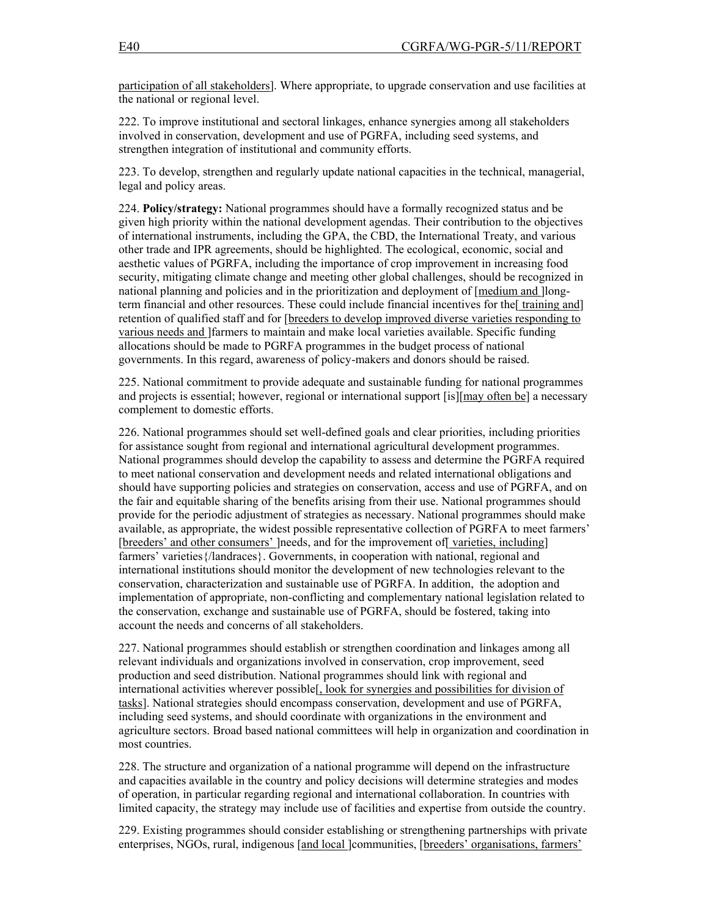participation of all stakeholders]. Where appropriate, to upgrade conservation and use facilities at the national or regional level.

222. To improve institutional and sectoral linkages, enhance synergies among all stakeholders involved in conservation, development and use of PGRFA, including seed systems, and strengthen integration of institutional and community efforts.

223. To develop, strengthen and regularly update national capacities in the technical, managerial, legal and policy areas.

224. **Policy/strategy:** National programmes should have a formally recognized status and be given high priority within the national development agendas. Their contribution to the objectives of international instruments, including the GPA, the CBD, the International Treaty, and various other trade and IPR agreements, should be highlighted. The ecological, economic, social and aesthetic values of PGRFA, including the importance of crop improvement in increasing food security, mitigating climate change and meeting other global challenges, should be recognized in national planning and policies and in the prioritization and deployment of [medium and ]long-term financial and other resources. These could include financial incentives for the[ training and] retention of qualified staff and for [breeders to develop improved diverse varieties responding to various needs and ]farmers to maintain and make local varieties available. Specific funding allocations should be made to PGRFA programmes in the budget process of national governments. In this regard, awareness of policy-makers and donors should be raised.

225. National commitment to provide adequate and sustainable funding for national programmes and projects is essential; however, regional or international support [is][may often be] a necessary complement to domestic efforts.

226. National programmes should set well-defined goals and clear priorities, including priorities for assistance sought from regional and international agricultural development programmes. National programmes should develop the capability to assess and determine the PGRFA required to meet national conservation and development needs and related international obligations and should have supporting policies and strategies on conservation, access and use of PGRFA, and on the fair and equitable sharing of the benefits arising from their use. National programmes should provide for the periodic adjustment of strategies as necessary. National programmes should make available, as appropriate, the widest possible representative collection of PGRFA to meet farmers' [breeders' and other consumers' ]needs, and for the improvement of[ varieties, including] farmers' varieties{/landraces}. Governments, in cooperation with national, regional and international institutions should monitor the development of new technologies relevant to the conservation, characterization and sustainable use of PGRFA. In addition, the adoption and implementation of appropriate, non-conflicting and complementary national legislation related to the conservation, exchange and sustainable use of PGRFA, should be fostered, taking into account the needs and concerns of all stakeholders.

227. National programmes should establish or strengthen coordination and linkages among all relevant individuals and organizations involved in conservation, crop improvement, seed production and seed distribution. National programmes should link with regional and international activities wherever possible[, look for synergies and possibilities for division of tasks]. National strategies should encompass conservation, development and use of PGRFA, including seed systems, and should coordinate with organizations in the environment and agriculture sectors. Broad based national committees will help in organization and coordination in most countries.

228. The structure and organization of a national programme will depend on the infrastructure and capacities available in the country and policy decisions will determine strategies and modes of operation, in particular regarding regional and international collaboration. In countries with limited capacity, the strategy may include use of facilities and expertise from outside the country.

229. Existing programmes should consider establishing or strengthening partnerships with private enterprises, NGOs, rural, indigenous [and local ]communities, [breeders' organisations, farmers'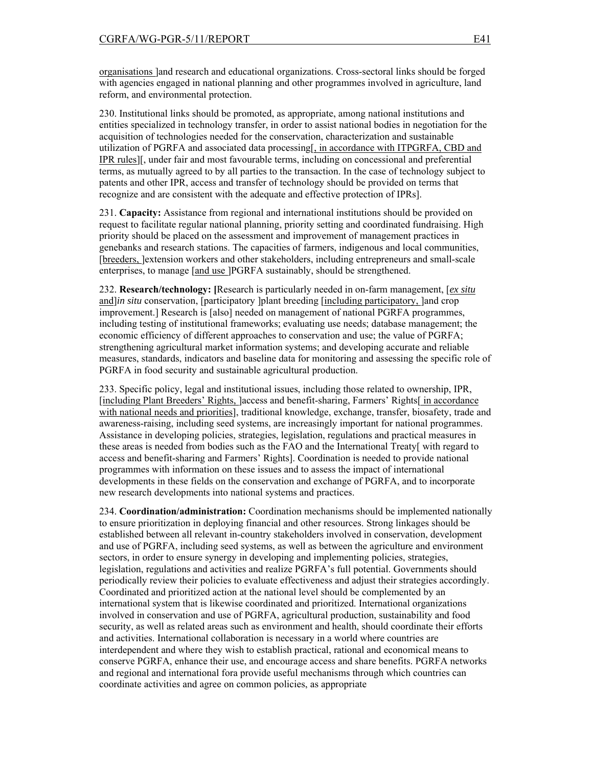organisations ]and research and educational organizations. Cross-sectoral links should be forged with agencies engaged in national planning and other programmes involved in agriculture, land reform, and environmental protection.

230. Institutional links should be promoted, as appropriate, among national institutions and entities specialized in technology transfer, in order to assist national bodies in negotiation for the acquisition of technologies needed for the conservation, characterization and sustainable utilization of PGRFA and associated data processing[, in accordance with ITPGRFA, CBD and IPR rules][, under fair and most favourable terms, including on concessional and preferential terms, as mutually agreed to by all parties to the transaction. In the case of technology subject to patents and other IPR, access and transfer of technology should be provided on terms that recognize and are consistent with the adequate and effective protection of IPRs].

231. **Capacity:** Assistance from regional and international institutions should be provided on request to facilitate regular national planning, priority setting and coordinated fundraising. High priority should be placed on the assessment and improvement of management practices in genebanks and research stations. The capacities of farmers, indigenous and local communities, [breeders, ]extension workers and other stakeholders, including entrepreneurs and small-scale enterprises, to manage [and use ]PGRFA sustainably, should be strengthened.

232. **Research/technology: [**Research is particularly needed in on-farm management, [*ex situ* and]*in situ* conservation, [participatory ]plant breeding [including participatory, ]and crop improvement.] Research is [also] needed on management of national PGRFA programmes, including testing of institutional frameworks; evaluating use needs; database management; the economic efficiency of different approaches to conservation and use; the value of PGRFA; strengthening agricultural market information systems; and developing accurate and reliable measures, standards, indicators and baseline data for monitoring and assessing the specific role of PGRFA in food security and sustainable agricultural production.

233. Specific policy, legal and institutional issues, including those related to ownership, IPR, [including Plant Breeders' Rights, ]access and benefit-sharing, Farmers' Rights[ in accordance with national needs and priorities], traditional knowledge, exchange, transfer, biosafety, trade and awareness-raising, including seed systems, are increasingly important for national programmes. Assistance in developing policies, strategies, legislation, regulations and practical measures in these areas is needed from bodies such as the FAO and the International Treaty[ with regard to access and benefit-sharing and Farmers' Rights]. Coordination is needed to provide national programmes with information on these issues and to assess the impact of international developments in these fields on the conservation and exchange of PGRFA, and to incorporate new research developments into national systems and practices.

234. **Coordination/administration:** Coordination mechanisms should be implemented nationally to ensure prioritization in deploying financial and other resources. Strong linkages should be established between all relevant in-country stakeholders involved in conservation, development and use of PGRFA, including seed systems, as well as between the agriculture and environment sectors, in order to ensure synergy in developing and implementing policies, strategies, legislation, regulations and activities and realize PGRFA's full potential. Governments should periodically review their policies to evaluate effectiveness and adjust their strategies accordingly. Coordinated and prioritized action at the national level should be complemented by an international system that is likewise coordinated and prioritized. International organizations involved in conservation and use of PGRFA, agricultural production, sustainability and food security, as well as related areas such as environment and health, should coordinate their efforts and activities. International collaboration is necessary in a world where countries are interdependent and where they wish to establish practical, rational and economical means to conserve PGRFA, enhance their use, and encourage access and share benefits. PGRFA networks and regional and international fora provide useful mechanisms through which countries can coordinate activities and agree on common policies, as appropriate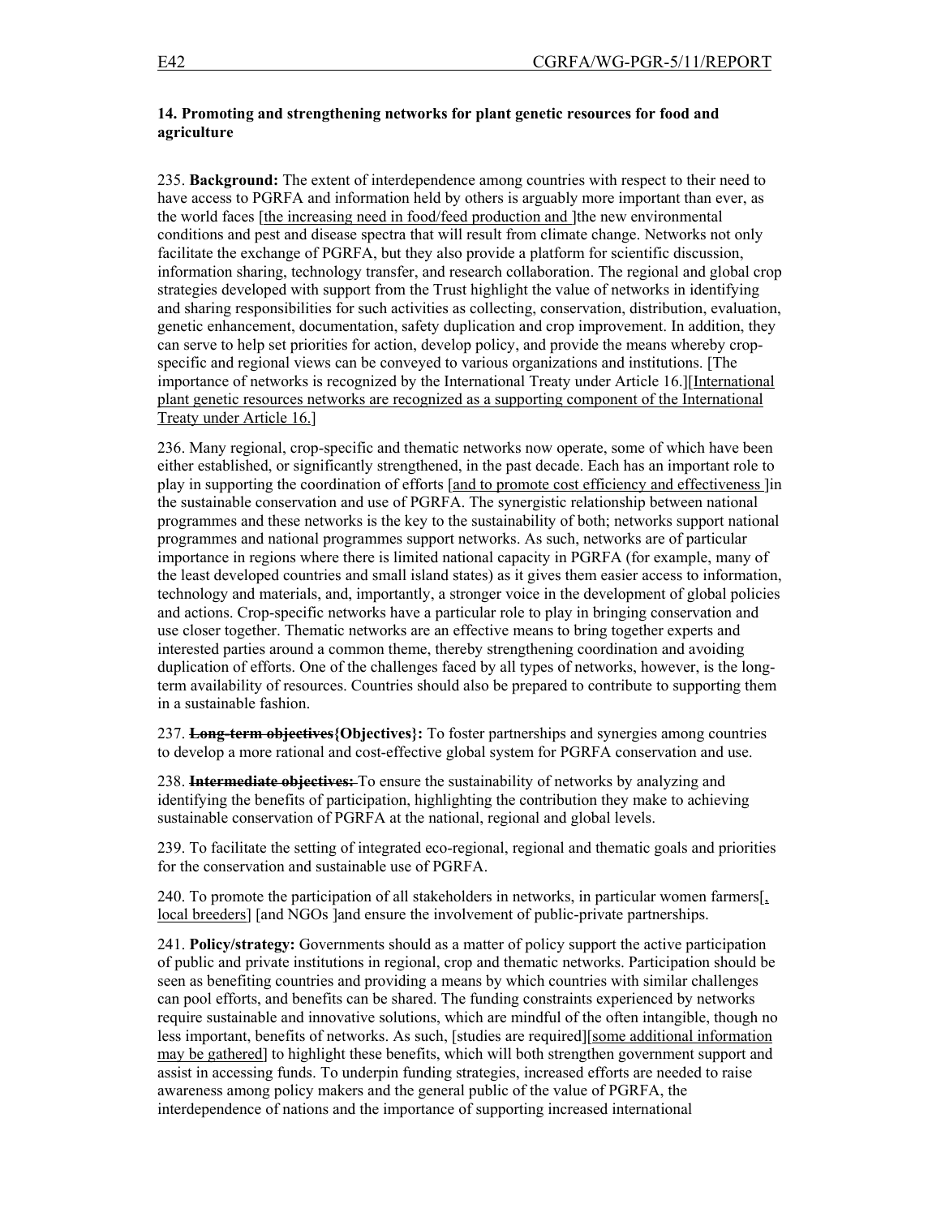**14. Promoting and strengthening networks for plant genetic resources for food and agriculture**

235. **Background:** The extent of interdependence among countries with respect to their need to have access to PGRFA and information held by others is arguably more important than ever, as the world faces [the increasing need in food/feed production and ]the new environmental conditions and pest and disease spectra that will result from climate change. Networks not only facilitate the exchange of PGRFA, but they also provide a platform for scientific discussion, information sharing, technology transfer, and research collaboration. The regional and global crop strategies developed with support from the Trust highlight the value of networks in identifying and sharing responsibilities for such activities as collecting, conservation, distribution, evaluation, genetic enhancement, documentation, safety duplication and crop improvement. In addition, they can serve to help set priorities for action, develop policy, and provide the means whereby crop-specific and regional views can be conveyed to various organizations and institutions. [The importance of networks is recognized by the International Treaty under Article 16.][International plant genetic resources networks are recognized as a supporting component of the International Treaty under Article 16.]

236. Many regional, crop-specific and thematic networks now operate, some of which have been either established, or significantly strengthened, in the past decade. Each has an important role to play in supporting the coordination of efforts [and to promote cost efficiency and effectiveness ]in the sustainable conservation and use of PGRFA. The synergistic relationship between national programmes and these networks is the key to the sustainability of both; networks support national programmes and national programmes support networks. As such, networks are of particular importance in regions where there is limited national capacity in PGRFA (for example, many of the least developed countries and small island states) as it gives them easier access to information, technology and materials, and, importantly, a stronger voice in the development of global policies and actions. Crop-specific networks have a particular role to play in bringing conservation and use closer together. Thematic networks are an effective means to bring together experts and interested parties around a common theme, thereby strengthening coordination and avoiding duplication of efforts. One of the challenges faced by all types of networks, however, is the long-term availability of resources. Countries should also be prepared to contribute to supporting them in a sustainable fashion.

237. ~~**Long-term objectives**~~**{Objectives}:** To foster partnerships and synergies among countries to develop a more rational and cost-effective global system for PGRFA conservation and use.

238. ~~**Intermediate objectives:**~~ To ensure the sustainability of networks by analyzing and identifying the benefits of participation, highlighting the contribution they make to achieving sustainable conservation of PGRFA at the national, regional and global levels.

239. To facilitate the setting of integrated eco-regional, regional and thematic goals and priorities for the conservation and sustainable use of PGRFA.

240. To promote the participation of all stakeholders in networks, in particular women farmers[, local breeders] [and NGOs ]and ensure the involvement of public-private partnerships.

241. **Policy/strategy:** Governments should as a matter of policy support the active participation of public and private institutions in regional, crop and thematic networks. Participation should be seen as benefiting countries and providing a means by which countries with similar challenges can pool efforts, and benefits can be shared. The funding constraints experienced by networks require sustainable and innovative solutions, which are mindful of the often intangible, though no less important, benefits of networks. As such, [studies are required][some additional information may be gathered] to highlight these benefits, which will both strengthen government support and assist in accessing funds. To underpin funding strategies, increased efforts are needed to raise awareness among policy makers and the general public of the value of PGRFA, the interdependence of nations and the importance of supporting increased international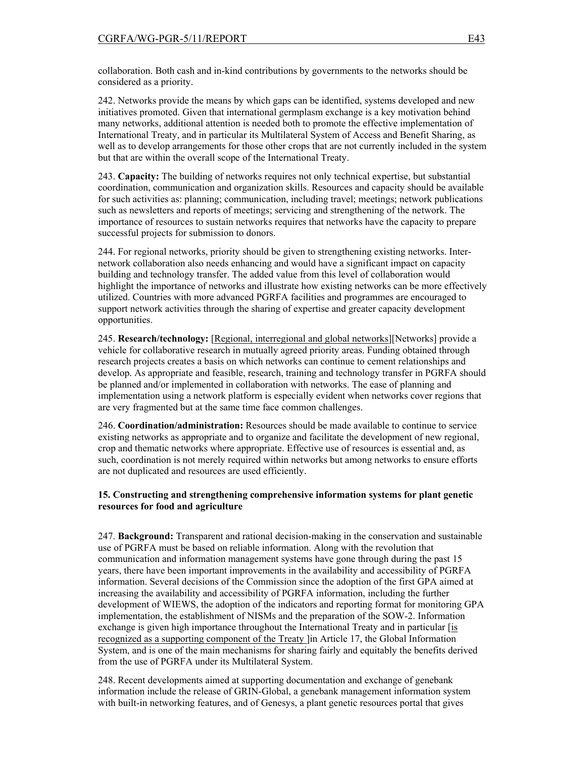collaboration. Both cash and in-kind contributions by governments to the networks should be considered as a priority.

242. Networks provide the means by which gaps can be identified, systems developed and new initiatives promoted. Given that international germplasm exchange is a key motivation behind many networks, additional attention is needed both to promote the effective implementation of International Treaty, and in particular its Multilateral System of Access and Benefit Sharing, as well as to develop arrangements for those other crops that are not currently included in the system but that are within the overall scope of the International Treaty.

243. **Capacity:** The building of networks requires not only technical expertise, but substantial coordination, communication and organization skills. Resources and capacity should be available for such activities as: planning; communication, including travel; meetings; network publications such as newsletters and reports of meetings; servicing and strengthening of the network. The importance of resources to sustain networks requires that networks have the capacity to prepare successful projects for submission to donors.

244. For regional networks, priority should be given to strengthening existing networks. Inter-network collaboration also needs enhancing and would have a significant impact on capacity building and technology transfer. The added value from this level of collaboration would highlight the importance of networks and illustrate how existing networks can be more effectively utilized. Countries with more advanced PGRFA facilities and programmes are encouraged to support network activities through the sharing of expertise and greater capacity development opportunities.

245. **Research/technology:** [Regional, interregional and global networks][Networks] provide a vehicle for collaborative research in mutually agreed priority areas. Funding obtained through research projects creates a basis on which networks can continue to cement relationships and develop. As appropriate and feasible, research, training and technology transfer in PGRFA should be planned and/or implemented in collaboration with networks. The ease of planning and implementation using a network platform is especially evident when networks cover regions that are very fragmented but at the same time face common challenges.

246. **Coordination/administration:** Resources should be made available to continue to service existing networks as appropriate and to organize and facilitate the development of new regional, crop and thematic networks where appropriate. Effective use of resources is essential and, as such, coordination is not merely required within networks but among networks to ensure efforts are not duplicated and resources are used efficiently.

### 15. Constructing and strengthening comprehensive information systems for plant genetic resources for food and agriculture

247. **Background:** Transparent and rational decision-making in the conservation and sustainable use of PGRFA must be based on reliable information. Along with the revolution that communication and information management systems have gone through during the past 15 years, there have been important improvements in the availability and accessibility of PGRFA information. Several decisions of the Commission since the adoption of the first GPA aimed at increasing the availability and accessibility of PGRFA information, including the further development of WIEWS, the adoption of the indicators and reporting format for monitoring GPA implementation, the establishment of NISMs and the preparation of the SOW-2. Information exchange is given high importance throughout the International Treaty and in particular [is recognized as a supporting component of the Treaty ]in Article 17, the Global Information System, and is one of the main mechanisms for sharing fairly and equitably the benefits derived from the use of PGRFA under its Multilateral System.

248. Recent developments aimed at supporting documentation and exchange of genebank information include the release of GRIN-Global, a genebank management information system with built-in networking features, and of Genesys, a plant genetic resources portal that gives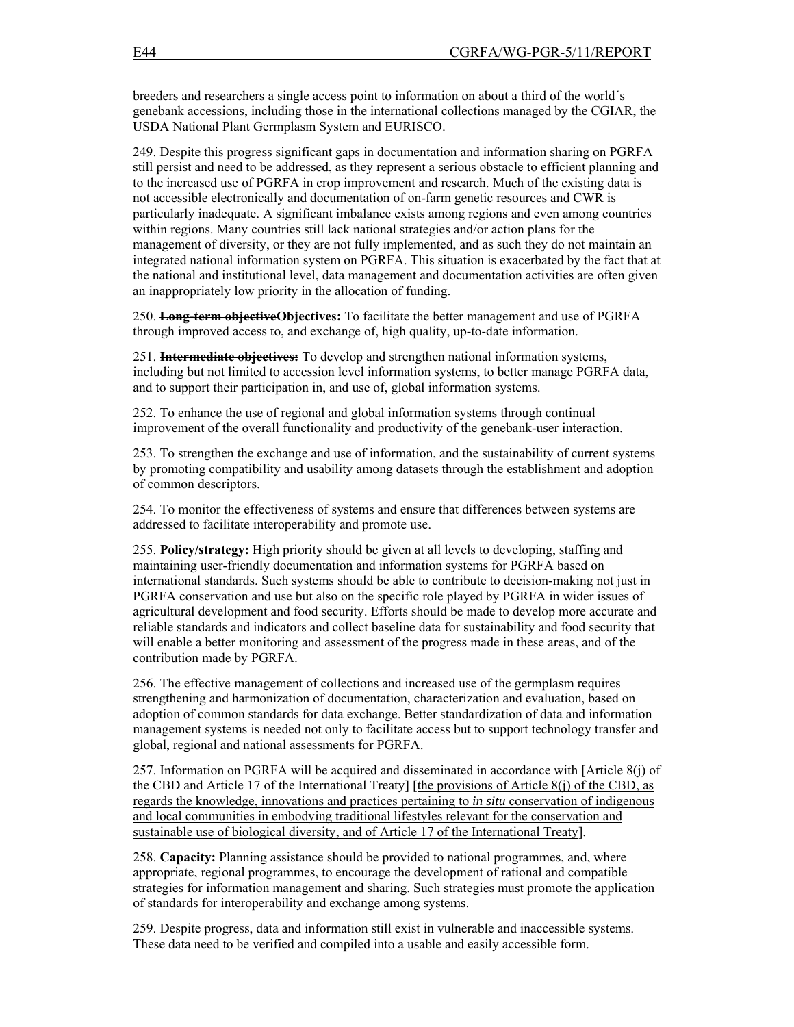breeders and researchers a single access point to information on about a third of the world´s genebank accessions, including those in the international collections managed by the CGIAR, the USDA National Plant Germplasm System and EURISCO.

249. Despite this progress significant gaps in documentation and information sharing on PGRFA still persist and need to be addressed, as they represent a serious obstacle to efficient planning and to the increased use of PGRFA in crop improvement and research. Much of the existing data is not accessible electronically and documentation of on-farm genetic resources and CWR is particularly inadequate. A significant imbalance exists among regions and even among countries within regions. Many countries still lack national strategies and/or action plans for the management of diversity, or they are not fully implemented, and as such they do not maintain an integrated national information system on PGRFA. This situation is exacerbated by the fact that at the national and institutional level, data management and documentation activities are often given an inappropriately low priority in the allocation of funding.

250. ~~**Long-term objective**~~**Objectives:** To facilitate the better management and use of PGRFA through improved access to, and exchange of, high quality, up-to-date information.

251. ~~**Intermediate objectives:**~~ To develop and strengthen national information systems, including but not limited to accession level information systems, to better manage PGRFA data, and to support their participation in, and use of, global information systems.

252. To enhance the use of regional and global information systems through continual improvement of the overall functionality and productivity of the genebank-user interaction.

253. To strengthen the exchange and use of information, and the sustainability of current systems by promoting compatibility and usability among datasets through the establishment and adoption of common descriptors.

254. To monitor the effectiveness of systems and ensure that differences between systems are addressed to facilitate interoperability and promote use.

255. **Policy/strategy:** High priority should be given at all levels to developing, staffing and maintaining user-friendly documentation and information systems for PGRFA based on international standards. Such systems should be able to contribute to decision-making not just in PGRFA conservation and use but also on the specific role played by PGRFA in wider issues of agricultural development and food security. Efforts should be made to develop more accurate and reliable standards and indicators and collect baseline data for sustainability and food security that will enable a better monitoring and assessment of the progress made in these areas, and of the contribution made by PGRFA.

256. The effective management of collections and increased use of the germplasm requires strengthening and harmonization of documentation, characterization and evaluation, based on adoption of common standards for data exchange. Better standardization of data and information management systems is needed not only to facilitate access but to support technology transfer and global, regional and national assessments for PGRFA.

257. Information on PGRFA will be acquired and disseminated in accordance with [Article 8(j) of the CBD and Article 17 of the International Treaty] [<u>the provisions of Article 8(j) of the CBD, as regards the knowledge, innovations and practices pertaining to *in situ* conservation of indigenous and local communities in embodying traditional lifestyles relevant for the conservation and sustainable use of biological diversity, and of Article 17 of the International Treaty</u>].

258. **Capacity:** Planning assistance should be provided to national programmes, and, where appropriate, regional programmes, to encourage the development of rational and compatible strategies for information management and sharing. Such strategies must promote the application of standards for interoperability and exchange among systems.

259. Despite progress, data and information still exist in vulnerable and inaccessible systems. These data need to be verified and compiled into a usable and easily accessible form.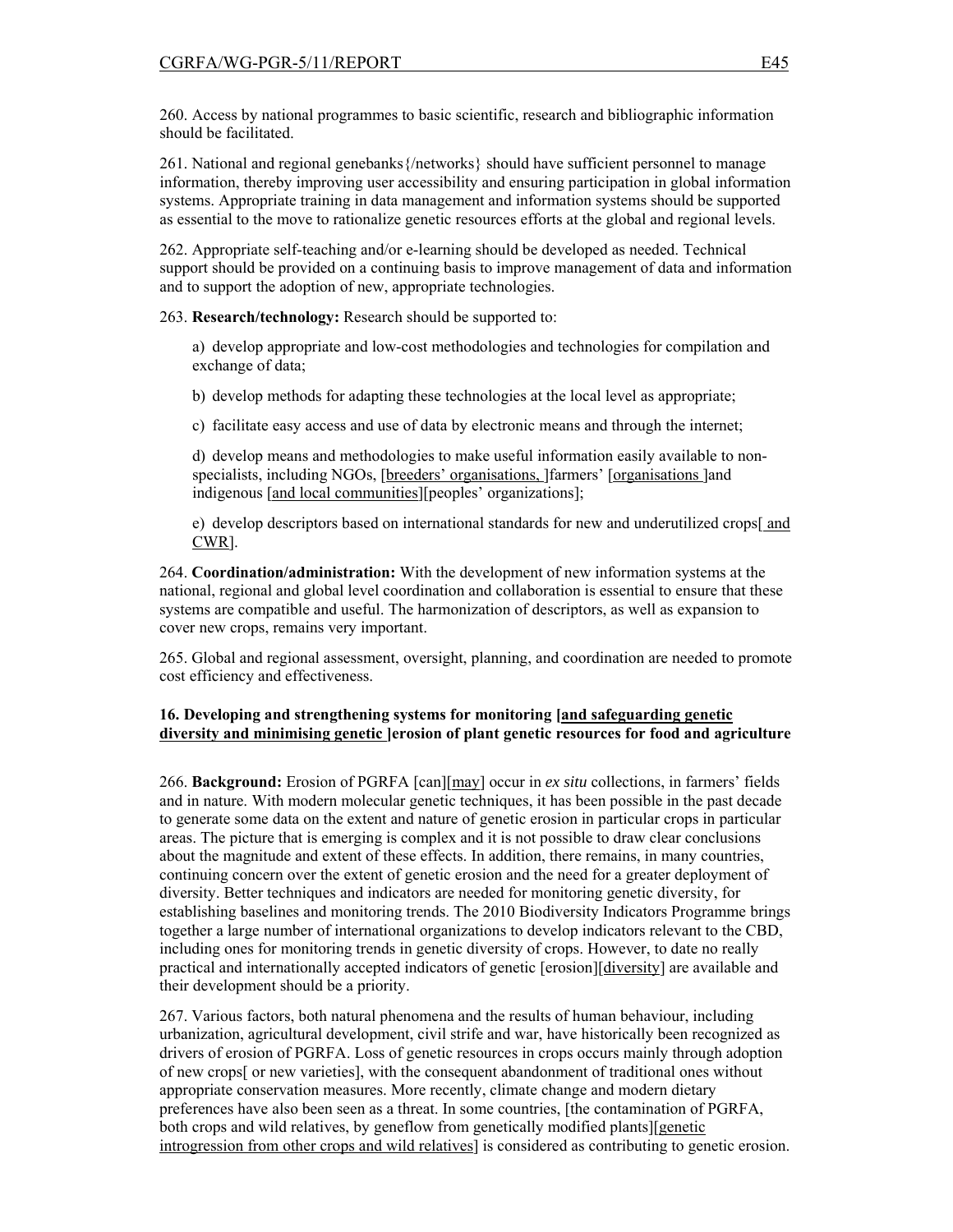260. Access by national programmes to basic scientific, research and bibliographic information should be facilitated.

261. National and regional genebanks{/networks} should have sufficient personnel to manage information, thereby improving user accessibility and ensuring participation in global information systems. Appropriate training in data management and information systems should be supported as essential to the move to rationalize genetic resources efforts at the global and regional levels.

262. Appropriate self-teaching and/or e-learning should be developed as needed. Technical support should be provided on a continuing basis to improve management of data and information and to support the adoption of new, appropriate technologies.

263. **Research/technology:** Research should be supported to:

a) develop appropriate and low-cost methodologies and technologies for compilation and exchange of data;

b) develop methods for adapting these technologies at the local level as appropriate;

c) facilitate easy access and use of data by electronic means and through the internet;

d) develop means and methodologies to make useful information easily available to non-specialists, including NGOs, [breeders' organisations, ]farmers' [organisations ]and indigenous [and local communities][peoples' organizations];

e) develop descriptors based on international standards for new and underutilized crops[ and CWR].

264. **Coordination/administration:** With the development of new information systems at the national, regional and global level coordination and collaboration is essential to ensure that these systems are compatible and useful. The harmonization of descriptors, as well as expansion to cover new crops, remains very important.

265. Global and regional assessment, oversight, planning, and coordination are needed to promote cost efficiency and effectiveness.

### 16. Developing and strengthening systems for monitoring [and safeguarding genetic diversity and minimising genetic ]erosion of plant genetic resources for food and agriculture

266. **Background:** Erosion of PGRFA [can][may] occur in *ex situ* collections, in farmers' fields and in nature. With modern molecular genetic techniques, it has been possible in the past decade to generate some data on the extent and nature of genetic erosion in particular crops in particular areas. The picture that is emerging is complex and it is not possible to draw clear conclusions about the magnitude and extent of these effects. In addition, there remains, in many countries, continuing concern over the extent of genetic erosion and the need for a greater deployment of diversity. Better techniques and indicators are needed for monitoring genetic diversity, for establishing baselines and monitoring trends. The 2010 Biodiversity Indicators Programme brings together a large number of international organizations to develop indicators relevant to the CBD, including ones for monitoring trends in genetic diversity of crops. However, to date no really practical and internationally accepted indicators of genetic [erosion][diversity] are available and their development should be a priority.

267. Various factors, both natural phenomena and the results of human behaviour, including urbanization, agricultural development, civil strife and war, have historically been recognized as drivers of erosion of PGRFA. Loss of genetic resources in crops occurs mainly through adoption of new crops[ or new varieties], with the consequent abandonment of traditional ones without appropriate conservation measures. More recently, climate change and modern dietary preferences have also been seen as a threat. In some countries, [the contamination of PGRFA, both crops and wild relatives, by geneflow from genetically modified plants][genetic introgression from other crops and wild relatives] is considered as contributing to genetic erosion.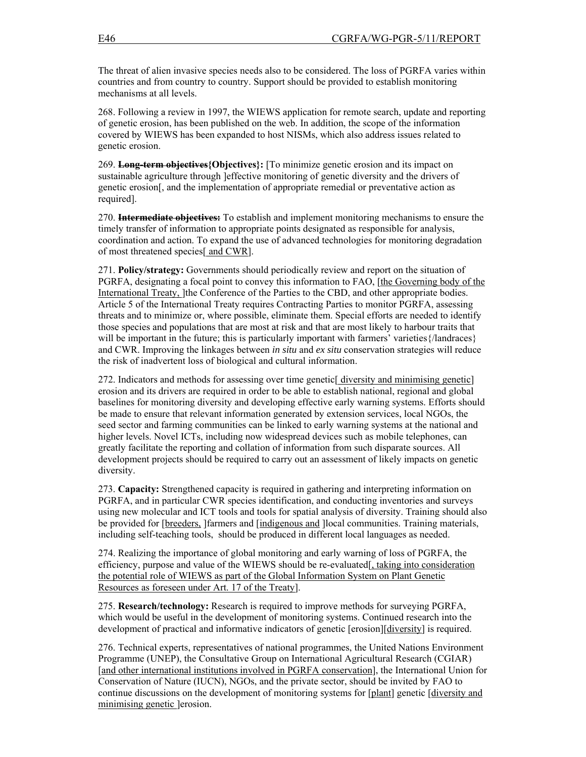The threat of alien invasive species needs also to be considered. The loss of PGRFA varies within countries and from country to country. Support should be provided to establish monitoring mechanisms at all levels.

268. Following a review in 1997, the WIEWS application for remote search, update and reporting of genetic erosion, has been published on the web. In addition, the scope of the information covered by WIEWS has been expanded to host NISMs, which also address issues related to genetic erosion.

269. ~~**Long-term objectives**~~**{Objectives}:** [To minimize genetic erosion and its impact on sustainable agriculture through ]effective monitoring of genetic diversity and the drivers of genetic erosion[, and the implementation of appropriate remedial or preventative action as required].

270. ~~**Intermediate objectives:**~~ To establish and implement monitoring mechanisms to ensure the timely transfer of information to appropriate points designated as responsible for analysis, coordination and action. To expand the use of advanced technologies for monitoring degradation of most threatened species[ and CWR].

271. **Policy/strategy:** Governments should periodically review and report on the situation of PGRFA, designating a focal point to convey this information to FAO, [the Governing body of the International Treaty, ]the Conference of the Parties to the CBD, and other appropriate bodies. Article 5 of the International Treaty requires Contracting Parties to monitor PGRFA, assessing threats and to minimize or, where possible, eliminate them. Special efforts are needed to identify those species and populations that are most at risk and that are most likely to harbour traits that will be important in the future; this is particularly important with farmers' varieties{/landraces} and CWR. Improving the linkages between *in situ* and *ex situ* conservation strategies will reduce the risk of inadvertent loss of biological and cultural information.

272. Indicators and methods for assessing over time genetic[ diversity and minimising genetic] erosion and its drivers are required in order to be able to establish national, regional and global baselines for monitoring diversity and developing effective early warning systems. Efforts should be made to ensure that relevant information generated by extension services, local NGOs, the seed sector and farming communities can be linked to early warning systems at the national and higher levels. Novel ICTs, including now widespread devices such as mobile telephones, can greatly facilitate the reporting and collation of information from such disparate sources. All development projects should be required to carry out an assessment of likely impacts on genetic diversity.

273. **Capacity:** Strengthened capacity is required in gathering and interpreting information on PGRFA, and in particular CWR species identification, and conducting inventories and surveys using new molecular and ICT tools and tools for spatial analysis of diversity. Training should also be provided for [breeders, ]farmers and [indigenous and ]local communities. Training materials, including self-teaching tools, should be produced in different local languages as needed.

274. Realizing the importance of global monitoring and early warning of loss of PGRFA, the efficiency, purpose and value of the WIEWS should be re-evaluated[, taking into consideration the potential role of WIEWS as part of the Global Information System on Plant Genetic Resources as foreseen under Art. 17 of the Treaty].

275. **Research/technology:** Research is required to improve methods for surveying PGRFA, which would be useful in the development of monitoring systems. Continued research into the development of practical and informative indicators of genetic [erosion][diversity] is required.

276. Technical experts, representatives of national programmes, the United Nations Environment Programme (UNEP), the Consultative Group on International Agricultural Research (CGIAR) [and other international institutions involved in PGRFA conservation], the International Union for Conservation of Nature (IUCN), NGOs, and the private sector, should be invited by FAO to continue discussions on the development of monitoring systems for [plant] genetic [diversity and minimising genetic ]erosion.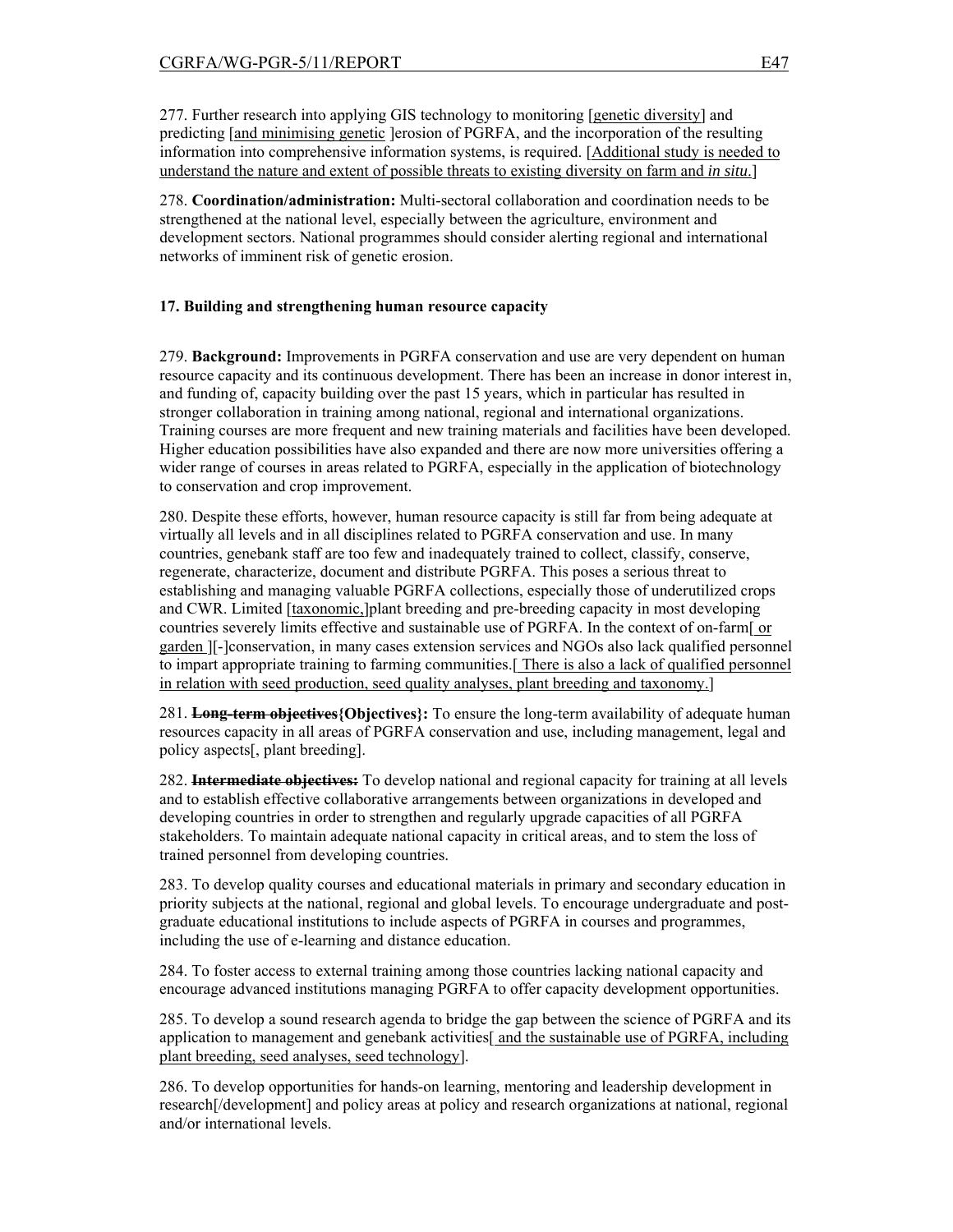277. Further research into applying GIS technology to monitoring [<u>genetic diversity</u>] and predicting [<u>and minimising genetic</u> ]erosion of PGRFA, and the incorporation of the resulting information into comprehensive information systems, is required. [<u>Additional study is needed to understand the nature and extent of possible threats to existing diversity on farm and *in situ*.</u>]

278. **Coordination/administration:** Multi-sectoral collaboration and coordination needs to be strengthened at the national level, especially between the agriculture, environment and development sectors. National programmes should consider alerting regional and international networks of imminent risk of genetic erosion.

### 17. Building and strengthening human resource capacity

279. **Background:** Improvements in PGRFA conservation and use are very dependent on human resource capacity and its continuous development. There has been an increase in donor interest in, and funding of, capacity building over the past 15 years, which in particular has resulted in stronger collaboration in training among national, regional and international organizations. Training courses are more frequent and new training materials and facilities have been developed. Higher education possibilities have also expanded and there are now more universities offering a wider range of courses in areas related to PGRFA, especially in the application of biotechnology to conservation and crop improvement.

280. Despite these efforts, however, human resource capacity is still far from being adequate at virtually all levels and in all disciplines related to PGRFA conservation and use. In many countries, genebank staff are too few and inadequately trained to collect, classify, conserve, regenerate, characterize, document and distribute PGRFA. This poses a serious threat to establishing and managing valuable PGRFA collections, especially those of underutilized crops and CWR. Limited [<u>taxonomic,</u>]plant breeding and pre-breeding capacity in most developing countries severely limits effective and sustainable use of PGRFA. In the context of on-farm[<u> or garden </u>][-]conservation, in many cases extension services and NGOs also lack qualified personnel to impart appropriate training to farming communities.[<u> There is also a lack of qualified personnel in relation with seed production, seed quality analyses, plant breeding and taxonomy.</u>]

281. **~~Long-term objectives~~{Objectives}:** To ensure the long-term availability of adequate human resources capacity in all areas of PGRFA conservation and use, including management, legal and policy aspects[, plant breeding].

282. **~~Intermediate objectives:~~** To develop national and regional capacity for training at all levels and to establish effective collaborative arrangements between organizations in developed and developing countries in order to strengthen and regularly upgrade capacities of all PGRFA stakeholders. To maintain adequate national capacity in critical areas, and to stem the loss of trained personnel from developing countries.

283. To develop quality courses and educational materials in primary and secondary education in priority subjects at the national, regional and global levels. To encourage undergraduate and post-graduate educational institutions to include aspects of PGRFA in courses and programmes, including the use of e-learning and distance education.

284. To foster access to external training among those countries lacking national capacity and encourage advanced institutions managing PGRFA to offer capacity development opportunities.

285. To develop a sound research agenda to bridge the gap between the science of PGRFA and its application to management and genebank activities[<u> and the sustainable use of PGRFA, including plant breeding, seed analyses, seed technology</u>].

286. To develop opportunities for hands-on learning, mentoring and leadership development in research[/development] and policy areas at policy and research organizations at national, regional and/or international levels.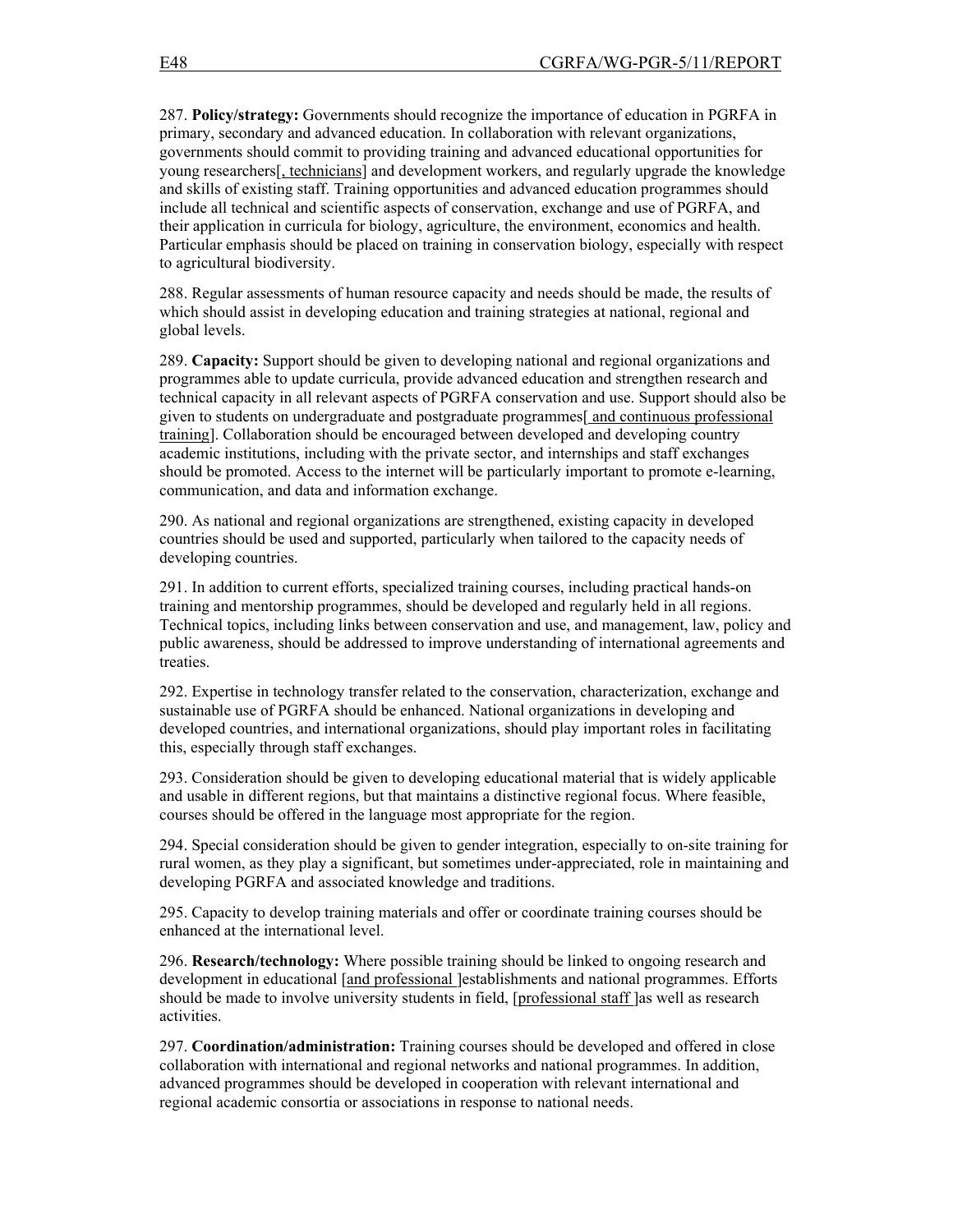287. **Policy/strategy:** Governments should recognize the importance of education in PGRFA in primary, secondary and advanced education. In collaboration with relevant organizations, governments should commit to providing training and advanced educational opportunities for young researchers[, technicians] and development workers, and regularly upgrade the knowledge and skills of existing staff. Training opportunities and advanced education programmes should include all technical and scientific aspects of conservation, exchange and use of PGRFA, and their application in curricula for biology, agriculture, the environment, economics and health. Particular emphasis should be placed on training in conservation biology, especially with respect to agricultural biodiversity.

288. Regular assessments of human resource capacity and needs should be made, the results of which should assist in developing education and training strategies at national, regional and global levels.

289. **Capacity:** Support should be given to developing national and regional organizations and programmes able to update curricula, provide advanced education and strengthen research and technical capacity in all relevant aspects of PGRFA conservation and use. Support should also be given to students on undergraduate and postgraduate programmes[ and continuous professional training]. Collaboration should be encouraged between developed and developing country academic institutions, including with the private sector, and internships and staff exchanges should be promoted. Access to the internet will be particularly important to promote e-learning, communication, and data and information exchange.

290. As national and regional organizations are strengthened, existing capacity in developed countries should be used and supported, particularly when tailored to the capacity needs of developing countries.

291. In addition to current efforts, specialized training courses, including practical hands-on training and mentorship programmes, should be developed and regularly held in all regions. Technical topics, including links between conservation and use, and management, law, policy and public awareness, should be addressed to improve understanding of international agreements and treaties.

292. Expertise in technology transfer related to the conservation, characterization, exchange and sustainable use of PGRFA should be enhanced. National organizations in developing and developed countries, and international organizations, should play important roles in facilitating this, especially through staff exchanges.

293. Consideration should be given to developing educational material that is widely applicable and usable in different regions, but that maintains a distinctive regional focus. Where feasible, courses should be offered in the language most appropriate for the region.

294. Special consideration should be given to gender integration, especially to on-site training for rural women, as they play a significant, but sometimes under-appreciated, role in maintaining and developing PGRFA and associated knowledge and traditions.

295. Capacity to develop training materials and offer or coordinate training courses should be enhanced at the international level.

296. **Research/technology:** Where possible training should be linked to ongoing research and development in educational [and professional ]establishments and national programmes. Efforts should be made to involve university students in field, [professional staff ]as well as research activities.

297. **Coordination/administration:** Training courses should be developed and offered in close collaboration with international and regional networks and national programmes. In addition, advanced programmes should be developed in cooperation with relevant international and regional academic consortia or associations in response to national needs.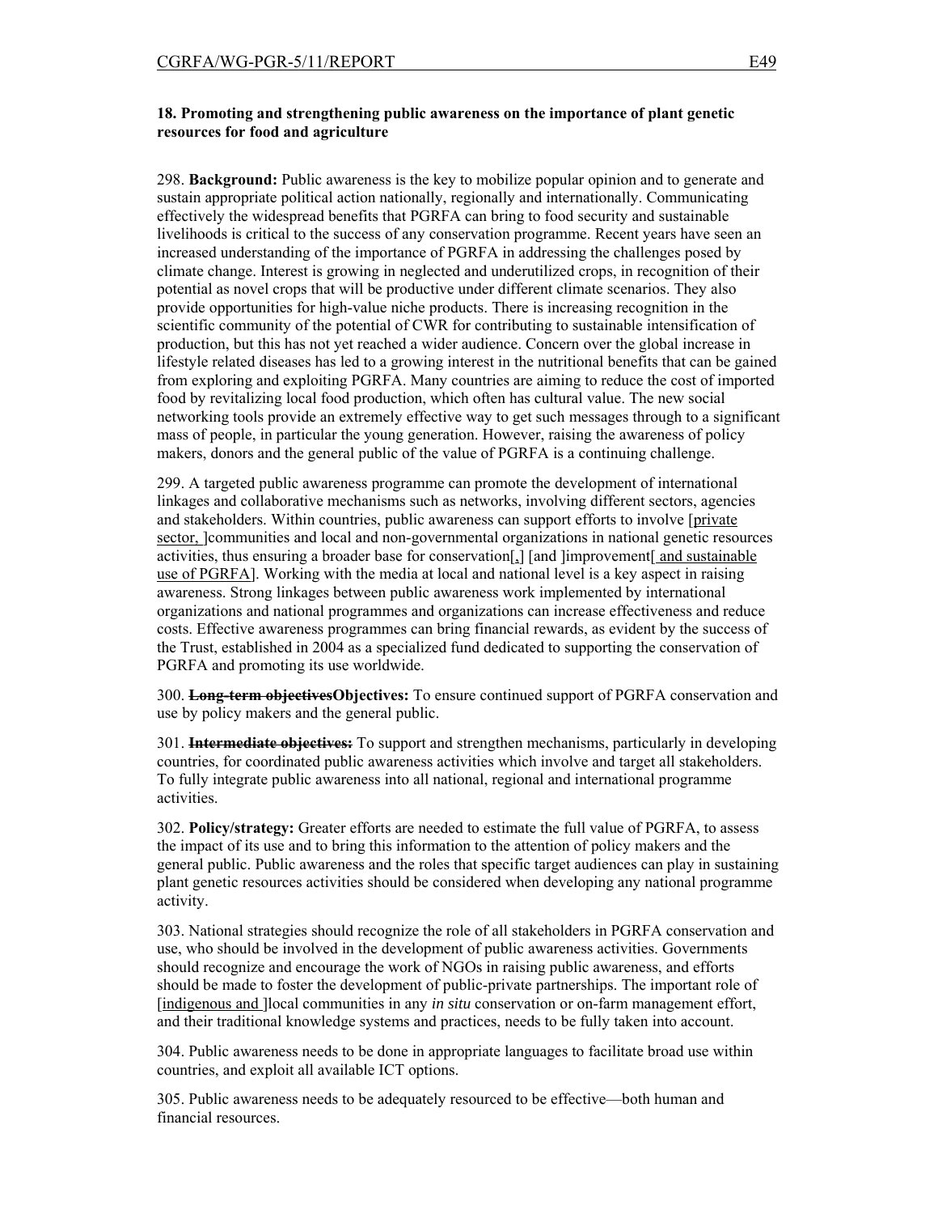**18. Promoting and strengthening public awareness on the importance of plant genetic resources for food and agriculture**

298. **Background:** Public awareness is the key to mobilize popular opinion and to generate and sustain appropriate political action nationally, regionally and internationally. Communicating effectively the widespread benefits that PGRFA can bring to food security and sustainable livelihoods is critical to the success of any conservation programme. Recent years have seen an increased understanding of the importance of PGRFA in addressing the challenges posed by climate change. Interest is growing in neglected and underutilized crops, in recognition of their potential as novel crops that will be productive under different climate scenarios. They also provide opportunities for high-value niche products. There is increasing recognition in the scientific community of the potential of CWR for contributing to sustainable intensification of production, but this has not yet reached a wider audience. Concern over the global increase in lifestyle related diseases has led to a growing interest in the nutritional benefits that can be gained from exploring and exploiting PGRFA. Many countries are aiming to reduce the cost of imported food by revitalizing local food production, which often has cultural value. The new social networking tools provide an extremely effective way to get such messages through to a significant mass of people, in particular the young generation. However, raising the awareness of policy makers, donors and the general public of the value of PGRFA is a continuing challenge.

299. A targeted public awareness programme can promote the development of international linkages and collaborative mechanisms such as networks, involving different sectors, agencies and stakeholders. Within countries, public awareness can support efforts to involve [private sector, ]communities and local and non-governmental organizations in national genetic resources activities, thus ensuring a broader base for conservation[,] [and ]improvement[ and sustainable use of PGRFA]. Working with the media at local and national level is a key aspect in raising awareness. Strong linkages between public awareness work implemented by international organizations and national programmes and organizations can increase effectiveness and reduce costs. Effective awareness programmes can bring financial rewards, as evident by the success of the Trust, established in 2004 as a specialized fund dedicated to supporting the conservation of PGRFA and promoting its use worldwide.

300. ~~**Long-term objectives**~~**Objectives:** To ensure continued support of PGRFA conservation and use by policy makers and the general public.

301. ~~**Intermediate objectives:**~~ To support and strengthen mechanisms, particularly in developing countries, for coordinated public awareness activities which involve and target all stakeholders. To fully integrate public awareness into all national, regional and international programme activities.

302. **Policy/strategy:** Greater efforts are needed to estimate the full value of PGRFA, to assess the impact of its use and to bring this information to the attention of policy makers and the general public. Public awareness and the roles that specific target audiences can play in sustaining plant genetic resources activities should be considered when developing any national programme activity.

303. National strategies should recognize the role of all stakeholders in PGRFA conservation and use, who should be involved in the development of public awareness activities. Governments should recognize and encourage the work of NGOs in raising public awareness, and efforts should be made to foster the development of public-private partnerships. The important role of [indigenous and ]local communities in any *in situ* conservation or on-farm management effort, and their traditional knowledge systems and practices, needs to be fully taken into account.

304. Public awareness needs to be done in appropriate languages to facilitate broad use within countries, and exploit all available ICT options.

305. Public awareness needs to be adequately resourced to be effective—both human and financial resources.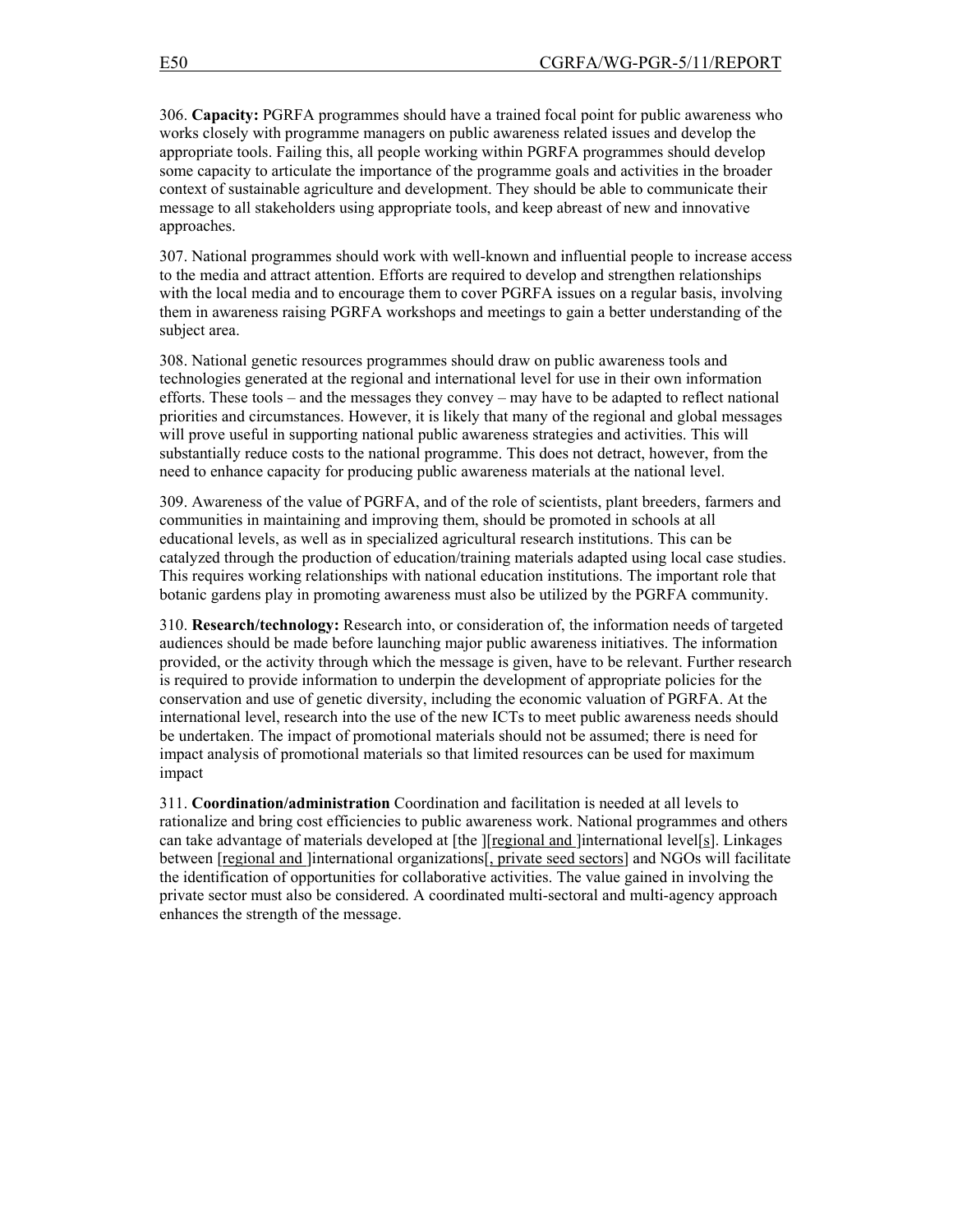306. **Capacity:** PGRFA programmes should have a trained focal point for public awareness who works closely with programme managers on public awareness related issues and develop the appropriate tools. Failing this, all people working within PGRFA programmes should develop some capacity to articulate the importance of the programme goals and activities in the broader context of sustainable agriculture and development. They should be able to communicate their message to all stakeholders using appropriate tools, and keep abreast of new and innovative approaches.

307. National programmes should work with well-known and influential people to increase access to the media and attract attention. Efforts are required to develop and strengthen relationships with the local media and to encourage them to cover PGRFA issues on a regular basis, involving them in awareness raising PGRFA workshops and meetings to gain a better understanding of the subject area.

308. National genetic resources programmes should draw on public awareness tools and technologies generated at the regional and international level for use in their own information efforts. These tools – and the messages they convey – may have to be adapted to reflect national priorities and circumstances. However, it is likely that many of the regional and global messages will prove useful in supporting national public awareness strategies and activities. This will substantially reduce costs to the national programme. This does not detract, however, from the need to enhance capacity for producing public awareness materials at the national level.

309. Awareness of the value of PGRFA, and of the role of scientists, plant breeders, farmers and communities in maintaining and improving them, should be promoted in schools at all educational levels, as well as in specialized agricultural research institutions. This can be catalyzed through the production of education/training materials adapted using local case studies. This requires working relationships with national education institutions. The important role that botanic gardens play in promoting awareness must also be utilized by the PGRFA community.

310. **Research/technology:** Research into, or consideration of, the information needs of targeted audiences should be made before launching major public awareness initiatives. The information provided, or the activity through which the message is given, have to be relevant. Further research is required to provide information to underpin the development of appropriate policies for the conservation and use of genetic diversity, including the economic valuation of PGRFA. At the international level, research into the use of the new ICTs to meet public awareness needs should be undertaken. The impact of promotional materials should not be assumed; there is need for impact analysis of promotional materials so that limited resources can be used for maximum impact

311. **Coordination/administration** Coordination and facilitation is needed at all levels to rationalize and bring cost efficiencies to public awareness work. National programmes and others can take advantage of materials developed at [the ][<u>regional and </u>]international level[<u>s</u>]. Linkages between [<u>regional and </u>]international organizations[<u>, private seed sectors</u>] and NGOs will facilitate the identification of opportunities for collaborative activities. The value gained in involving the private sector must also be considered. A coordinated multi-sectoral and multi-agency approach enhances the strength of the message.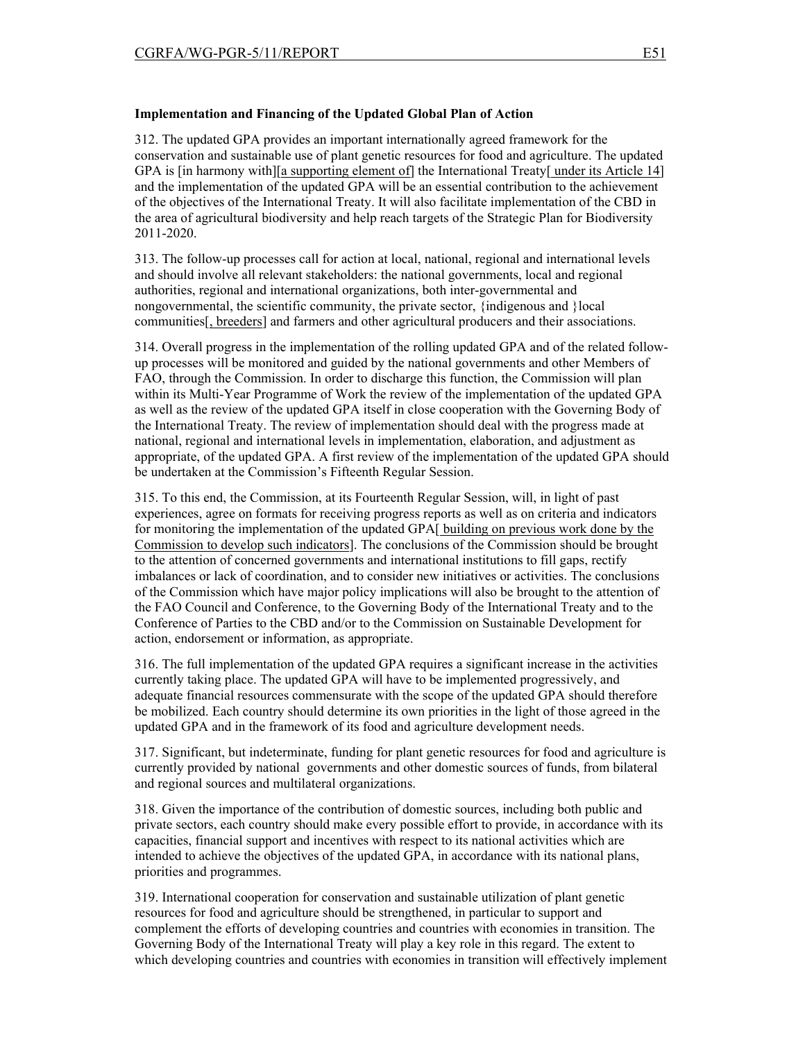**Implementation and Financing of the Updated Global Plan of Action**

312. The updated GPA provides an important internationally agreed framework for the conservation and sustainable use of plant genetic resources for food and agriculture. The updated GPA is [in harmony with][a supporting element of] the International Treaty[ under its Article 14] and the implementation of the updated GPA will be an essential contribution to the achievement of the objectives of the International Treaty. It will also facilitate implementation of the CBD in the area of agricultural biodiversity and help reach targets of the Strategic Plan for Biodiversity 2011-2020.

313. The follow-up processes call for action at local, national, regional and international levels and should involve all relevant stakeholders: the national governments, local and regional authorities, regional and international organizations, both inter-governmental and nongovernmental, the scientific community, the private sector, {indigenous and }local communities[, breeders] and farmers and other agricultural producers and their associations.

314. Overall progress in the implementation of the rolling updated GPA and of the related follow-up processes will be monitored and guided by the national governments and other Members of FAO, through the Commission. In order to discharge this function, the Commission will plan within its Multi-Year Programme of Work the review of the implementation of the updated GPA as well as the review of the updated GPA itself in close cooperation with the Governing Body of the International Treaty. The review of implementation should deal with the progress made at national, regional and international levels in implementation, elaboration, and adjustment as appropriate, of the updated GPA. A first review of the implementation of the updated GPA should be undertaken at the Commission's Fifteenth Regular Session.

315. To this end, the Commission, at its Fourteenth Regular Session, will, in light of past experiences, agree on formats for receiving progress reports as well as on criteria and indicators for monitoring the implementation of the updated GPA[ building on previous work done by the Commission to develop such indicators]. The conclusions of the Commission should be brought to the attention of concerned governments and international institutions to fill gaps, rectify imbalances or lack of coordination, and to consider new initiatives or activities. The conclusions of the Commission which have major policy implications will also be brought to the attention of the FAO Council and Conference, to the Governing Body of the International Treaty and to the Conference of Parties to the CBD and/or to the Commission on Sustainable Development for action, endorsement or information, as appropriate.

316. The full implementation of the updated GPA requires a significant increase in the activities currently taking place. The updated GPA will have to be implemented progressively, and adequate financial resources commensurate with the scope of the updated GPA should therefore be mobilized. Each country should determine its own priorities in the light of those agreed in the updated GPA and in the framework of its food and agriculture development needs.

317. Significant, but indeterminate, funding for plant genetic resources for food and agriculture is currently provided by national governments and other domestic sources of funds, from bilateral and regional sources and multilateral organizations.

318. Given the importance of the contribution of domestic sources, including both public and private sectors, each country should make every possible effort to provide, in accordance with its capacities, financial support and incentives with respect to its national activities which are intended to achieve the objectives of the updated GPA, in accordance with its national plans, priorities and programmes.

319. International cooperation for conservation and sustainable utilization of plant genetic resources for food and agriculture should be strengthened, in particular to support and complement the efforts of developing countries and countries with economies in transition. The Governing Body of the International Treaty will play a key role in this regard. The extent to which developing countries and countries with economies in transition will effectively implement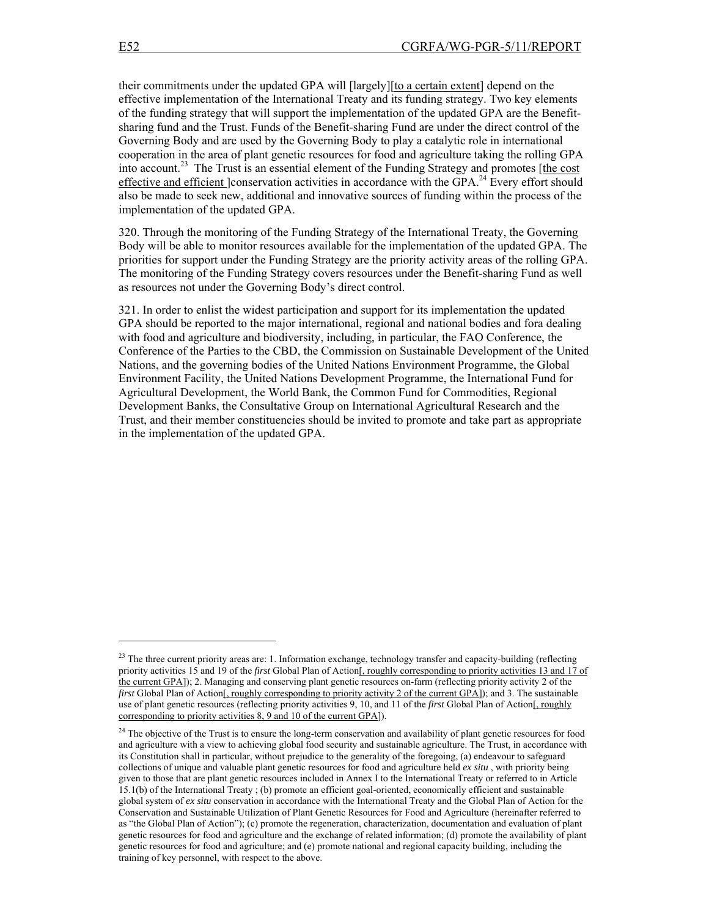their commitments under the updated GPA will [largely][to a certain extent] depend on the effective implementation of the International Treaty and its funding strategy. Two key elements of the funding strategy that will support the implementation of the updated GPA are the Benefit-sharing fund and the Trust. Funds of the Benefit-sharing Fund are under the direct control of the Governing Body and are used by the Governing Body to play a catalytic role in international cooperation in the area of plant genetic resources for food and agriculture taking the rolling GPA into account.[23] The Trust is an essential element of the Funding Strategy and promotes [the cost effective and efficient ]conservation activities in accordance with the GPA.[24] Every effort should also be made to seek new, additional and innovative sources of funding within the process of the implementation of the updated GPA.

320. Through the monitoring of the Funding Strategy of the International Treaty, the Governing Body will be able to monitor resources available for the implementation of the updated GPA. The priorities for support under the Funding Strategy are the priority activity areas of the rolling GPA. The monitoring of the Funding Strategy covers resources under the Benefit-sharing Fund as well as resources not under the Governing Body's direct control.

321. In order to enlist the widest participation and support for its implementation the updated GPA should be reported to the major international, regional and national bodies and fora dealing with food and agriculture and biodiversity, including, in particular, the FAO Conference, the Conference of the Parties to the CBD, the Commission on Sustainable Development of the United Nations, and the governing bodies of the United Nations Environment Programme, the Global Environment Facility, the United Nations Development Programme, the International Fund for Agricultural Development, the World Bank, the Common Fund for Commodities, Regional Development Banks, the Consultative Group on International Agricultural Research and the Trust, and their member constituencies should be invited to promote and take part as appropriate in the implementation of the updated GPA.

---

[23] The three current priority areas are: 1. Information exchange, technology transfer and capacity-building (reflecting priority activities 15 and 19 of the *first* Global Plan of Action[, roughly corresponding to priority activities 13 and 17 of the current GPA]); 2. Managing and conserving plant genetic resources on-farm (reflecting priority activity 2 of the *first* Global Plan of Action[, roughly corresponding to priority activity 2 of the current GPA]); and 3. The sustainable use of plant genetic resources (reflecting priority activities 9, 10, and 11 of the *first* Global Plan of Action[, roughly corresponding to priority activities 8, 9 and 10 of the current GPA]).

[24] The objective of the Trust is to ensure the long-term conservation and availability of plant genetic resources for food and agriculture with a view to achieving global food security and sustainable agriculture. The Trust, in accordance with its Constitution shall in particular, without prejudice to the generality of the foregoing, (a) endeavour to safeguard collections of unique and valuable plant genetic resources for food and agriculture held *ex situ* , with priority being given to those that are plant genetic resources included in Annex I to the International Treaty or referred to in Article 15.1(b) of the International Treaty ; (b) promote an efficient goal-oriented, economically efficient and sustainable global system of *ex situ* conservation in accordance with the International Treaty and the Global Plan of Action for the Conservation and Sustainable Utilization of Plant Genetic Resources for Food and Agriculture (hereinafter referred to as "the Global Plan of Action"); (c) promote the regeneration, characterization, documentation and evaluation of plant genetic resources for food and agriculture and the exchange of related information; (d) promote the availability of plant genetic resources for food and agriculture; and (e) promote national and regional capacity building, including the training of key personnel, with respect to the above.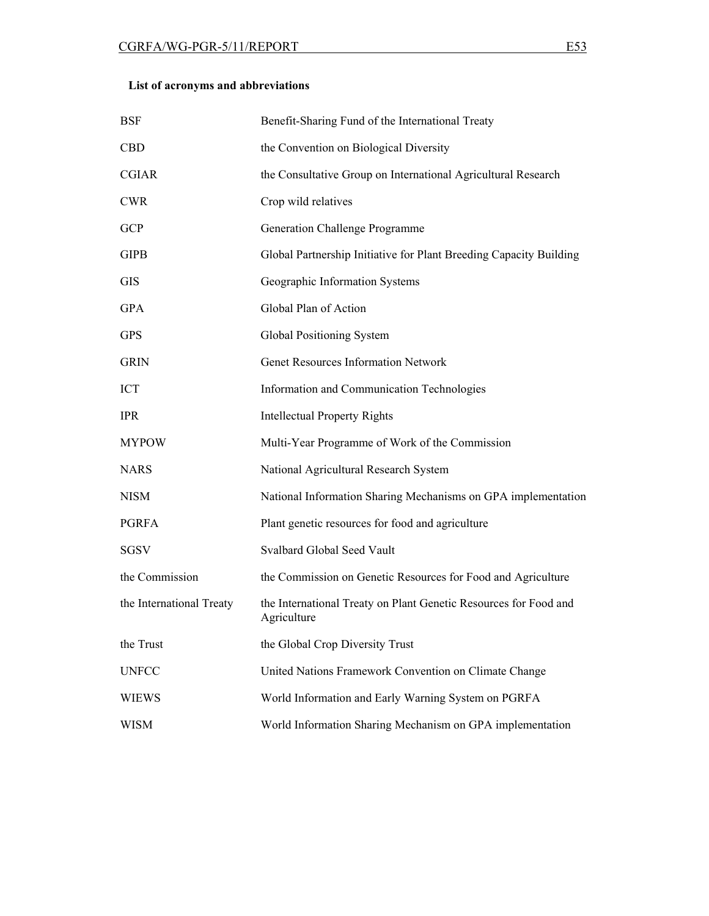### List of acronyms and abbreviations

| | |
|---|---|
| BSF | Benefit-Sharing Fund of the International Treaty |
| CBD | the Convention on Biological Diversity |
| CGIAR | the Consultative Group on International Agricultural Research |
| CWR | Crop wild relatives |
| GCP | Generation Challenge Programme |
| GIPB | Global Partnership Initiative for Plant Breeding Capacity Building |
| GIS | Geographic Information Systems |
| GPA | Global Plan of Action |
| GPS | Global Positioning System |
| GRIN | Genet Resources Information Network |
| ICT | Information and Communication Technologies |
| IPR | Intellectual Property Rights |
| MYPOW | Multi-Year Programme of Work of the Commission |
| NARS | National Agricultural Research System |
| NISM | National Information Sharing Mechanisms on GPA implementation |
| PGRFA | Plant genetic resources for food and agriculture |
| SGSV | Svalbard Global Seed Vault |
| the Commission | the Commission on Genetic Resources for Food and Agriculture |
| the International Treaty | the International Treaty on Plant Genetic Resources for Food and Agriculture |
| the Trust | the Global Crop Diversity Trust |
| UNFCC | United Nations Framework Convention on Climate Change |
| WIEWS | World Information and Early Warning System on PGRFA |
| WISM | World Information Sharing Mechanism on GPA implementation |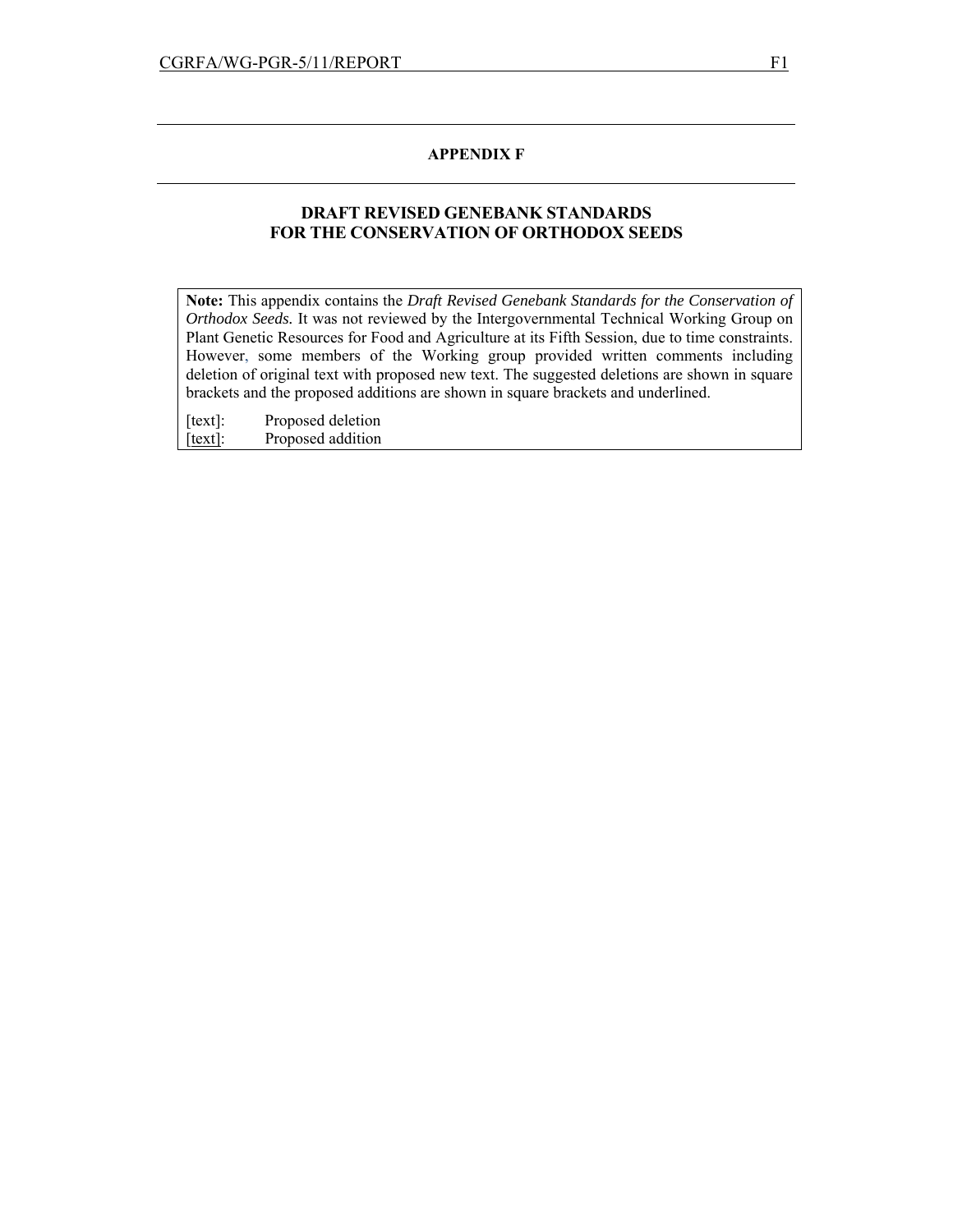# APPENDIX F

## DRAFT REVISED GENEBANK STANDARDS FOR THE CONSERVATION OF ORTHODOX SEEDS

**Note:** This appendix contains the *Draft Revised Genebank Standards for the Conservation of Orthodox Seeds.* It was not reviewed by the Intergovernmental Technical Working Group on Plant Genetic Resources for Food and Agriculture at its Fifth Session, due to time constraints. However, some members of the Working group provided written comments including deletion of original text with proposed new text. The suggested deletions are shown in square brackets and the proposed additions are shown in square brackets and underlined.

[text]: Proposed deletion

<u>[text]</u>: Proposed addition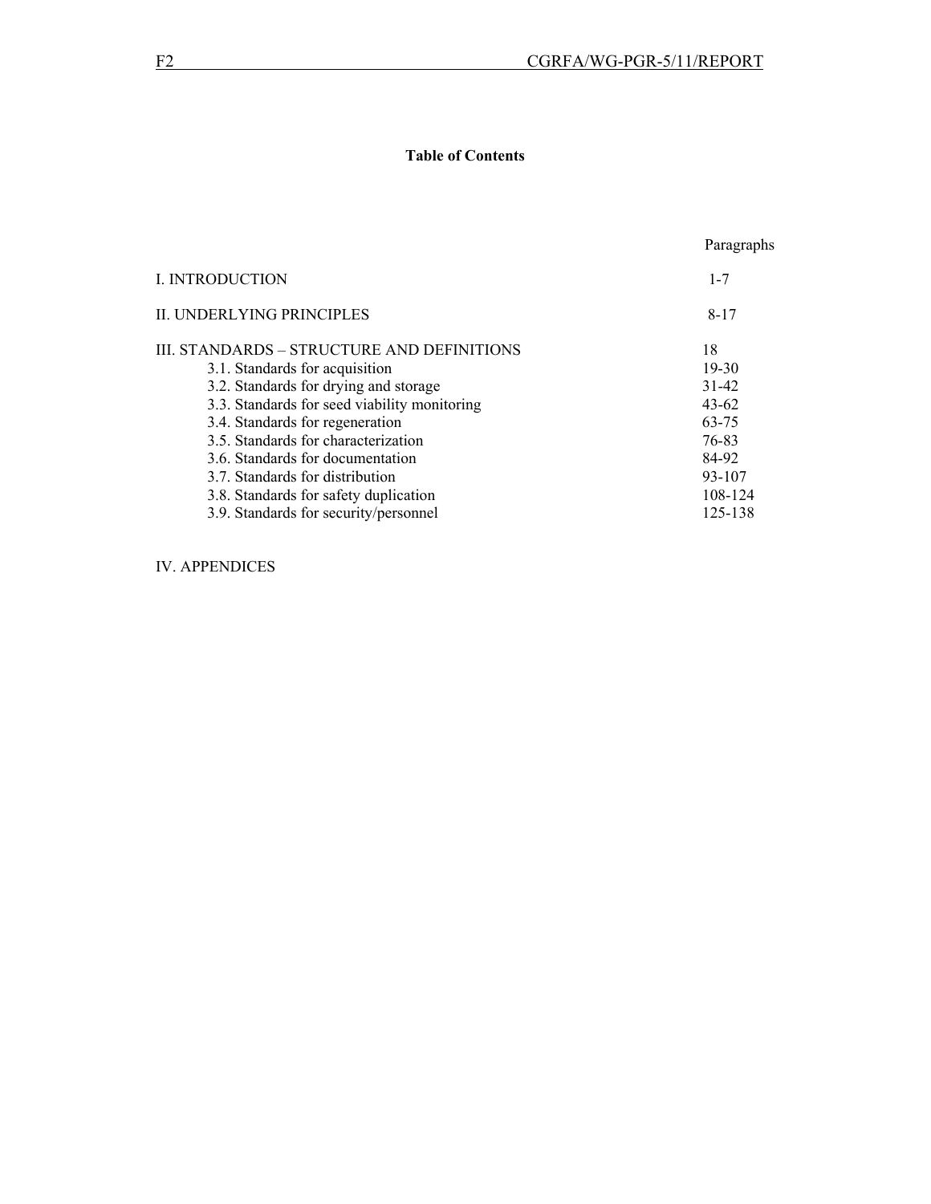**Table of Contents**

| | Paragraphs |
|---|---|
| I. INTRODUCTION | 1-7 |
| II. UNDERLYING PRINCIPLES | 8-17 |
| III. STANDARDS – STRUCTURE AND DEFINITIONS | 18 |
| 3.1. Standards for acquisition | 19-30 |
| 3.2. Standards for drying and storage | 31-42 |
| 3.3. Standards for seed viability monitoring | 43-62 |
| 3.4. Standards for regeneration | 63-75 |
| 3.5. Standards for characterization | 76-83 |
| 3.6. Standards for documentation | 84-92 |
| 3.7. Standards for distribution | 93-107 |
| 3.8. Standards for safety duplication | 108-124 |
| 3.9. Standards for security/personnel | 125-138 |
| IV. APPENDICES | |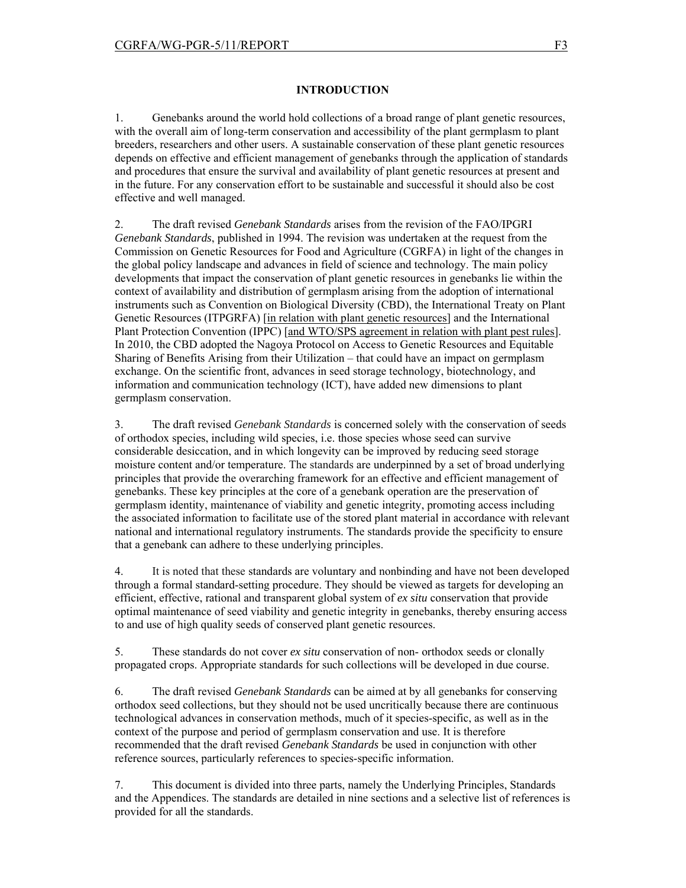## INTRODUCTION

1. Genebanks around the world hold collections of a broad range of plant genetic resources, with the overall aim of long-term conservation and accessibility of the plant germplasm to plant breeders, researchers and other users. A sustainable conservation of these plant genetic resources depends on effective and efficient management of genebanks through the application of standards and procedures that ensure the survival and availability of plant genetic resources at present and in the future. For any conservation effort to be sustainable and successful it should also be cost effective and well managed.

2. The draft revised *Genebank Standards* arises from the revision of the FAO/IPGRI *Genebank Standards*, published in 1994. The revision was undertaken at the request from the Commission on Genetic Resources for Food and Agriculture (CGRFA) in light of the changes in the global policy landscape and advances in field of science and technology. The main policy developments that impact the conservation of plant genetic resources in genebanks lie within the context of availability and distribution of germplasm arising from the adoption of international instruments such as Convention on Biological Diversity (CBD), the International Treaty on Plant Genetic Resources (ITPGRFA) [<u>in relation with plant genetic resources</u>] and the International Plant Protection Convention (IPPC) [<u>and WTO/SPS agreement in relation with plant pest rules</u>]. In 2010, the CBD adopted the Nagoya Protocol on Access to Genetic Resources and Equitable Sharing of Benefits Arising from their Utilization – that could have an impact on germplasm exchange. On the scientific front, advances in seed storage technology, biotechnology, and information and communication technology (ICT), have added new dimensions to plant germplasm conservation.

3. The draft revised *Genebank Standards* is concerned solely with the conservation of seeds of orthodox species, including wild species, i.e. those species whose seed can survive considerable desiccation, and in which longevity can be improved by reducing seed storage moisture content and/or temperature. The standards are underpinned by a set of broad underlying principles that provide the overarching framework for an effective and efficient management of genebanks. These key principles at the core of a genebank operation are the preservation of germplasm identity, maintenance of viability and genetic integrity, promoting access including the associated information to facilitate use of the stored plant material in accordance with relevant national and international regulatory instruments. The standards provide the specificity to ensure that a genebank can adhere to these underlying principles.

4. It is noted that these standards are voluntary and nonbinding and have not been developed through a formal standard-setting procedure. They should be viewed as targets for developing an efficient, effective, rational and transparent global system of *ex situ* conservation that provide optimal maintenance of seed viability and genetic integrity in genebanks, thereby ensuring access to and use of high quality seeds of conserved plant genetic resources.

5. These standards do not cover *ex situ* conservation of non- orthodox seeds or clonally propagated crops. Appropriate standards for such collections will be developed in due course.

6. The draft revised *Genebank Standards* can be aimed at by all genebanks for conserving orthodox seed collections, but they should not be used uncritically because there are continuous technological advances in conservation methods, much of it species-specific, as well as in the context of the purpose and period of germplasm conservation and use. It is therefore recommended that the draft revised *Genebank Standards* be used in conjunction with other reference sources, particularly references to species-specific information.

7. This document is divided into three parts, namely the Underlying Principles, Standards and the Appendices. The standards are detailed in nine sections and a selective list of references is provided for all the standards.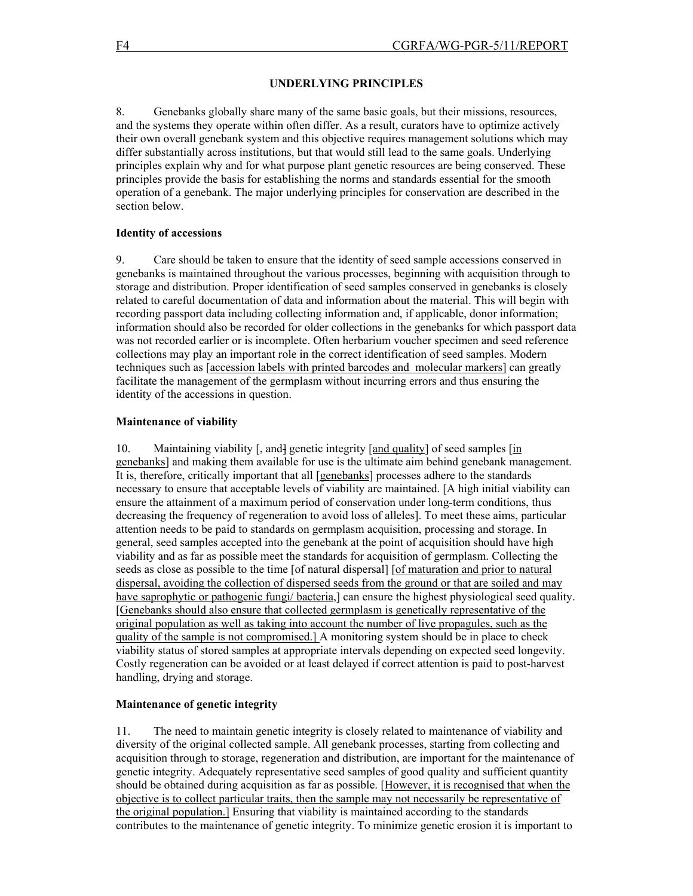## UNDERLYING PRINCIPLES

8. Genebanks globally share many of the same basic goals, but their missions, resources, and the systems they operate within often differ. As a result, curators have to optimize actively their own overall genebank system and this objective requires management solutions which may differ substantially across institutions, but that would still lead to the same goals. Underlying principles explain why and for what purpose plant genetic resources are being conserved. These principles provide the basis for establishing the norms and standards essential for the smooth operation of a genebank. The major underlying principles for conservation are described in the section below.

**Identity of accessions**

9. Care should be taken to ensure that the identity of seed sample accessions conserved in genebanks is maintained throughout the various processes, beginning with acquisition through to storage and distribution. Proper identification of seed samples conserved in genebanks is closely related to careful documentation of data and information about the material. This will begin with recording passport data including collecting information and, if applicable, donor information; information should also be recorded for older collections in the genebanks for which passport data was not recorded earlier or is incomplete. Often herbarium voucher specimen and seed reference collections may play an important role in the correct identification of seed samples. Modern techniques such as [accession labels with printed barcodes and molecular markers] can greatly facilitate the management of the germplasm without incurring errors and thus ensuring the identity of the accessions in question.

**Maintenance of viability**

10. Maintaining viability [, and] genetic integrity [and quality] of seed samples [in genebanks] and making them available for use is the ultimate aim behind genebank management. It is, therefore, critically important that all [genebanks] processes adhere to the standards necessary to ensure that acceptable levels of viability are maintained. [A high initial viability can ensure the attainment of a maximum period of conservation under long-term conditions, thus decreasing the frequency of regeneration to avoid loss of alleles]. To meet these aims, particular attention needs to be paid to standards on germplasm acquisition, processing and storage. In general, seed samples accepted into the genebank at the point of acquisition should have high viability and as far as possible meet the standards for acquisition of germplasm. Collecting the seeds as close as possible to the time [of natural dispersal] [of maturation and prior to natural dispersal, avoiding the collection of dispersed seeds from the ground or that are soiled and may have saprophytic or pathogenic fungi/ bacteria,] can ensure the highest physiological seed quality. [Genebanks should also ensure that collected germplasm is genetically representative of the original population as well as taking into account the number of live propagules, such as the quality of the sample is not compromised.] A monitoring system should be in place to check viability status of stored samples at appropriate intervals depending on expected seed longevity. Costly regeneration can be avoided or at least delayed if correct attention is paid to post-harvest handling, drying and storage.

**Maintenance of genetic integrity**

11. The need to maintain genetic integrity is closely related to maintenance of viability and diversity of the original collected sample. All genebank processes, starting from collecting and acquisition through to storage, regeneration and distribution, are important for the maintenance of genetic integrity. Adequately representative seed samples of good quality and sufficient quantity should be obtained during acquisition as far as possible. [However, it is recognised that when the objective is to collect particular traits, then the sample may not necessarily be representative of the original population.] Ensuring that viability is maintained according to the standards contributes to the maintenance of genetic integrity. To minimize genetic erosion it is important to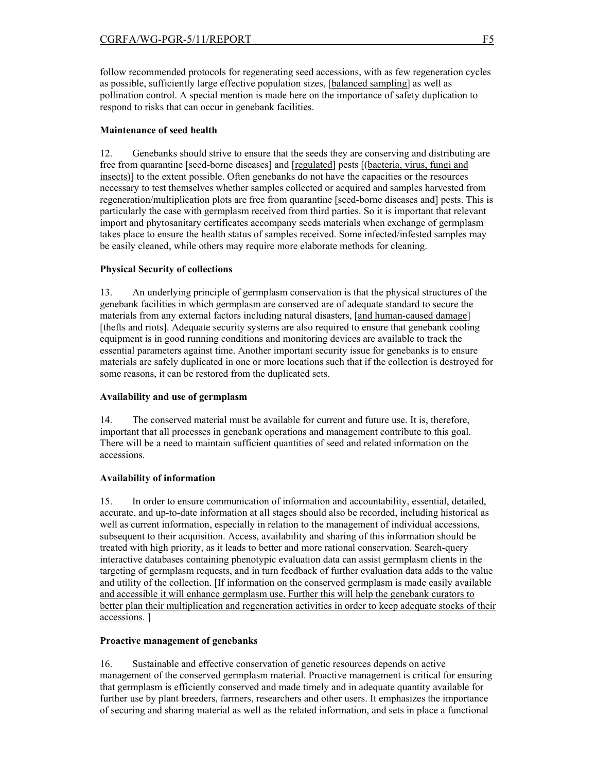follow recommended protocols for regenerating seed accessions, with as few regeneration cycles as possible, sufficiently large effective population sizes, [balanced sampling] as well as pollination control. A special mention is made here on the importance of safety duplication to respond to risks that can occur in genebank facilities.

**Maintenance of seed health**

12. Genebanks should strive to ensure that the seeds they are conserving and distributing are free from quarantine [seed-borne diseases] and [regulated] pests [(bacteria, virus, fungi and insects)] to the extent possible. Often genebanks do not have the capacities or the resources necessary to test themselves whether samples collected or acquired and samples harvested from regeneration/multiplication plots are free from quarantine [seed-borne diseases and] pests. This is particularly the case with germplasm received from third parties. So it is important that relevant import and phytosanitary certificates accompany seeds materials when exchange of germplasm takes place to ensure the health status of samples received. Some infected/infested samples may be easily cleaned, while others may require more elaborate methods for cleaning.

**Physical Security of collections**

13. An underlying principle of germplasm conservation is that the physical structures of the genebank facilities in which germplasm are conserved are of adequate standard to secure the materials from any external factors including natural disasters, [and human-caused damage] [thefts and riots]. Adequate security systems are also required to ensure that genebank cooling equipment is in good running conditions and monitoring devices are available to track the essential parameters against time. Another important security issue for genebanks is to ensure materials are safely duplicated in one or more locations such that if the collection is destroyed for some reasons, it can be restored from the duplicated sets.

**Availability and use of germplasm**

14. The conserved material must be available for current and future use. It is, therefore, important that all processes in genebank operations and management contribute to this goal. There will be a need to maintain sufficient quantities of seed and related information on the accessions.

**Availability of information**

15. In order to ensure communication of information and accountability, essential, detailed, accurate, and up-to-date information at all stages should also be recorded, including historical as well as current information, especially in relation to the management of individual accessions, subsequent to their acquisition. Access, availability and sharing of this information should be treated with high priority, as it leads to better and more rational conservation. Search-query interactive databases containing phenotypic evaluation data can assist germplasm clients in the targeting of germplasm requests, and in turn feedback of further evaluation data adds to the value and utility of the collection. [If information on the conserved germplasm is made easily available and accessible it will enhance germplasm use. Further this will help the genebank curators to better plan their multiplication and regeneration activities in order to keep adequate stocks of their accessions. ]

**Proactive management of genebanks**

16. Sustainable and effective conservation of genetic resources depends on active management of the conserved germplasm material. Proactive management is critical for ensuring that germplasm is efficiently conserved and made timely and in adequate quantity available for further use by plant breeders, farmers, researchers and other users. It emphasizes the importance of securing and sharing material as well as the related information, and sets in place a functional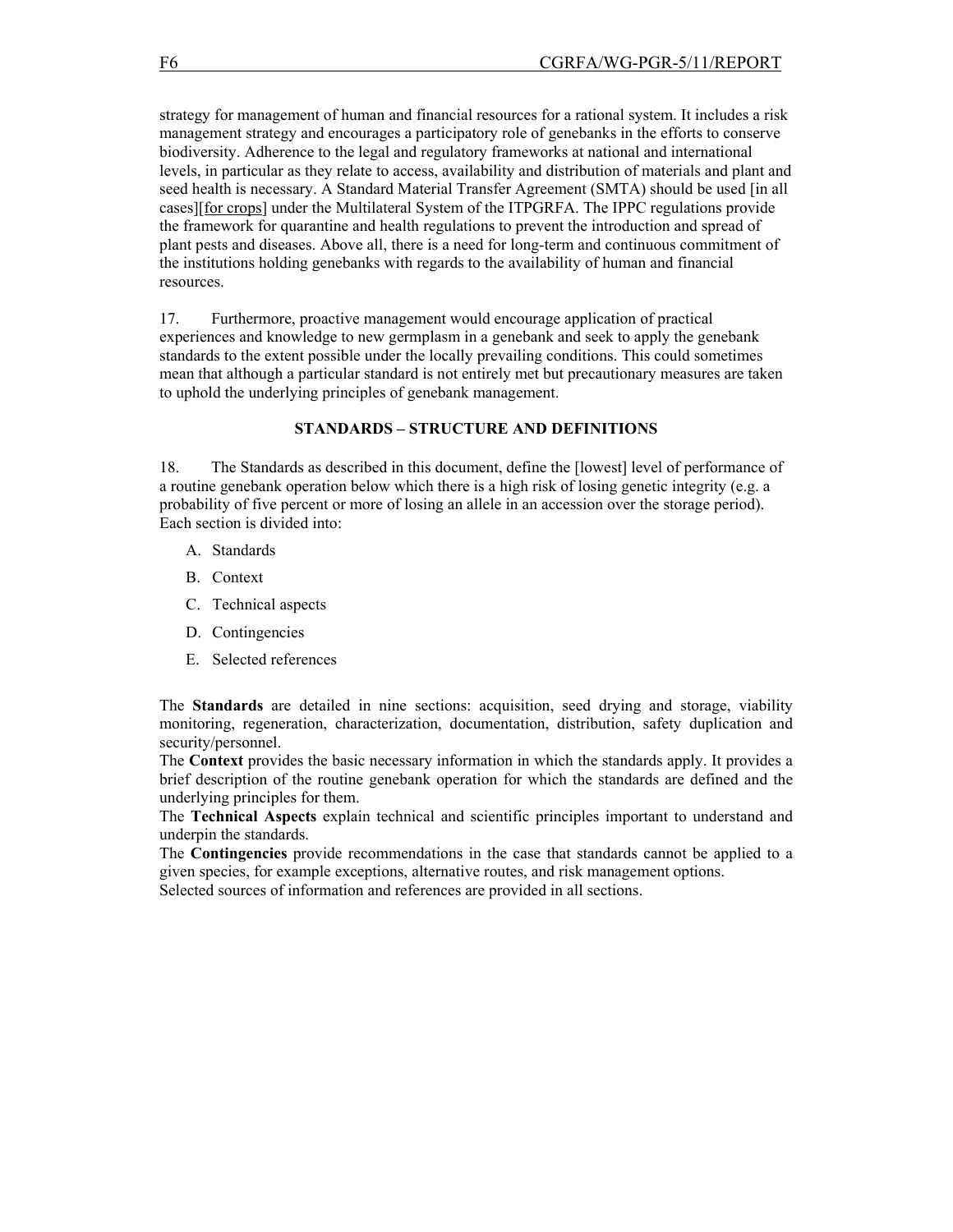strategy for management of human and financial resources for a rational system. It includes a risk management strategy and encourages a participatory role of genebanks in the efforts to conserve biodiversity. Adherence to the legal and regulatory frameworks at national and international levels, in particular as they relate to access, availability and distribution of materials and plant and seed health is necessary. A Standard Material Transfer Agreement (SMTA) should be used [in all cases][<u>for crops</u>] under the Multilateral System of the ITPGRFA. The IPPC regulations provide the framework for quarantine and health regulations to prevent the introduction and spread of plant pests and diseases. Above all, there is a need for long-term and continuous commitment of the institutions holding genebanks with regards to the availability of human and financial resources.

17. Furthermore, proactive management would encourage application of practical experiences and knowledge to new germplasm in a genebank and seek to apply the genebank standards to the extent possible under the locally prevailing conditions. This could sometimes mean that although a particular standard is not entirely met but precautionary measures are taken to uphold the underlying principles of genebank management.

## STANDARDS – STRUCTURE AND DEFINITIONS

18. The Standards as described in this document, define the [lowest] level of performance of a routine genebank operation below which there is a high risk of losing genetic integrity (e.g. a probability of five percent or more of losing an allele in an accession over the storage period). Each section is divided into:

A. Standards
B. Context
C. Technical aspects
D. Contingencies
E. Selected references

The **Standards** are detailed in nine sections: acquisition, seed drying and storage, viability monitoring, regeneration, characterization, documentation, distribution, safety duplication and security/personnel.

The **Context** provides the basic necessary information in which the standards apply. It provides a brief description of the routine genebank operation for which the standards are defined and the underlying principles for them.

The **Technical Aspects** explain technical and scientific principles important to understand and underpin the standards.

The **Contingencies** provide recommendations in the case that standards cannot be applied to a given species, for example exceptions, alternative routes, and risk management options.

Selected sources of information and references are provided in all sections.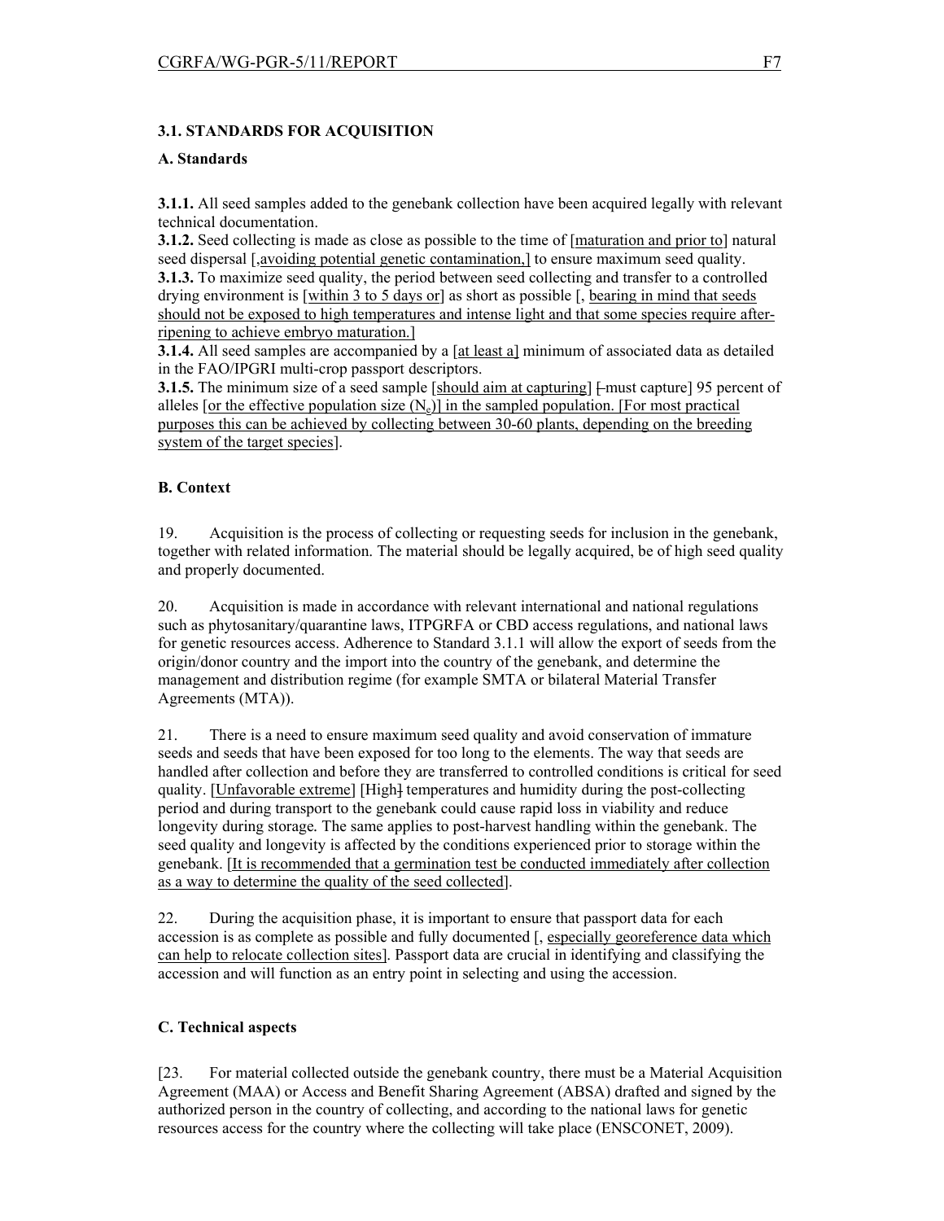### 3.1. STANDARDS FOR ACQUISITION

#### A. Standards

**3.1.1.** All seed samples added to the genebank collection have been acquired legally with relevant technical documentation.

**3.1.2.** Seed collecting is made as close as possible to the time of [maturation and prior to] natural seed dispersal [,avoiding potential genetic contamination,] to ensure maximum seed quality.

**3.1.3.** To maximize seed quality, the period between seed collecting and transfer to a controlled drying environment is [within 3 to 5 days or] as short as possible [, bearing in mind that seeds should not be exposed to high temperatures and intense light and that some species require after-ripening to achieve embryo maturation.]

**3.1.4.** All seed samples are accompanied by a [at least a] minimum of associated data as detailed in the FAO/IPGRI multi-crop passport descriptors.

**3.1.5.** The minimum size of a seed sample [should aim at capturing] [-must capture] 95 percent of alleles [or the effective population size ($N_e$)] in the sampled population. [For most practical purposes this can be achieved by collecting between 30-60 plants, depending on the breeding system of the target species].

#### B. Context

19. Acquisition is the process of collecting or requesting seeds for inclusion in the genebank, together with related information. The material should be legally acquired, be of high seed quality and properly documented.

20. Acquisition is made in accordance with relevant international and national regulations such as phytosanitary/quarantine laws, ITPGRFA or CBD access regulations, and national laws for genetic resources access. Adherence to Standard 3.1.1 will allow the export of seeds from the origin/donor country and the import into the country of the genebank, and determine the management and distribution regime (for example SMTA or bilateral Material Transfer Agreements (MTA)).

21. There is a need to ensure maximum seed quality and avoid conservation of immature seeds and seeds that have been exposed for too long to the elements. The way that seeds are handled after collection and before they are transferred to controlled conditions is critical for seed quality. [Unfavorable extreme] [High] temperatures and humidity during the post-collecting period and during transport to the genebank could cause rapid loss in viability and reduce longevity during storage. The same applies to post-harvest handling within the genebank. The seed quality and longevity is affected by the conditions experienced prior to storage within the genebank. [It is recommended that a germination test be conducted immediately after collection as a way to determine the quality of the seed collected].

22. During the acquisition phase, it is important to ensure that passport data for each accession is as complete as possible and fully documented [, especially georeference data which can help to relocate collection sites]. Passport data are crucial in identifying and classifying the accession and will function as an entry point in selecting and using the accession.

#### C. Technical aspects

[23. For material collected outside the genebank country, there must be a Material Acquisition Agreement (MAA) or Access and Benefit Sharing Agreement (ABSA) drafted and signed by the authorized person in the country of collecting, and according to the national laws for genetic resources access for the country where the collecting will take place (ENSCONET, 2009).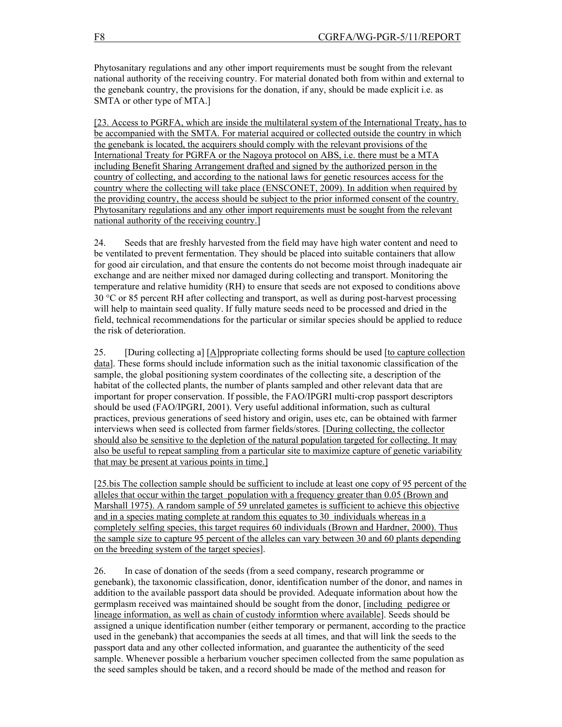Phytosanitary regulations and any other import requirements must be sought from the relevant national authority of the receiving country. For material donated both from within and external to the genebank country, the provisions for the donation, if any, should be made explicit i.e. as SMTA or other type of MTA.]

[23. Access to PGRFA, which are inside the multilateral system of the International Treaty, has to be accompanied with the SMTA. For material acquired or collected outside the country in which the genebank is located, the acquirers should comply with the relevant provisions of the International Treaty for PGRFA or the Nagoya protocol on ABS, i.e. there must be a MTA including Benefit Sharing Arrangement drafted and signed by the authorized person in the country of collecting, and according to the national laws for genetic resources access for the country where the collecting will take place (ENSCONET, 2009). In addition when required by the providing country, the access should be subject to the prior informed consent of the country. Phytosanitary regulations and any other import requirements must be sought from the relevant national authority of the receiving country.]

24. Seeds that are freshly harvested from the field may have high water content and need to be ventilated to prevent fermentation. They should be placed into suitable containers that allow for good air circulation, and that ensure the contents do not become moist through inadequate air exchange and are neither mixed nor damaged during collecting and transport. Monitoring the temperature and relative humidity (RH) to ensure that seeds are not exposed to conditions above 30 °C or 85 percent RH after collecting and transport, as well as during post-harvest processing will help to maintain seed quality. If fully mature seeds need to be processed and dried in the field, technical recommendations for the particular or similar species should be applied to reduce the risk of deterioration.

25. [During collecting a] [A]ppropriate collecting forms should be used [to capture collection data]. These forms should include information such as the initial taxonomic classification of the sample, the global positioning system coordinates of the collecting site, a description of the habitat of the collected plants, the number of plants sampled and other relevant data that are important for proper conservation. If possible, the FAO/IPGRI multi-crop passport descriptors should be used (FAO/IPGRI, 2001). Very useful additional information, such as cultural practices, previous generations of seed history and origin, uses etc, can be obtained with farmer interviews when seed is collected from farmer fields/stores. [During collecting, the collector should also be sensitive to the depletion of the natural population targeted for collecting. It may also be useful to repeat sampling from a particular site to maximize capture of genetic variability that may be present at various points in time.]

[25.bis The collection sample should be sufficient to include at least one copy of 95 percent of the alleles that occur within the target population with a frequency greater than 0.05 (Brown and Marshall 1975). A random sample of 59 unrelated gametes is sufficient to achieve this objective and in a species mating complete at random this equates to 30 individuals whereas in a completely selfing species, this target requires 60 individuals (Brown and Hardner, 2000). Thus the sample size to capture 95 percent of the alleles can vary between 30 and 60 plants depending on the breeding system of the target species].

26. In case of donation of the seeds (from a seed company, research programme or genebank), the taxonomic classification, donor, identification number of the donor, and names in addition to the available passport data should be provided. Adequate information about how the germplasm received was maintained should be sought from the donor, [including pedigree or lineage information, as well as chain of custody informtion where available]. Seeds should be assigned a unique identification number (either temporary or permanent, according to the practice used in the genebank) that accompanies the seeds at all times, and that will link the seeds to the passport data and any other collected information, and guarantee the authenticity of the seed sample. Whenever possible a herbarium voucher specimen collected from the same population as the seed samples should be taken, and a record should be made of the method and reason for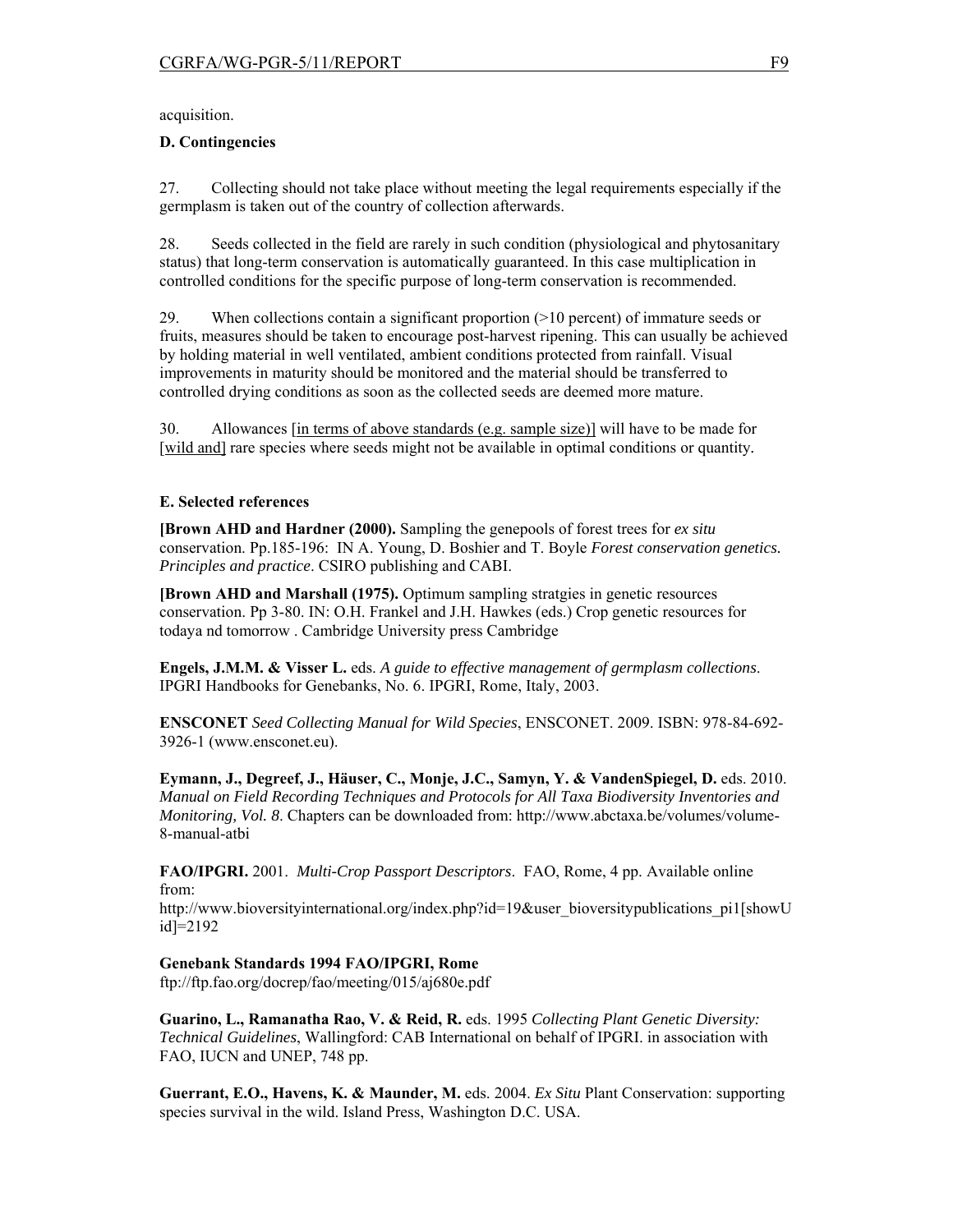acquisition.

**D. Contingencies**

27. Collecting should not take place without meeting the legal requirements especially if the germplasm is taken out of the country of collection afterwards.

28. Seeds collected in the field are rarely in such condition (physiological and phytosanitary status) that long-term conservation is automatically guaranteed. In this case multiplication in controlled conditions for the specific purpose of long-term conservation is recommended.

29. When collections contain a significant proportion (>10 percent) of immature seeds or fruits, measures should be taken to encourage post-harvest ripening. This can usually be achieved by holding material in well ventilated, ambient conditions protected from rainfall. Visual improvements in maturity should be monitored and the material should be transferred to controlled drying conditions as soon as the collected seeds are deemed more mature.

30. Allowances [<u>in terms of above standards (e.g. sample size)</u>] will have to be made for [<u>wild and</u>] rare species where seeds might not be available in optimal conditions or quantity.

**E. Selected references**

**[Brown AHD and Hardner (2000).** Sampling the genepools of forest trees for *ex situ* conservation. Pp.185-196: IN A. Young, D. Boshier and T. Boyle *Forest conservation genetics. Principles and practice*. CSIRO publishing and CABI.

**[Brown AHD and Marshall (1975).** Optimum sampling stratgies in genetic resources conservation. Pp 3-80. IN: O.H. Frankel and J.H. Hawkes (eds.) Crop genetic resources for todaya nd tomorrow . Cambridge University press Cambridge

**Engels, J.M.M. & Visser L.** eds. *A guide to effective management of germplasm collections*. IPGRI Handbooks for Genebanks, No. 6. IPGRI, Rome, Italy, 2003.

**ENSCONET** *Seed Collecting Manual for Wild Species*, ENSCONET. 2009. ISBN: 978-84-692-3926-1 (www.ensconet.eu).

**Eymann, J., Degreef, J., Häuser, C., Monje, J.C., Samyn, Y. & VandenSpiegel, D.** eds. 2010. *Manual on Field Recording Techniques and Protocols for All Taxa Biodiversity Inventories and Monitoring, Vol. 8*. Chapters can be downloaded from: http://www.abctaxa.be/volumes/volume-8-manual-atbi

**FAO/IPGRI.** 2001. *Multi-Crop Passport Descriptors*. FAO, Rome, 4 pp. Available online from:
http://www.bioversityinternational.org/index.php?id=19&user_bioversitypublications_pi1[showUid]=2192

**Genebank Standards 1994 FAO/IPGRI, Rome**
ftp://ftp.fao.org/docrep/fao/meeting/015/aj680e.pdf

**Guarino, L., Ramanatha Rao, V. & Reid, R.** eds. 1995 *Collecting Plant Genetic Diversity: Technical Guidelines*, Wallingford: CAB International on behalf of IPGRI. in association with FAO, IUCN and UNEP, 748 pp.

**Guerrant, E.O., Havens, K. & Maunder, M.** eds. 2004. *Ex Situ* Plant Conservation: supporting species survival in the wild. Island Press, Washington D.C. USA.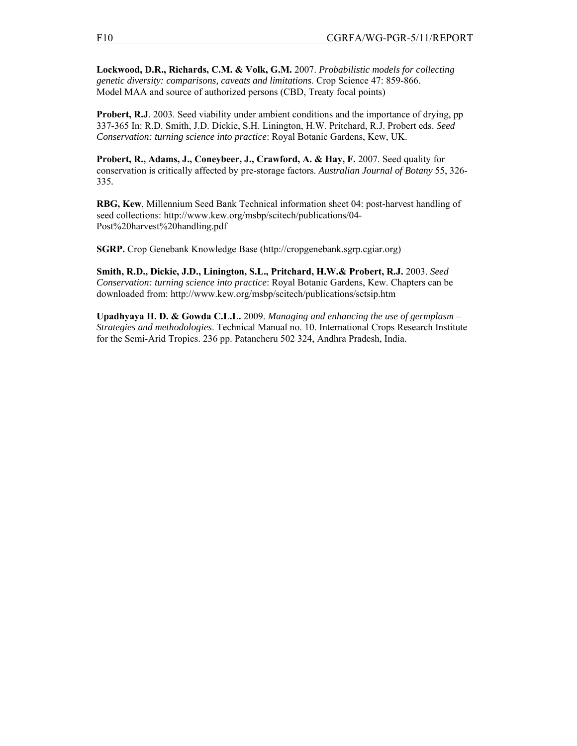**Lockwood, D.R., Richards, C.M. & Volk, G.M.** 2007. *Probabilistic models for collecting genetic diversity: comparisons, caveats and limitations*. Crop Science 47: 859-866. Model MAA and source of authorized persons (CBD, Treaty focal points)

**Probert, R.J**. 2003. Seed viability under ambient conditions and the importance of drying, pp 337-365 In: R.D. Smith, J.D. Dickie, S.H. Linington, H.W. Pritchard, R.J. Probert eds. *Seed Conservation: turning science into practice*: Royal Botanic Gardens, Kew, UK.

**Probert, R., Adams, J., Coneybeer, J., Crawford, A. & Hay, F.** 2007. Seed quality for conservation is critically affected by pre-storage factors. *Australian Journal of Botany* 55, 326-335.

**RBG, Kew**, Millennium Seed Bank Technical information sheet 04: post-harvest handling of seed collections: http://www.kew.org/msbp/scitech/publications/04-Post%20harvest%20handling.pdf

**SGRP.** Crop Genebank Knowledge Base (http://cropgenebank.sgrp.cgiar.org)

**Smith, R.D., Dickie, J.D., Linington, S.L., Pritchard, H.W.& Probert, R.J.** 2003. *Seed Conservation: turning science into practice*: Royal Botanic Gardens, Kew. Chapters can be downloaded from: http://www.kew.org/msbp/scitech/publications/sctsip.htm

**Upadhyaya H. D. & Gowda C.L.L.** 2009. *Managing and enhancing the use of germplasm – Strategies and methodologies*. Technical Manual no. 10. International Crops Research Institute for the Semi-Arid Tropics. 236 pp. Patancheru 502 324, Andhra Pradesh, India.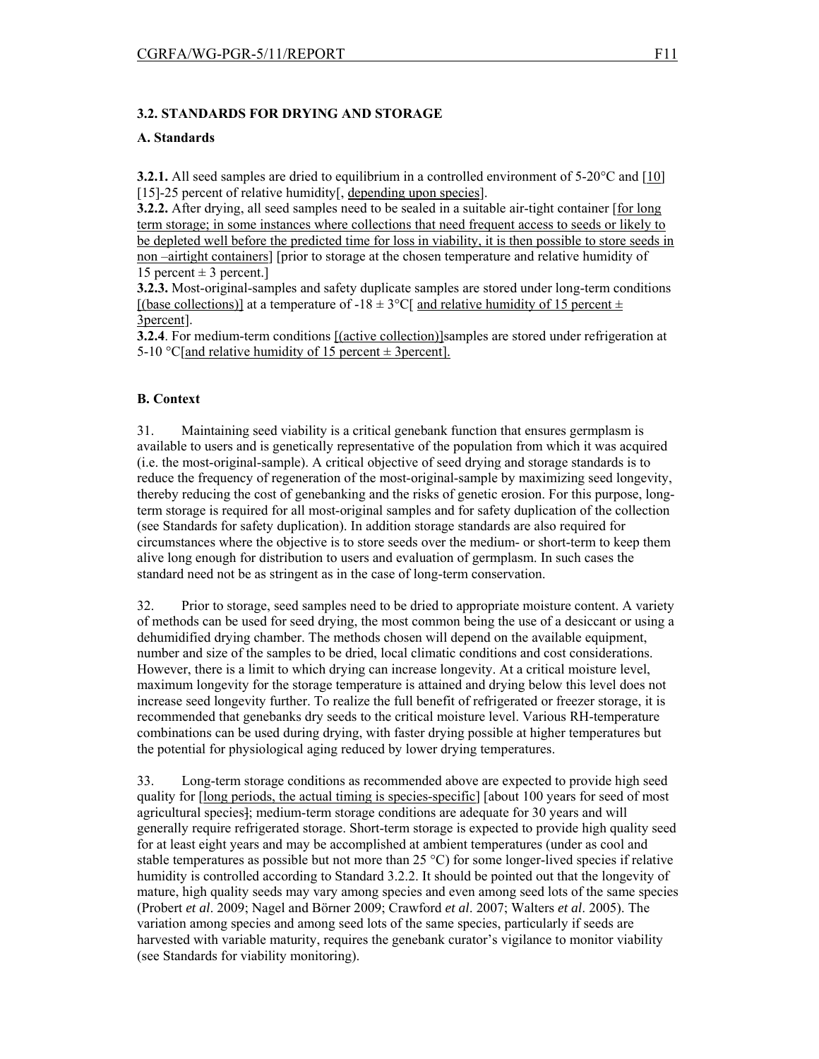### 3.2. STANDARDS FOR DRYING AND STORAGE

#### A. Standards

**3.2.1.** All seed samples are dried to equilibrium in a controlled environment of 5-20°C and [10] [15]-25 percent of relative humidity[, depending upon species].

**3.2.2.** After drying, all seed samples need to be sealed in a suitable air-tight container [for long term storage; in some instances where collections that need frequent access to seeds or likely to be depleted well before the predicted time for loss in viability, it is then possible to store seeds in non –airtight containers] [prior to storage at the chosen temperature and relative humidity of 15 percent ± 3 percent.]

**3.2.3.** Most-original-samples and safety duplicate samples are stored under long-term conditions [(base collections)] at a temperature of -18 ± 3°C[ and relative humidity of 15 percent ± 3percent].

**3.2.4**. For medium-term conditions [(active collection)]samples are stored under refrigeration at 5-10 °C[and relative humidity of 15 percent ± 3percent].

#### B. Context

31. Maintaining seed viability is a critical genebank function that ensures germplasm is available to users and is genetically representative of the population from which it was acquired (i.e. the most-original-sample). A critical objective of seed drying and storage standards is to reduce the frequency of regeneration of the most-original-sample by maximizing seed longevity, thereby reducing the cost of genebanking and the risks of genetic erosion. For this purpose, long-term storage is required for all most-original samples and for safety duplication of the collection (see Standards for safety duplication). In addition storage standards are also required for circumstances where the objective is to store seeds over the medium- or short-term to keep them alive long enough for distribution to users and evaluation of germplasm. In such cases the standard need not be as stringent as in the case of long-term conservation.

32. Prior to storage, seed samples need to be dried to appropriate moisture content. A variety of methods can be used for seed drying, the most common being the use of a desiccant or using a dehumidified drying chamber. The methods chosen will depend on the available equipment, number and size of the samples to be dried, local climatic conditions and cost considerations. However, there is a limit to which drying can increase longevity. At a critical moisture level, maximum longevity for the storage temperature is attained and drying below this level does not increase seed longevity further. To realize the full benefit of refrigerated or freezer storage, it is recommended that genebanks dry seeds to the critical moisture level. Various RH-temperature combinations can be used during drying, with faster drying possible at higher temperatures but the potential for physiological aging reduced by lower drying temperatures.

33. Long-term storage conditions as recommended above are expected to provide high seed quality for [long periods, the actual timing is species-specific] [about 100 years for seed of most agricultural species]; medium-term storage conditions are adequate for 30 years and will generally require refrigerated storage. Short-term storage is expected to provide high quality seed for at least eight years and may be accomplished at ambient temperatures (under as cool and stable temperatures as possible but not more than 25 °C) for some longer-lived species if relative humidity is controlled according to Standard 3.2.2. It should be pointed out that the longevity of mature, high quality seeds may vary among species and even among seed lots of the same species (Probert *et al*. 2009; Nagel and Börner 2009; Crawford *et al*. 2007; Walters *et al*. 2005). The variation among species and among seed lots of the same species, particularly if seeds are harvested with variable maturity, requires the genebank curator's vigilance to monitor viability (see Standards for viability monitoring).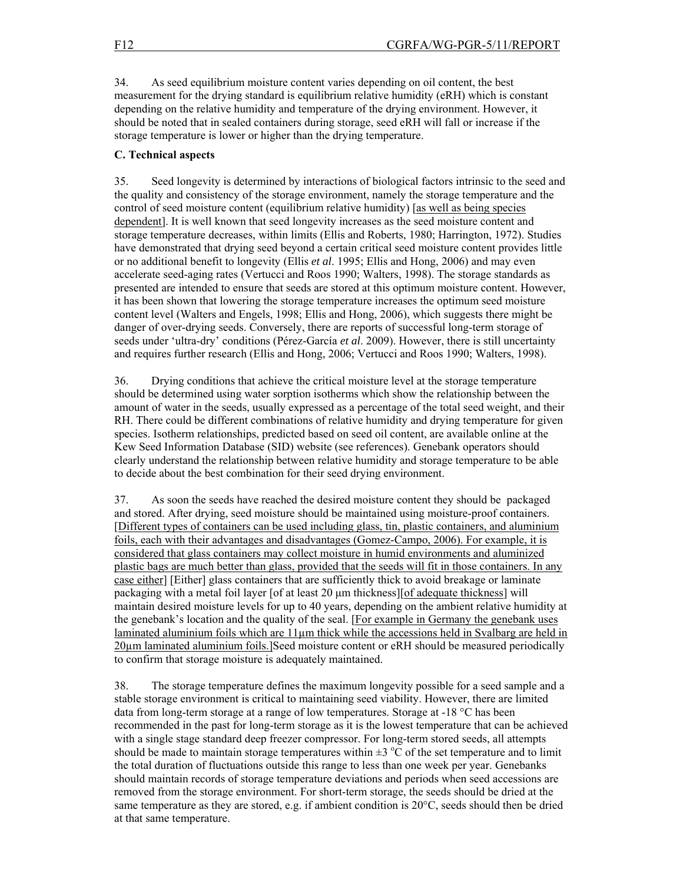34. As seed equilibrium moisture content varies depending on oil content, the best measurement for the drying standard is equilibrium relative humidity (eRH) which is constant depending on the relative humidity and temperature of the drying environment. However, it should be noted that in sealed containers during storage, seed eRH will fall or increase if the storage temperature is lower or higher than the drying temperature.

**C. Technical aspects**

35. Seed longevity is determined by interactions of biological factors intrinsic to the seed and the quality and consistency of the storage environment, namely the storage temperature and the control of seed moisture content (equilibrium relative humidity) [as well as being species dependent]. It is well known that seed longevity increases as the seed moisture content and storage temperature decreases, within limits (Ellis and Roberts, 1980; Harrington, 1972). Studies have demonstrated that drying seed beyond a certain critical seed moisture content provides little or no additional benefit to longevity (Ellis *et al*. 1995; Ellis and Hong, 2006) and may even accelerate seed-aging rates (Vertucci and Roos 1990; Walters, 1998). The storage standards as presented are intended to ensure that seeds are stored at this optimum moisture content. However, it has been shown that lowering the storage temperature increases the optimum seed moisture content level (Walters and Engels, 1998; Ellis and Hong, 2006), which suggests there might be danger of over-drying seeds. Conversely, there are reports of successful long-term storage of seeds under 'ultra-dry' conditions (Pérez-García *et al*. 2009). However, there is still uncertainty and requires further research (Ellis and Hong, 2006; Vertucci and Roos 1990; Walters, 1998).

36. Drying conditions that achieve the critical moisture level at the storage temperature should be determined using water sorption isotherms which show the relationship between the amount of water in the seeds, usually expressed as a percentage of the total seed weight, and their RH. There could be different combinations of relative humidity and drying temperature for given species. Isotherm relationships, predicted based on seed oil content, are available online at the Kew Seed Information Database (SID) website (see references). Genebank operators should clearly understand the relationship between relative humidity and storage temperature to be able to decide about the best combination for their seed drying environment.

37. As soon the seeds have reached the desired moisture content they should be packaged and stored. After drying, seed moisture should be maintained using moisture-proof containers. [Different types of containers can be used including glass, tin, plastic containers, and aluminium foils, each with their advantages and disadvantages (Gomez-Campo, 2006). For example, it is considered that glass containers may collect moisture in humid environments and aluminized plastic bags are much better than glass, provided that the seeds will fit in those containers. In any case either] [Either] glass containers that are sufficiently thick to avoid breakage or laminate packaging with a metal foil layer [of at least 20 µm thickness][of adequate thickness] will maintain desired moisture levels for up to 40 years, depending on the ambient relative humidity at the genebank's location and the quality of the seal. [For example in Germany the genebank uses laminated aluminium foils which are 11µm thick while the accessions held in Svalbarg are held in 20µm laminated aluminium foils.]Seed moisture content or eRH should be measured periodically to confirm that storage moisture is adequately maintained.

38. The storage temperature defines the maximum longevity possible for a seed sample and a stable storage environment is critical to maintaining seed viability. However, there are limited data from long-term storage at a range of low temperatures. Storage at -18 °C has been recommended in the past for long-term storage as it is the lowest temperature that can be achieved with a single stage standard deep freezer compressor. For long-term stored seeds, all attempts should be made to maintain storage temperatures within ±3 °C of the set temperature and to limit the total duration of fluctuations outside this range to less than one week per year. Genebanks should maintain records of storage temperature deviations and periods when seed accessions are removed from the storage environment. For short-term storage, the seeds should be dried at the same temperature as they are stored, e.g. if ambient condition is 20°C, seeds should then be dried at that same temperature.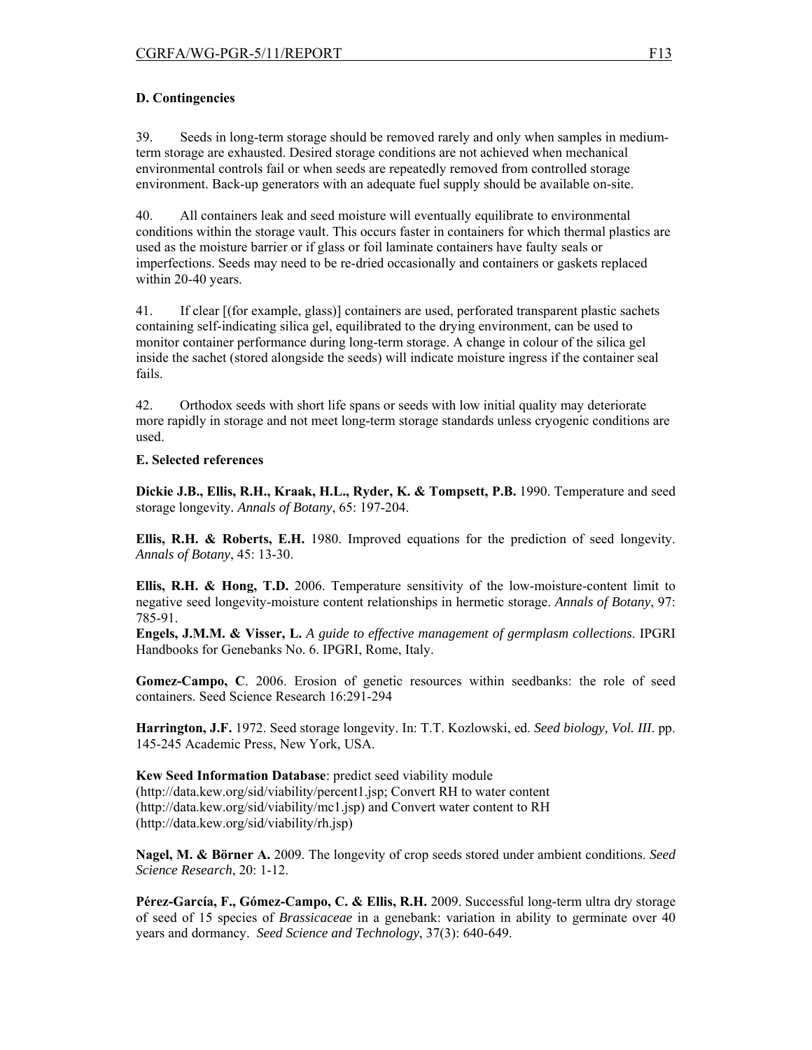**D. Contingencies**

39. Seeds in long-term storage should be removed rarely and only when samples in medium-term storage are exhausted. Desired storage conditions are not achieved when mechanical environmental controls fail or when seeds are repeatedly removed from controlled storage environment. Back-up generators with an adequate fuel supply should be available on-site.

40. All containers leak and seed moisture will eventually equilibrate to environmental conditions within the storage vault. This occurs faster in containers for which thermal plastics are used as the moisture barrier or if glass or foil laminate containers have faulty seals or imperfections. Seeds may need to be re-dried occasionally and containers or gaskets replaced within 20-40 years.

41. If clear [(for example, glass)] containers are used, perforated transparent plastic sachets containing self-indicating silica gel, equilibrated to the drying environment, can be used to monitor container performance during long-term storage. A change in colour of the silica gel inside the sachet (stored alongside the seeds) will indicate moisture ingress if the container seal fails.

42. Orthodox seeds with short life spans or seeds with low initial quality may deteriorate more rapidly in storage and not meet long-term storage standards unless cryogenic conditions are used.

**E. Selected references**

**Dickie J.B., Ellis, R.H., Kraak, H.L., Ryder, K. & Tompsett, P.B.** 1990. Temperature and seed storage longevity. *Annals of Botany*, 65: 197-204.

**Ellis, R.H. & Roberts, E.H.** 1980. Improved equations for the prediction of seed longevity. *Annals of Botany*, 45: 13-30.

**Ellis, R.H. & Hong, T.D.** 2006. Temperature sensitivity of the low-moisture-content limit to negative seed longevity-moisture content relationships in hermetic storage. *Annals of Botany*, 97: 785-91.

**Engels, J.M.M. & Visser, L.** *A guide to effective management of germplasm collections*. IPGRI Handbooks for Genebanks No. 6. IPGRI, Rome, Italy.

**Gomez-Campo, C**. 2006. Erosion of genetic resources within seedbanks: the role of seed containers. Seed Science Research 16:291-294

**Harrington, J.F.** 1972. Seed storage longevity. In: T.T. Kozlowski, ed. *Seed biology, Vol. III*. pp. 145-245 Academic Press, New York, USA.

**Kew Seed Information Database**: predict seed viability module (http://data.kew.org/sid/viability/percent1.jsp; Convert RH to water content (http://data.kew.org/sid/viability/mc1.jsp) and Convert water content to RH (http://data.kew.org/sid/viability/rh.jsp)

**Nagel, M. & Börner A.** 2009. The longevity of crop seeds stored under ambient conditions. *Seed Science Research*, 20: 1-12.

**Pérez-García, F., Gómez-Campo, C. & Ellis, R.H.** 2009. Successful long-term ultra dry storage of seed of 15 species of *Brassicaceae* in a genebank: variation in ability to germinate over 40 years and dormancy. *Seed Science and Technology*, 37(3): 640-649.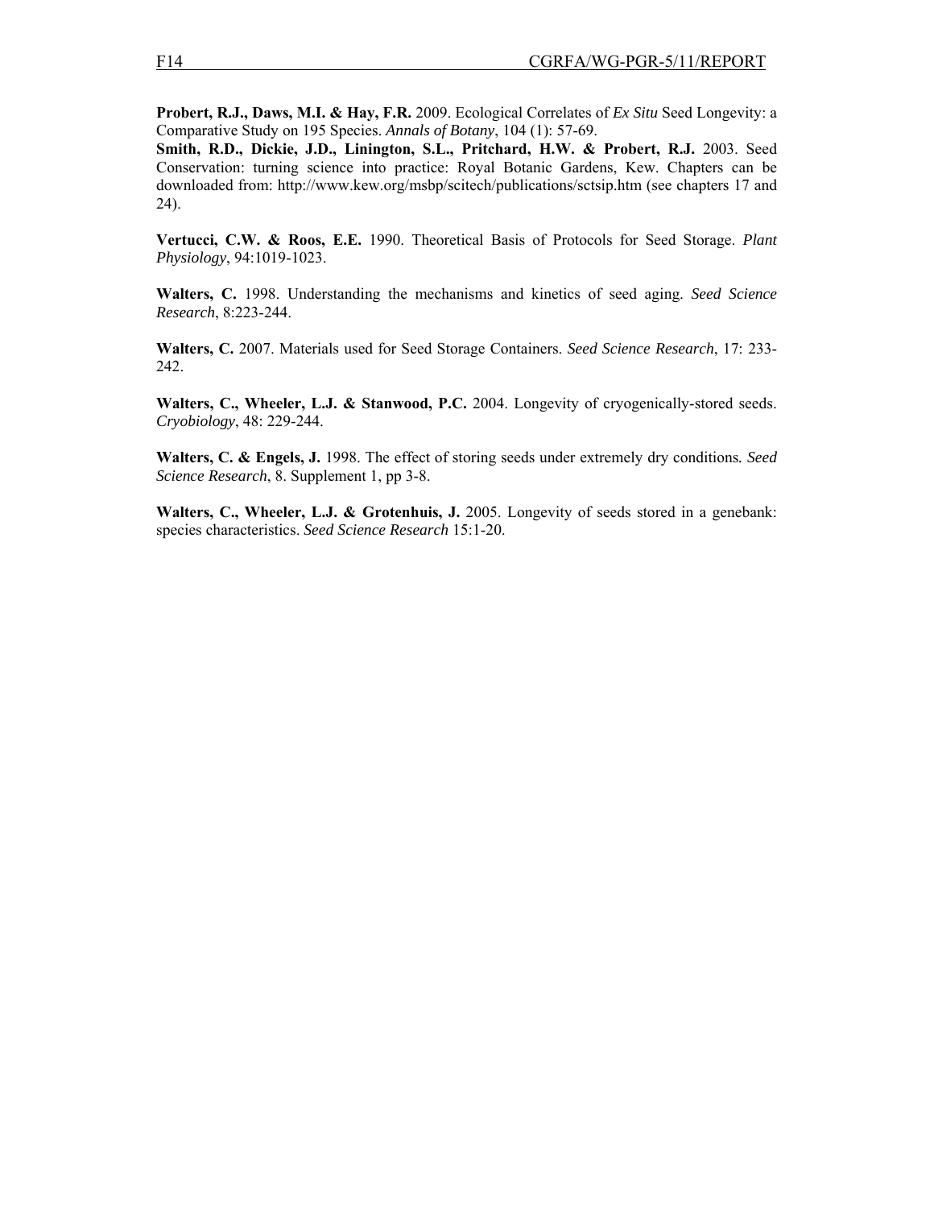**Probert, R.J., Daws, M.I. & Hay, F.R.** 2009. Ecological Correlates of *Ex Situ* Seed Longevity: a Comparative Study on 195 Species. *Annals of Botany*, 104 (1): 57-69.
**Smith, R.D., Dickie, J.D., Linington, S.L., Pritchard, H.W. & Probert, R.J.** 2003. Seed Conservation: turning science into practice: Royal Botanic Gardens, Kew. Chapters can be downloaded from: http://www.kew.org/msbp/scitech/publications/sctsip.htm (see chapters 17 and 24).

**Vertucci, C.W. & Roos, E.E.** 1990. Theoretical Basis of Protocols for Seed Storage. *Plant Physiology*, 94:1019-1023.

**Walters, C.** 1998. Understanding the mechanisms and kinetics of seed aging. *Seed Science Research*, 8:223-244.

**Walters, C.** 2007. Materials used for Seed Storage Containers. *Seed Science Research*, 17: 233-242.

**Walters, C., Wheeler, L.J. & Stanwood, P.C.** 2004. Longevity of cryogenically-stored seeds. *Cryobiology*, 48: 229-244.

**Walters, C. & Engels, J.** 1998. The effect of storing seeds under extremely dry conditions*. Seed Science Research*, 8. Supplement 1, pp 3-8.

**Walters, C., Wheeler, L.J. & Grotenhuis, J.** 2005. Longevity of seeds stored in a genebank: species characteristics. *Seed Science Research* 15:1-20.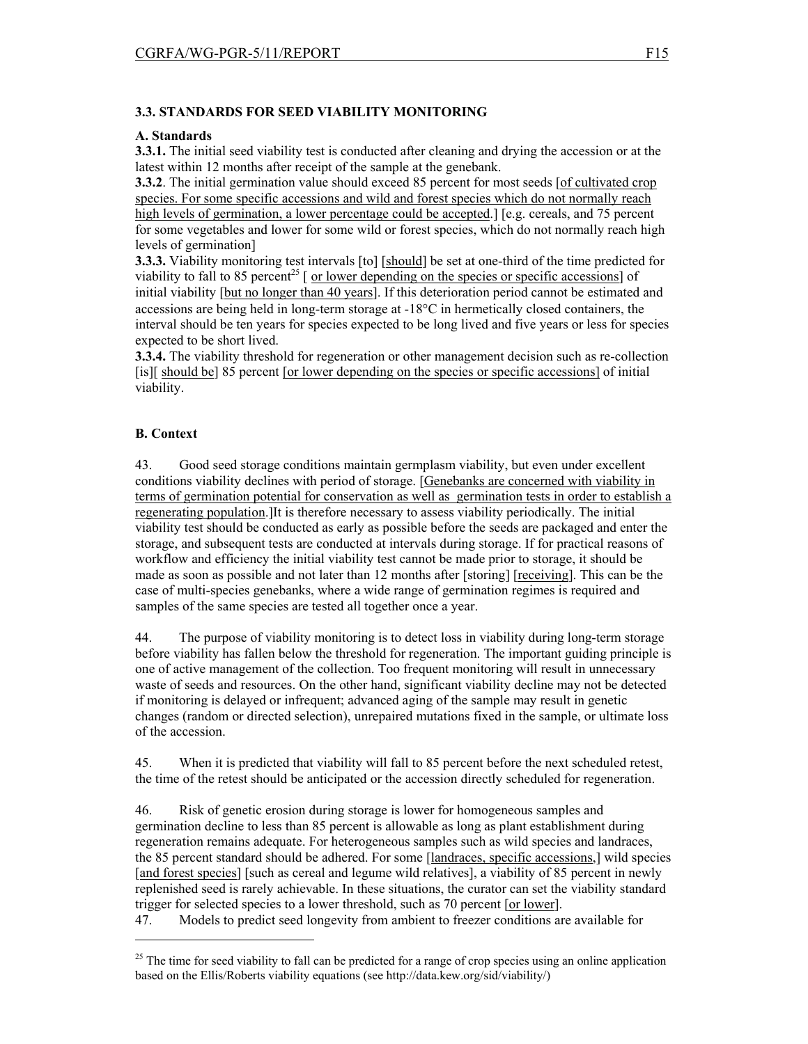### 3.3. STANDARDS FOR SEED VIABILITY MONITORING

**A. Standards**

**3.3.1.** The initial seed viability test is conducted after cleaning and drying the accession or at the latest within 12 months after receipt of the sample at the genebank.

**3.3.2**. The initial germination value should exceed 85 percent for most seeds [<u>of cultivated crop species. For some specific accessions and wild and forest species which do not normally reach high levels of germination, a lower percentage could be accepted</u>.] [e.g. cereals, and 75 percent for some vegetables and lower for some wild or forest species, which do not normally reach high levels of germination]

**3.3.3.** Viability monitoring test intervals [to] [<u>should</u>] be set at one-third of the time predicted for viability to fall to 85 percent[25] [ <u>or lower depending on the species or specific accessions</u>] of initial viability [<u>but no longer than 40 years</u>]. If this deterioration period cannot be estimated and accessions are being held in long-term storage at -18°C in hermetically closed containers, the interval should be ten years for species expected to be long lived and five years or less for species expected to be short lived.

**3.3.4.** The viability threshold for regeneration or other management decision such as re-collection [is][ <u>should be</u>] 85 percent [<u>or lower depending on the species or specific accessions</u>] of initial viability.

**B. Context**

43. Good seed storage conditions maintain germplasm viability, but even under excellent conditions viability declines with period of storage. [<u>Genebanks are concerned with viability in terms of germination potential for conservation as well as germination tests in order to establish a regenerating population</u>.]It is therefore necessary to assess viability periodically. The initial viability test should be conducted as early as possible before the seeds are packaged and enter the storage, and subsequent tests are conducted at intervals during storage. If for practical reasons of workflow and efficiency the initial viability test cannot be made prior to storage, it should be made as soon as possible and not later than 12 months after [storing] [<u>receiving</u>]. This can be the case of multi-species genebanks, where a wide range of germination regimes is required and samples of the same species are tested all together once a year.

44. The purpose of viability monitoring is to detect loss in viability during long-term storage before viability has fallen below the threshold for regeneration. The important guiding principle is one of active management of the collection. Too frequent monitoring will result in unnecessary waste of seeds and resources. On the other hand, significant viability decline may not be detected if monitoring is delayed or infrequent; advanced aging of the sample may result in genetic changes (random or directed selection), unrepaired mutations fixed in the sample, or ultimate loss of the accession.

45. When it is predicted that viability will fall to 85 percent before the next scheduled retest, the time of the retest should be anticipated or the accession directly scheduled for regeneration.

46. Risk of genetic erosion during storage is lower for homogeneous samples and germination decline to less than 85 percent is allowable as long as plant establishment during regeneration remains adequate. For heterogeneous samples such as wild species and landraces, the 85 percent standard should be adhered. For some [<u>landraces, specific accessions,</u>] wild species [<u>and forest species</u>] [such as cereal and legume wild relatives], a viability of 85 percent in newly replenished seed is rarely achievable. In these situations, the curator can set the viability standard trigger for selected species to a lower threshold, such as 70 percent [<u>or lower</u>].

47. Models to predict seed longevity from ambient to freezer conditions are available for

---

[25] The time for seed viability to fall can be predicted for a range of crop species using an online application based on the Ellis/Roberts viability equations (see http://data.kew.org/sid/viability/)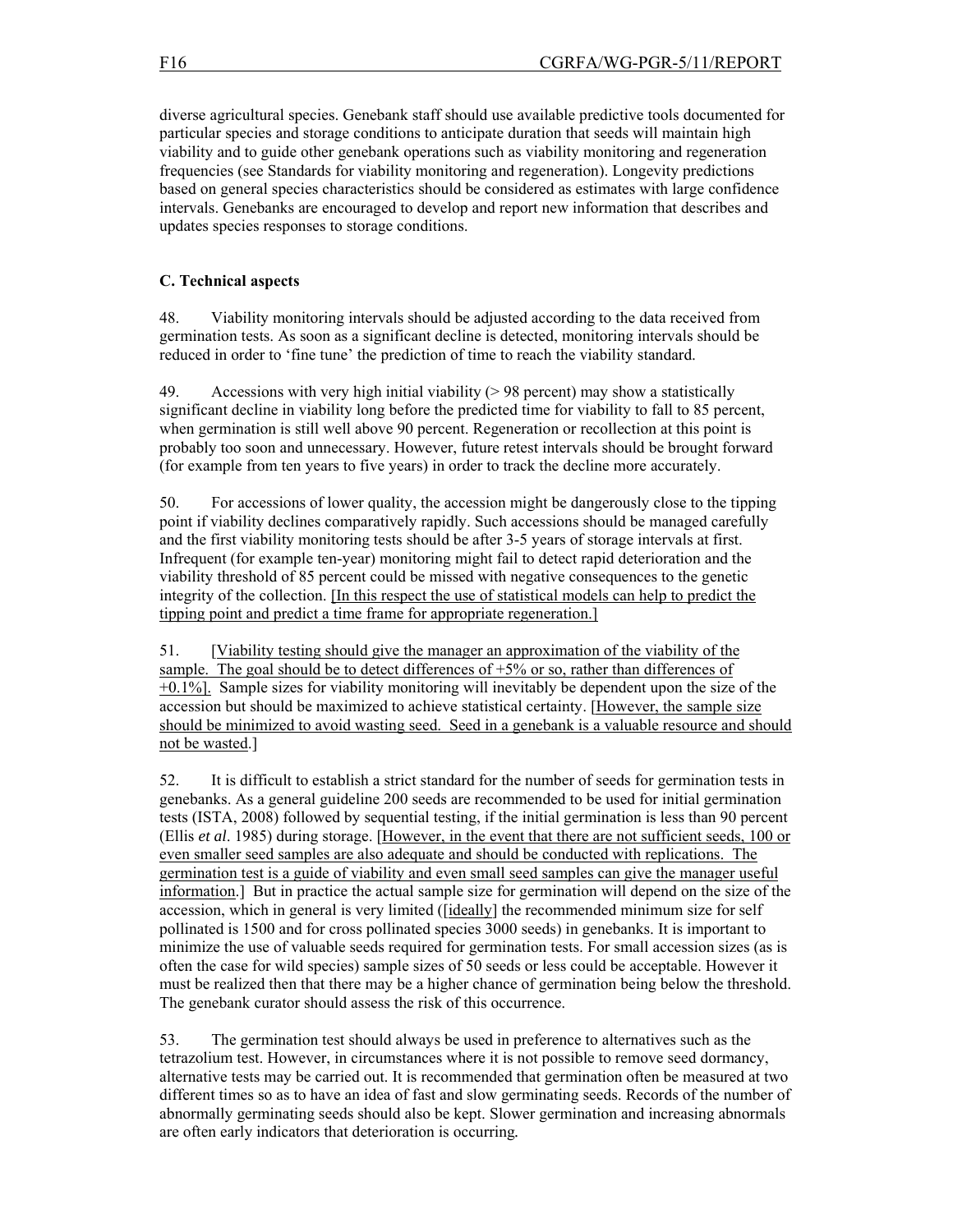diverse agricultural species. Genebank staff should use available predictive tools documented for particular species and storage conditions to anticipate duration that seeds will maintain high viability and to guide other genebank operations such as viability monitoring and regeneration frequencies (see Standards for viability monitoring and regeneration). Longevity predictions based on general species characteristics should be considered as estimates with large confidence intervals. Genebanks are encouraged to develop and report new information that describes and updates species responses to storage conditions.

### C. Technical aspects

48. Viability monitoring intervals should be adjusted according to the data received from germination tests. As soon as a significant decline is detected, monitoring intervals should be reduced in order to 'fine tune' the prediction of time to reach the viability standard.

49. Accessions with very high initial viability (> 98 percent) may show a statistically significant decline in viability long before the predicted time for viability to fall to 85 percent, when germination is still well above 90 percent. Regeneration or recollection at this point is probably too soon and unnecessary. However, future retest intervals should be brought forward (for example from ten years to five years) in order to track the decline more accurately.

50. For accessions of lower quality, the accession might be dangerously close to the tipping point if viability declines comparatively rapidly. Such accessions should be managed carefully and the first viability monitoring tests should be after 3-5 years of storage intervals at first. Infrequent (for example ten-year) monitoring might fail to detect rapid deterioration and the viability threshold of 85 percent could be missed with negative consequences to the genetic integrity of the collection. [In this respect the use of statistical models can help to predict the tipping point and predict a time frame for appropriate regeneration.]

51. [Viability testing should give the manager an approximation of the viability of the sample. The goal should be to detect differences of +5% or so, rather than differences of +0.1%]. Sample sizes for viability monitoring will inevitably be dependent upon the size of the accession but should be maximized to achieve statistical certainty. [However, the sample size should be minimized to avoid wasting seed. Seed in a genebank is a valuable resource and should not be wasted.]

52. It is difficult to establish a strict standard for the number of seeds for germination tests in genebanks. As a general guideline 200 seeds are recommended to be used for initial germination tests (ISTA, 2008) followed by sequential testing, if the initial germination is less than 90 percent (Ellis *et al*. 1985) during storage. [However, in the event that there are not sufficient seeds, 100 or even smaller seed samples are also adequate and should be conducted with replications. The germination test is a guide of viability and even small seed samples can give the manager useful information.] But in practice the actual sample size for germination will depend on the size of the accession, which in general is very limited ([ideally] the recommended minimum size for self pollinated is 1500 and for cross pollinated species 3000 seeds) in genebanks. It is important to minimize the use of valuable seeds required for germination tests. For small accession sizes (as is often the case for wild species) sample sizes of 50 seeds or less could be acceptable. However it must be realized then that there may be a higher chance of germination being below the threshold. The genebank curator should assess the risk of this occurrence.

53. The germination test should always be used in preference to alternatives such as the tetrazolium test. However, in circumstances where it is not possible to remove seed dormancy, alternative tests may be carried out. It is recommended that germination often be measured at two different times so as to have an idea of fast and slow germinating seeds. Records of the number of abnormally germinating seeds should also be kept. Slower germination and increasing abnormals are often early indicators that deterioration is occurring.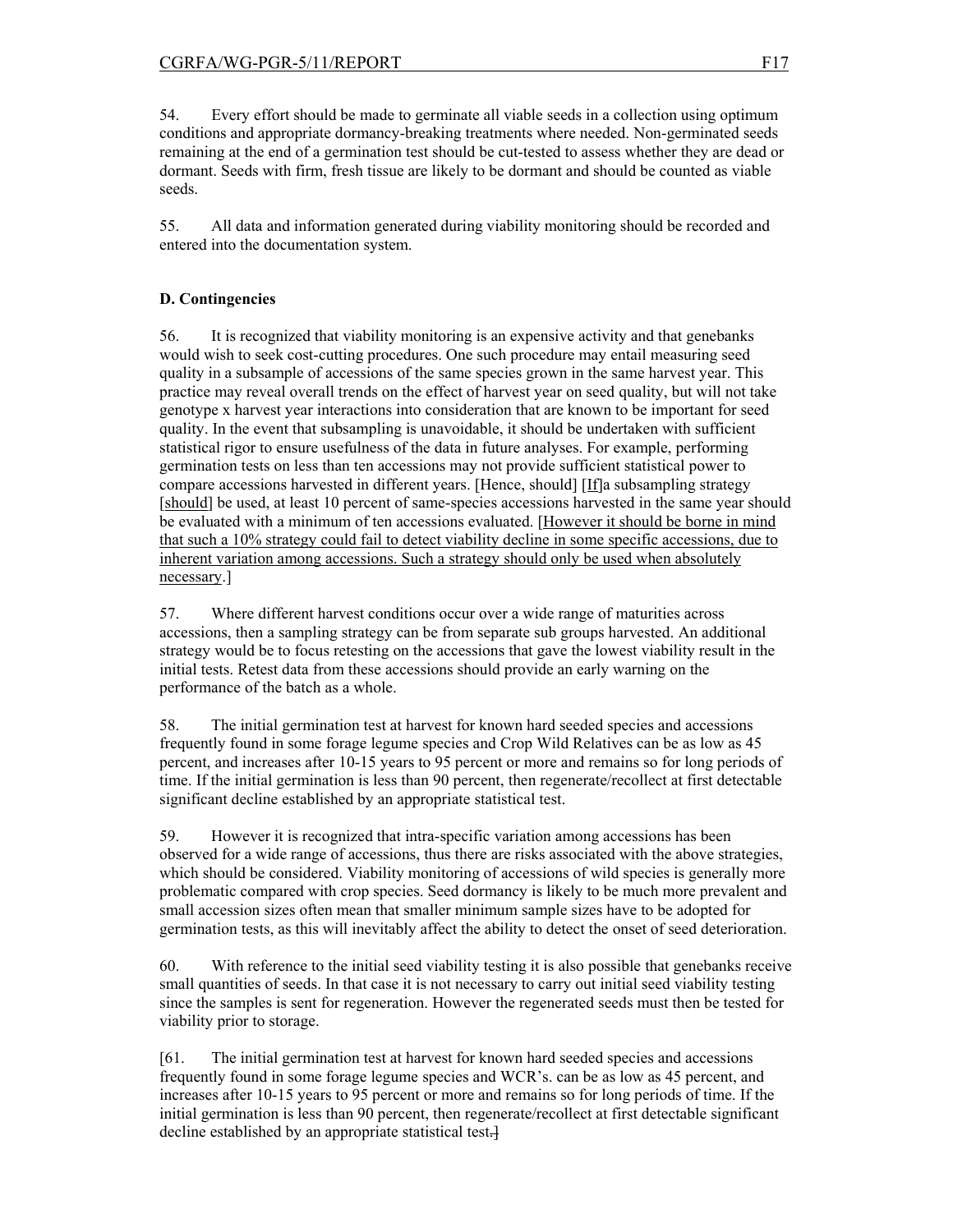54. Every effort should be made to germinate all viable seeds in a collection using optimum conditions and appropriate dormancy-breaking treatments where needed. Non-germinated seeds remaining at the end of a germination test should be cut-tested to assess whether they are dead or dormant. Seeds with firm, fresh tissue are likely to be dormant and should be counted as viable seeds.

55. All data and information generated during viability monitoring should be recorded and entered into the documentation system.

**D. Contingencies**

56. It is recognized that viability monitoring is an expensive activity and that genebanks would wish to seek cost-cutting procedures. One such procedure may entail measuring seed quality in a subsample of accessions of the same species grown in the same harvest year. This practice may reveal overall trends on the effect of harvest year on seed quality, but will not take genotype x harvest year interactions into consideration that are known to be important for seed quality. In the event that subsampling is unavoidable, it should be undertaken with sufficient statistical rigor to ensure usefulness of the data in future analyses. For example, performing germination tests on less than ten accessions may not provide sufficient statistical power to compare accessions harvested in different years. [Hence, should] [<u>If</u>]a subsampling strategy [<u>should</u>] be used, at least 10 percent of same-species accessions harvested in the same year should be evaluated with a minimum of ten accessions evaluated. [<u>However it should be borne in mind that such a 10% strategy could fail to detect viability decline in some specific accessions, due to inherent variation among accessions. Such a strategy should only be used when absolutely necessary</u>.]

57. Where different harvest conditions occur over a wide range of maturities across accessions, then a sampling strategy can be from separate sub groups harvested. An additional strategy would be to focus retesting on the accessions that gave the lowest viability result in the initial tests. Retest data from these accessions should provide an early warning on the performance of the batch as a whole.

58. The initial germination test at harvest for known hard seeded species and accessions frequently found in some forage legume species and Crop Wild Relatives can be as low as 45 percent, and increases after 10-15 years to 95 percent or more and remains so for long periods of time. If the initial germination is less than 90 percent, then regenerate/recollect at first detectable significant decline established by an appropriate statistical test.

59. However it is recognized that intra-specific variation among accessions has been observed for a wide range of accessions, thus there are risks associated with the above strategies, which should be considered. Viability monitoring of accessions of wild species is generally more problematic compared with crop species. Seed dormancy is likely to be much more prevalent and small accession sizes often mean that smaller minimum sample sizes have to be adopted for germination tests, as this will inevitably affect the ability to detect the onset of seed deterioration.

60. With reference to the initial seed viability testing it is also possible that genebanks receive small quantities of seeds. In that case it is not necessary to carry out initial seed viability testing since the samples is sent for regeneration. However the regenerated seeds must then be tested for viability prior to storage.

[61. The initial germination test at harvest for known hard seeded species and accessions frequently found in some forage legume species and WCR's. can be as low as 45 percent, and increases after 10-15 years to 95 percent or more and remains so for long periods of time. If the initial germination is less than 90 percent, then regenerate/recollect at first detectable significant decline established by an appropriate statistical test~~.]~~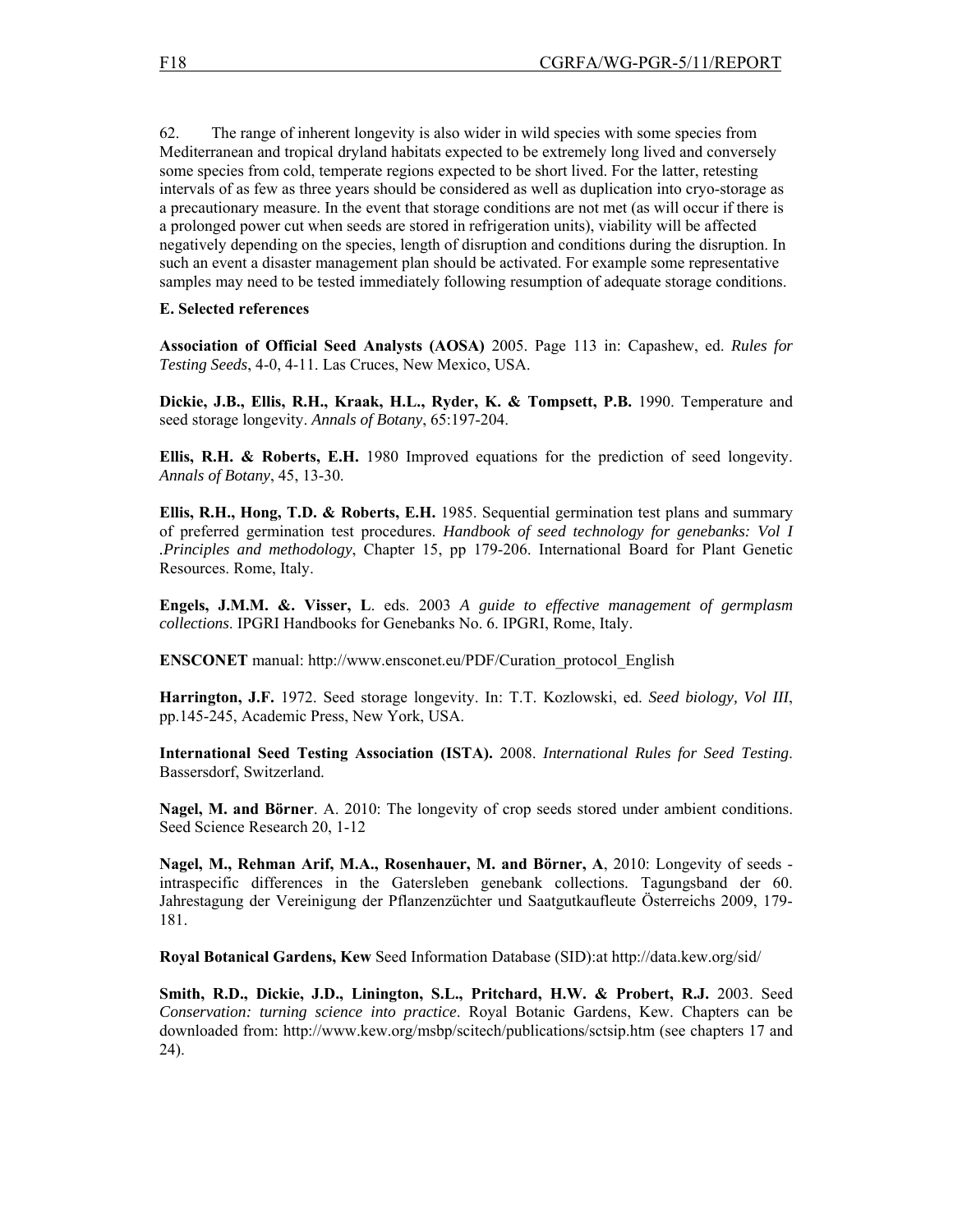62. The range of inherent longevity is also wider in wild species with some species from Mediterranean and tropical dryland habitats expected to be extremely long lived and conversely some species from cold, temperate regions expected to be short lived. For the latter, retesting intervals of as few as three years should be considered as well as duplication into cryo-storage as a precautionary measure. In the event that storage conditions are not met (as will occur if there is a prolonged power cut when seeds are stored in refrigeration units), viability will be affected negatively depending on the species, length of disruption and conditions during the disruption. In such an event a disaster management plan should be activated. For example some representative samples may need to be tested immediately following resumption of adequate storage conditions.

**E. Selected references**

**Association of Official Seed Analysts (AOSA)** 2005. Page 113 in: Capashew, ed. *Rules for Testing Seeds*, 4-0, 4-11. Las Cruces, New Mexico, USA.

**Dickie, J.B., Ellis, R.H., Kraak, H.L., Ryder, K. & Tompsett, P.B.** 1990. Temperature and seed storage longevity. *Annals of Botany*, 65:197-204.

**Ellis, R.H. & Roberts, E.H.** 1980 Improved equations for the prediction of seed longevity. *Annals of Botany*, 45, 13-30.

**Ellis, R.H., Hong, T.D. & Roberts, E.H.** 1985. Sequential germination test plans and summary of preferred germination test procedures. *Handbook of seed technology for genebanks: Vol I .Principles and methodology*, Chapter 15, pp 179-206. International Board for Plant Genetic Resources. Rome, Italy.

**Engels, J.M.M. &. Visser, L**. eds. 2003 *A guide to effective management of germplasm collections*. IPGRI Handbooks for Genebanks No. 6. IPGRI, Rome, Italy.

**ENSCONET** manual: http://www.ensconet.eu/PDF/Curation_protocol_English

**Harrington, J.F.** 1972. Seed storage longevity. In: T.T. Kozlowski, ed. *Seed biology, Vol III*, pp.145-245, Academic Press, New York, USA.

**International Seed Testing Association (ISTA).** 2008. *International Rules for Seed Testing*. Bassersdorf, Switzerland.

**Nagel, M. and Börner**. A. 2010: The longevity of crop seeds stored under ambient conditions. Seed Science Research 20, 1-12

**Nagel, M., Rehman Arif, M.A., Rosenhauer, M. and Börner, A**, 2010: Longevity of seeds - intraspecific differences in the Gatersleben genebank collections. Tagungsband der 60. Jahrestagung der Vereinigung der Pflanzenzüchter und Saatgutkaufleute Österreichs 2009, 179-181.

**Royal Botanical Gardens, Kew** Seed Information Database (SID):at http://data.kew.org/sid/

**Smith, R.D., Dickie, J.D., Linington, S.L., Pritchard, H.W. & Probert, R.J.** 2003. Seed *Conservation: turning science into practice*. Royal Botanic Gardens, Kew. Chapters can be downloaded from: http://www.kew.org/msbp/scitech/publications/sctsip.htm (see chapters 17 and 24).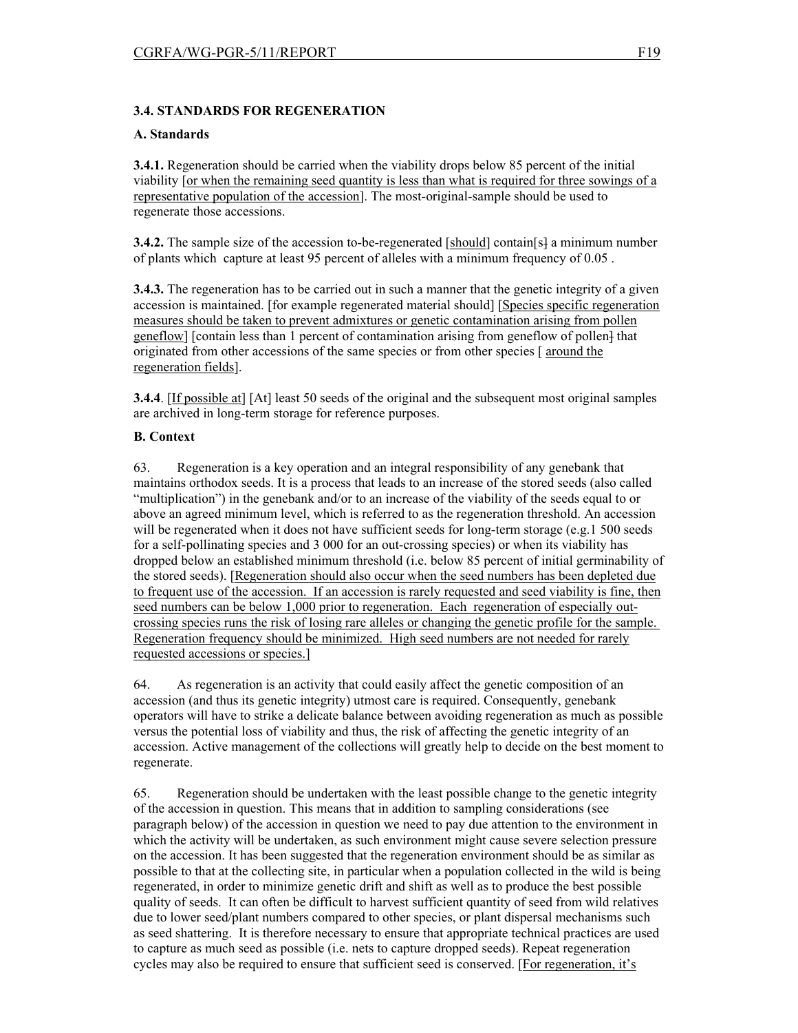### 3.4. STANDARDS FOR REGENERATION

#### A. Standards

**3.4.1.** Regeneration should be carried when the viability drops below 85 percent of the initial viability [or when the remaining seed quantity is less than what is required for three sowings of a representative population of the accession]. The most-original-sample should be used to regenerate those accessions.

**3.4.2.** The sample size of the accession to-be-regenerated [should] contain[s] a minimum number of plants which capture at least 95 percent of alleles with a minimum frequency of 0.05 .

**3.4.3.** The regeneration has to be carried out in such a manner that the genetic integrity of a given accession is maintained. [for example regenerated material should] [Species specific regeneration measures should be taken to prevent admixtures or genetic contamination arising from pollen geneflow] [contain less than 1 percent of contamination arising from geneflow of pollen] that originated from other accessions of the same species or from other species [ around the regeneration fields].

**3.4.4**. [If possible at] [At] least 50 seeds of the original and the subsequent most original samples are archived in long-term storage for reference purposes.

#### B. Context

63. Regeneration is a key operation and an integral responsibility of any genebank that maintains orthodox seeds. It is a process that leads to an increase of the stored seeds (also called "multiplication") in the genebank and/or to an increase of the viability of the seeds equal to or above an agreed minimum level, which is referred to as the regeneration threshold. An accession will be regenerated when it does not have sufficient seeds for long-term storage (e.g.1 500 seeds for a self-pollinating species and 3 000 for an out-crossing species) or when its viability has dropped below an established minimum threshold (i.e. below 85 percent of initial germinability of the stored seeds). [Regeneration should also occur when the seed numbers has been depleted due to frequent use of the accession. If an accession is rarely requested and seed viability is fine, then seed numbers can be below 1,000 prior to regeneration. Each regeneration of especially out-crossing species runs the risk of losing rare alleles or changing the genetic profile for the sample. Regeneration frequency should be minimized. High seed numbers are not needed for rarely requested accessions or species.]

64. As regeneration is an activity that could easily affect the genetic composition of an accession (and thus its genetic integrity) utmost care is required. Consequently, genebank operators will have to strike a delicate balance between avoiding regeneration as much as possible versus the potential loss of viability and thus, the risk of affecting the genetic integrity of an accession. Active management of the collections will greatly help to decide on the best moment to regenerate.

65. Regeneration should be undertaken with the least possible change to the genetic integrity of the accession in question. This means that in addition to sampling considerations (see paragraph below) of the accession in question we need to pay due attention to the environment in which the activity will be undertaken, as such environment might cause severe selection pressure on the accession. It has been suggested that the regeneration environment should be as similar as possible to that at the collecting site, in particular when a population collected in the wild is being regenerated, in order to minimize genetic drift and shift as well as to produce the best possible quality of seeds. It can often be difficult to harvest sufficient quantity of seed from wild relatives due to lower seed/plant numbers compared to other species, or plant dispersal mechanisms such as seed shattering. It is therefore necessary to ensure that appropriate technical practices are used to capture as much seed as possible (i.e. nets to capture dropped seeds). Repeat regeneration cycles may also be required to ensure that sufficient seed is conserved. [For regeneration, it's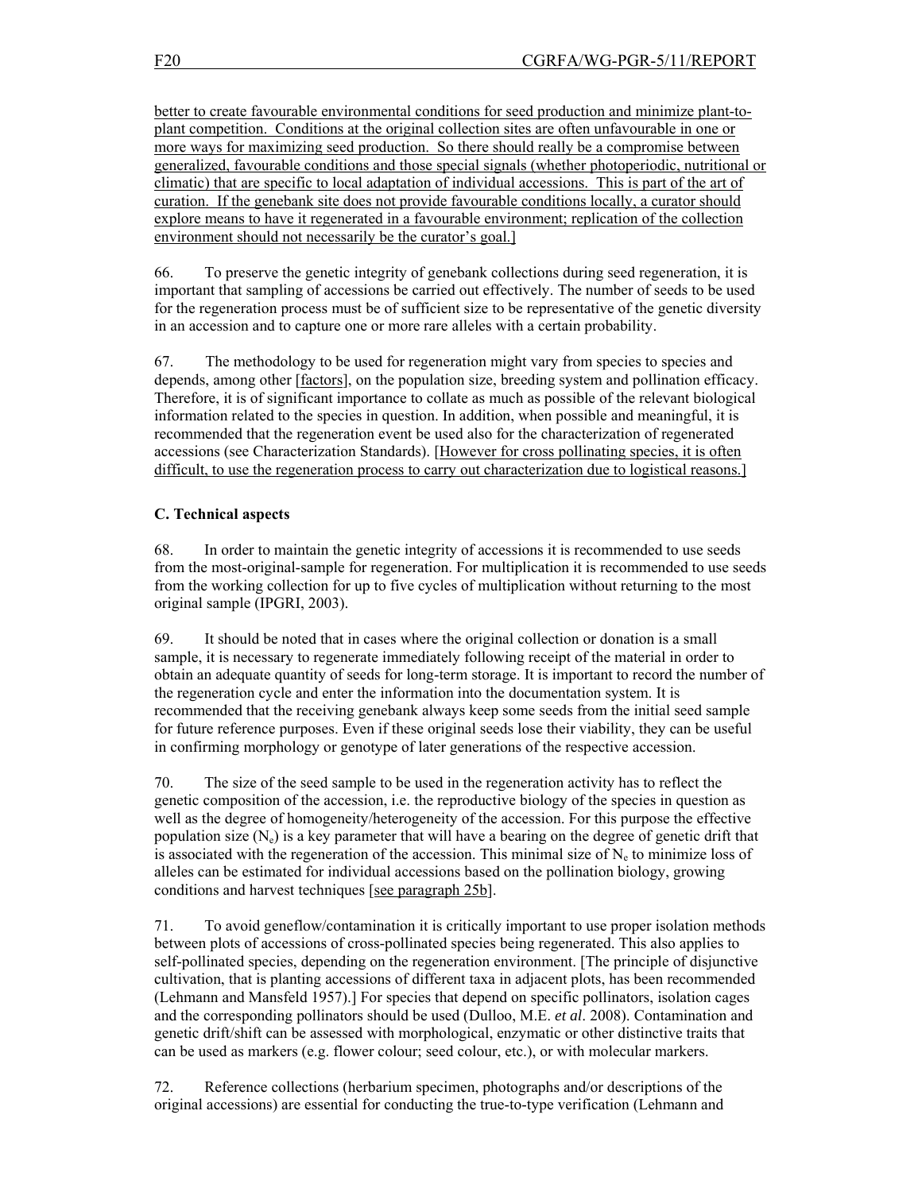better to create favourable environmental conditions for seed production and minimize plant-to-plant competition. Conditions at the original collection sites are often unfavourable in one or more ways for maximizing seed production. So there should really be a compromise between generalized, favourable conditions and those special signals (whether photoperiodic, nutritional or climatic) that are specific to local adaptation of individual accessions. This is part of the art of curation. If the genebank site does not provide favourable conditions locally, a curator should explore means to have it regenerated in a favourable environment; replication of the collection environment should not necessarily be the curator's goal.]

66. To preserve the genetic integrity of genebank collections during seed regeneration, it is important that sampling of accessions be carried out effectively. The number of seeds to be used for the regeneration process must be of sufficient size to be representative of the genetic diversity in an accession and to capture one or more rare alleles with a certain probability.

67. The methodology to be used for regeneration might vary from species to species and depends, among other [factors], on the population size, breeding system and pollination efficacy. Therefore, it is of significant importance to collate as much as possible of the relevant biological information related to the species in question. In addition, when possible and meaningful, it is recommended that the regeneration event be used also for the characterization of regenerated accessions (see Characterization Standards). [However for cross pollinating species, it is often difficult, to use the regeneration process to carry out characterization due to logistical reasons.]

**C. Technical aspects**

68. In order to maintain the genetic integrity of accessions it is recommended to use seeds from the most-original-sample for regeneration. For multiplication it is recommended to use seeds from the working collection for up to five cycles of multiplication without returning to the most original sample (IPGRI, 2003).

69. It should be noted that in cases where the original collection or donation is a small sample, it is necessary to regenerate immediately following receipt of the material in order to obtain an adequate quantity of seeds for long-term storage. It is important to record the number of the regeneration cycle and enter the information into the documentation system. It is recommended that the receiving genebank always keep some seeds from the initial seed sample for future reference purposes. Even if these original seeds lose their viability, they can be useful in confirming morphology or genotype of later generations of the respective accession.

70. The size of the seed sample to be used in the regeneration activity has to reflect the genetic composition of the accession, i.e. the reproductive biology of the species in question as well as the degree of homogeneity/heterogeneity of the accession. For this purpose the effective population size ($N_e$) is a key parameter that will have a bearing on the degree of genetic drift that is associated with the regeneration of the accession. This minimal size of $N_e$ to minimize loss of alleles can be estimated for individual accessions based on the pollination biology, growing conditions and harvest techniques [see paragraph 25b].

71. To avoid geneflow/contamination it is critically important to use proper isolation methods between plots of accessions of cross-pollinated species being regenerated. This also applies to self-pollinated species, depending on the regeneration environment. [The principle of disjunctive cultivation, that is planting accessions of different taxa in adjacent plots, has been recommended (Lehmann and Mansfeld 1957).] For species that depend on specific pollinators, isolation cages and the corresponding pollinators should be used (Dulloo, M.E. *et al*. 2008). Contamination and genetic drift/shift can be assessed with morphological, enzymatic or other distinctive traits that can be used as markers (e.g. flower colour; seed colour, etc.), or with molecular markers.

72. Reference collections (herbarium specimen, photographs and/or descriptions of the original accessions) are essential for conducting the true-to-type verification (Lehmann and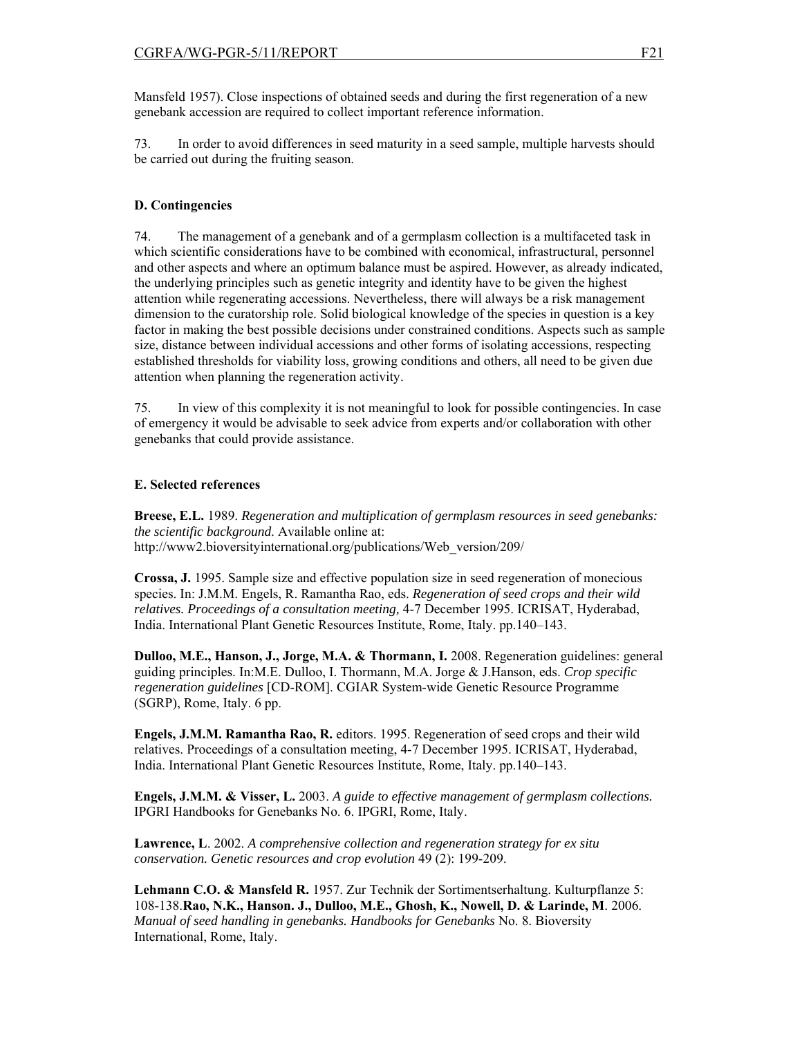Mansfeld 1957). Close inspections of obtained seeds and during the first regeneration of a new genebank accession are required to collect important reference information.

73. In order to avoid differences in seed maturity in a seed sample, multiple harvests should be carried out during the fruiting season.

### D. Contingencies

74. The management of a genebank and of a germplasm collection is a multifaceted task in which scientific considerations have to be combined with economical, infrastructural, personnel and other aspects and where an optimum balance must be aspired. However, as already indicated, the underlying principles such as genetic integrity and identity have to be given the highest attention while regenerating accessions. Nevertheless, there will always be a risk management dimension to the curatorship role. Solid biological knowledge of the species in question is a key factor in making the best possible decisions under constrained conditions. Aspects such as sample size, distance between individual accessions and other forms of isolating accessions, respecting established thresholds for viability loss, growing conditions and others, all need to be given due attention when planning the regeneration activity.

75. In view of this complexity it is not meaningful to look for possible contingencies. In case of emergency it would be advisable to seek advice from experts and/or collaboration with other genebanks that could provide assistance.

### E. Selected references

**Breese, E.L.** 1989. *Regeneration and multiplication of germplasm resources in seed genebanks: the scientific background.* Available online at: http://www2.bioversityinternational.org/publications/Web_version/209/

**Crossa, J.** 1995. Sample size and effective population size in seed regeneration of monecious species. In: J.M.M. Engels, R. Ramantha Rao, eds. *Regeneration of seed crops and their wild relatives. Proceedings of a consultation meeting,* 4-7 December 1995. ICRISAT, Hyderabad, India. International Plant Genetic Resources Institute, Rome, Italy. pp.140–143.

**Dulloo, M.E., Hanson, J., Jorge, M.A. & Thormann, I.** 2008. Regeneration guidelines: general guiding principles. In:M.E. Dulloo, I. Thormann, M.A. Jorge & J.Hanson, eds. *Crop specific regeneration guidelines* [CD-ROM]. CGIAR System-wide Genetic Resource Programme (SGRP), Rome, Italy. 6 pp.

**Engels, J.M.M. Ramantha Rao, R.** editors. 1995. Regeneration of seed crops and their wild relatives. Proceedings of a consultation meeting, 4-7 December 1995. ICRISAT, Hyderabad, India. International Plant Genetic Resources Institute, Rome, Italy. pp.140–143.

**Engels, J.M.M. & Visser, L.** 2003. *A guide to effective management of germplasm collections.* IPGRI Handbooks for Genebanks No. 6. IPGRI, Rome, Italy.

**Lawrence, L**. 2002. *A comprehensive collection and regeneration strategy for ex situ conservation. Genetic resources and crop evolution* 49 (2): 199-209.

**Lehmann C.O. & Mansfeld R.** 1957. Zur Technik der Sortimentserhaltung. Kulturpflanze 5: 108-138.**Rao, N.K., Hanson. J., Dulloo, M.E., Ghosh, K., Nowell, D. & Larinde, M**. 2006. *Manual of seed handling in genebanks. Handbooks for Genebanks* No. 8. Bioversity International, Rome, Italy.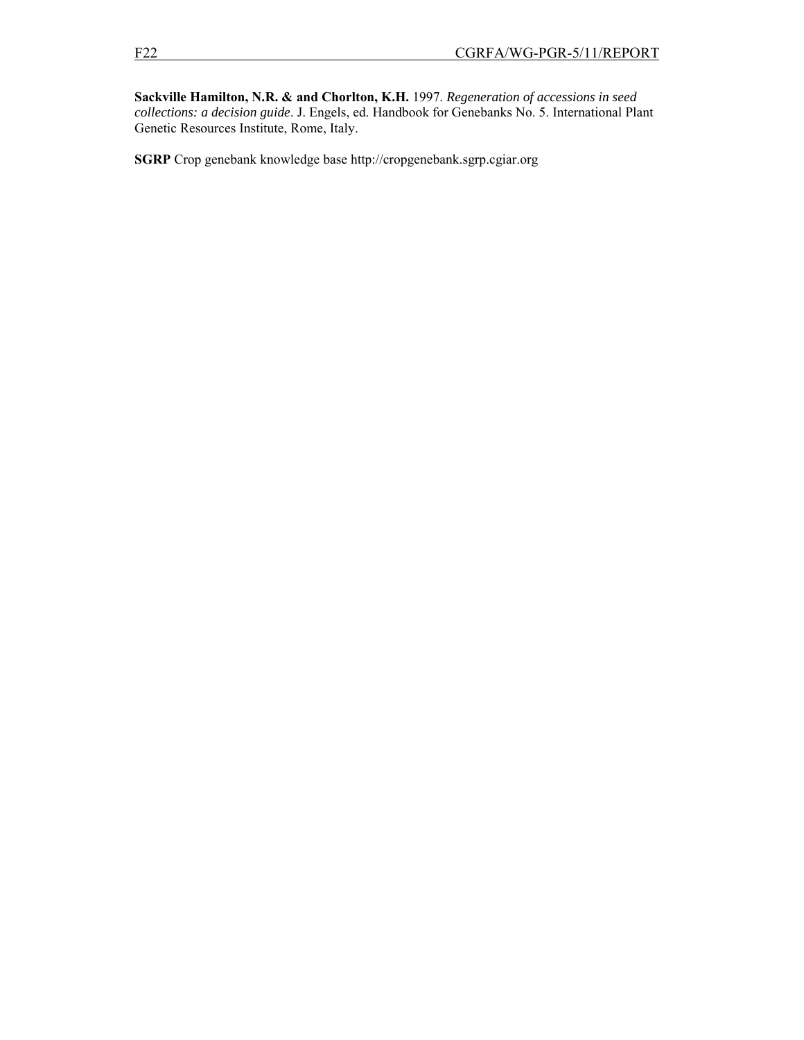**Sackville Hamilton, N.R. & and Chorlton, K.H.** 1997. *Regeneration of accessions in seed collections: a decision guide*. J. Engels, ed. Handbook for Genebanks No. 5. International Plant Genetic Resources Institute, Rome, Italy.

**SGRP** Crop genebank knowledge base http://cropgenebank.sgrp.cgiar.org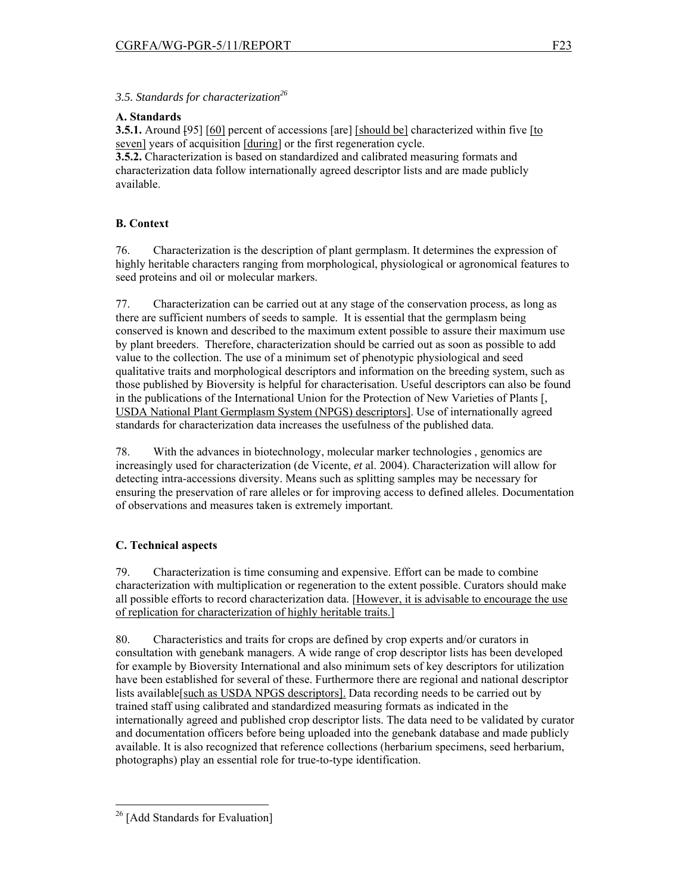*3.5. Standards for characterization*[26]

**A. Standards**

**3.5.1.** Around [95] [60] percent of accessions [are] [should be] characterized within five [to seven] years of acquisition [during] or the first regeneration cycle.

**3.5.2.** Characterization is based on standardized and calibrated measuring formats and characterization data follow internationally agreed descriptor lists and are made publicly available.

**B. Context**

76. Characterization is the description of plant germplasm. It determines the expression of highly heritable characters ranging from morphological, physiological or agronomical features to seed proteins and oil or molecular markers.

77. Characterization can be carried out at any stage of the conservation process, as long as there are sufficient numbers of seeds to sample. It is essential that the germplasm being conserved is known and described to the maximum extent possible to assure their maximum use by plant breeders. Therefore, characterization should be carried out as soon as possible to add value to the collection. The use of a minimum set of phenotypic physiological and seed qualitative traits and morphological descriptors and information on the breeding system, such as those published by Bioversity is helpful for characterisation. Useful descriptors can also be found in the publications of the International Union for the Protection of New Varieties of Plants [, USDA National Plant Germplasm System (NPGS) descriptors]. Use of internationally agreed standards for characterization data increases the usefulness of the published data.

78. With the advances in biotechnology, molecular marker technologies , genomics are increasingly used for characterization (de Vicente, *et* al. 2004). Characterization will allow for detecting intra-accessions diversity. Means such as splitting samples may be necessary for ensuring the preservation of rare alleles or for improving access to defined alleles. Documentation of observations and measures taken is extremely important.

**C. Technical aspects**

79. Characterization is time consuming and expensive. Effort can be made to combine characterization with multiplication or regeneration to the extent possible. Curators should make all possible efforts to record characterization data. [However, it is advisable to encourage the use of replication for characterization of highly heritable traits.]

80. Characteristics and traits for crops are defined by crop experts and/or curators in consultation with genebank managers. A wide range of crop descriptor lists has been developed for example by Bioversity International and also minimum sets of key descriptors for utilization have been established for several of these. Furthermore there are regional and national descriptor lists available[such as USDA NPGS descriptors]. Data recording needs to be carried out by trained staff using calibrated and standardized measuring formats as indicated in the internationally agreed and published crop descriptor lists. The data need to be validated by curator and documentation officers before being uploaded into the genebank database and made publicly available. It is also recognized that reference collections (herbarium specimens, seed herbarium, photographs) play an essential role for true-to-type identification.

---

[26] [Add Standards for Evaluation]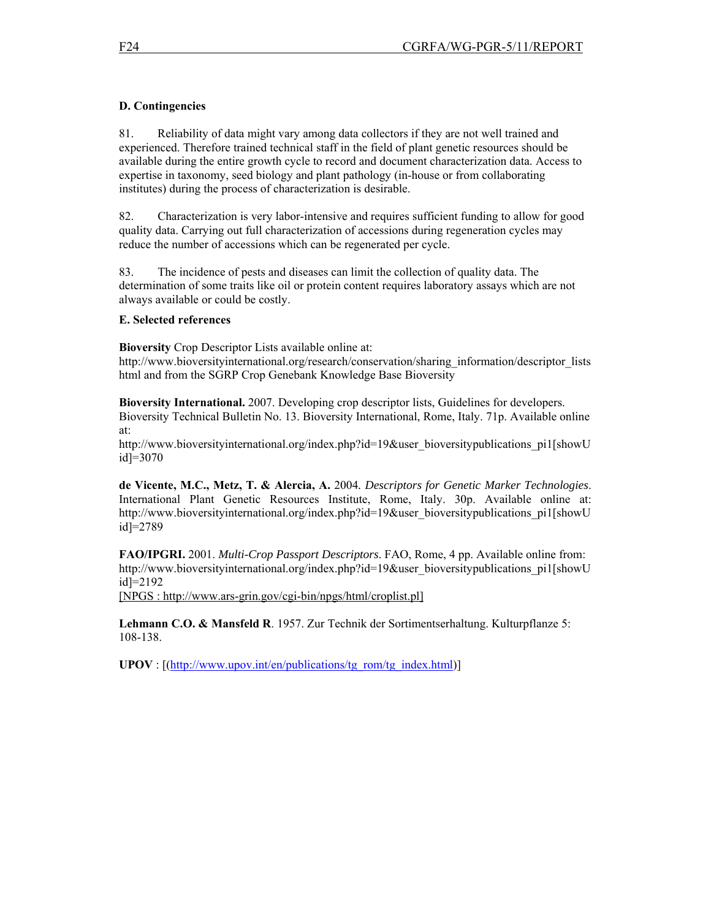### D. Contingencies

81. Reliability of data might vary among data collectors if they are not well trained and experienced. Therefore trained technical staff in the field of plant genetic resources should be available during the entire growth cycle to record and document characterization data. Access to expertise in taxonomy, seed biology and plant pathology (in-house or from collaborating institutes) during the process of characterization is desirable.

82. Characterization is very labor-intensive and requires sufficient funding to allow for good quality data. Carrying out full characterization of accessions during regeneration cycles may reduce the number of accessions which can be regenerated per cycle.

83. The incidence of pests and diseases can limit the collection of quality data. The determination of some traits like oil or protein content requires laboratory assays which are not always available or could be costly.

### E. Selected references

**Bioversity** Crop Descriptor Lists available online at: http://www.bioversityinternational.org/research/conservation/sharing_information/descriptor_lists html and from the SGRP Crop Genebank Knowledge Base Bioversity

**Bioversity International.** 2007. Developing crop descriptor lists, Guidelines for developers. Bioversity Technical Bulletin No. 13. Bioversity International, Rome, Italy. 71p. Available online at: http://www.bioversityinternational.org/index.php?id=19&user_bioversitypublications_pi1[showUid]=3070

**de Vicente, M.C., Metz, T. & Alercia, A.** 2004. *Descriptors for Genetic Marker Technologies*. International Plant Genetic Resources Institute, Rome, Italy. 30p. Available online at: http://www.bioversityinternational.org/index.php?id=19&user_bioversitypublications_pi1[showUid]=2789

**FAO/IPGRI.** 2001. *Multi-Crop Passport Descriptors*. FAO, Rome, 4 pp. Available online from: http://www.bioversityinternational.org/index.php?id=19&user_bioversitypublications_pi1[showUid]=2192
[NPGS : http://www.ars-grin.gov/cgi-bin/npgs/html/croplist.pl]

**Lehmann C.O. & Mansfeld R**. 1957. Zur Technik der Sortimentserhaltung. Kulturpflanze 5: 108-138.

**UPOV** : [(http://www.upov.int/en/publications/tg_rom/tg_index.html)]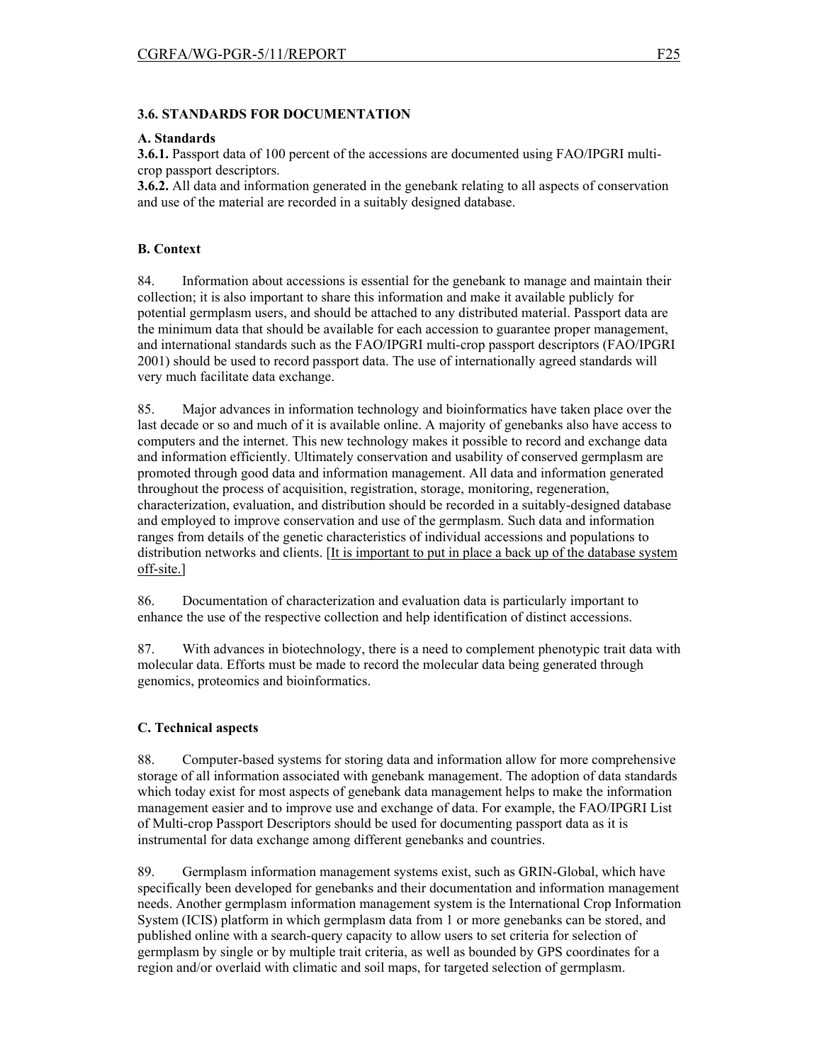### 3.6. STANDARDS FOR DOCUMENTATION

**A. Standards**

**3.6.1.** Passport data of 100 percent of the accessions are documented using FAO/IPGRI multi-crop passport descriptors.

**3.6.2.** All data and information generated in the genebank relating to all aspects of conservation and use of the material are recorded in a suitably designed database.

**B. Context**

84. Information about accessions is essential for the genebank to manage and maintain their collection; it is also important to share this information and make it available publicly for potential germplasm users, and should be attached to any distributed material. Passport data are the minimum data that should be available for each accession to guarantee proper management, and international standards such as the FAO/IPGRI multi-crop passport descriptors (FAO/IPGRI 2001) should be used to record passport data. The use of internationally agreed standards will very much facilitate data exchange.

85. Major advances in information technology and bioinformatics have taken place over the last decade or so and much of it is available online. A majority of genebanks also have access to computers and the internet. This new technology makes it possible to record and exchange data and information efficiently. Ultimately conservation and usability of conserved germplasm are promoted through good data and information management. All data and information generated throughout the process of acquisition, registration, storage, monitoring, regeneration, characterization, evaluation, and distribution should be recorded in a suitably-designed database and employed to improve conservation and use of the germplasm. Such data and information ranges from details of the genetic characteristics of individual accessions and populations to distribution networks and clients. [It is important to put in place a back up of the database system off-site.]

86. Documentation of characterization and evaluation data is particularly important to enhance the use of the respective collection and help identification of distinct accessions.

87. With advances in biotechnology, there is a need to complement phenotypic trait data with molecular data. Efforts must be made to record the molecular data being generated through genomics, proteomics and bioinformatics.

**C. Technical aspects**

88. Computer-based systems for storing data and information allow for more comprehensive storage of all information associated with genebank management. The adoption of data standards which today exist for most aspects of genebank data management helps to make the information management easier and to improve use and exchange of data. For example, the FAO/IPGRI List of Multi-crop Passport Descriptors should be used for documenting passport data as it is instrumental for data exchange among different genebanks and countries.

89. Germplasm information management systems exist, such as GRIN-Global, which have specifically been developed for genebanks and their documentation and information management needs. Another germplasm information management system is the International Crop Information System (ICIS) platform in which germplasm data from 1 or more genebanks can be stored, and published online with a search-query capacity to allow users to set criteria for selection of germplasm by single or by multiple trait criteria, as well as bounded by GPS coordinates for a region and/or overlaid with climatic and soil maps, for targeted selection of germplasm.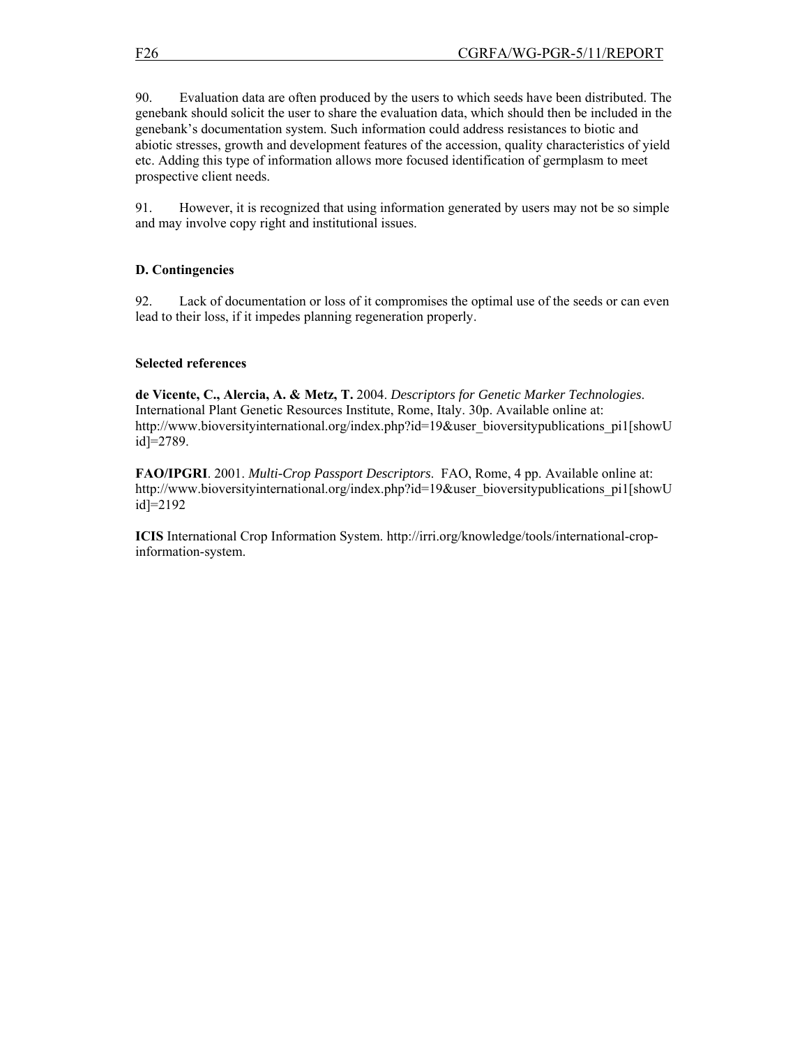90. Evaluation data are often produced by the users to which seeds have been distributed. The genebank should solicit the user to share the evaluation data, which should then be included in the genebank's documentation system. Such information could address resistances to biotic and abiotic stresses, growth and development features of the accession, quality characteristics of yield etc. Adding this type of information allows more focused identification of germplasm to meet prospective client needs.

91. However, it is recognized that using information generated by users may not be so simple and may involve copy right and institutional issues.

### D. Contingencies

92. Lack of documentation or loss of it compromises the optimal use of the seeds or can even lead to their loss, if it impedes planning regeneration properly.

### Selected references

**de Vicente, C., Alercia, A. & Metz, T.** 2004. *Descriptors for Genetic Marker Technologies*. International Plant Genetic Resources Institute, Rome, Italy. 30p. Available online at: http://www.bioversityinternational.org/index.php?id=19&user_bioversitypublications_pi1[showUid]=2789.

**FAO/IPGRI**. 2001. *Multi-Crop Passport Descriptors*. FAO, Rome, 4 pp. Available online at: http://www.bioversityinternational.org/index.php?id=19&user_bioversitypublications_pi1[showUid]=2192

**ICIS** International Crop Information System. http://irri.org/knowledge/tools/international-crop-information-system.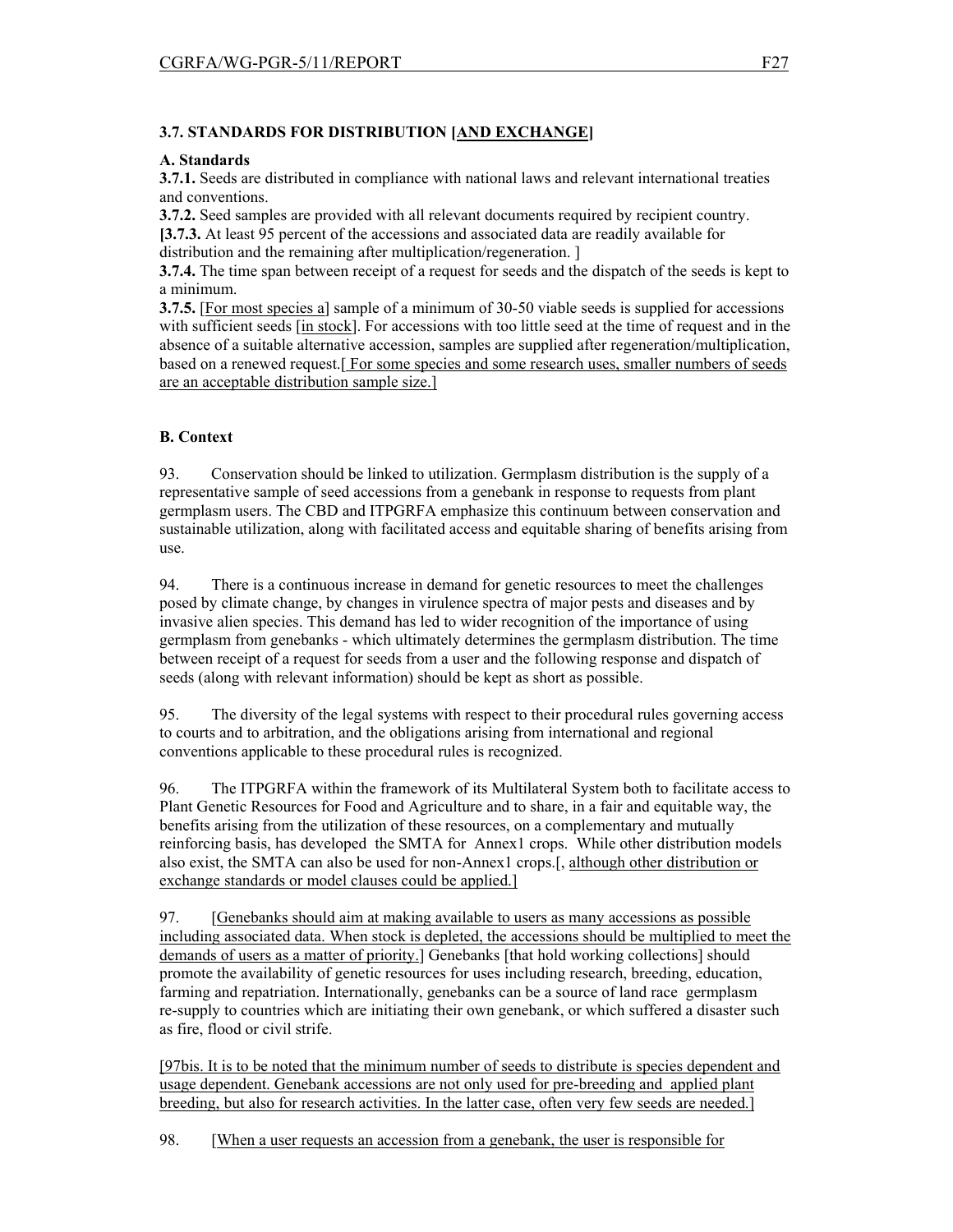### 3.7. STANDARDS FOR DISTRIBUTION [AND EXCHANGE]

**A. Standards**

**3.7.1.** Seeds are distributed in compliance with national laws and relevant international treaties and conventions.

**3.7.2.** Seed samples are provided with all relevant documents required by recipient country.

**[3.7.3.** At least 95 percent of the accessions and associated data are readily available for distribution and the remaining after multiplication/regeneration. ]

**3.7.4.** The time span between receipt of a request for seeds and the dispatch of the seeds is kept to a minimum.

**3.7.5.** [For most species a] sample of a minimum of 30-50 viable seeds is supplied for accessions with sufficient seeds [in stock]. For accessions with too little seed at the time of request and in the absence of a suitable alternative accession, samples are supplied after regeneration/multiplication, based on a renewed request.[ For some species and some research uses, smaller numbers of seeds are an acceptable distribution sample size.]

**B. Context**

93. Conservation should be linked to utilization. Germplasm distribution is the supply of a representative sample of seed accessions from a genebank in response to requests from plant germplasm users. The CBD and ITPGRFA emphasize this continuum between conservation and sustainable utilization, along with facilitated access and equitable sharing of benefits arising from use.

94. There is a continuous increase in demand for genetic resources to meet the challenges posed by climate change, by changes in virulence spectra of major pests and diseases and by invasive alien species. This demand has led to wider recognition of the importance of using germplasm from genebanks - which ultimately determines the germplasm distribution. The time between receipt of a request for seeds from a user and the following response and dispatch of seeds (along with relevant information) should be kept as short as possible.

95. The diversity of the legal systems with respect to their procedural rules governing access to courts and to arbitration, and the obligations arising from international and regional conventions applicable to these procedural rules is recognized.

96. The ITPGRFA within the framework of its Multilateral System both to facilitate access to Plant Genetic Resources for Food and Agriculture and to share, in a fair and equitable way, the benefits arising from the utilization of these resources, on a complementary and mutually reinforcing basis, has developed the SMTA for Annex1 crops. While other distribution models also exist, the SMTA can also be used for non-Annex1 crops.[, although other distribution or exchange standards or model clauses could be applied.]

97. [Genebanks should aim at making available to users as many accessions as possible including associated data. When stock is depleted, the accessions should be multiplied to meet the demands of users as a matter of priority.] Genebanks [that hold working collections] should promote the availability of genetic resources for uses including research, breeding, education, farming and repatriation. Internationally, genebanks can be a source of land race germplasm re-supply to countries which are initiating their own genebank, or which suffered a disaster such as fire, flood or civil strife.

[97bis. It is to be noted that the minimum number of seeds to distribute is species dependent and usage dependent. Genebank accessions are not only used for pre-breeding and applied plant breeding, but also for research activities. In the latter case, often very few seeds are needed.]

98. [When a user requests an accession from a genebank, the user is responsible for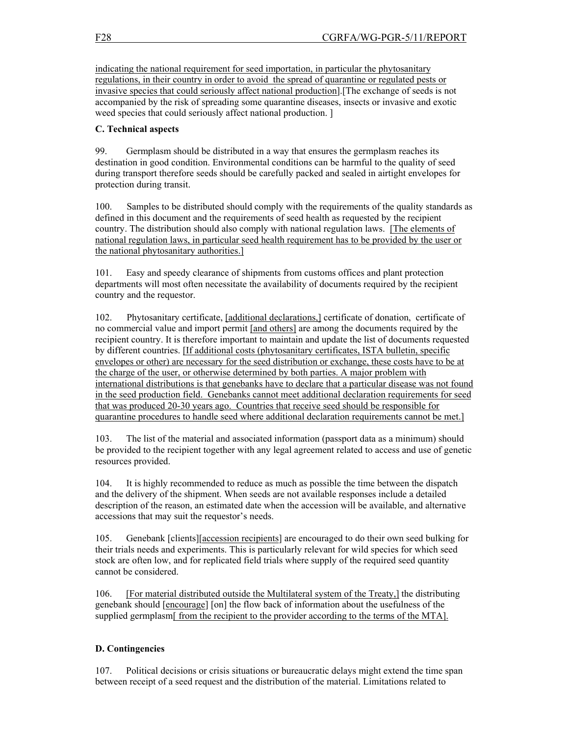indicating the national requirement for seed importation, in particular the phytosanitary regulations, in their country in order to avoid the spread of quarantine or regulated pests or invasive species that could seriously affect national production].[The exchange of seeds is not accompanied by the risk of spreading some quarantine diseases, insects or invasive and exotic weed species that could seriously affect national production. ]

**C. Technical aspects**

99. Germplasm should be distributed in a way that ensures the germplasm reaches its destination in good condition. Environmental conditions can be harmful to the quality of seed during transport therefore seeds should be carefully packed and sealed in airtight envelopes for protection during transit.

100. Samples to be distributed should comply with the requirements of the quality standards as defined in this document and the requirements of seed health as requested by the recipient country. The distribution should also comply with national regulation laws. [The elements of national regulation laws, in particular seed health requirement has to be provided by the user or the national phytosanitary authorities.]

101. Easy and speedy clearance of shipments from customs offices and plant protection departments will most often necessitate the availability of documents required by the recipient country and the requestor.

102. Phytosanitary certificate, [additional declarations,] certificate of donation, certificate of no commercial value and import permit [and others] are among the documents required by the recipient country. It is therefore important to maintain and update the list of documents requested by different countries. [If additional costs (phytosanitary certificates, ISTA bulletin, specific envelopes or other) are necessary for the seed distribution or exchange, these costs have to be at the charge of the user, or otherwise determined by both parties. A major problem with international distributions is that genebanks have to declare that a particular disease was not found in the seed production field. Genebanks cannot meet additional declaration requirements for seed that was produced 20-30 years ago. Countries that receive seed should be responsible for quarantine procedures to handle seed where additional declaration requirements cannot be met.]

103. The list of the material and associated information (passport data as a minimum) should be provided to the recipient together with any legal agreement related to access and use of genetic resources provided.

104. It is highly recommended to reduce as much as possible the time between the dispatch and the delivery of the shipment. When seeds are not available responses include a detailed description of the reason, an estimated date when the accession will be available, and alternative accessions that may suit the requestor's needs.

105. Genebank [clients][accession recipients] are encouraged to do their own seed bulking for their trials needs and experiments. This is particularly relevant for wild species for which seed stock are often low, and for replicated field trials where supply of the required seed quantity cannot be considered.

106. [For material distributed outside the Multilateral system of the Treaty,] the distributing genebank should [encourage] [on] the flow back of information about the usefulness of the supplied germplasm[ from the recipient to the provider according to the terms of the MTA].

**D. Contingencies**

107. Political decisions or crisis situations or bureaucratic delays might extend the time span between receipt of a seed request and the distribution of the material. Limitations related to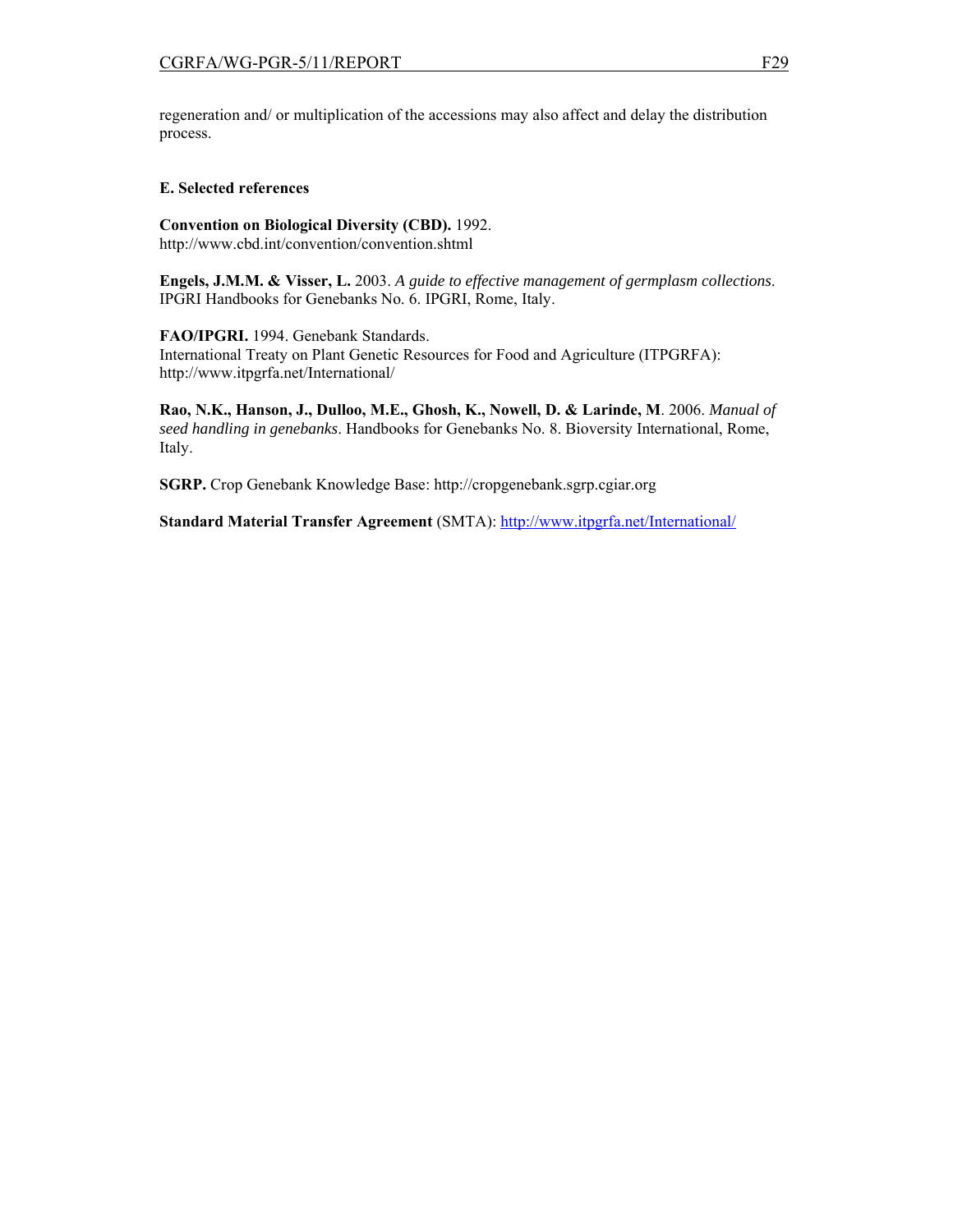regeneration and/ or multiplication of the accessions may also affect and delay the distribution process.

### E. Selected references

**Convention on Biological Diversity (CBD).** 1992.
http://www.cbd.int/convention/convention.shtml

**Engels, J.M.M. & Visser, L.** 2003. *A guide to effective management of germplasm collections*. IPGRI Handbooks for Genebanks No. 6. IPGRI, Rome, Italy.

**FAO/IPGRI.** 1994. Genebank Standards.
International Treaty on Plant Genetic Resources for Food and Agriculture (ITPGRFA): http://www.itpgrfa.net/International/

**Rao, N.K., Hanson, J., Dulloo, M.E., Ghosh, K., Nowell, D. & Larinde, M**. 2006. *Manual of seed handling in genebanks*. Handbooks for Genebanks No. 8. Bioversity International, Rome, Italy.

**SGRP.** Crop Genebank Knowledge Base: http://cropgenebank.sgrp.cgiar.org

**Standard Material Transfer Agreement** (SMTA): http://www.itpgrfa.net/International/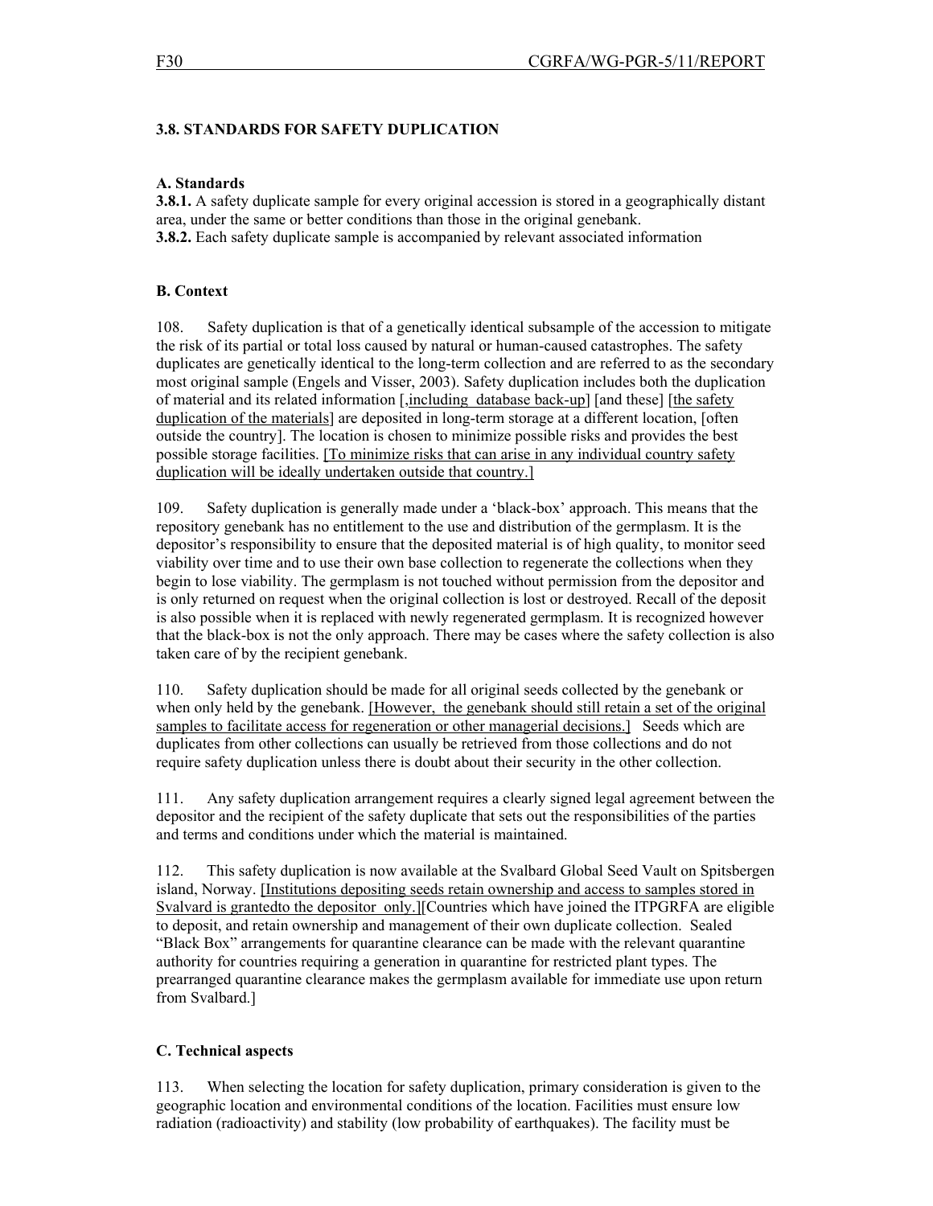### 3.8. STANDARDS FOR SAFETY DUPLICATION

**A. Standards**

**3.8.1.** A safety duplicate sample for every original accession is stored in a geographically distant area, under the same or better conditions than those in the original genebank.

**3.8.2.** Each safety duplicate sample is accompanied by relevant associated information

**B. Context**

108. Safety duplication is that of a genetically identical subsample of the accession to mitigate the risk of its partial or total loss caused by natural or human-caused catastrophes. The safety duplicates are genetically identical to the long-term collection and are referred to as the secondary most original sample (Engels and Visser, 2003). Safety duplication includes both the duplication of material and its related information [,including database back-up] [and these] [the safety duplication of the materials] are deposited in long-term storage at a different location, [often outside the country]. The location is chosen to minimize possible risks and provides the best possible storage facilities. [To minimize risks that can arise in any individual country safety duplication will be ideally undertaken outside that country.]

109. Safety duplication is generally made under a 'black-box' approach. This means that the repository genebank has no entitlement to the use and distribution of the germplasm. It is the depositor's responsibility to ensure that the deposited material is of high quality, to monitor seed viability over time and to use their own base collection to regenerate the collections when they begin to lose viability. The germplasm is not touched without permission from the depositor and is only returned on request when the original collection is lost or destroyed. Recall of the deposit is also possible when it is replaced with newly regenerated germplasm. It is recognized however that the black-box is not the only approach. There may be cases where the safety collection is also taken care of by the recipient genebank.

110. Safety duplication should be made for all original seeds collected by the genebank or when only held by the genebank. [However, the genebank should still retain a set of the original samples to facilitate access for regeneration or other managerial decisions.] Seeds which are duplicates from other collections can usually be retrieved from those collections and do not require safety duplication unless there is doubt about their security in the other collection.

111. Any safety duplication arrangement requires a clearly signed legal agreement between the depositor and the recipient of the safety duplicate that sets out the responsibilities of the parties and terms and conditions under which the material is maintained.

112. This safety duplication is now available at the Svalbard Global Seed Vault on Spitsbergen island, Norway. [Institutions depositing seeds retain ownership and access to samples stored in Svalvard is grantedto the depositor only.][Countries which have joined the ITPGRFA are eligible to deposit, and retain ownership and management of their own duplicate collection. Sealed "Black Box" arrangements for quarantine clearance can be made with the relevant quarantine authority for countries requiring a generation in quarantine for restricted plant types. The prearranged quarantine clearance makes the germplasm available for immediate use upon return from Svalbard.]

**C. Technical aspects**

113. When selecting the location for safety duplication, primary consideration is given to the geographic location and environmental conditions of the location. Facilities must ensure low radiation (radioactivity) and stability (low probability of earthquakes). The facility must be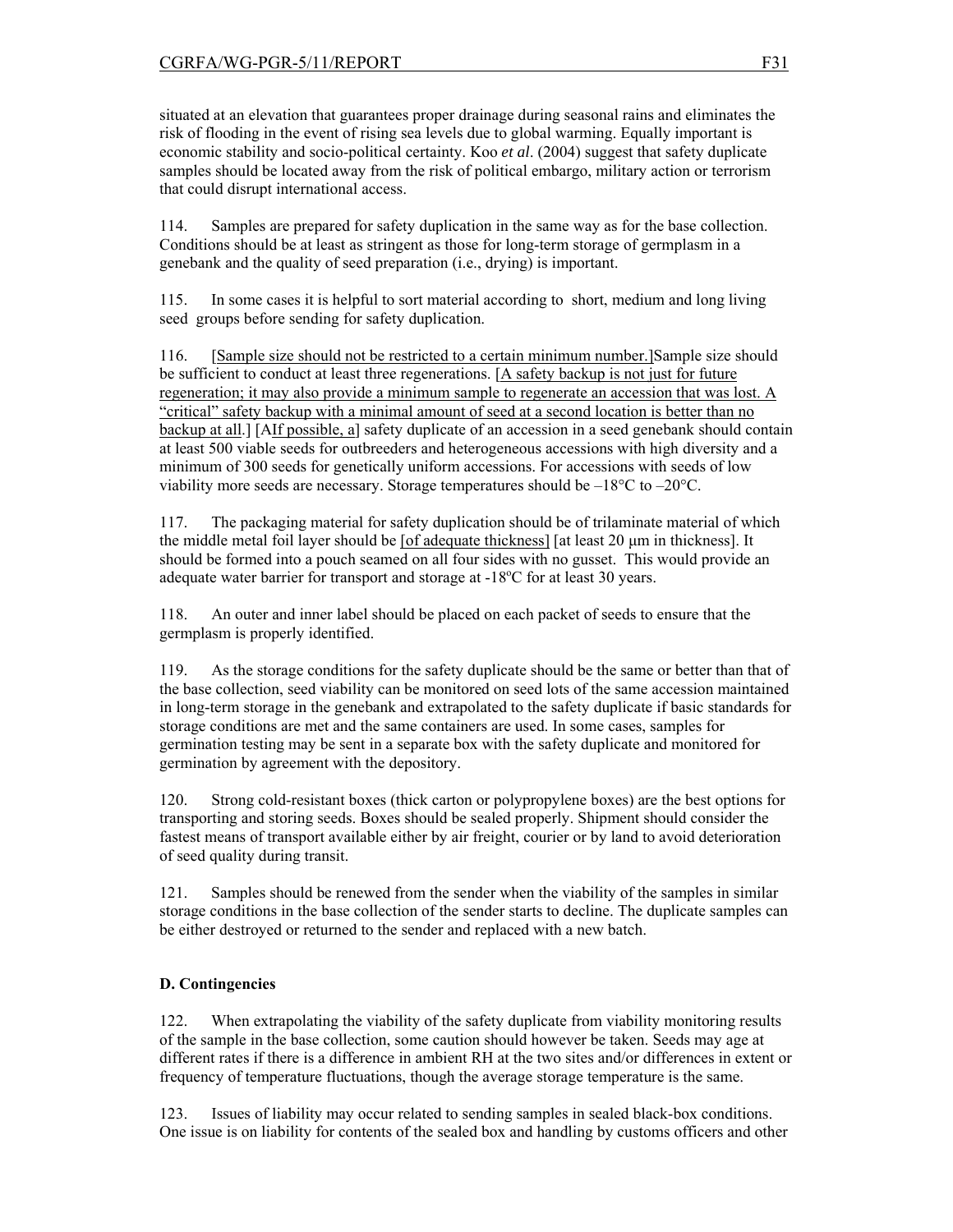situated at an elevation that guarantees proper drainage during seasonal rains and eliminates the risk of flooding in the event of rising sea levels due to global warming. Equally important is economic stability and socio-political certainty. Koo *et al*. (2004) suggest that safety duplicate samples should be located away from the risk of political embargo, military action or terrorism that could disrupt international access.

114. Samples are prepared for safety duplication in the same way as for the base collection. Conditions should be at least as stringent as those for long-term storage of germplasm in a genebank and the quality of seed preparation (i.e., drying) is important.

115. In some cases it is helpful to sort material according to short, medium and long living seed groups before sending for safety duplication.

116. [Sample size should not be restricted to a certain minimum number.]Sample size should be sufficient to conduct at least three regenerations. [A safety backup is not just for future regeneration; it may also provide a minimum sample to regenerate an accession that was lost. A "critical" safety backup with a minimal amount of seed at a second location is better than no backup at all.] [AIf possible, a] safety duplicate of an accession in a seed genebank should contain at least 500 viable seeds for outbreeders and heterogeneous accessions with high diversity and a minimum of 300 seeds for genetically uniform accessions. For accessions with seeds of low viability more seeds are necessary. Storage temperatures should be –18°C to –20°C.

117. The packaging material for safety duplication should be of trilaminate material of which the middle metal foil layer should be [of adequate thickness] [at least 20 μm in thickness]. It should be formed into a pouch seamed on all four sides with no gusset. This would provide an adequate water barrier for transport and storage at -18°C for at least 30 years.

118. An outer and inner label should be placed on each packet of seeds to ensure that the germplasm is properly identified.

119. As the storage conditions for the safety duplicate should be the same or better than that of the base collection, seed viability can be monitored on seed lots of the same accession maintained in long-term storage in the genebank and extrapolated to the safety duplicate if basic standards for storage conditions are met and the same containers are used. In some cases, samples for germination testing may be sent in a separate box with the safety duplicate and monitored for germination by agreement with the depository.

120. Strong cold-resistant boxes (thick carton or polypropylene boxes) are the best options for transporting and storing seeds. Boxes should be sealed properly. Shipment should consider the fastest means of transport available either by air freight, courier or by land to avoid deterioration of seed quality during transit.

121. Samples should be renewed from the sender when the viability of the samples in similar storage conditions in the base collection of the sender starts to decline. The duplicate samples can be either destroyed or returned to the sender and replaced with a new batch.

**D. Contingencies**

122. When extrapolating the viability of the safety duplicate from viability monitoring results of the sample in the base collection, some caution should however be taken. Seeds may age at different rates if there is a difference in ambient RH at the two sites and/or differences in extent or frequency of temperature fluctuations, though the average storage temperature is the same.

123. Issues of liability may occur related to sending samples in sealed black-box conditions. One issue is on liability for contents of the sealed box and handling by customs officers and other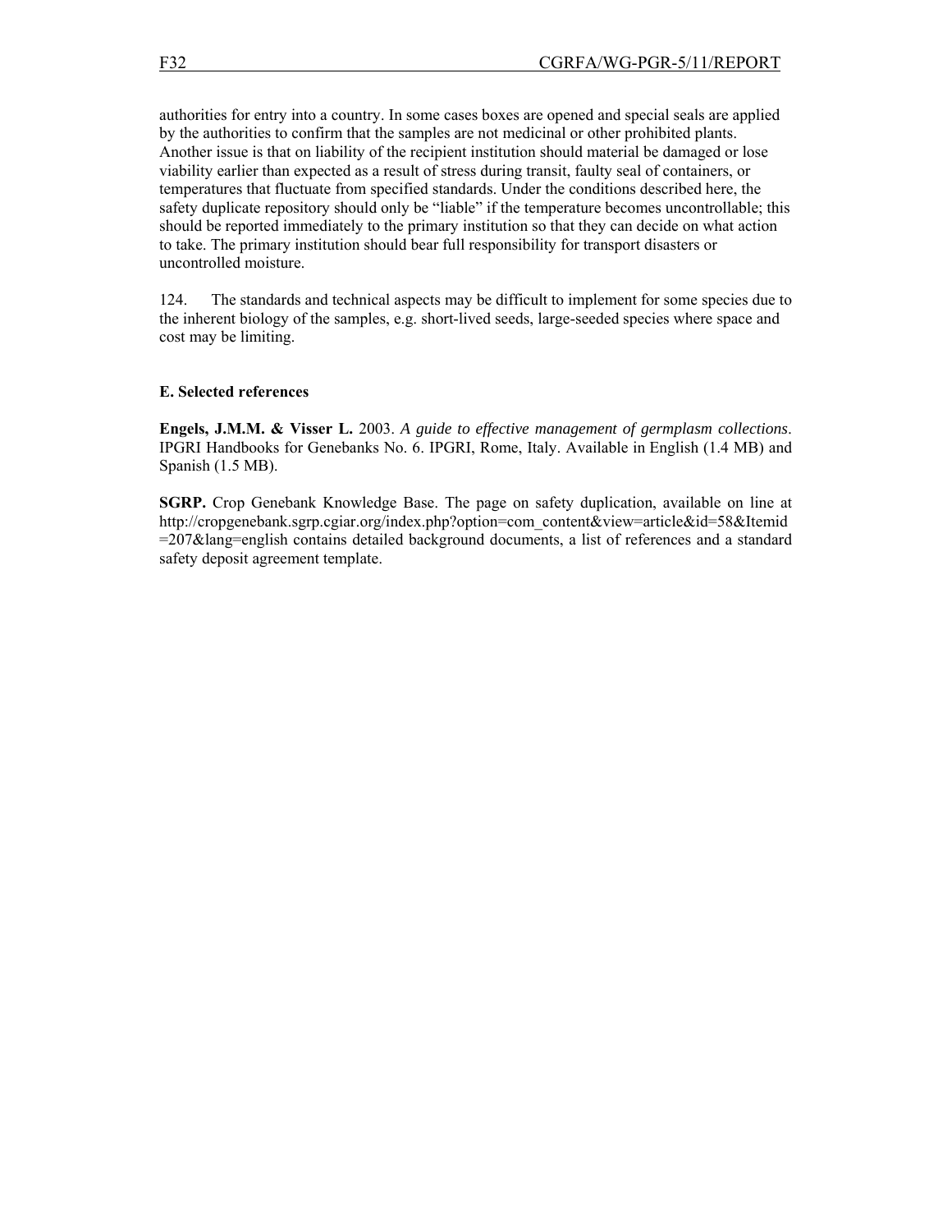authorities for entry into a country. In some cases boxes are opened and special seals are applied by the authorities to confirm that the samples are not medicinal or other prohibited plants. Another issue is that on liability of the recipient institution should material be damaged or lose viability earlier than expected as a result of stress during transit, faulty seal of containers, or temperatures that fluctuate from specified standards. Under the conditions described here, the safety duplicate repository should only be "liable" if the temperature becomes uncontrollable; this should be reported immediately to the primary institution so that they can decide on what action to take. The primary institution should bear full responsibility for transport disasters or uncontrolled moisture.

124. The standards and technical aspects may be difficult to implement for some species due to the inherent biology of the samples, e.g. short-lived seeds, large-seeded species where space and cost may be limiting.

**E. Selected references**

**Engels, J.M.M. & Visser L.** 2003. *A guide to effective management of germplasm collections*. IPGRI Handbooks for Genebanks No. 6. IPGRI, Rome, Italy. Available in English (1.4 MB) and Spanish (1.5 MB).

**SGRP.** Crop Genebank Knowledge Base. The page on safety duplication, available on line at http://cropgenebank.sgrp.cgiar.org/index.php?option=com_content&view=article&id=58&Itemid=207&lang=english contains detailed background documents, a list of references and a standard safety deposit agreement template.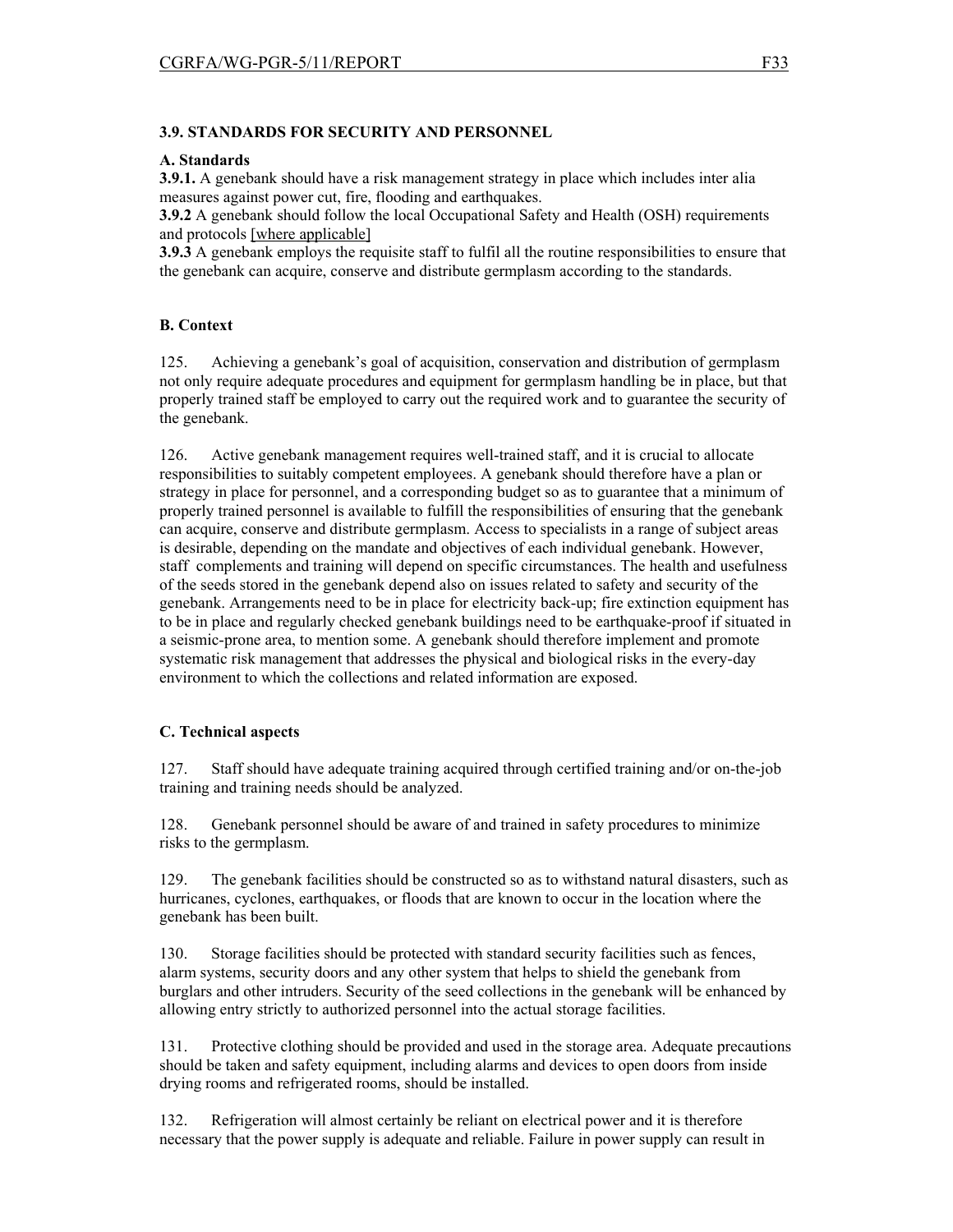### 3.9. STANDARDS FOR SECURITY AND PERSONNEL

**A. Standards**

**3.9.1.** A genebank should have a risk management strategy in place which includes inter alia measures against power cut, fire, flooding and earthquakes.

**3.9.2** A genebank should follow the local Occupational Safety and Health (OSH) requirements and protocols [where applicable]

**3.9.3** A genebank employs the requisite staff to fulfil all the routine responsibilities to ensure that the genebank can acquire, conserve and distribute germplasm according to the standards.

**B. Context**

125. Achieving a genebank's goal of acquisition, conservation and distribution of germplasm not only require adequate procedures and equipment for germplasm handling be in place, but that properly trained staff be employed to carry out the required work and to guarantee the security of the genebank.

126. Active genebank management requires well-trained staff, and it is crucial to allocate responsibilities to suitably competent employees. A genebank should therefore have a plan or strategy in place for personnel, and a corresponding budget so as to guarantee that a minimum of properly trained personnel is available to fulfill the responsibilities of ensuring that the genebank can acquire, conserve and distribute germplasm. Access to specialists in a range of subject areas is desirable, depending on the mandate and objectives of each individual genebank. However, staff complements and training will depend on specific circumstances. The health and usefulness of the seeds stored in the genebank depend also on issues related to safety and security of the genebank. Arrangements need to be in place for electricity back-up; fire extinction equipment has to be in place and regularly checked genebank buildings need to be earthquake-proof if situated in a seismic-prone area, to mention some. A genebank should therefore implement and promote systematic risk management that addresses the physical and biological risks in the every-day environment to which the collections and related information are exposed.

**C. Technical aspects**

127. Staff should have adequate training acquired through certified training and/or on-the-job training and training needs should be analyzed.

128. Genebank personnel should be aware of and trained in safety procedures to minimize risks to the germplasm.

129. The genebank facilities should be constructed so as to withstand natural disasters, such as hurricanes, cyclones, earthquakes, or floods that are known to occur in the location where the genebank has been built.

130. Storage facilities should be protected with standard security facilities such as fences, alarm systems, security doors and any other system that helps to shield the genebank from burglars and other intruders. Security of the seed collections in the genebank will be enhanced by allowing entry strictly to authorized personnel into the actual storage facilities.

131. Protective clothing should be provided and used in the storage area. Adequate precautions should be taken and safety equipment, including alarms and devices to open doors from inside drying rooms and refrigerated rooms, should be installed.

132. Refrigeration will almost certainly be reliant on electrical power and it is therefore necessary that the power supply is adequate and reliable. Failure in power supply can result in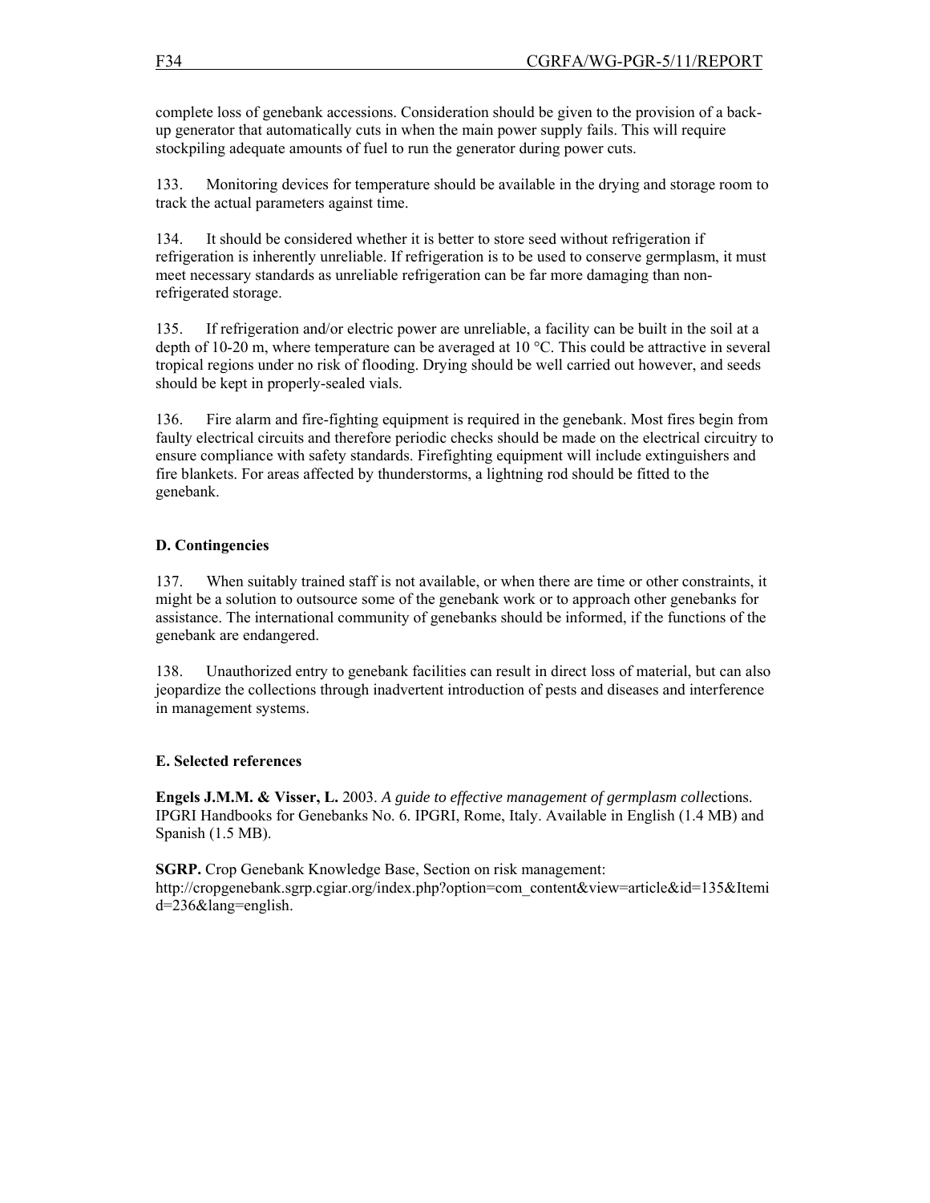complete loss of genebank accessions. Consideration should be given to the provision of a back-up generator that automatically cuts in when the main power supply fails. This will require stockpiling adequate amounts of fuel to run the generator during power cuts.

133. Monitoring devices for temperature should be available in the drying and storage room to track the actual parameters against time.

134. It should be considered whether it is better to store seed without refrigeration if refrigeration is inherently unreliable. If refrigeration is to be used to conserve germplasm, it must meet necessary standards as unreliable refrigeration can be far more damaging than non-refrigerated storage.

135. If refrigeration and/or electric power are unreliable, a facility can be built in the soil at a depth of 10-20 m, where temperature can be averaged at 10 °C. This could be attractive in several tropical regions under no risk of flooding. Drying should be well carried out however, and seeds should be kept in properly-sealed vials.

136. Fire alarm and fire-fighting equipment is required in the genebank. Most fires begin from faulty electrical circuits and therefore periodic checks should be made on the electrical circuitry to ensure compliance with safety standards. Firefighting equipment will include extinguishers and fire blankets. For areas affected by thunderstorms, a lightning rod should be fitted to the genebank.

### D. Contingencies

137. When suitably trained staff is not available, or when there are time or other constraints, it might be a solution to outsource some of the genebank work or to approach other genebanks for assistance. The international community of genebanks should be informed, if the functions of the genebank are endangered.

138. Unauthorized entry to genebank facilities can result in direct loss of material, but can also jeopardize the collections through inadvertent introduction of pests and diseases and interference in management systems.

### E. Selected references

**Engels J.M.M. & Visser, L.** 2003. *A guide to effective management of germplasm colle*ctions. IPGRI Handbooks for Genebanks No. 6. IPGRI, Rome, Italy. Available in English (1.4 MB) and Spanish (1.5 MB).

**SGRP.** Crop Genebank Knowledge Base, Section on risk management: http://cropgenebank.sgrp.cgiar.org/index.php?option=com_content&view=article&id=135&Itemid=236&lang=english.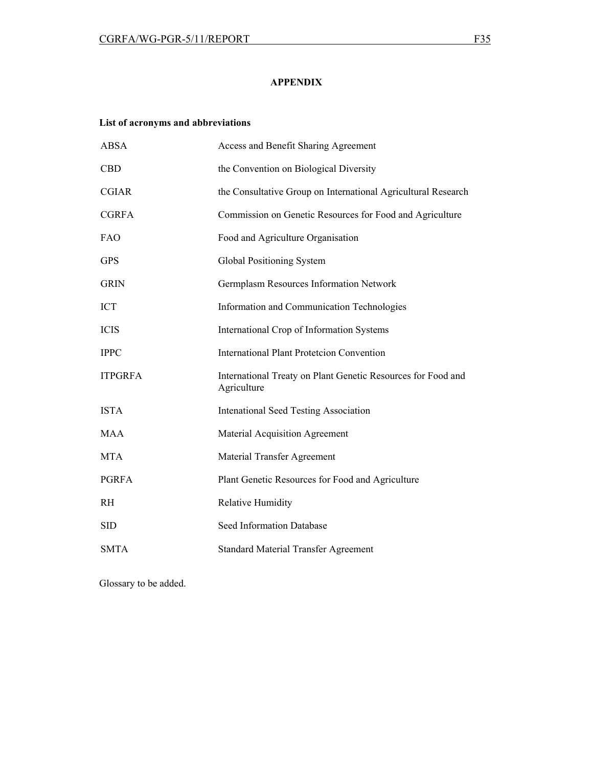# APPENDIX

**List of acronyms and abbreviations**

| | |
|---|---|
| ABSA | Access and Benefit Sharing Agreement |
| CBD | the Convention on Biological Diversity |
| CGIAR | the Consultative Group on International Agricultural Research |
| CGRFA | Commission on Genetic Resources for Food and Agriculture |
| FAO | Food and Agriculture Organisation |
| GPS | Global Positioning System |
| GRIN | Germplasm Resources Information Network |
| ICT | Information and Communication Technologies |
| ICIS | International Crop of Information Systems |
| IPPC | International Plant Protetcion Convention |
| ITPGRFA | International Treaty on Plant Genetic Resources for Food and Agriculture |
| ISTA | Intenational Seed Testing Association |
| MAA | Material Acquisition Agreement |
| MTA | Material Transfer Agreement |
| PGRFA | Plant Genetic Resources for Food and Agriculture |
| RH | Relative Humidity |
| SID | Seed Information Database |
| SMTA | Standard Material Transfer Agreement |

Glossary to be added.